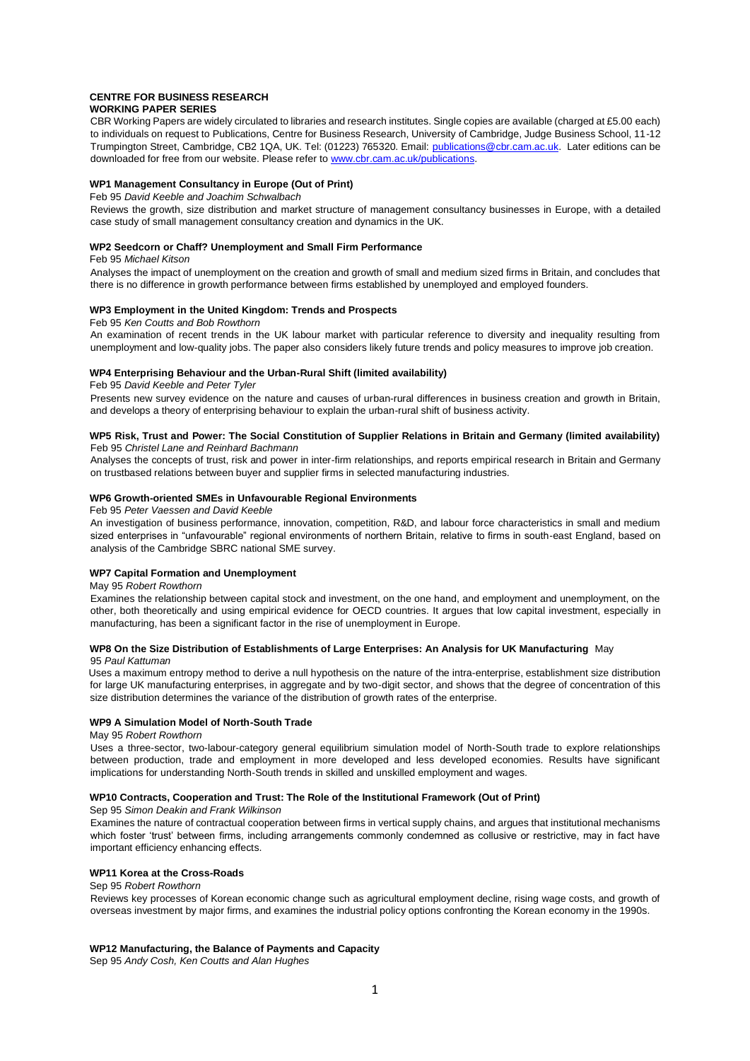# CENTRE FOR BUSINESS RESEARCH

## WORKING PAPER SERIES

CBR Working Papers are widely circulated to libraries and research institutes. Single copies are available (charged at £5.00 each) to individuals on request to Publications, Centre for Business Research, University of Cambridge, Judge Business School, 11-12 Trumpington Street, Cambridge, CB2 1QA, UK. Tel: (01223) 765320. Email: publications@cbr.cam.ac.uk. Later editions can be downloaded for free from our website. Please refer to www.cbr.cam.ac.uk/publications.

### WP1 Management Consultancy in Europe (Out of Print)

Feb 95 *David Keeble and Joachim Schwalbach*

Reviews the growth, size distribution and market structure of management consultancy businesses in Europe, with a detailed case study of small management consultancy creation and dynamics in the UK.

### WP2 Seedcorn or Chaff? Unemployment and Small Firm Performance

Feb 95 *Michael Kitson*

Analyses the impact of unemployment on the creation and growth of small and medium sized firms in Britain, and concludes that there is no difference in growth performance between firms established by unemployed and employed founders.

### WP3 Employment in the United Kingdom: Trends and Prospects

Feb 95 *Ken Coutts and Bob Rowthorn*

An examination of recent trends in the UK labour market with particular reference to diversity and inequality resulting from unemployment and low-quality jobs. The paper also considers likely future trends and policy measures to improve job creation.

### WP4 Enterprising Behaviour and the Urban-Rural Shift (limited availability)

Feb 95 *David Keeble and Peter Tyler*

Presents new survey evidence on the nature and causes of urban-rural differences in business creation and growth in Britain, and develops a theory of enterprising behaviour to explain the urban-rural shift of business activity.

### WP5 Risk, Trust and Power: The Social Constitution of Supplier Relations in Britain and Germany (limited availability)

Feb 95 *Christel Lane and Reinhard Bachmann*

Analyses the concepts of trust, risk and power in inter-firm relationships, and reports empirical research in Britain and Germany on trustbased relations between buyer and supplier firms in selected manufacturing industries.

### WP6 Growth-oriented SMEs in Unfavourable Regional Environments

Feb 95 *Peter Vaessen and David Keeble*

An investigation of business performance, innovation, competition, R&D, and labour force characteristics in small and medium sized enterprises in "unfavourable" regional environments of northern Britain, relative to firms in south-east England, based on analysis of the Cambridge SBRC national SME survey.

### WP7 Capital Formation and Unemployment

May 95 *Robert Rowthorn*

Examines the relationship between capital stock and investment, on the one hand, and employment and unemployment, on the other, both theoretically and using empirical evidence for OECD countries. It argues that low capital investment, especially in manufacturing, has been a significant factor in the rise of unemployment in Europe.

### WP8 On the Size Distribution of Establishments of Large Enterprises: An Analysis for UK Manufacturing

May 95 *Paul Kattuman*

Uses a maximum entropy method to derive a null hypothesis on the nature of the intra-enterprise, establishment size distribution for large UK manufacturing enterprises, in aggregate and by two-digit sector, and shows that the degree of concentration of this size distribution determines the variance of the distribution of growth rates of the enterprise.

### WP9 A Simulation Model of North-South Trade

May 95 *Robert Rowthorn*

Uses a three-sector, two-labour-category general equilibrium simulation model of North-South trade to explore relationships between production, trade and employment in more developed and less developed economies. Results have significant implications for understanding North-South trends in skilled and unskilled employment and wages.

### WP10 Contracts, Cooperation and Trust: The Role of the Institutional Framework (Out of Print)

Sep 95 *Simon Deakin and Frank Wilkinson*

Examines the nature of contractual cooperation between firms in vertical supply chains, and argues that institutional mechanisms which foster 'trust' between firms, including arrangements commonly condemned as collusive or restrictive, may in fact have important efficiency enhancing effects.

### WP11 Korea at the Cross-Roads

Sep 95 *Robert Rowthorn*

Reviews key processes of Korean economic change such as agricultural employment decline, rising wage costs, and growth of overseas investment by major firms, and examines the industrial policy options confronting the Korean economy in the 1990s.

### WP12 Manufacturing, the Balance of Payments and Capacity

Sep 95 *Andy Cosh, Ken Coutts and Alan Hughes*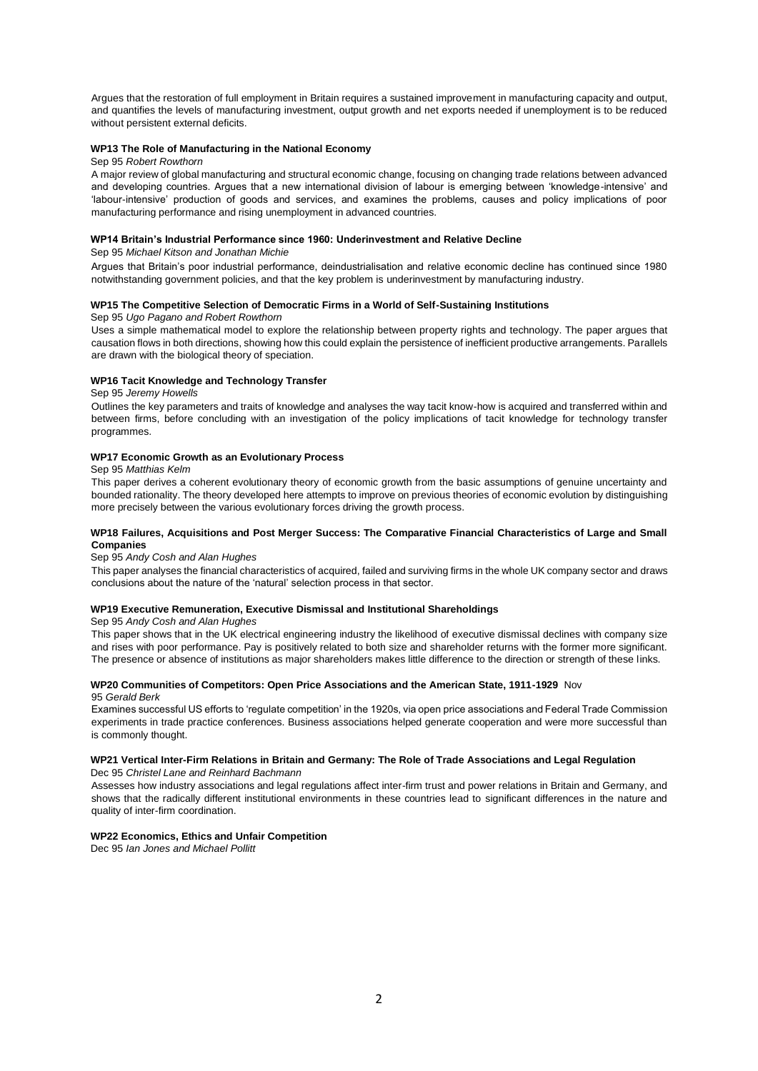Argues that the restoration of full employment in Britain requires a sustained improvement in manufacturing capacity and output, and quantifies the levels of manufacturing investment, output growth and net exports needed if unemployment is to be reduced without persistent external deficits.

**WP13 The Role of Manufacturing in the National Economy**

Sep 95 *Robert Rowthorn*

A major review of global manufacturing and structural economic change, focusing on changing trade relations between advanced and developing countries. Argues that a new international division of labour is emerging between 'knowledge-intensive' and 'labour-intensive' production of goods and services, and examines the problems, causes and policy implications of poor manufacturing performance and rising unemployment in advanced countries.

**WP14 Britain's Industrial Performance since 1960: Underinvestment and Relative Decline**

Sep 95 *Michael Kitson and Jonathan Michie*

Argues that Britain's poor industrial performance, deindustrialisation and relative economic decline has continued since 1980 notwithstanding government policies, and that the key problem is underinvestment by manufacturing industry.

**WP15 The Competitive Selection of Democratic Firms in a World of Self-Sustaining Institutions**

Sep 95 *Ugo Pagano and Robert Rowthorn*

Uses a simple mathematical model to explore the relationship between property rights and technology. The paper argues that causation flows in both directions, showing how this could explain the persistence of inefficient productive arrangements. Parallels are drawn with the biological theory of speciation.

**WP16 Tacit Knowledge and Technology Transfer**

Sep 95 *Jeremy Howells*

Outlines the key parameters and traits of knowledge and analyses the way tacit know-how is acquired and transferred within and between firms, before concluding with an investigation of the policy implications of tacit knowledge for technology transfer programmes.

**WP17 Economic Growth as an Evolutionary Process**

Sep 95 *Matthias Kelm*

This paper derives a coherent evolutionary theory of economic growth from the basic assumptions of genuine uncertainty and bounded rationality. The theory developed here attempts to improve on previous theories of economic evolution by distinguishing more precisely between the various evolutionary forces driving the growth process.

**WP18 Failures, Acquisitions and Post Merger Success: The Comparative Financial Characteristics of Large and Small Companies**

Sep 95 *Andy Cosh and Alan Hughes*

This paper analyses the financial characteristics of acquired, failed and surviving firms in the whole UK company sector and draws conclusions about the nature of the 'natural' selection process in that sector.

**WP19 Executive Remuneration, Executive Dismissal and Institutional Shareholdings**

Sep 95 *Andy Cosh and Alan Hughes*

This paper shows that in the UK electrical engineering industry the likelihood of executive dismissal declines with company size and rises with poor performance. Pay is positively related to both size and shareholder returns with the former more significant. The presence or absence of institutions as major shareholders makes little difference to the direction or strength of these links.

**WP20 Communities of Competitors: Open Price Associations and the American State, 1911-1929** Nov 95 *Gerald Berk*

Examines successful US efforts to 'regulate competition' in the 1920s, via open price associations and Federal Trade Commission experiments in trade practice conferences. Business associations helped generate cooperation and were more successful than is commonly thought.

**WP21 Vertical Inter-Firm Relations in Britain and Germany: The Role of Trade Associations and Legal Regulation**

Dec 95 *Christel Lane and Reinhard Bachmann*

Assesses how industry associations and legal regulations affect inter-firm trust and power relations in Britain and Germany, and shows that the radically different institutional environments in these countries lead to significant differences in the nature and quality of inter-firm coordination.

**WP22 Economics, Ethics and Unfair Competition**

Dec 95 *Ian Jones and Michael Pollitt*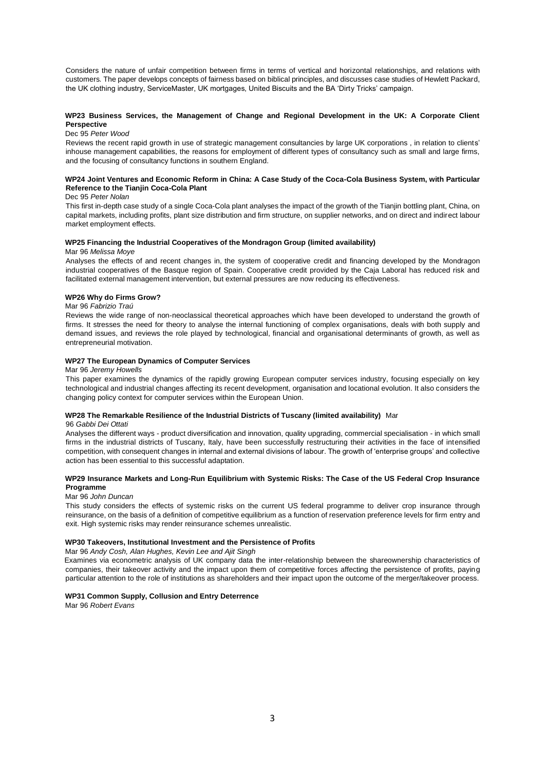Considers the nature of unfair competition between firms in terms of vertical and horizontal relationships, and relations with customers. The paper develops concepts of fairness based on biblical principles, and discusses case studies of Hewlett Packard, the UK clothing industry, ServiceMaster, UK mortgages, United Biscuits and the BA 'Dirty Tricks' campaign.

**WP23 Business Services, the Management of Change and Regional Development in the UK: A Corporate Client Perspective**

Dec 95 *Peter Wood*

Reviews the recent rapid growth in use of strategic management consultancies by large UK corporations , in relation to clients' inhouse management capabilities, the reasons for employment of different types of consultancy such as small and large firms, and the focusing of consultancy functions in southern England.

**WP24 Joint Ventures and Economic Reform in China: A Case Study of the Coca-Cola Business System, with Particular Reference to the Tianjin Coca-Cola Plant**

Dec 95 *Peter Nolan*

This first in-depth case study of a single Coca-Cola plant analyses the impact of the growth of the Tianjin bottling plant, China, on capital markets, including profits, plant size distribution and firm structure, on supplier networks, and on direct and indirect labour market employment effects.

**WP25 Financing the Industrial Cooperatives of the Mondragon Group (limited availability)**

Mar 96 *Melissa Moye*

Analyses the effects of and recent changes in, the system of cooperative credit and financing developed by the Mondragon industrial cooperatives of the Basque region of Spain. Cooperative credit provided by the Caja Laboral has reduced risk and facilitated external management intervention, but external pressures are now reducing its effectiveness.

**WP26 Why do Firms Grow?**

Mar 96 *Fabrizio Traú*

Reviews the wide range of non-neoclassical theoretical approaches which have been developed to understand the growth of firms. It stresses the need for theory to analyse the internal functioning of complex organisations, deals with both supply and demand issues, and reviews the role played by technological, financial and organisational determinants of growth, as well as entrepreneurial motivation.

**WP27 The European Dynamics of Computer Services**

Mar 96 *Jeremy Howells*

This paper examines the dynamics of the rapidly growing European computer services industry, focusing especially on key technological and industrial changes affecting its recent development, organisation and locational evolution. It also considers the changing policy context for computer services within the European Union.

**WP28 The Remarkable Resilience of the Industrial Districts of Tuscany (limited availability)** Mar 96 *Gabbi Dei Ottati*

Analyses the different ways - product diversification and innovation, quality upgrading, commercial specialisation - in which small firms in the industrial districts of Tuscany, Italy, have been successfully restructuring their activities in the face of intensified competition, with consequent changes in internal and external divisions of labour. The growth of 'enterprise groups' and collective action has been essential to this successful adaptation.

**WP29 Insurance Markets and Long-Run Equilibrium with Systemic Risks: The Case of the US Federal Crop Insurance Programme**

Mar 96 *John Duncan*

This study considers the effects of systemic risks on the current US federal programme to deliver crop insurance through reinsurance, on the basis of a definition of competitive equilibrium as a function of reservation preference levels for firm entry and exit. High systemic risks may render reinsurance schemes unrealistic.

**WP30 Takeovers, Institutional Investment and the Persistence of Profits**

Mar 96 *Andy Cosh, Alan Hughes, Kevin Lee and Ajit Singh*

Examines via econometric analysis of UK company data the inter-relationship between the shareownership characteristics of companies, their takeover activity and the impact upon them of competitive forces affecting the persistence of profits, paying particular attention to the role of institutions as shareholders and their impact upon the outcome of the merger/takeover process.

**WP31 Common Supply, Collusion and Entry Deterrence**

Mar 96 *Robert Evans*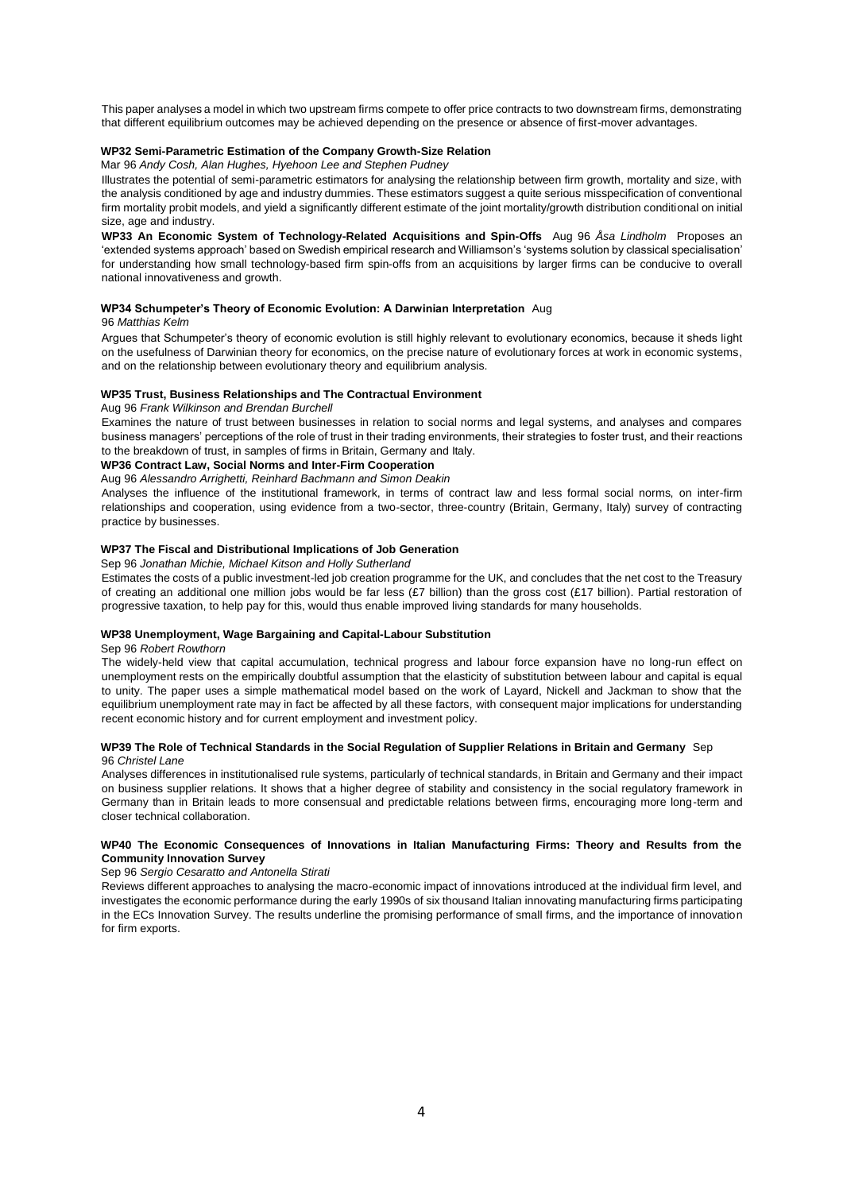This paper analyses a model in which two upstream firms compete to offer price contracts to two downstream firms, demonstrating that different equilibrium outcomes may be achieved depending on the presence or absence of first-mover advantages.

**WP32 Semi-Parametric Estimation of the Company Growth-Size Relation**

Mar 96 *Andy Cosh, Alan Hughes, Hyehoon Lee and Stephen Pudney*

Illustrates the potential of semi-parametric estimators for analysing the relationship between firm growth, mortality and size, with the analysis conditioned by age and industry dummies. These estimators suggest a quite serious misspecification of conventional firm mortality probit models, and yield a significantly different estimate of the joint mortality/growth distribution conditional on initial size, age and industry.

**WP33 An Economic System of Technology-Related Acquisitions and Spin-Offs** Aug 96 *Åsa Lindholm* Proposes an 'extended systems approach' based on Swedish empirical research and Williamson's 'systems solution by classical specialisation' for understanding how small technology-based firm spin-offs from an acquisitions by larger firms can be conducive to overall national innovativeness and growth.

**WP34 Schumpeter's Theory of Economic Evolution: A Darwinian Interpretation** Aug 96 *Matthias Kelm*

Argues that Schumpeter's theory of economic evolution is still highly relevant to evolutionary economics, because it sheds light on the usefulness of Darwinian theory for economics, on the precise nature of evolutionary forces at work in economic systems, and on the relationship between evolutionary theory and equilibrium analysis.

**WP35 Trust, Business Relationships and The Contractual Environment**

Aug 96 *Frank Wilkinson and Brendan Burchell*

Examines the nature of trust between businesses in relation to social norms and legal systems, and analyses and compares business managers' perceptions of the role of trust in their trading environments, their strategies to foster trust, and their reactions to the breakdown of trust, in samples of firms in Britain, Germany and Italy.

**WP36 Contract Law, Social Norms and Inter-Firm Cooperation**

Aug 96 *Alessandro Arrighetti, Reinhard Bachmann and Simon Deakin*

Analyses the influence of the institutional framework, in terms of contract law and less formal social norms, on inter-firm relationships and cooperation, using evidence from a two-sector, three-country (Britain, Germany, Italy) survey of contracting practice by businesses.

**WP37 The Fiscal and Distributional Implications of Job Generation**

Sep 96 *Jonathan Michie, Michael Kitson and Holly Sutherland*

Estimates the costs of a public investment-led job creation programme for the UK, and concludes that the net cost to the Treasury of creating an additional one million jobs would be far less (£7 billion) than the gross cost (£17 billion). Partial restoration of progressive taxation, to help pay for this, would thus enable improved living standards for many households.

**WP38 Unemployment, Wage Bargaining and Capital-Labour Substitution**

Sep 96 *Robert Rowthorn*

The widely-held view that capital accumulation, technical progress and labour force expansion have no long-run effect on unemployment rests on the empirically doubtful assumption that the elasticity of substitution between labour and capital is equal to unity. The paper uses a simple mathematical model based on the work of Layard, Nickell and Jackman to show that the equilibrium unemployment rate may in fact be affected by all these factors, with consequent major implications for understanding recent economic history and for current employment and investment policy.

**WP39 The Role of Technical Standards in the Social Regulation of Supplier Relations in Britain and Germany** Sep 96 *Christel Lane*

Analyses differences in institutionalised rule systems, particularly of technical standards, in Britain and Germany and their impact on business supplier relations. It shows that a higher degree of stability and consistency in the social regulatory framework in Germany than in Britain leads to more consensual and predictable relations between firms, encouraging more long-term and closer technical collaboration.

**WP40 The Economic Consequences of Innovations in Italian Manufacturing Firms: Theory and Results from the Community Innovation Survey**

Sep 96 *Sergio Cesaratto and Antonella Stirati*

Reviews different approaches to analysing the macro-economic impact of innovations introduced at the individual firm level, and investigates the economic performance during the early 1990s of six thousand Italian innovating manufacturing firms participating in the ECs Innovation Survey. The results underline the promising performance of small firms, and the importance of innovation for firm exports.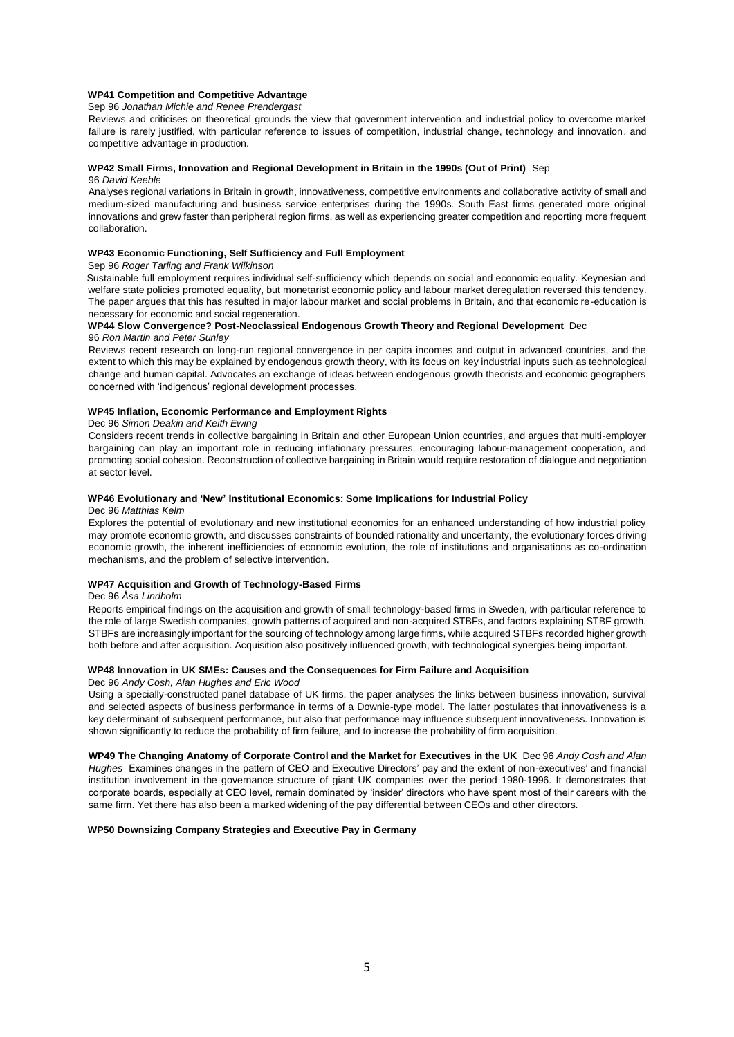**WP41 Competition and Competitive Advantage**

Sep 96 *Jonathan Michie and Renee Prendergast*

Reviews and criticises on theoretical grounds the view that government intervention and industrial policy to overcome market failure is rarely justified, with particular reference to issues of competition, industrial change, technology and innovation, and competitive advantage in production.

**WP42 Small Firms, Innovation and Regional Development in Britain in the 1990s (Out of Print)** Sep 96 *David Keeble*

Analyses regional variations in Britain in growth, innovativeness, competitive environments and collaborative activity of small and medium-sized manufacturing and business service enterprises during the 1990s. South East firms generated more original innovations and grew faster than peripheral region firms, as well as experiencing greater competition and reporting more frequent collaboration.

**WP43 Economic Functioning, Self Sufficiency and Full Employment**

Sep 96 *Roger Tarling and Frank Wilkinson*

Sustainable full employment requires individual self-sufficiency which depends on social and economic equality. Keynesian and welfare state policies promoted equality, but monetarist economic policy and labour market deregulation reversed this tendency. The paper argues that this has resulted in major labour market and social problems in Britain, and that economic re-education is necessary for economic and social regeneration.

**WP44 Slow Convergence? Post-Neoclassical Endogenous Growth Theory and Regional Development** Dec 96 *Ron Martin and Peter Sunley*

Reviews recent research on long-run regional convergence in per capita incomes and output in advanced countries, and the extent to which this may be explained by endogenous growth theory, with its focus on key industrial inputs such as technological change and human capital. Advocates an exchange of ideas between endogenous growth theorists and economic geographers concerned with 'indigenous' regional development processes.

**WP45 Inflation, Economic Performance and Employment Rights**

Dec 96 *Simon Deakin and Keith Ewing*

Considers recent trends in collective bargaining in Britain and other European Union countries, and argues that multi-employer bargaining can play an important role in reducing inflationary pressures, encouraging labour-management cooperation, and promoting social cohesion. Reconstruction of collective bargaining in Britain would require restoration of dialogue and negotiation at sector level.

**WP46 Evolutionary and 'New' Institutional Economics: Some Implications for Industrial Policy**

Dec 96 *Matthias Kelm*

Explores the potential of evolutionary and new institutional economics for an enhanced understanding of how industrial policy may promote economic growth, and discusses constraints of bounded rationality and uncertainty, the evolutionary forces driving economic growth, the inherent inefficiencies of economic evolution, the role of institutions and organisations as co-ordination mechanisms, and the problem of selective intervention.

**WP47 Acquisition and Growth of Technology-Based Firms**

Dec 96 *Åsa Lindholm*

Reports empirical findings on the acquisition and growth of small technology-based firms in Sweden, with particular reference to the role of large Swedish companies, growth patterns of acquired and non-acquired STBFs, and factors explaining STBF growth. STBFs are increasingly important for the sourcing of technology among large firms, while acquired STBFs recorded higher growth both before and after acquisition. Acquisition also positively influenced growth, with technological synergies being important.

**WP48 Innovation in UK SMEs: Causes and the Consequences for Firm Failure and Acquisition**

Dec 96 *Andy Cosh, Alan Hughes and Eric Wood*

Using a specially-constructed panel database of UK firms, the paper analyses the links between business innovation, survival and selected aspects of business performance in terms of a Downie-type model. The latter postulates that innovativeness is a key determinant of subsequent performance, but also that performance may influence subsequent innovativeness. Innovation is shown significantly to reduce the probability of firm failure, and to increase the probability of firm acquisition.

**WP49 The Changing Anatomy of Corporate Control and the Market for Executives in the UK** Dec 96 *Andy Cosh and Alan Hughes* Examines changes in the pattern of CEO and Executive Directors' pay and the extent of non-executives' and financial institution involvement in the governance structure of giant UK companies over the period 1980-1996. It demonstrates that corporate boards, especially at CEO level, remain dominated by 'insider' directors who have spent most of their careers with the same firm. Yet there has also been a marked widening of the pay differential between CEOs and other directors.

**WP50 Downsizing Company Strategies and Executive Pay in Germany**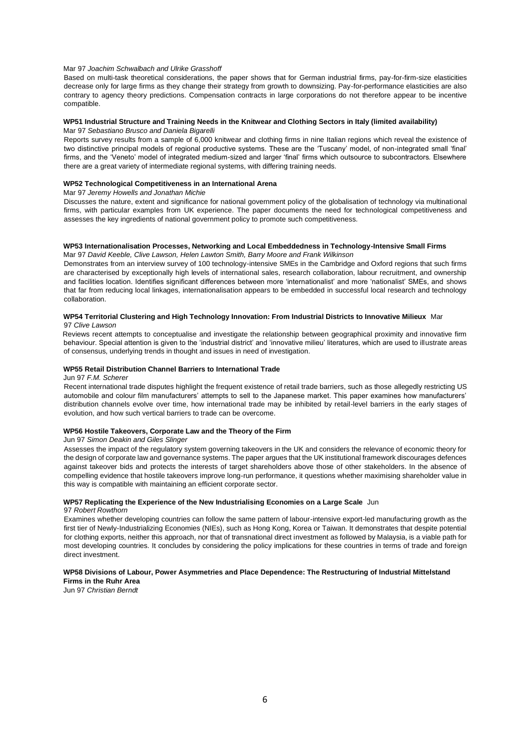Mar 97 *Joachim Schwalbach and Ulrike Grasshoff*

Based on multi-task theoretical considerations, the paper shows that for German industrial firms, pay-for-firm-size elasticities decrease only for large firms as they change their strategy from growth to downsizing. Pay-for-performance elasticities are also contrary to agency theory predictions. Compensation contracts in large corporations do not therefore appear to be incentive compatible.

**WP51 Industrial Structure and Training Needs in the Knitwear and Clothing Sectors in Italy (limited availability)**

Mar 97 *Sebastiano Brusco and Daniela Bigarelli*

Reports survey results from a sample of 6,000 knitwear and clothing firms in nine Italian regions which reveal the existence of two distinctive principal models of regional productive systems. These are the 'Tuscany' model, of non-integrated small 'final' firms, and the 'Veneto' model of integrated medium-sized and larger 'final' firms which outsource to subcontractors. Elsewhere there are a great variety of intermediate regional systems, with differing training needs.

**WP52 Technological Competitiveness in an International Arena**

Mar 97 *Jeremy Howells and Jonathan Michie*

Discusses the nature, extent and significance for national government policy of the globalisation of technology via multinational firms, with particular examples from UK experience. The paper documents the need for technological competitiveness and assesses the key ingredients of national government policy to promote such competitiveness.

**WP53 Internationalisation Processes, Networking and Local Embeddedness in Technology-Intensive Small Firms**

Mar 97 *David Keeble, Clive Lawson, Helen Lawton Smith, Barry Moore and Frank Wilkinson*

Demonstrates from an interview survey of 100 technology-intensive SMEs in the Cambridge and Oxford regions that such firms are characterised by exceptionally high levels of international sales, research collaboration, labour recruitment, and ownership and facilities location. Identifies significant differences between more 'internationalist' and more 'nationalist' SMEs, and shows that far from reducing local linkages, internationalisation appears to be embedded in successful local research and technology collaboration.

**WP54 Territorial Clustering and High Technology Innovation: From Industrial Districts to Innovative Milieux** Mar 97 *Clive Lawson*

Reviews recent attempts to conceptualise and investigate the relationship between geographical proximity and innovative firm behaviour. Special attention is given to the 'industrial district' and 'innovative milieu' literatures, which are used to illustrate areas of consensus, underlying trends in thought and issues in need of investigation.

**WP55 Retail Distribution Channel Barriers to International Trade**

Jun 97 *F.M. Scherer*

Recent international trade disputes highlight the frequent existence of retail trade barriers, such as those allegedly restricting US automobile and colour film manufacturers' attempts to sell to the Japanese market. This paper examines how manufacturers' distribution channels evolve over time, how international trade may be inhibited by retail-level barriers in the early stages of evolution, and how such vertical barriers to trade can be overcome.

**WP56 Hostile Takeovers, Corporate Law and the Theory of the Firm**

Jun 97 *Simon Deakin and Giles Slinger*

Assesses the impact of the regulatory system governing takeovers in the UK and considers the relevance of economic theory for the design of corporate law and governance systems. The paper argues that the UK institutional framework discourages defences against takeover bids and protects the interests of target shareholders above those of other stakeholders. In the absence of compelling evidence that hostile takeovers improve long-run performance, it questions whether maximising shareholder value in this way is compatible with maintaining an efficient corporate sector.

**WP57 Replicating the Experience of the New Industrialising Economies on a Large Scale** Jun 97 *Robert Rowthorn*

Examines whether developing countries can follow the same pattern of labour-intensive export-led manufacturing growth as the first tier of Newly-Industrializing Economies (NIEs), such as Hong Kong, Korea or Taiwan. It demonstrates that despite potential for clothing exports, neither this approach, nor that of transnational direct investment as followed by Malaysia, is a viable path for most developing countries. It concludes by considering the policy implications for these countries in terms of trade and foreign direct investment.

**WP58 Divisions of Labour, Power Asymmetries and Place Dependence: The Restructuring of Industrial Mittelstand Firms in the Ruhr Area**

Jun 97 *Christian Berndt*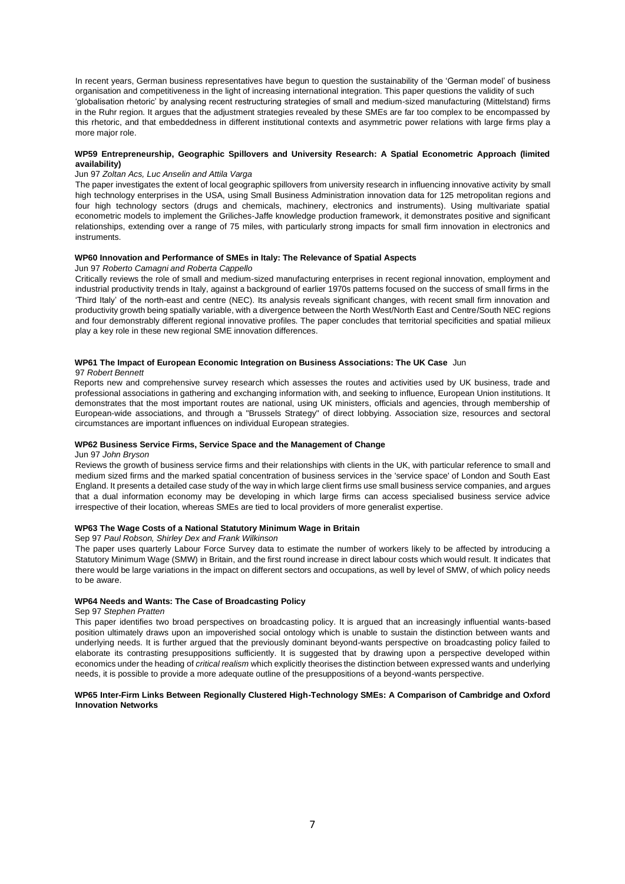In recent years, German business representatives have begun to question the sustainability of the 'German model' of business organisation and competitiveness in the light of increasing international integration. This paper questions the validity of such 'globalisation rhetoric' by analysing recent restructuring strategies of small and medium-sized manufacturing (Mittelstand) firms in the Ruhr region. It argues that the adjustment strategies revealed by these SMEs are far too complex to be encompassed by this rhetoric, and that embeddedness in different institutional contexts and asymmetric power relations with large firms play a more major role.

**WP59 Entrepreneurship, Geographic Spillovers and University Research: A Spatial Econometric Approach (limited availability)**

Jun 97 *Zoltan Acs, Luc Anselin and Attila Varga*

The paper investigates the extent of local geographic spillovers from university research in influencing innovative activity by small high technology enterprises in the USA, using Small Business Administration innovation data for 125 metropolitan regions and four high technology sectors (drugs and chemicals, machinery, electronics and instruments). Using multivariate spatial econometric models to implement the Griliches-Jaffe knowledge production framework, it demonstrates positive and significant relationships, extending over a range of 75 miles, with particularly strong impacts for small firm innovation in electronics and instruments.

**WP60 Innovation and Performance of SMEs in Italy: The Relevance of Spatial Aspects**

Jun 97 *Roberto Camagni and Roberta Cappello*

Critically reviews the role of small and medium-sized manufacturing enterprises in recent regional innovation, employment and industrial productivity trends in Italy, against a background of earlier 1970s patterns focused on the success of small firms in the 'Third Italy' of the north-east and centre (NEC). Its analysis reveals significant changes, with recent small firm innovation and productivity growth being spatially variable, with a divergence between the North West/North East and Centre/South NEC regions and four demonstrably different regional innovative profiles. The paper concludes that territorial specificities and spatial milieux play a key role in these new regional SME innovation differences.

**WP61 The Impact of European Economic Integration on Business Associations: The UK Case** Jun 97 *Robert Bennett*

Reports new and comprehensive survey research which assesses the routes and activities used by UK business, trade and professional associations in gathering and exchanging information with, and seeking to influence, European Union institutions. It demonstrates that the most important routes are national, using UK ministers, officials and agencies, through membership of European-wide associations, and through a "Brussels Strategy" of direct lobbying. Association size, resources and sectoral circumstances are important influences on individual European strategies.

**WP62 Business Service Firms, Service Space and the Management of Change**

Jun 97 *John Bryson*

Reviews the growth of business service firms and their relationships with clients in the UK, with particular reference to small and medium sized firms and the marked spatial concentration of business services in the 'service space' of London and South East England. It presents a detailed case study of the way in which large client firms use small business service companies, and argues that a dual information economy may be developing in which large firms can access specialised business service advice irrespective of their location, whereas SMEs are tied to local providers of more generalist expertise.

**WP63 The Wage Costs of a National Statutory Minimum Wage in Britain**

Sep 97 *Paul Robson, Shirley Dex and Frank Wilkinson*

The paper uses quarterly Labour Force Survey data to estimate the number of workers likely to be affected by introducing a Statutory Minimum Wage (SMW) in Britain, and the first round increase in direct labour costs which would result. It indicates that there would be large variations in the impact on different sectors and occupations, as well by level of SMW, of which policy needs to be aware.

**WP64 Needs and Wants: The Case of Broadcasting Policy**

Sep 97 *Stephen Pratten*

This paper identifies two broad perspectives on broadcasting policy. It is argued that an increasingly influential wants-based position ultimately draws upon an impoverished social ontology which is unable to sustain the distinction between wants and underlying needs. It is further argued that the previously dominant beyond-wants perspective on broadcasting policy failed to elaborate its contrasting presuppositions sufficiently. It is suggested that by drawing upon a perspective developed within economics under the heading of *critical realism* which explicitly theorises the distinction between expressed wants and underlying needs, it is possible to provide a more adequate outline of the presuppositions of a beyond-wants perspective.

**WP65 Inter-Firm Links Between Regionally Clustered High-Technology SMEs: A Comparison of Cambridge and Oxford Innovation Networks**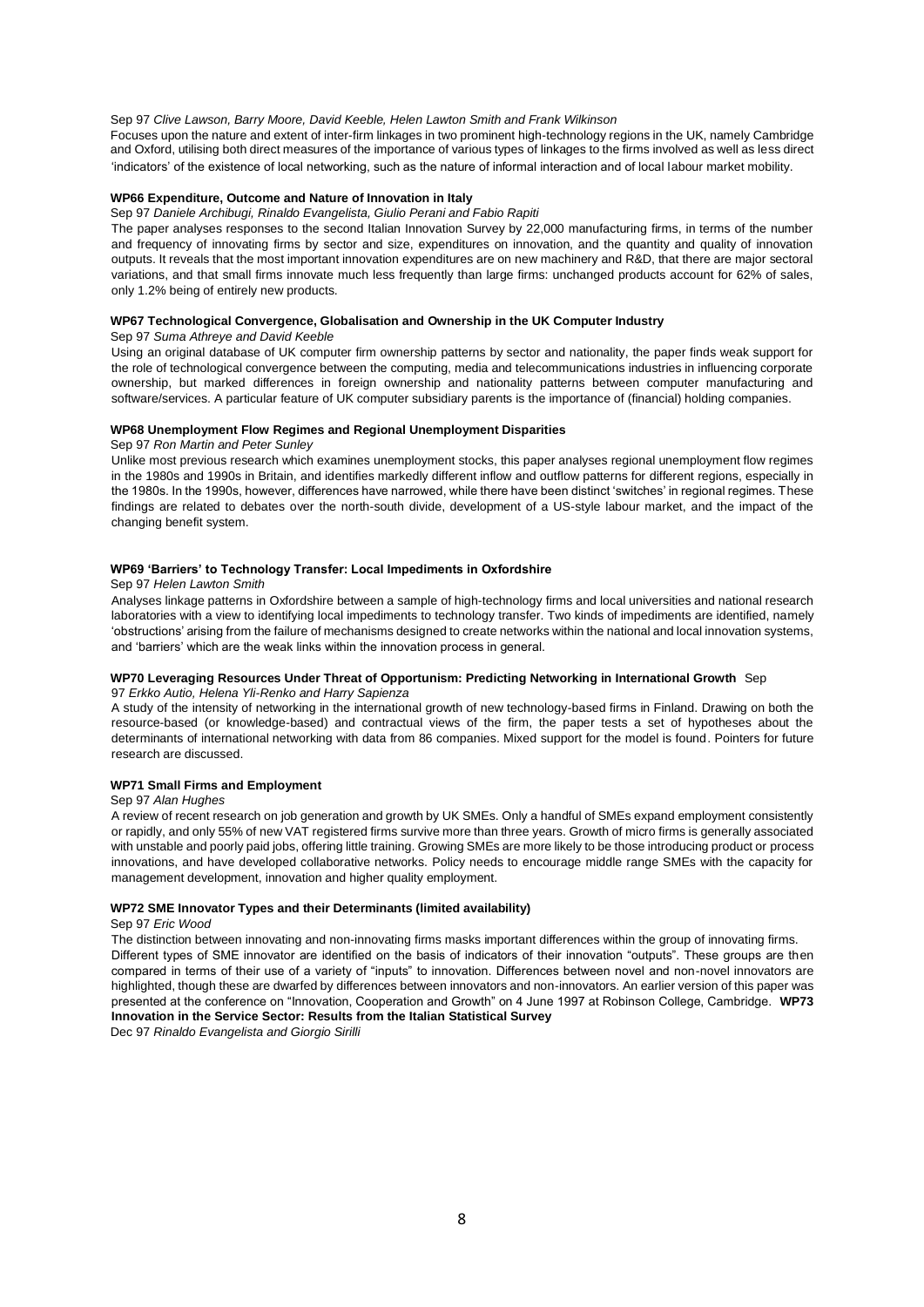Sep 97 *Clive Lawson, Barry Moore, David Keeble, Helen Lawton Smith and Frank Wilkinson*

Focuses upon the nature and extent of inter-firm linkages in two prominent high-technology regions in the UK, namely Cambridge and Oxford, utilising both direct measures of the importance of various types of linkages to the firms involved as well as less direct 'indicators' of the existence of local networking, such as the nature of informal interaction and of local labour market mobility.

**WP66 Expenditure, Outcome and Nature of Innovation in Italy**

Sep 97 *Daniele Archibugi, Rinaldo Evangelista, Giulio Perani and Fabio Rapiti*

The paper analyses responses to the second Italian Innovation Survey by 22,000 manufacturing firms, in terms of the number and frequency of innovating firms by sector and size, expenditures on innovation, and the quantity and quality of innovation outputs. It reveals that the most important innovation expenditures are on new machinery and R&D, that there are major sectoral variations, and that small firms innovate much less frequently than large firms: unchanged products account for 62% of sales, only 1.2% being of entirely new products.

**WP67 Technological Convergence, Globalisation and Ownership in the UK Computer Industry**

Sep 97 *Suma Athreye and David Keeble*

Using an original database of UK computer firm ownership patterns by sector and nationality, the paper finds weak support for the role of technological convergence between the computing, media and telecommunications industries in influencing corporate ownership, but marked differences in foreign ownership and nationality patterns between computer manufacturing and software/services. A particular feature of UK computer subsidiary parents is the importance of (financial) holding companies.

**WP68 Unemployment Flow Regimes and Regional Unemployment Disparities**

Sep 97 *Ron Martin and Peter Sunley*

Unlike most previous research which examines unemployment stocks, this paper analyses regional unemployment flow regimes in the 1980s and 1990s in Britain, and identifies markedly different inflow and outflow patterns for different regions, especially in the 1980s. In the 1990s, however, differences have narrowed, while there have been distinct 'switches' in regional regimes. These findings are related to debates over the north-south divide, development of a US-style labour market, and the impact of the changing benefit system.

**WP69 'Barriers' to Technology Transfer: Local Impediments in Oxfordshire**

Sep 97 *Helen Lawton Smith*

Analyses linkage patterns in Oxfordshire between a sample of high-technology firms and local universities and national research laboratories with a view to identifying local impediments to technology transfer. Two kinds of impediments are identified, namely 'obstructions' arising from the failure of mechanisms designed to create networks within the national and local innovation systems, and 'barriers' which are the weak links within the innovation process in general.

**WP70 Leveraging Resources Under Threat of Opportunism: Predicting Networking in International Growth** Sep 97 *Erkko Autio, Helena Yli-Renko and Harry Sapienza*

A study of the intensity of networking in the international growth of new technology-based firms in Finland. Drawing on both the resource-based (or knowledge-based) and contractual views of the firm, the paper tests a set of hypotheses about the determinants of international networking with data from 86 companies. Mixed support for the model is found. Pointers for future research are discussed.

**WP71 Small Firms and Employment**

Sep 97 *Alan Hughes*

A review of recent research on job generation and growth by UK SMEs. Only a handful of SMEs expand employment consistently or rapidly, and only 55% of new VAT registered firms survive more than three years. Growth of micro firms is generally associated with unstable and poorly paid jobs, offering little training. Growing SMEs are more likely to be those introducing product or process innovations, and have developed collaborative networks. Policy needs to encourage middle range SMEs with the capacity for management development, innovation and higher quality employment.

**WP72 SME Innovator Types and their Determinants (limited availability)**

Sep 97 *Eric Wood*

The distinction between innovating and non-innovating firms masks important differences within the group of innovating firms. Different types of SME innovator are identified on the basis of indicators of their innovation "outputs". These groups are then compared in terms of their use of a variety of "inputs" to innovation. Differences between novel and non-novel innovators are highlighted, though these are dwarfed by differences between innovators and non-innovators. An earlier version of this paper was presented at the conference on "Innovation, Cooperation and Growth" on 4 June 1997 at Robinson College, Cambridge.

**WP73 Innovation in the Service Sector: Results from the Italian Statistical Survey**

Dec 97 *Rinaldo Evangelista and Giorgio Sirilli*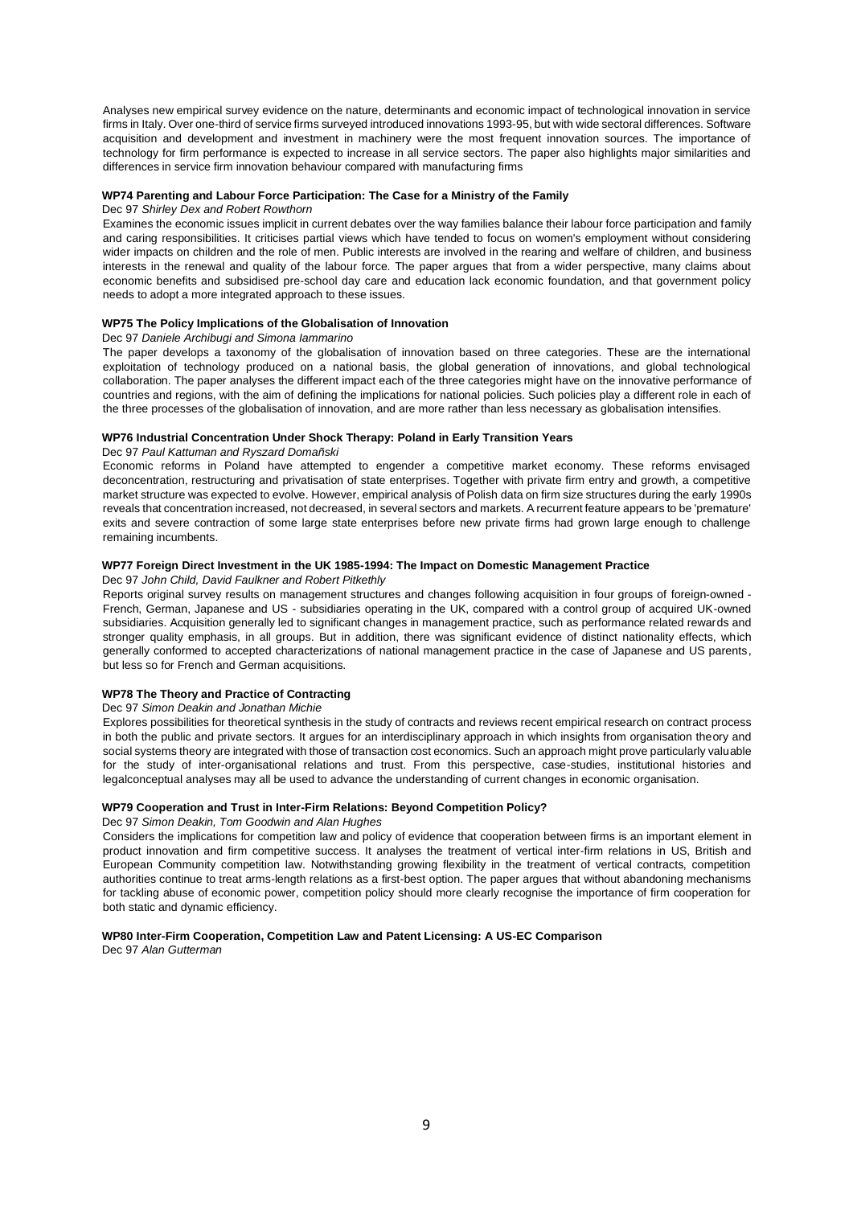Analyses new empirical survey evidence on the nature, determinants and economic impact of technological innovation in service firms in Italy. Over one-third of service firms surveyed introduced innovations 1993-95, but with wide sectoral differences. Software acquisition and development and investment in machinery were the most frequent innovation sources. The importance of technology for firm performance is expected to increase in all service sectors. The paper also highlights major similarities and differences in service firm innovation behaviour compared with manufacturing firms

**WP74 Parenting and Labour Force Participation: The Case for a Ministry of the Family**

Dec 97 *Shirley Dex and Robert Rowthorn*

Examines the economic issues implicit in current debates over the way families balance their labour force participation and family and caring responsibilities. It criticises partial views which have tended to focus on women's employment without considering wider impacts on children and the role of men. Public interests are involved in the rearing and welfare of children, and business interests in the renewal and quality of the labour force. The paper argues that from a wider perspective, many claims about economic benefits and subsidised pre-school day care and education lack economic foundation, and that government policy needs to adopt a more integrated approach to these issues.

**WP75 The Policy Implications of the Globalisation of Innovation**

Dec 97 *Daniele Archibugi and Simona Iammarino*

The paper develops a taxonomy of the globalisation of innovation based on three categories. These are the international exploitation of technology produced on a national basis, the global generation of innovations, and global technological collaboration. The paper analyses the different impact each of the three categories might have on the innovative performance of countries and regions, with the aim of defining the implications for national policies. Such policies play a different role in each of the three processes of the globalisation of innovation, and are more rather than less necessary as globalisation intensifies.

**WP76 Industrial Concentration Under Shock Therapy: Poland in Early Transition Years**

Dec 97 *Paul Kattuman and Ryszard Domañski*

Economic reforms in Poland have attempted to engender a competitive market economy. These reforms envisaged deconcentration, restructuring and privatisation of state enterprises. Together with private firm entry and growth, a competitive market structure was expected to evolve. However, empirical analysis of Polish data on firm size structures during the early 1990s reveals that concentration increased, not decreased, in several sectors and markets. A recurrent feature appears to be 'premature' exits and severe contraction of some large state enterprises before new private firms had grown large enough to challenge remaining incumbents.

**WP77 Foreign Direct Investment in the UK 1985-1994: The Impact on Domestic Management Practice**

Dec 97 *John Child, David Faulkner and Robert Pitkethly*

Reports original survey results on management structures and changes following acquisition in four groups of foreign-owned - French, German, Japanese and US - subsidiaries operating in the UK, compared with a control group of acquired UK-owned subsidiaries. Acquisition generally led to significant changes in management practice, such as performance related rewards and stronger quality emphasis, in all groups. But in addition, there was significant evidence of distinct nationality effects, which generally conformed to accepted characterizations of national management practice in the case of Japanese and US parents, but less so for French and German acquisitions.

**WP78 The Theory and Practice of Contracting**

Dec 97 *Simon Deakin and Jonathan Michie*

Explores possibilities for theoretical synthesis in the study of contracts and reviews recent empirical research on contract process in both the public and private sectors. It argues for an interdisciplinary approach in which insights from organisation theory and social systems theory are integrated with those of transaction cost economics. Such an approach might prove particularly valuable for the study of inter-organisational relations and trust. From this perspective, case-studies, institutional histories and legalconceptual analyses may all be used to advance the understanding of current changes in economic organisation.

**WP79 Cooperation and Trust in Inter-Firm Relations: Beyond Competition Policy?**

Dec 97 *Simon Deakin, Tom Goodwin and Alan Hughes*

Considers the implications for competition law and policy of evidence that cooperation between firms is an important element in product innovation and firm competitive success. It analyses the treatment of vertical inter-firm relations in US, British and European Community competition law. Notwithstanding growing flexibility in the treatment of vertical contracts, competition authorities continue to treat arms-length relations as a first-best option. The paper argues that without abandoning mechanisms for tackling abuse of economic power, competition policy should more clearly recognise the importance of firm cooperation for both static and dynamic efficiency.

**WP80 Inter-Firm Cooperation, Competition Law and Patent Licensing: A US-EC Comparison**

Dec 97 *Alan Gutterman*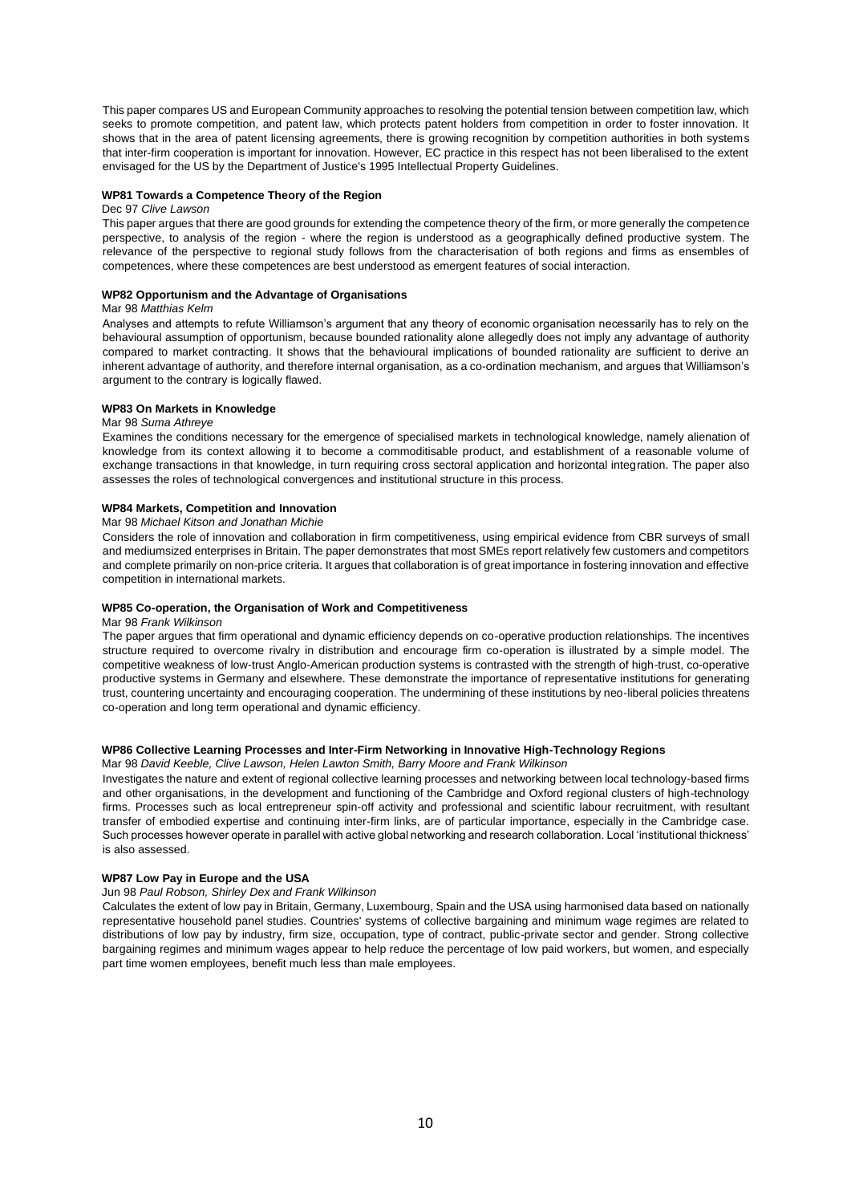This paper compares US and European Community approaches to resolving the potential tension between competition law, which seeks to promote competition, and patent law, which protects patent holders from competition in order to foster innovation. It shows that in the area of patent licensing agreements, there is growing recognition by competition authorities in both systems that inter-firm cooperation is important for innovation. However, EC practice in this respect has not been liberalised to the extent envisaged for the US by the Department of Justice's 1995 Intellectual Property Guidelines.

**WP81 Towards a Competence Theory of the Region**

Dec 97 *Clive Lawson*

This paper argues that there are good grounds for extending the competence theory of the firm, or more generally the competence perspective, to analysis of the region - where the region is understood as a geographically defined productive system. The relevance of the perspective to regional study follows from the characterisation of both regions and firms as ensembles of competences, where these competences are best understood as emergent features of social interaction.

**WP82 Opportunism and the Advantage of Organisations**

Mar 98 *Matthias Kelm*

Analyses and attempts to refute Williamson's argument that any theory of economic organisation necessarily has to rely on the behavioural assumption of opportunism, because bounded rationality alone allegedly does not imply any advantage of authority compared to market contracting. It shows that the behavioural implications of bounded rationality are sufficient to derive an inherent advantage of authority, and therefore internal organisation, as a co-ordination mechanism, and argues that Williamson's argument to the contrary is logically flawed.

**WP83 On Markets in Knowledge**

Mar 98 *Suma Athreye*

Examines the conditions necessary for the emergence of specialised markets in technological knowledge, namely alienation of knowledge from its context allowing it to become a commoditisable product, and establishment of a reasonable volume of exchange transactions in that knowledge, in turn requiring cross sectoral application and horizontal integration. The paper also assesses the roles of technological convergences and institutional structure in this process.

**WP84 Markets, Competition and Innovation**

Mar 98 *Michael Kitson and Jonathan Michie*

Considers the role of innovation and collaboration in firm competitiveness, using empirical evidence from CBR surveys of small and mediumsized enterprises in Britain. The paper demonstrates that most SMEs report relatively few customers and competitors and complete primarily on non-price criteria. It argues that collaboration is of great importance in fostering innovation and effective competition in international markets.

**WP85 Co-operation, the Organisation of Work and Competitiveness**

Mar 98 *Frank Wilkinson*

The paper argues that firm operational and dynamic efficiency depends on co-operative production relationships. The incentives structure required to overcome rivalry in distribution and encourage firm co-operation is illustrated by a simple model. The competitive weakness of low-trust Anglo-American production systems is contrasted with the strength of high-trust, co-operative productive systems in Germany and elsewhere. These demonstrate the importance of representative institutions for generating trust, countering uncertainty and encouraging cooperation. The undermining of these institutions by neo-liberal policies threatens co-operation and long term operational and dynamic efficiency.

**WP86 Collective Learning Processes and Inter-Firm Networking in Innovative High-Technology Regions**

Mar 98 *David Keeble, Clive Lawson, Helen Lawton Smith, Barry Moore and Frank Wilkinson*

Investigates the nature and extent of regional collective learning processes and networking between local technology-based firms and other organisations, in the development and functioning of the Cambridge and Oxford regional clusters of high-technology firms. Processes such as local entrepreneur spin-off activity and professional and scientific labour recruitment, with resultant transfer of embodied expertise and continuing inter-firm links, are of particular importance, especially in the Cambridge case. Such processes however operate in parallel with active global networking and research collaboration. Local 'institutional thickness' is also assessed.

**WP87 Low Pay in Europe and the USA**

Jun 98 *Paul Robson, Shirley Dex and Frank Wilkinson*

Calculates the extent of low pay in Britain, Germany, Luxembourg, Spain and the USA using harmonised data based on nationally representative household panel studies. Countries' systems of collective bargaining and minimum wage regimes are related to distributions of low pay by industry, firm size, occupation, type of contract, public-private sector and gender. Strong collective bargaining regimes and minimum wages appear to help reduce the percentage of low paid workers, but women, and especially part time women employees, benefit much less than male employees.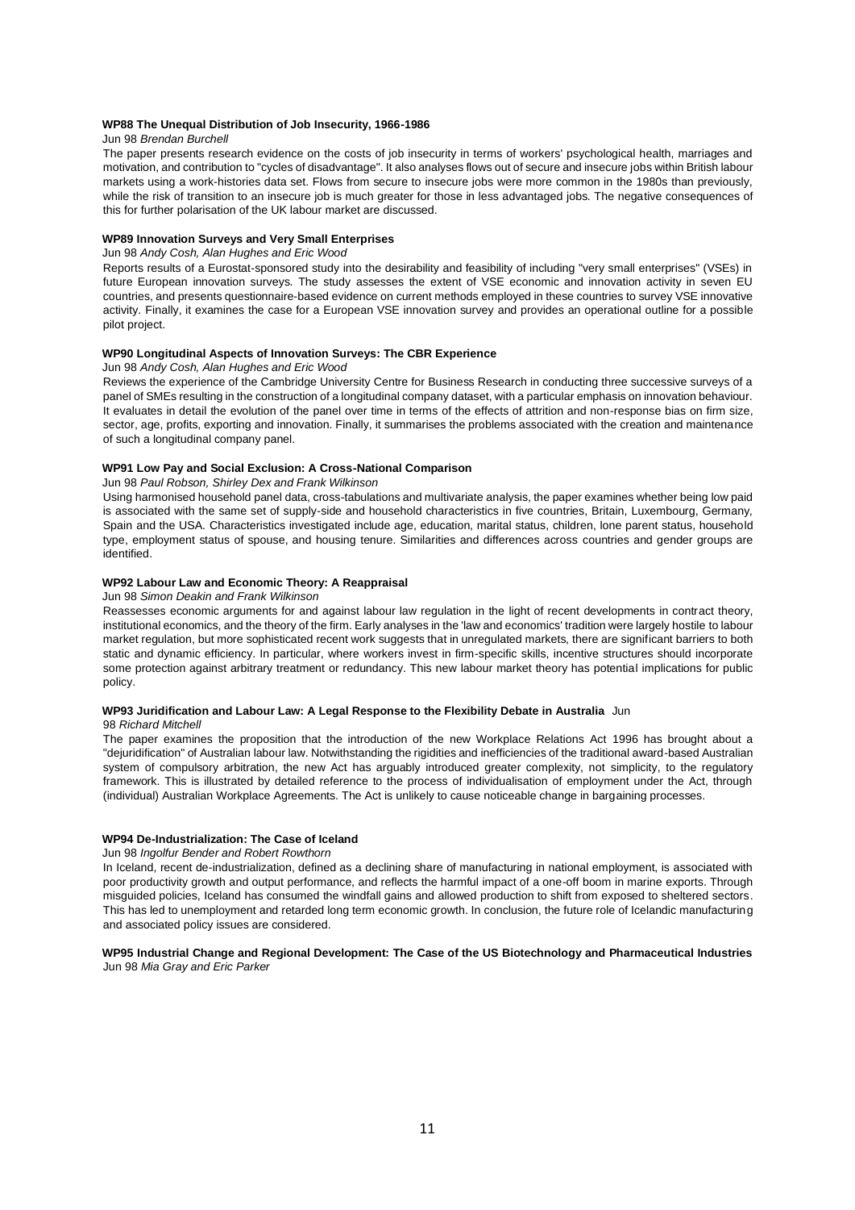#### WP88 The Unequal Distribution of Job Insecurity, 1966-1986

Jun 98 *Brendan Burchell*

The paper presents research evidence on the costs of job insecurity in terms of workers' psychological health, marriages and motivation, and contribution to "cycles of disadvantage". It also analyses flows out of secure and insecure jobs within British labour markets using a work-histories data set. Flows from secure to insecure jobs were more common in the 1980s than previously, while the risk of transition to an insecure job is much greater for those in less advantaged jobs. The negative consequences of this for further polarisation of the UK labour market are discussed.

#### WP89 Innovation Surveys and Very Small Enterprises

Jun 98 *Andy Cosh, Alan Hughes and Eric Wood*

Reports results of a Eurostat-sponsored study into the desirability and feasibility of including "very small enterprises" (VSEs) in future European innovation surveys. The study assesses the extent of VSE economic and innovation activity in seven EU countries, and presents questionnaire-based evidence on current methods employed in these countries to survey VSE innovative activity. Finally, it examines the case for a European VSE innovation survey and provides an operational outline for a possible pilot project.

#### WP90 Longitudinal Aspects of Innovation Surveys: The CBR Experience

Jun 98 *Andy Cosh, Alan Hughes and Eric Wood*

Reviews the experience of the Cambridge University Centre for Business Research in conducting three successive surveys of a panel of SMEs resulting in the construction of a longitudinal company dataset, with a particular emphasis on innovation behaviour. It evaluates in detail the evolution of the panel over time in terms of the effects of attrition and non-response bias on firm size, sector, age, profits, exporting and innovation. Finally, it summarises the problems associated with the creation and maintenance of such a longitudinal company panel.

#### WP91 Low Pay and Social Exclusion: A Cross-National Comparison

Jun 98 *Paul Robson, Shirley Dex and Frank Wilkinson*

Using harmonised household panel data, cross-tabulations and multivariate analysis, the paper examines whether being low paid is associated with the same set of supply-side and household characteristics in five countries, Britain, Luxembourg, Germany, Spain and the USA. Characteristics investigated include age, education, marital status, children, lone parent status, household type, employment status of spouse, and housing tenure. Similarities and differences across countries and gender groups are identified.

#### WP92 Labour Law and Economic Theory: A Reappraisal

Jun 98 *Simon Deakin and Frank Wilkinson*

Reassesses economic arguments for and against labour law regulation in the light of recent developments in contract theory, institutional economics, and the theory of the firm. Early analyses in the 'law and economics' tradition were largely hostile to labour market regulation, but more sophisticated recent work suggests that in unregulated markets, there are significant barriers to both static and dynamic efficiency. In particular, where workers invest in firm-specific skills, incentive structures should incorporate some protection against arbitrary treatment or redundancy. This new labour market theory has potential implications for public policy.

#### WP93 Juridification and Labour Law: A Legal Response to the Flexibility Debate in Australia

Jun 98 *Richard Mitchell*

The paper examines the proposition that the introduction of the new Workplace Relations Act 1996 has brought about a "dejuridification" of Australian labour law. Notwithstanding the rigidities and inefficiencies of the traditional award-based Australian system of compulsory arbitration, the new Act has arguably introduced greater complexity, not simplicity, to the regulatory framework. This is illustrated by detailed reference to the process of individualisation of employment under the Act, through (individual) Australian Workplace Agreements. The Act is unlikely to cause noticeable change in bargaining processes.

#### WP94 De-Industrialization: The Case of Iceland

Jun 98 *Ingolfur Bender and Robert Rowthorn*

In Iceland, recent de-industrialization, defined as a declining share of manufacturing in national employment, is associated with poor productivity growth and output performance, and reflects the harmful impact of a one-off boom in marine exports. Through misguided policies, Iceland has consumed the windfall gains and allowed production to shift from exposed to sheltered sectors. This has led to unemployment and retarded long term economic growth. In conclusion, the future role of Icelandic manufacturing and associated policy issues are considered.

#### WP95 Industrial Change and Regional Development: The Case of the US Biotechnology and Pharmaceutical Industries

Jun 98 *Mia Gray and Eric Parker*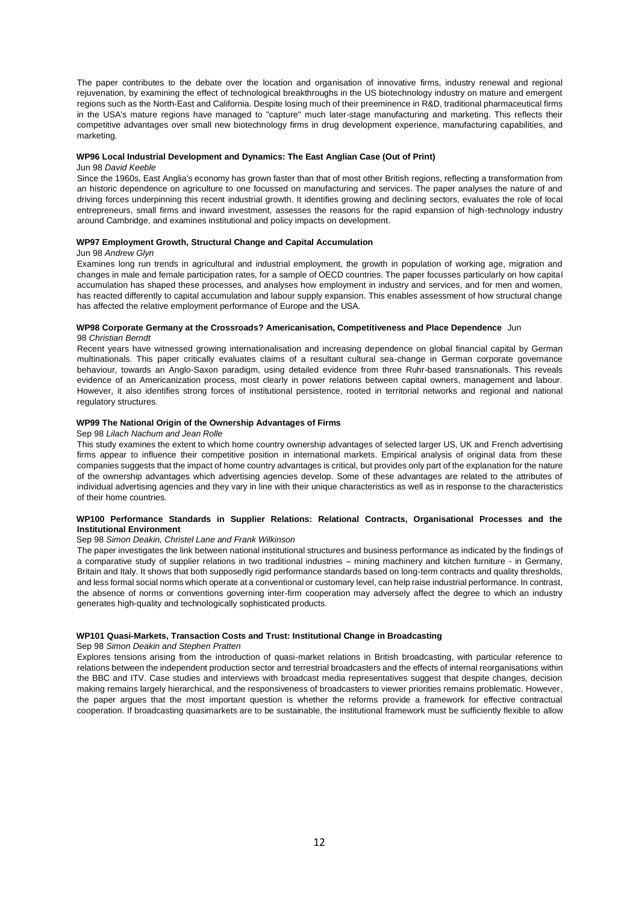The paper contributes to the debate over the location and organisation of innovative firms, industry renewal and regional rejuvenation, by examining the effect of technological breakthroughs in the US biotechnology industry on mature and emergent regions such as the North-East and California. Despite losing much of their preeminence in R&D, traditional pharmaceutical firms in the USA's mature regions have managed to "capture" much later-stage manufacturing and marketing. This reflects their competitive advantages over small new biotechnology firms in drug development experience, manufacturing capabilities, and marketing.

**WP96 Local Industrial Development and Dynamics: The East Anglian Case (Out of Print)**

Jun 98 *David Keeble*

Since the 1960s, East Anglia's economy has grown faster than that of most other British regions, reflecting a transformation from an historic dependence on agriculture to one focussed on manufacturing and services. The paper analyses the nature of and driving forces underpinning this recent industrial growth. It identifies growing and declining sectors, evaluates the role of local entrepreneurs, small firms and inward investment, assesses the reasons for the rapid expansion of high-technology industry around Cambridge, and examines institutional and policy impacts on development.

**WP97 Employment Growth, Structural Change and Capital Accumulation**

Jun 98 *Andrew Glyn*

Examines long run trends in agricultural and industrial employment, the growth in population of working age, migration and changes in male and female participation rates, for a sample of OECD countries. The paper focusses particularly on how capital accumulation has shaped these processes, and analyses how employment in industry and services, and for men and women, has reacted differently to capital accumulation and labour supply expansion. This enables assessment of how structural change has affected the relative employment performance of Europe and the USA.

**WP98 Corporate Germany at the Crossroads? Americanisation, Competitiveness and Place Dependence** Jun 98 *Christian Berndt*

Recent years have witnessed growing internationalisation and increasing dependence on global financial capital by German multinationals. This paper critically evaluates claims of a resultant cultural sea-change in German corporate governance behaviour, towards an Anglo-Saxon paradigm, using detailed evidence from three Ruhr-based transnationals. This reveals evidence of an Americanization process, most clearly in power relations between capital owners, management and labour. However, it also identifies strong forces of institutional persistence, rooted in territorial networks and regional and national regulatory structures.

**WP99 The National Origin of the Ownership Advantages of Firms**

Sep 98 *Lilach Nachum and Jean Rolle*

This study examines the extent to which home country ownership advantages of selected larger US, UK and French advertising firms appear to influence their competitive position in international markets. Empirical analysis of original data from these companies suggests that the impact of home country advantages is critical, but provides only part of the explanation for the nature of the ownership advantages which advertising agencies develop. Some of these advantages are related to the attributes of individual advertising agencies and they vary in line with their unique characteristics as well as in response to the characteristics of their home countries.

**WP100 Performance Standards in Supplier Relations: Relational Contracts, Organisational Processes and the Institutional Environment**

Sep 98 *Simon Deakin, Christel Lane and Frank Wilkinson*

The paper investigates the link between national institutional structures and business performance as indicated by the findings of a comparative study of supplier relations in two traditional industries – mining machinery and kitchen furniture - in Germany, Britain and Italy. It shows that both supposedly rigid performance standards based on long-term contracts and quality thresholds, and less formal social norms which operate at a conventional or customary level, can help raise industrial performance. In contrast, the absence of norms or conventions governing inter-firm cooperation may adversely affect the degree to which an industry generates high-quality and technologically sophisticated products.

**WP101 Quasi-Markets, Transaction Costs and Trust: Institutional Change in Broadcasting**

Sep 98 *Simon Deakin and Stephen Pratten*

Explores tensions arising from the introduction of quasi-market relations in British broadcasting, with particular reference to relations between the independent production sector and terrestrial broadcasters and the effects of internal reorganisations within the BBC and ITV. Case studies and interviews with broadcast media representatives suggest that despite changes, decision making remains largely hierarchical, and the responsiveness of broadcasters to viewer priorities remains problematic. However, the paper argues that the most important question is whether the reforms provide a framework for effective contractual cooperation. If broadcasting quasimarkets are to be sustainable, the institutional framework must be sufficiently flexible to allow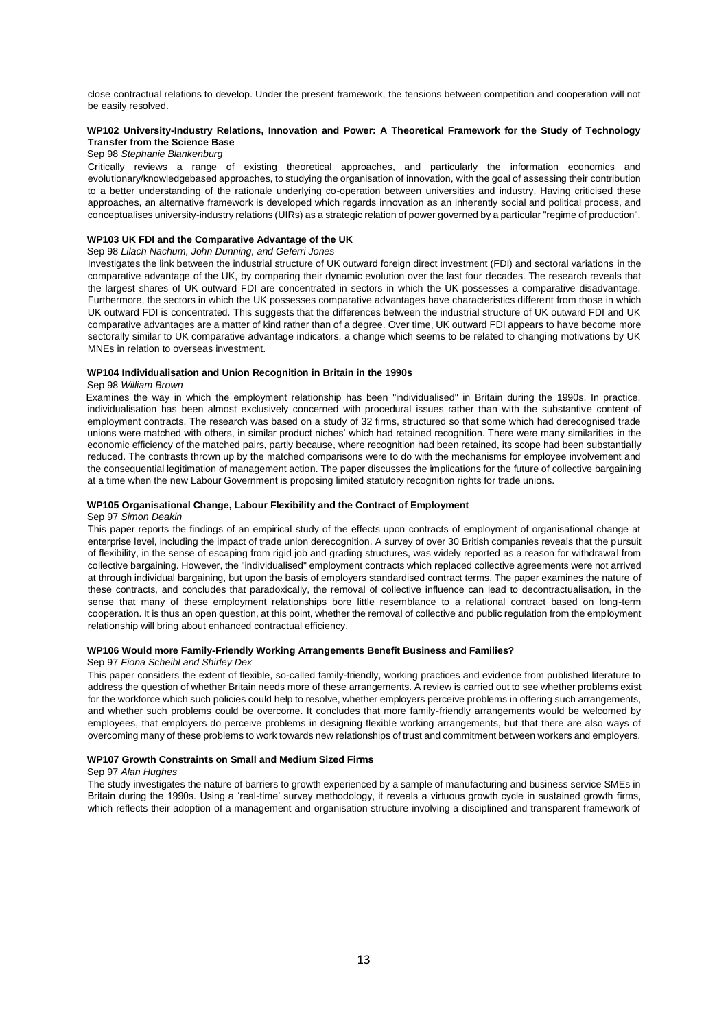close contractual relations to develop. Under the present framework, the tensions between competition and cooperation will not be easily resolved.

**WP102 University-Industry Relations, Innovation and Power: A Theoretical Framework for the Study of Technology Transfer from the Science Base**

Sep 98 *Stephanie Blankenburg*

Critically reviews a range of existing theoretical approaches, and particularly the information economics and evolutionary/knowledgebased approaches, to studying the organisation of innovation, with the goal of assessing their contribution to a better understanding of the rationale underlying co-operation between universities and industry. Having criticised these approaches, an alternative framework is developed which regards innovation as an inherently social and political process, and conceptualises university-industry relations (UIRs) as a strategic relation of power governed by a particular "regime of production".

**WP103 UK FDI and the Comparative Advantage of the UK**

Sep 98 *Lilach Nachum, John Dunning, and Geferri Jones*

Investigates the link between the industrial structure of UK outward foreign direct investment (FDI) and sectoral variations in the comparative advantage of the UK, by comparing their dynamic evolution over the last four decades. The research reveals that the largest shares of UK outward FDI are concentrated in sectors in which the UK possesses a comparative disadvantage. Furthermore, the sectors in which the UK possesses comparative advantages have characteristics different from those in which UK outward FDI is concentrated. This suggests that the differences between the industrial structure of UK outward FDI and UK comparative advantages are a matter of kind rather than of a degree. Over time, UK outward FDI appears to have become more sectorally similar to UK comparative advantage indicators, a change which seems to be related to changing motivations by UK MNEs in relation to overseas investment.

**WP104 Individualisation and Union Recognition in Britain in the 1990s**

Sep 98 *William Brown*

Examines the way in which the employment relationship has been "individualised" in Britain during the 1990s. In practice, individualisation has been almost exclusively concerned with procedural issues rather than with the substantive content of employment contracts. The research was based on a study of 32 firms, structured so that some which had derecognised trade unions were matched with others, in similar product niches' which had retained recognition. There were many similarities in the economic efficiency of the matched pairs, partly because, where recognition had been retained, its scope had been substantially reduced. The contrasts thrown up by the matched comparisons were to do with the mechanisms for employee involvement and the consequential legitimation of management action. The paper discusses the implications for the future of collective bargaining at a time when the new Labour Government is proposing limited statutory recognition rights for trade unions.

**WP105 Organisational Change, Labour Flexibility and the Contract of Employment**

Sep 97 *Simon Deakin*

This paper reports the findings of an empirical study of the effects upon contracts of employment of organisational change at enterprise level, including the impact of trade union derecognition. A survey of over 30 British companies reveals that the pursuit of flexibility, in the sense of escaping from rigid job and grading structures, was widely reported as a reason for withdrawal from collective bargaining. However, the "individualised" employment contracts which replaced collective agreements were not arrived at through individual bargaining, but upon the basis of employers standardised contract terms. The paper examines the nature of these contracts, and concludes that paradoxically, the removal of collective influence can lead to decontractualisation, in the sense that many of these employment relationships bore little resemblance to a relational contract based on long-term cooperation. It is thus an open question, at this point, whether the removal of collective and public regulation from the employment relationship will bring about enhanced contractual efficiency.

**WP106 Would more Family-Friendly Working Arrangements Benefit Business and Families?**

Sep 97 *Fiona Scheibl and Shirley Dex*

This paper considers the extent of flexible, so-called family-friendly, working practices and evidence from published literature to address the question of whether Britain needs more of these arrangements. A review is carried out to see whether problems exist for the workforce which such policies could help to resolve, whether employers perceive problems in offering such arrangements, and whether such problems could be overcome. It concludes that more family-friendly arrangements would be welcomed by employees, that employers do perceive problems in designing flexible working arrangements, but that there are also ways of overcoming many of these problems to work towards new relationships of trust and commitment between workers and employers.

**WP107 Growth Constraints on Small and Medium Sized Firms**

Sep 97 *Alan Hughes*

The study investigates the nature of barriers to growth experienced by a sample of manufacturing and business service SMEs in Britain during the 1990s. Using a 'real-time' survey methodology, it reveals a virtuous growth cycle in sustained growth firms, which reflects their adoption of a management and organisation structure involving a disciplined and transparent framework of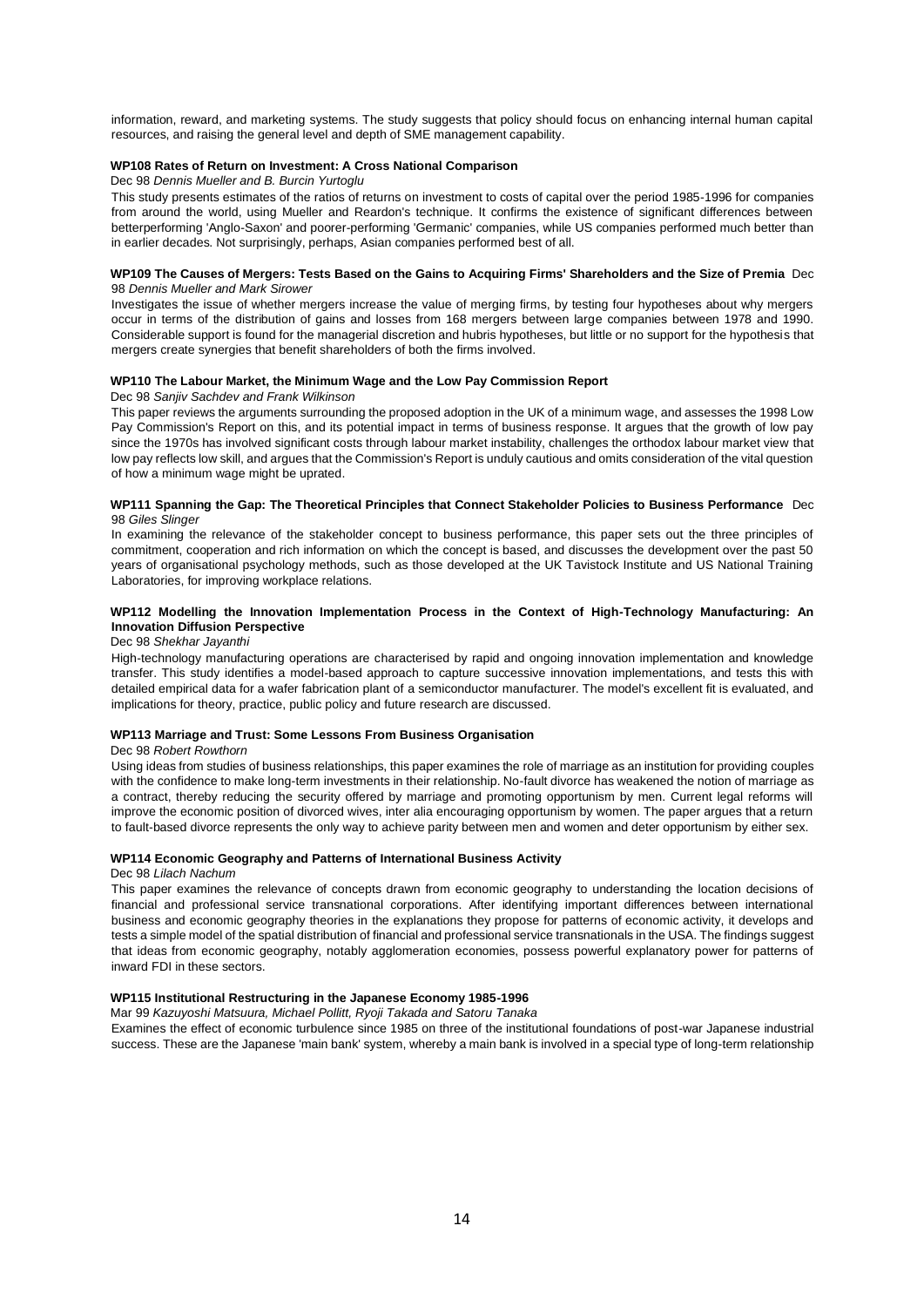information, reward, and marketing systems. The study suggests that policy should focus on enhancing internal human capital resources, and raising the general level and depth of SME management capability.

**WP108 Rates of Return on Investment: A Cross National Comparison**

Dec 98 *Dennis Mueller and B. Burcin Yurtoglu*

This study presents estimates of the ratios of returns on investment to costs of capital over the period 1985-1996 for companies from around the world, using Mueller and Reardon's technique. It confirms the existence of significant differences between betterperforming 'Anglo-Saxon' and poorer-performing 'Germanic' companies, while US companies performed much better than in earlier decades. Not surprisingly, perhaps, Asian companies performed best of all.

**WP109 The Causes of Mergers: Tests Based on the Gains to Acquiring Firms' Shareholders and the Size of Premia** Dec 98 *Dennis Mueller and Mark Sirower*

Investigates the issue of whether mergers increase the value of merging firms, by testing four hypotheses about why mergers occur in terms of the distribution of gains and losses from 168 mergers between large companies between 1978 and 1990. Considerable support is found for the managerial discretion and hubris hypotheses, but little or no support for the hypothesis that mergers create synergies that benefit shareholders of both the firms involved.

**WP110 The Labour Market, the Minimum Wage and the Low Pay Commission Report**

Dec 98 *Sanjiv Sachdev and Frank Wilkinson*

This paper reviews the arguments surrounding the proposed adoption in the UK of a minimum wage, and assesses the 1998 Low Pay Commission's Report on this, and its potential impact in terms of business response. It argues that the growth of low pay since the 1970s has involved significant costs through labour market instability, challenges the orthodox labour market view that low pay reflects low skill, and argues that the Commission's Report is unduly cautious and omits consideration of the vital question of how a minimum wage might be uprated.

**WP111 Spanning the Gap: The Theoretical Principles that Connect Stakeholder Policies to Business Performance** Dec 98 *Giles Slinger*

In examining the relevance of the stakeholder concept to business performance, this paper sets out the three principles of commitment, cooperation and rich information on which the concept is based, and discusses the development over the past 50 years of organisational psychology methods, such as those developed at the UK Tavistock Institute and US National Training Laboratories, for improving workplace relations.

**WP112 Modelling the Innovation Implementation Process in the Context of High-Technology Manufacturing: An Innovation Diffusion Perspective**

Dec 98 *Shekhar Jayanthi*

High-technology manufacturing operations are characterised by rapid and ongoing innovation implementation and knowledge transfer. This study identifies a model-based approach to capture successive innovation implementations, and tests this with detailed empirical data for a wafer fabrication plant of a semiconductor manufacturer. The model's excellent fit is evaluated, and implications for theory, practice, public policy and future research are discussed.

**WP113 Marriage and Trust: Some Lessons From Business Organisation**

Dec 98 *Robert Rowthorn*

Using ideas from studies of business relationships, this paper examines the role of marriage as an institution for providing couples with the confidence to make long-term investments in their relationship. No-fault divorce has weakened the notion of marriage as a contract, thereby reducing the security offered by marriage and promoting opportunism by men. Current legal reforms will improve the economic position of divorced wives, inter alia encouraging opportunism by women. The paper argues that a return to fault-based divorce represents the only way to achieve parity between men and women and deter opportunism by either sex.

**WP114 Economic Geography and Patterns of International Business Activity**

Dec 98 *Lilach Nachum*

This paper examines the relevance of concepts drawn from economic geography to understanding the location decisions of financial and professional service transnational corporations. After identifying important differences between international business and economic geography theories in the explanations they propose for patterns of economic activity, it develops and tests a simple model of the spatial distribution of financial and professional service transnationals in the USA. The findings suggest that ideas from economic geography, notably agglomeration economies, possess powerful explanatory power for patterns of inward FDI in these sectors.

**WP115 Institutional Restructuring in the Japanese Economy 1985-1996**

Mar 99 *Kazuyoshi Matsuura, Michael Pollitt, Ryoji Takada and Satoru Tanaka*

Examines the effect of economic turbulence since 1985 on three of the institutional foundations of post-war Japanese industrial success. These are the Japanese 'main bank' system, whereby a main bank is involved in a special type of long-term relationship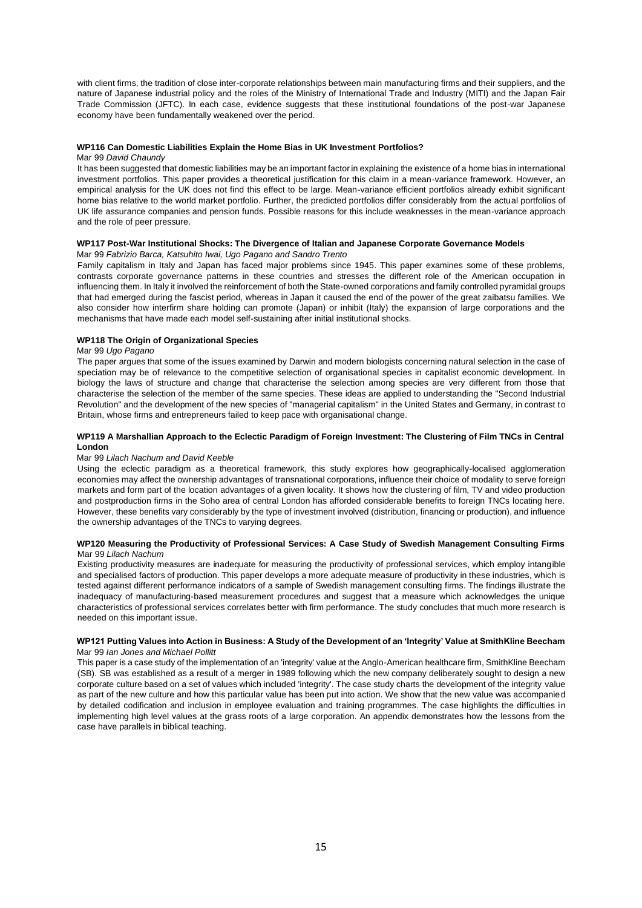with client firms, the tradition of close inter-corporate relationships between main manufacturing firms and their suppliers, and the nature of Japanese industrial policy and the roles of the Ministry of International Trade and Industry (MITI) and the Japan Fair Trade Commission (JFTC). In each case, evidence suggests that these institutional foundations of the post-war Japanese economy have been fundamentally weakened over the period.

#### WP116 Can Domestic Liabilities Explain the Home Bias in UK Investment Portfolios?

Mar 99 *David Chaundy*

It has been suggested that domestic liabilities may be an important factor in explaining the existence of a home bias in international investment portfolios. This paper provides a theoretical justification for this claim in a mean-variance framework. However, an empirical analysis for the UK does not find this effect to be large. Mean-variance efficient portfolios already exhibit significant home bias relative to the world market portfolio. Further, the predicted portfolios differ considerably from the actual portfolios of UK life assurance companies and pension funds. Possible reasons for this include weaknesses in the mean-variance approach and the role of peer pressure.

#### WP117 Post-War Institutional Shocks: The Divergence of Italian and Japanese Corporate Governance Models

Mar 99 *Fabrizio Barca, Katsuhito Iwai, Ugo Pagano and Sandro Trento*

Family capitalism in Italy and Japan has faced major problems since 1945. This paper examines some of these problems, contrasts corporate governance patterns in these countries and stresses the different role of the American occupation in influencing them. In Italy it involved the reinforcement of both the State-owned corporations and family controlled pyramidal groups that had emerged during the fascist period, whereas in Japan it caused the end of the power of the great zaibatsu families. We also consider how interfirm share holding can promote (Japan) or inhibit (Italy) the expansion of large corporations and the mechanisms that have made each model self-sustaining after initial institutional shocks.

#### WP118 The Origin of Organizational Species

Mar 99 *Ugo Pagano*

The paper argues that some of the issues examined by Darwin and modern biologists concerning natural selection in the case of speciation may be of relevance to the competitive selection of organisational species in capitalist economic development. In biology the laws of structure and change that characterise the selection among species are very different from those that characterise the selection of the member of the same species. These ideas are applied to understanding the "Second Industrial Revolution" and the development of the new species of "managerial capitalism" in the United States and Germany, in contrast to Britain, whose firms and entrepreneurs failed to keep pace with organisational change.

#### WP119 A Marshallian Approach to the Eclectic Paradigm of Foreign Investment: The Clustering of Film TNCs in Central London

Mar 99 *Lilach Nachum and David Keeble*

Using the eclectic paradigm as a theoretical framework, this study explores how geographically-localised agglomeration economies may affect the ownership advantages of transnational corporations, influence their choice of modality to serve foreign markets and form part of the location advantages of a given locality. It shows how the clustering of film, TV and video production and postproduction firms in the Soho area of central London has afforded considerable benefits to foreign TNCs locating here. However, these benefits vary considerably by the type of investment involved (distribution, financing or production), and influence the ownership advantages of the TNCs to varying degrees.

#### WP120 Measuring the Productivity of Professional Services: A Case Study of Swedish Management Consulting Firms

Mar 99 *Lilach Nachum*

Existing productivity measures are inadequate for measuring the productivity of professional services, which employ intangible and specialised factors of production. This paper develops a more adequate measure of productivity in these industries, which is tested against different performance indicators of a sample of Swedish management consulting firms. The findings illustrate the inadequacy of manufacturing-based measurement procedures and suggest that a measure which acknowledges the unique characteristics of professional services correlates better with firm performance. The study concludes that much more research is needed on this important issue.

#### WP121 Putting Values into Action in Business: A Study of the Development of an 'Integrity' Value at SmithKline Beecham

Mar 99 *Ian Jones and Michael Pollitt*

This paper is a case study of the implementation of an 'integrity' value at the Anglo-American healthcare firm, SmithKline Beecham (SB). SB was established as a result of a merger in 1989 following which the new company deliberately sought to design a new corporate culture based on a set of values which included 'integrity'. The case study charts the development of the integrity value as part of the new culture and how this particular value has been put into action. We show that the new value was accompanied by detailed codification and inclusion in employee evaluation and training programmes. The case highlights the difficulties in implementing high level values at the grass roots of a large corporation. An appendix demonstrates how the lessons from the case have parallels in biblical teaching.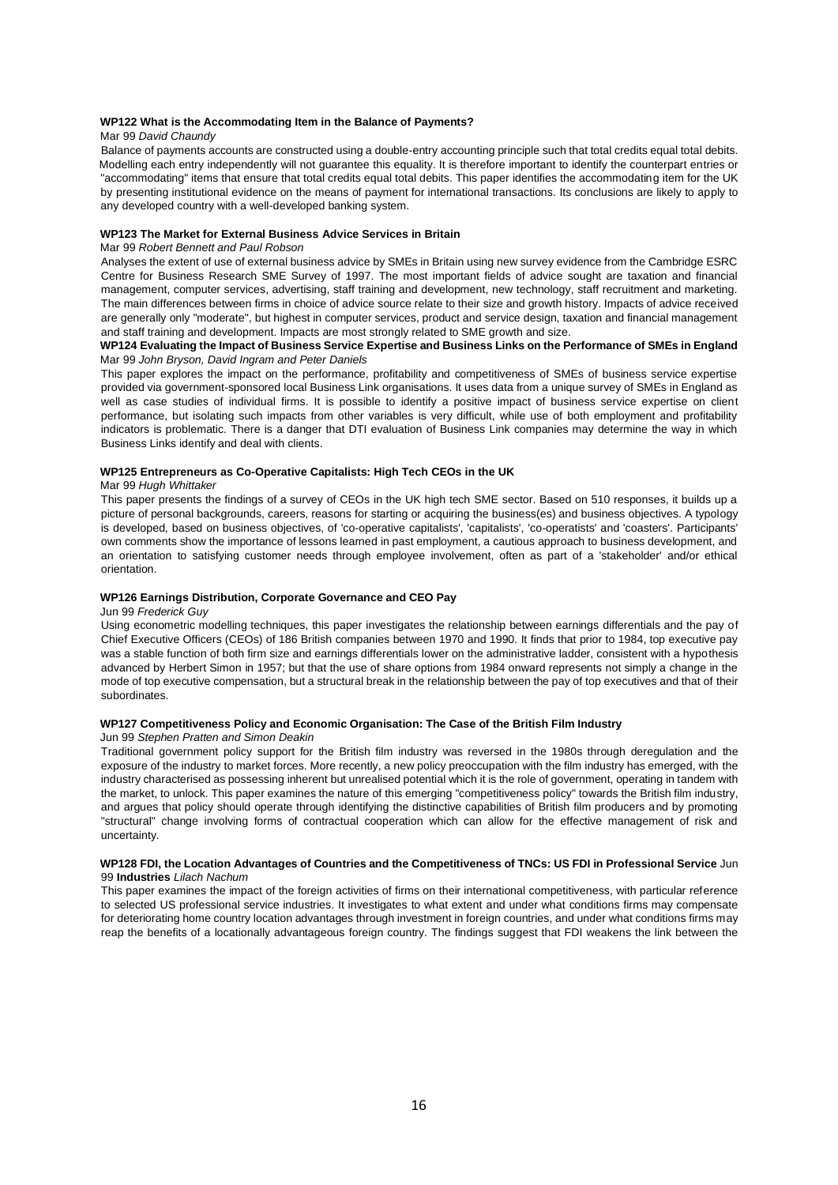**WP122 What is the Accommodating Item in the Balance of Payments?**

Mar 99 *David Chaundy*

Balance of payments accounts are constructed using a double-entry accounting principle such that total credits equal total debits. Modelling each entry independently will not guarantee this equality. It is therefore important to identify the counterpart entries or "accommodating" items that ensure that total credits equal total debits. This paper identifies the accommodating item for the UK by presenting institutional evidence on the means of payment for international transactions. Its conclusions are likely to apply to any developed country with a well-developed banking system.

**WP123 The Market for External Business Advice Services in Britain**

Mar 99 *Robert Bennett and Paul Robson*

Analyses the extent of use of external business advice by SMEs in Britain using new survey evidence from the Cambridge ESRC Centre for Business Research SME Survey of 1997. The most important fields of advice sought are taxation and financial management, computer services, advertising, staff training and development, new technology, staff recruitment and marketing. The main differences between firms in choice of advice source relate to their size and growth history. Impacts of advice received are generally only "moderate", but highest in computer services, product and service design, taxation and financial management and staff training and development. Impacts are most strongly related to SME growth and size.

**WP124 Evaluating the Impact of Business Service Expertise and Business Links on the Performance of SMEs in England**

Mar 99 *John Bryson, David Ingram and Peter Daniels*

This paper explores the impact on the performance, profitability and competitiveness of SMEs of business service expertise provided via government-sponsored local Business Link organisations. It uses data from a unique survey of SMEs in England as well as case studies of individual firms. It is possible to identify a positive impact of business service expertise on client performance, but isolating such impacts from other variables is very difficult, while use of both employment and profitability indicators is problematic. There is a danger that DTI evaluation of Business Link companies may determine the way in which Business Links identify and deal with clients.

**WP125 Entrepreneurs as Co-Operative Capitalists: High Tech CEOs in the UK**

Mar 99 *Hugh Whittaker*

This paper presents the findings of a survey of CEOs in the UK high tech SME sector. Based on 510 responses, it builds up a picture of personal backgrounds, careers, reasons for starting or acquiring the business(es) and business objectives. A typology is developed, based on business objectives, of 'co-operative capitalists', 'capitalists', 'co-operatists' and 'coasters'. Participants' own comments show the importance of lessons learned in past employment, a cautious approach to business development, and an orientation to satisfying customer needs through employee involvement, often as part of a 'stakeholder' and/or ethical orientation.

**WP126 Earnings Distribution, Corporate Governance and CEO Pay**

Jun 99 *Frederick Guy*

Using econometric modelling techniques, this paper investigates the relationship between earnings differentials and the pay of Chief Executive Officers (CEOs) of 186 British companies between 1970 and 1990. It finds that prior to 1984, top executive pay was a stable function of both firm size and earnings differentials lower on the administrative ladder, consistent with a hypothesis advanced by Herbert Simon in 1957; but that the use of share options from 1984 onward represents not simply a change in the mode of top executive compensation, but a structural break in the relationship between the pay of top executives and that of their subordinates.

**WP127 Competitiveness Policy and Economic Organisation: The Case of the British Film Industry**

Jun 99 *Stephen Pratten and Simon Deakin*

Traditional government policy support for the British film industry was reversed in the 1980s through deregulation and the exposure of the industry to market forces. More recently, a new policy preoccupation with the film industry has emerged, with the industry characterised as possessing inherent but unrealised potential which it is the role of government, operating in tandem with the market, to unlock. This paper examines the nature of this emerging "competitiveness policy" towards the British film industry, and argues that policy should operate through identifying the distinctive capabilities of British film producers and by promoting "structural" change involving forms of contractual cooperation which can allow for the effective management of risk and uncertainty.

**WP128 FDI, the Location Advantages of Countries and the Competitiveness of TNCs: US FDI in Professional Service** Jun 99 **Industries** *Lilach Nachum*

This paper examines the impact of the foreign activities of firms on their international competitiveness, with particular reference to selected US professional service industries. It investigates to what extent and under what conditions firms may compensate for deteriorating home country location advantages through investment in foreign countries, and under what conditions firms may reap the benefits of a locationally advantageous foreign country. The findings suggest that FDI weakens the link between the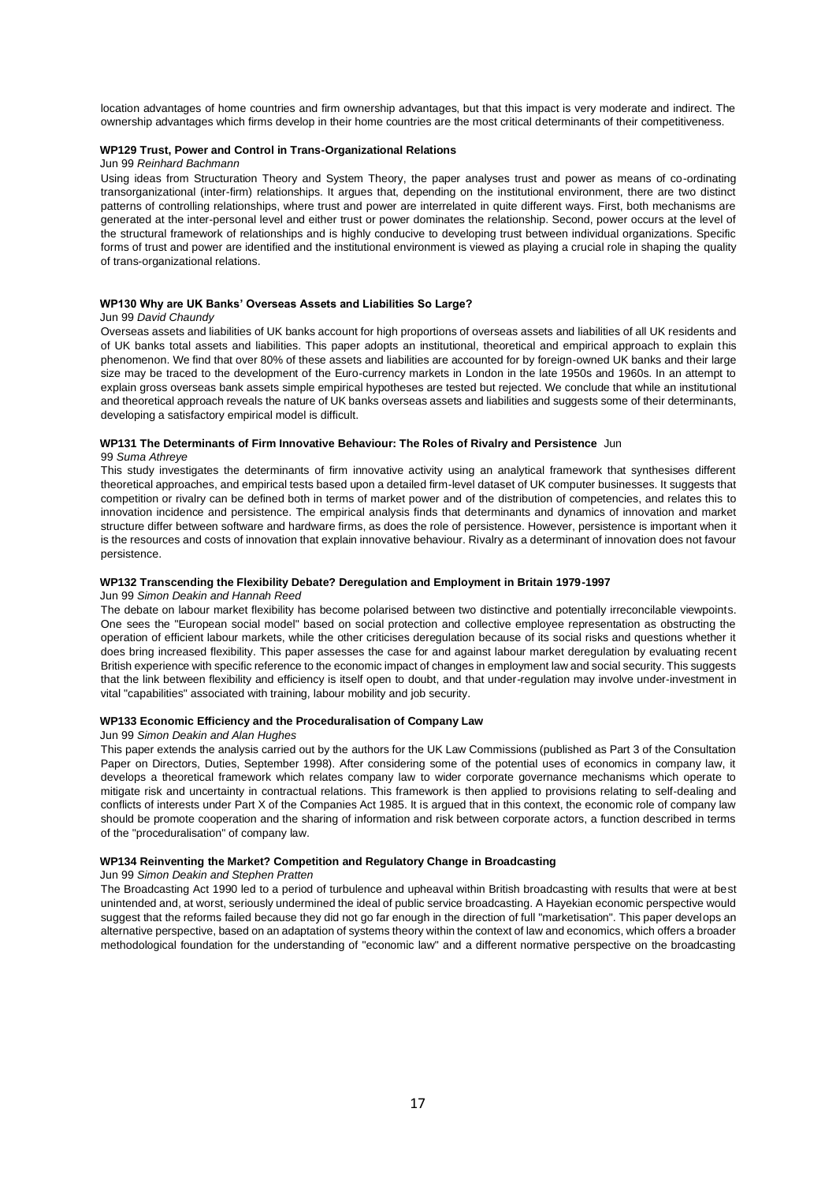location advantages of home countries and firm ownership advantages, but that this impact is very moderate and indirect. The ownership advantages which firms develop in their home countries are the most critical determinants of their competitiveness.

#### WP129 Trust, Power and Control in Trans-Organizational Relations

Jun 99 *Reinhard Bachmann*

Using ideas from Structuration Theory and System Theory, the paper analyses trust and power as means of co-ordinating transorganizational (inter-firm) relationships. It argues that, depending on the institutional environment, there are two distinct patterns of controlling relationships, where trust and power are interrelated in quite different ways. First, both mechanisms are generated at the inter-personal level and either trust or power dominates the relationship. Second, power occurs at the level of the structural framework of relationships and is highly conducive to developing trust between individual organizations. Specific forms of trust and power are identified and the institutional environment is viewed as playing a crucial role in shaping the quality of trans-organizational relations.

#### WP130 Why are UK Banks' Overseas Assets and Liabilities So Large?

Jun 99 *David Chaundy*

Overseas assets and liabilities of UK banks account for high proportions of overseas assets and liabilities of all UK residents and of UK banks total assets and liabilities. This paper adopts an institutional, theoretical and empirical approach to explain this phenomenon. We find that over 80% of these assets and liabilities are accounted for by foreign-owned UK banks and their large size may be traced to the development of the Euro-currency markets in London in the late 1950s and 1960s. In an attempt to explain gross overseas bank assets simple empirical hypotheses are tested but rejected. We conclude that while an institutional and theoretical approach reveals the nature of UK banks overseas assets and liabilities and suggests some of their determinants, developing a satisfactory empirical model is difficult.

#### WP131 The Determinants of Firm Innovative Behaviour: The Roles of Rivalry and Persistence

Jun 99 *Suma Athreye*

This study investigates the determinants of firm innovative activity using an analytical framework that synthesises different theoretical approaches, and empirical tests based upon a detailed firm-level dataset of UK computer businesses. It suggests that competition or rivalry can be defined both in terms of market power and of the distribution of competencies, and relates this to innovation incidence and persistence. The empirical analysis finds that determinants and dynamics of innovation and market structure differ between software and hardware firms, as does the role of persistence. However, persistence is important when it is the resources and costs of innovation that explain innovative behaviour. Rivalry as a determinant of innovation does not favour persistence.

#### WP132 Transcending the Flexibility Debate? Deregulation and Employment in Britain 1979-1997

Jun 99 *Simon Deakin and Hannah Reed*

The debate on labour market flexibility has become polarised between two distinctive and potentially irreconcilable viewpoints. One sees the "European social model" based on social protection and collective employee representation as obstructing the operation of efficient labour markets, while the other criticises deregulation because of its social risks and questions whether it does bring increased flexibility. This paper assesses the case for and against labour market deregulation by evaluating recent British experience with specific reference to the economic impact of changes in employment law and social security. This suggests that the link between flexibility and efficiency is itself open to doubt, and that under-regulation may involve under-investment in vital "capabilities" associated with training, labour mobility and job security.

#### WP133 Economic Efficiency and the Proceduralisation of Company Law

Jun 99 *Simon Deakin and Alan Hughes*

This paper extends the analysis carried out by the authors for the UK Law Commissions (published as Part 3 of the Consultation Paper on Directors, Duties, September 1998). After considering some of the potential uses of economics in company law, it develops a theoretical framework which relates company law to wider corporate governance mechanisms which operate to mitigate risk and uncertainty in contractual relations. This framework is then applied to provisions relating to self-dealing and conflicts of interests under Part X of the Companies Act 1985. It is argued that in this context, the economic role of company law should be promote cooperation and the sharing of information and risk between corporate actors, a function described in terms of the "proceduralisation" of company law.

#### WP134 Reinventing the Market? Competition and Regulatory Change in Broadcasting

Jun 99 *Simon Deakin and Stephen Pratten*

The Broadcasting Act 1990 led to a period of turbulence and upheaval within British broadcasting with results that were at best unintended and, at worst, seriously undermined the ideal of public service broadcasting. A Hayekian economic perspective would suggest that the reforms failed because they did not go far enough in the direction of full "marketisation". This paper develops an alternative perspective, based on an adaptation of systems theory within the context of law and economics, which offers a broader methodological foundation for the understanding of "economic law" and a different normative perspective on the broadcasting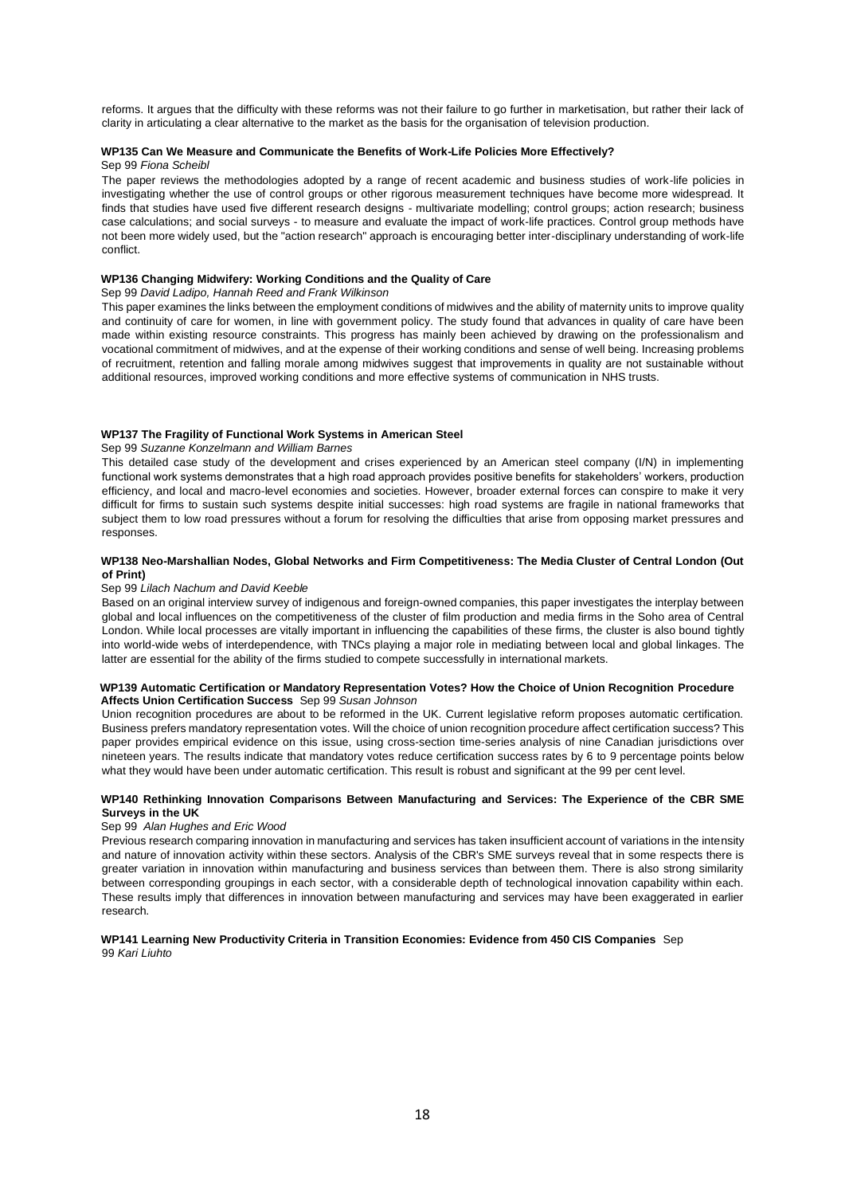reforms. It argues that the difficulty with these reforms was not their failure to go further in marketisation, but rather their lack of clarity in articulating a clear alternative to the market as the basis for the organisation of television production.

**WP135 Can We Measure and Communicate the Benefits of Work-Life Policies More Effectively?**

Sep 99 *Fiona Scheibl*

The paper reviews the methodologies adopted by a range of recent academic and business studies of work-life policies in investigating whether the use of control groups or other rigorous measurement techniques have become more widespread. It finds that studies have used five different research designs - multivariate modelling; control groups; action research; business case calculations; and social surveys - to measure and evaluate the impact of work-life practices. Control group methods have not been more widely used, but the "action research" approach is encouraging better inter-disciplinary understanding of work-life conflict.

**WP136 Changing Midwifery: Working Conditions and the Quality of Care**

Sep 99 *David Ladipo, Hannah Reed and Frank Wilkinson*

This paper examines the links between the employment conditions of midwives and the ability of maternity units to improve quality and continuity of care for women, in line with government policy. The study found that advances in quality of care have been made within existing resource constraints. This progress has mainly been achieved by drawing on the professionalism and vocational commitment of midwives, and at the expense of their working conditions and sense of well being. Increasing problems of recruitment, retention and falling morale among midwives suggest that improvements in quality are not sustainable without additional resources, improved working conditions and more effective systems of communication in NHS trusts.

**WP137 The Fragility of Functional Work Systems in American Steel**

Sep 99 *Suzanne Konzelmann and William Barnes*

This detailed case study of the development and crises experienced by an American steel company (I/N) in implementing functional work systems demonstrates that a high road approach provides positive benefits for stakeholders' workers, production efficiency, and local and macro-level economies and societies. However, broader external forces can conspire to make it very difficult for firms to sustain such systems despite initial successes: high road systems are fragile in national frameworks that subject them to low road pressures without a forum for resolving the difficulties that arise from opposing market pressures and responses.

**WP138 Neo-Marshallian Nodes, Global Networks and Firm Competitiveness: The Media Cluster of Central London (Out of Print)**

Sep 99 *Lilach Nachum and David Keeble*

Based on an original interview survey of indigenous and foreign-owned companies, this paper investigates the interplay between global and local influences on the competitiveness of the cluster of film production and media firms in the Soho area of Central London. While local processes are vitally important in influencing the capabilities of these firms, the cluster is also bound tightly into world-wide webs of interdependence, with TNCs playing a major role in mediating between local and global linkages. The latter are essential for the ability of the firms studied to compete successfully in international markets.

**WP139 Automatic Certification or Mandatory Representation Votes? How the Choice of Union Recognition Procedure Affects Union Certification Success** Sep 99 *Susan Johnson*

Union recognition procedures are about to be reformed in the UK. Current legislative reform proposes automatic certification. Business prefers mandatory representation votes. Will the choice of union recognition procedure affect certification success? This paper provides empirical evidence on this issue, using cross-section time-series analysis of nine Canadian jurisdictions over nineteen years. The results indicate that mandatory votes reduce certification success rates by 6 to 9 percentage points below what they would have been under automatic certification. This result is robust and significant at the 99 per cent level.

**WP140 Rethinking Innovation Comparisons Between Manufacturing and Services: The Experience of the CBR SME Surveys in the UK**

Sep 99 *Alan Hughes and Eric Wood*

Previous research comparing innovation in manufacturing and services has taken insufficient account of variations in the intensity and nature of innovation activity within these sectors. Analysis of the CBR's SME surveys reveal that in some respects there is greater variation in innovation within manufacturing and business services than between them. There is also strong similarity between corresponding groupings in each sector, with a considerable depth of technological innovation capability within each. These results imply that differences in innovation between manufacturing and services may have been exaggerated in earlier research.

**WP141 Learning New Productivity Criteria in Transition Economies: Evidence from 450 CIS Companies** Sep 99 *Kari Liuhto*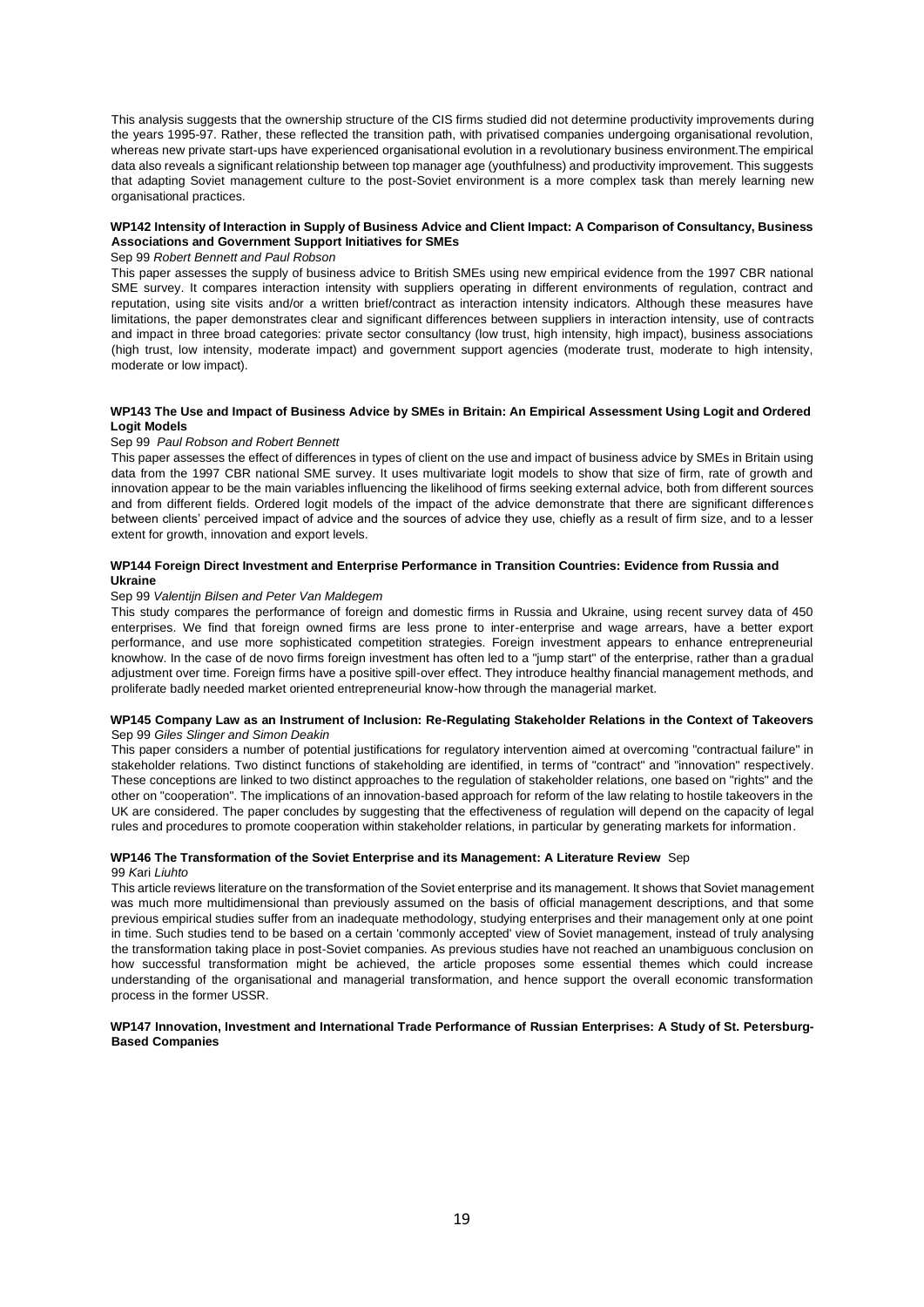This analysis suggests that the ownership structure of the CIS firms studied did not determine productivity improvements during the years 1995-97. Rather, these reflected the transition path, with privatised companies undergoing organisational revolution, whereas new private start-ups have experienced organisational evolution in a revolutionary business environment.The empirical data also reveals a significant relationship between top manager age (youthfulness) and productivity improvement. This suggests that adapting Soviet management culture to the post-Soviet environment is a more complex task than merely learning new organisational practices.

**WP142 Intensity of Interaction in Supply of Business Advice and Client Impact: A Comparison of Consultancy, Business Associations and Government Support Initiatives for SMEs**

Sep 99 *Robert Bennett and Paul Robson*

This paper assesses the supply of business advice to British SMEs using new empirical evidence from the 1997 CBR national SME survey. It compares interaction intensity with suppliers operating in different environments of regulation, contract and reputation, using site visits and/or a written brief/contract as interaction intensity indicators. Although these measures have limitations, the paper demonstrates clear and significant differences between suppliers in interaction intensity, use of contracts and impact in three broad categories: private sector consultancy (low trust, high intensity, high impact), business associations (high trust, low intensity, moderate impact) and government support agencies (moderate trust, moderate to high intensity, moderate or low impact).

**WP143 The Use and Impact of Business Advice by SMEs in Britain: An Empirical Assessment Using Logit and Ordered Logit Models**

Sep 99 *Paul Robson and Robert Bennett*

This paper assesses the effect of differences in types of client on the use and impact of business advice by SMEs in Britain using data from the 1997 CBR national SME survey. It uses multivariate logit models to show that size of firm, rate of growth and innovation appear to be the main variables influencing the likelihood of firms seeking external advice, both from different sources and from different fields. Ordered logit models of the impact of the advice demonstrate that there are significant differences between clients' perceived impact of advice and the sources of advice they use, chiefly as a result of firm size, and to a lesser extent for growth, innovation and export levels.

**WP144 Foreign Direct Investment and Enterprise Performance in Transition Countries: Evidence from Russia and Ukraine**

Sep 99 *Valentijn Bilsen and Peter Van Maldegem*

This study compares the performance of foreign and domestic firms in Russia and Ukraine, using recent survey data of 450 enterprises. We find that foreign owned firms are less prone to inter-enterprise and wage arrears, have a better export performance, and use more sophisticated competition strategies. Foreign investment appears to enhance entrepreneurial knowhow. In the case of de novo firms foreign investment has often led to a "jump start" of the enterprise, rather than a gradual adjustment over time. Foreign firms have a positive spill-over effect. They introduce healthy financial management methods, and proliferate badly needed market oriented entrepreneurial know-how through the managerial market.

**WP145 Company Law as an Instrument of Inclusion: Re-Regulating Stakeholder Relations in the Context of Takeovers**

Sep 99 *Giles Slinger and Simon Deakin*

This paper considers a number of potential justifications for regulatory intervention aimed at overcoming "contractual failure" in stakeholder relations. Two distinct functions of stakeholding are identified, in terms of "contract" and "innovation" respectively. These conceptions are linked to two distinct approaches to the regulation of stakeholder relations, one based on "rights" and the other on "cooperation". The implications of an innovation-based approach for reform of the law relating to hostile takeovers in the UK are considered. The paper concludes by suggesting that the effectiveness of regulation will depend on the capacity of legal rules and procedures to promote cooperation within stakeholder relations, in particular by generating markets for information.

**WP146 The Transformation of the Soviet Enterprise and its Management: A Literature Review** Sep 99 Kari *Liuhto*

This article reviews literature on the transformation of the Soviet enterprise and its management. It shows that Soviet management was much more multidimensional than previously assumed on the basis of official management descriptions, and that some previous empirical studies suffer from an inadequate methodology, studying enterprises and their management only at one point in time. Such studies tend to be based on a certain 'commonly accepted' view of Soviet management, instead of truly analysing the transformation taking place in post-Soviet companies. As previous studies have not reached an unambiguous conclusion on how successful transformation might be achieved, the article proposes some essential themes which could increase understanding of the organisational and managerial transformation, and hence support the overall economic transformation process in the former USSR.

**WP147 Innovation, Investment and International Trade Performance of Russian Enterprises: A Study of St. Petersburg-Based Companies**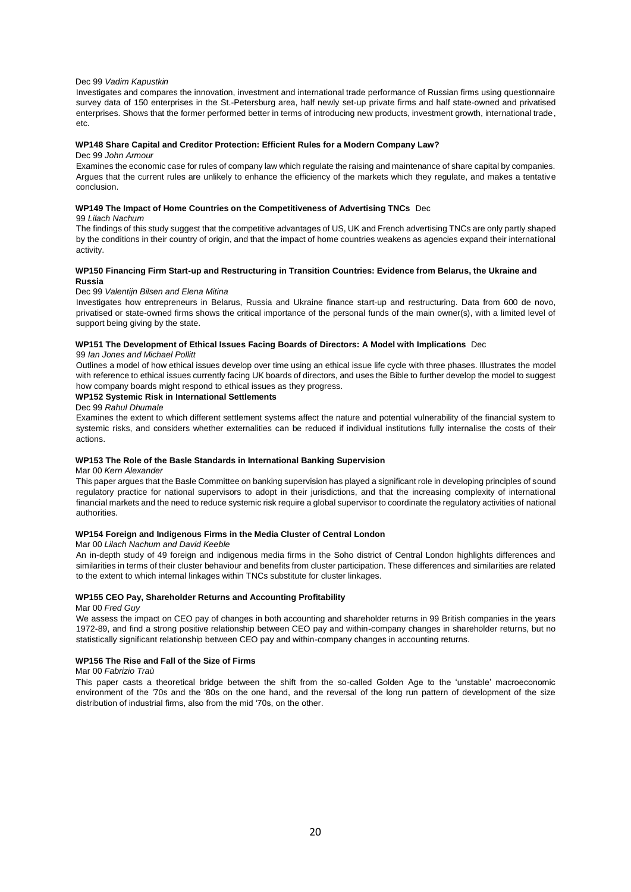Dec 99 *Vadim Kapustkin*

Investigates and compares the innovation, investment and international trade performance of Russian firms using questionnaire survey data of 150 enterprises in the St.-Petersburg area, half newly set-up private firms and half state-owned and privatised enterprises. Shows that the former performed better in terms of introducing new products, investment growth, international trade, etc.

**WP148 Share Capital and Creditor Protection: Efficient Rules for a Modern Company Law?**

Dec 99 *John Armour*

Examines the economic case for rules of company law which regulate the raising and maintenance of share capital by companies. Argues that the current rules are unlikely to enhance the efficiency of the markets which they regulate, and makes a tentative conclusion.

**WP149 The Impact of Home Countries on the Competitiveness of Advertising TNCs** Dec 99 *Lilach Nachum*

The findings of this study suggest that the competitive advantages of US, UK and French advertising TNCs are only partly shaped by the conditions in their country of origin, and that the impact of home countries weakens as agencies expand their international activity.

**WP150 Financing Firm Start-up and Restructuring in Transition Countries: Evidence from Belarus, the Ukraine and Russia**

Dec 99 *Valentijn Bilsen and Elena Mitina*

Investigates how entrepreneurs in Belarus, Russia and Ukraine finance start-up and restructuring. Data from 600 de novo, privatised or state-owned firms shows the critical importance of the personal funds of the main owner(s), with a limited level of support being giving by the state.

**WP151 The Development of Ethical Issues Facing Boards of Directors: A Model with Implications** Dec 99 *Ian Jones and Michael Pollitt*

Outlines a model of how ethical issues develop over time using an ethical issue life cycle with three phases. Illustrates the model with reference to ethical issues currently facing UK boards of directors, and uses the Bible to further develop the model to suggest how company boards might respond to ethical issues as they progress.

**WP152 Systemic Risk in International Settlements**

Dec 99 *Rahul Dhumale*

Examines the extent to which different settlement systems affect the nature and potential vulnerability of the financial system to systemic risks, and considers whether externalities can be reduced if individual institutions fully internalise the costs of their actions.

**WP153 The Role of the Basle Standards in International Banking Supervision**

Mar 00 *Kern Alexander*

This paper argues that the Basle Committee on banking supervision has played a significant role in developing principles of sound regulatory practice for national supervisors to adopt in their jurisdictions, and that the increasing complexity of international financial markets and the need to reduce systemic risk require a global supervisor to coordinate the regulatory activities of national authorities.

**WP154 Foreign and Indigenous Firms in the Media Cluster of Central London**

Mar 00 *Lilach Nachum and David Keeble*

An in-depth study of 49 foreign and indigenous media firms in the Soho district of Central London highlights differences and similarities in terms of their cluster behaviour and benefits from cluster participation. These differences and similarities are related to the extent to which internal linkages within TNCs substitute for cluster linkages.

**WP155 CEO Pay, Shareholder Returns and Accounting Profitability**

Mar 00 *Fred Guy*

We assess the impact on CEO pay of changes in both accounting and shareholder returns in 99 British companies in the years 1972-89, and find a strong positive relationship between CEO pay and within-company changes in shareholder returns, but no statistically significant relationship between CEO pay and within-company changes in accounting returns.

**WP156 The Rise and Fall of the Size of Firms**

Mar 00 *Fabrizio Traù*

This paper casts a theoretical bridge between the shift from the so-called Golden Age to the 'unstable' macroeconomic environment of the '70s and the '80s on the one hand, and the reversal of the long run pattern of development of the size distribution of industrial firms, also from the mid '70s, on the other.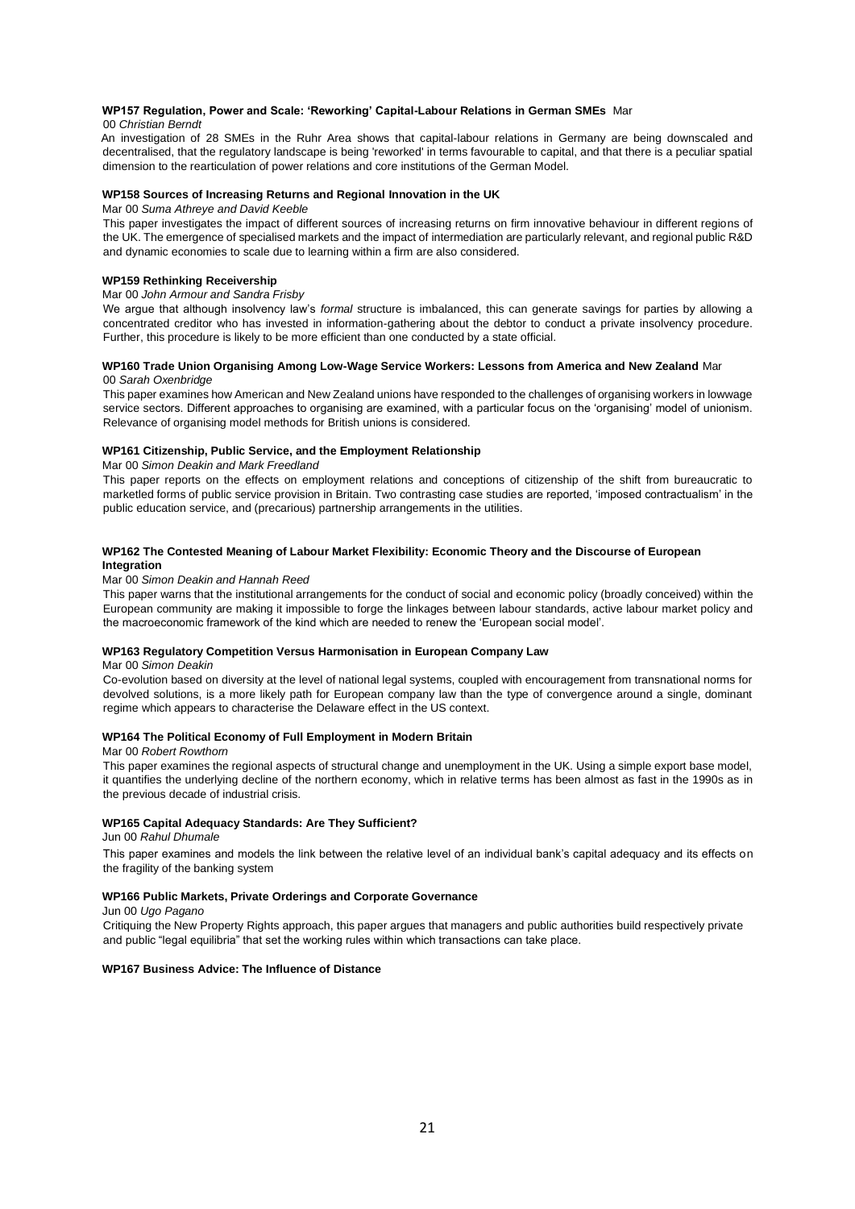**WP157 Regulation, Power and Scale: 'Reworking' Capital-Labour Relations in German SMEs** Mar 00 *Christian Berndt*

An investigation of 28 SMEs in the Ruhr Area shows that capital-labour relations in Germany are being downscaled and decentralised, that the regulatory landscape is being 'reworked' in terms favourable to capital, and that there is a peculiar spatial dimension to the rearticulation of power relations and core institutions of the German Model.

**WP158 Sources of Increasing Returns and Regional Innovation in the UK**

Mar 00 *Suma Athreye and David Keeble*

This paper investigates the impact of different sources of increasing returns on firm innovative behaviour in different regions of the UK. The emergence of specialised markets and the impact of intermediation are particularly relevant, and regional public R&D and dynamic economies to scale due to learning within a firm are also considered.

**WP159 Rethinking Receivership**

Mar 00 *John Armour and Sandra Frisby*

We argue that although insolvency law's *formal* structure is imbalanced, this can generate savings for parties by allowing a concentrated creditor who has invested in information-gathering about the debtor to conduct a private insolvency procedure. Further, this procedure is likely to be more efficient than one conducted by a state official.

**WP160 Trade Union Organising Among Low-Wage Service Workers: Lessons from America and New Zealand** Mar 00 *Sarah Oxenbridge*

This paper examines how American and New Zealand unions have responded to the challenges of organising workers in lowwage service sectors. Different approaches to organising are examined, with a particular focus on the 'organising' model of unionism. Relevance of organising model methods for British unions is considered.

**WP161 Citizenship, Public Service, and the Employment Relationship**

Mar 00 *Simon Deakin and Mark Freedland*

This paper reports on the effects on employment relations and conceptions of citizenship of the shift from bureaucratic to marketled forms of public service provision in Britain. Two contrasting case studies are reported, 'imposed contractualism' in the public education service, and (precarious) partnership arrangements in the utilities.

**WP162 The Contested Meaning of Labour Market Flexibility: Economic Theory and the Discourse of European Integration**

Mar 00 *Simon Deakin and Hannah Reed*

This paper warns that the institutional arrangements for the conduct of social and economic policy (broadly conceived) within the European community are making it impossible to forge the linkages between labour standards, active labour market policy and the macroeconomic framework of the kind which are needed to renew the 'European social model'.

**WP163 Regulatory Competition Versus Harmonisation in European Company Law**

Mar 00 *Simon Deakin*

Co-evolution based on diversity at the level of national legal systems, coupled with encouragement from transnational norms for devolved solutions, is a more likely path for European company law than the type of convergence around a single, dominant regime which appears to characterise the Delaware effect in the US context.

**WP164 The Political Economy of Full Employment in Modern Britain**

Mar 00 *Robert Rowthorn*

This paper examines the regional aspects of structural change and unemployment in the UK. Using a simple export base model, it quantifies the underlying decline of the northern economy, which in relative terms has been almost as fast in the 1990s as in the previous decade of industrial crisis.

**WP165 Capital Adequacy Standards: Are They Sufficient?**

Jun 00 *Rahul Dhumale*

This paper examines and models the link between the relative level of an individual bank's capital adequacy and its effects on the fragility of the banking system

**WP166 Public Markets, Private Orderings and Corporate Governance**

Jun 00 *Ugo Pagano*

Critiquing the New Property Rights approach, this paper argues that managers and public authorities build respectively private and public "legal equilibria" that set the working rules within which transactions can take place.

**WP167 Business Advice: The Influence of Distance**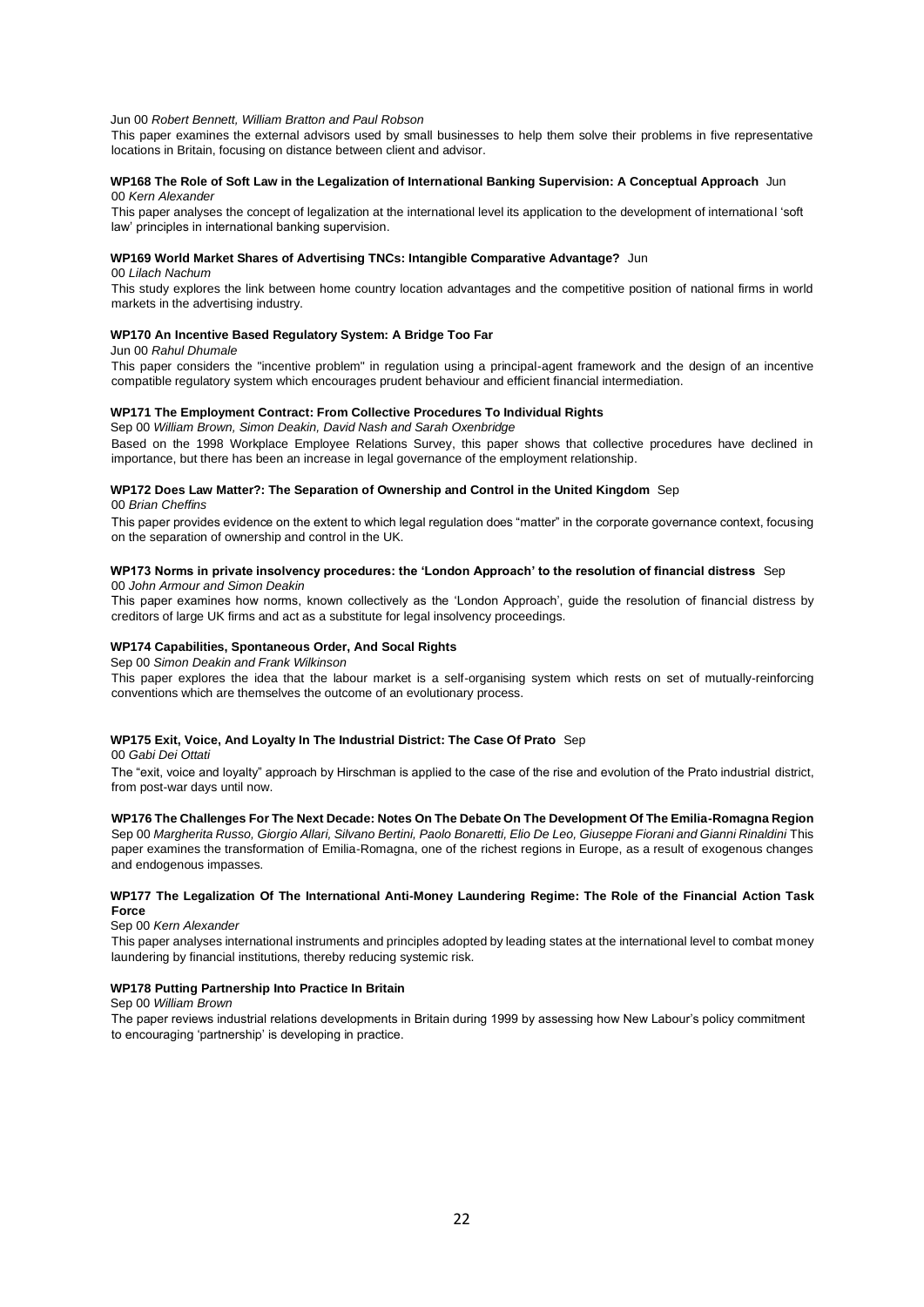Jun 00 *Robert Bennett, William Bratton and Paul Robson*

This paper examines the external advisors used by small businesses to help them solve their problems in five representative locations in Britain, focusing on distance between client and advisor.

**WP168 The Role of Soft Law in the Legalization of International Banking Supervision: A Conceptual Approach** Jun 00 *Kern Alexander*

This paper analyses the concept of legalization at the international level its application to the development of international 'soft law' principles in international banking supervision.

**WP169 World Market Shares of Advertising TNCs: Intangible Comparative Advantage?** Jun 00 *Lilach Nachum*

This study explores the link between home country location advantages and the competitive position of national firms in world markets in the advertising industry.

**WP170 An Incentive Based Regulatory System: A Bridge Too Far**

Jun 00 *Rahul Dhumale*

This paper considers the "incentive problem" in regulation using a principal-agent framework and the design of an incentive compatible regulatory system which encourages prudent behaviour and efficient financial intermediation.

**WP171 The Employment Contract: From Collective Procedures To Individual Rights**

Sep 00 *William Brown, Simon Deakin, David Nash and Sarah Oxenbridge*

Based on the 1998 Workplace Employee Relations Survey, this paper shows that collective procedures have declined in importance, but there has been an increase in legal governance of the employment relationship.

**WP172 Does Law Matter?: The Separation of Ownership and Control in the United Kingdom** Sep 00 *Brian Cheffins*

This paper provides evidence on the extent to which legal regulation does "matter" in the corporate governance context, focusing on the separation of ownership and control in the UK.

**WP173 Norms in private insolvency procedures: the 'London Approach' to the resolution of financial distress** Sep 00 *John Armour and Simon Deakin*

This paper examines how norms, known collectively as the 'London Approach', guide the resolution of financial distress by creditors of large UK firms and act as a substitute for legal insolvency proceedings.

**WP174 Capabilities, Spontaneous Order, And Socal Rights**

Sep 00 *Simon Deakin and Frank Wilkinson*

This paper explores the idea that the labour market is a self-organising system which rests on set of mutually-reinforcing conventions which are themselves the outcome of an evolutionary process.

**WP175 Exit, Voice, And Loyalty In The Industrial District: The Case Of Prato** Sep 00 *Gabi Dei Ottati*

The "exit, voice and loyalty" approach by Hirschman is applied to the case of the rise and evolution of the Prato industrial district, from post-war days until now.

**WP176 The Challenges For The Next Decade: Notes On The Debate On The Development Of The Emilia-Romagna Region**

Sep 00 *Margherita Russo, Giorgio Allari, Silvano Bertini, Paolo Bonaretti, Elio De Leo, Giuseppe Fiorani and Gianni Rinaldini* This paper examines the transformation of Emilia-Romagna, one of the richest regions in Europe, as a result of exogenous changes and endogenous impasses.

**WP177 The Legalization Of The International Anti-Money Laundering Regime: The Role of the Financial Action Task Force**

Sep 00 *Kern Alexander*

This paper analyses international instruments and principles adopted by leading states at the international level to combat money laundering by financial institutions, thereby reducing systemic risk.

**WP178 Putting Partnership Into Practice In Britain**

Sep 00 *William Brown*

The paper reviews industrial relations developments in Britain during 1999 by assessing how New Labour's policy commitment to encouraging 'partnership' is developing in practice.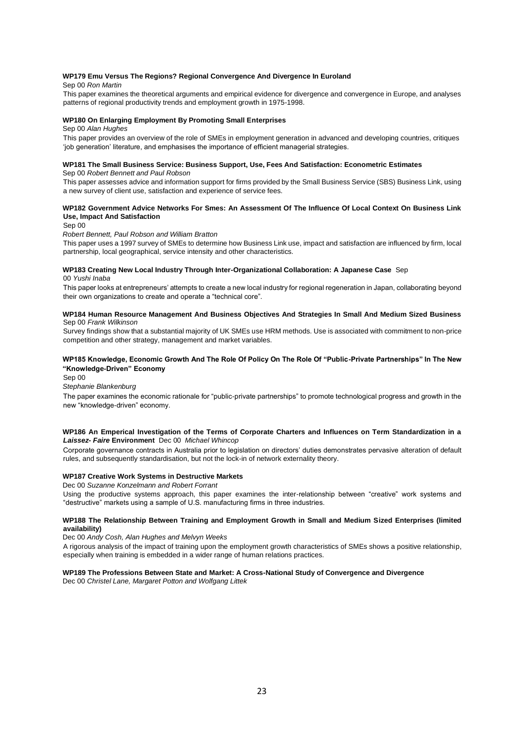**WP179 Emu Versus The Regions? Regional Convergence And Divergence In Euroland**

Sep 00 *Ron Martin*

This paper examines the theoretical arguments and empirical evidence for divergence and convergence in Europe, and analyses patterns of regional productivity trends and employment growth in 1975-1998.

**WP180 On Enlarging Employment By Promoting Small Enterprises**

Sep 00 *Alan Hughes*

This paper provides an overview of the role of SMEs in employment generation in advanced and developing countries, critiques 'job generation' literature, and emphasises the importance of efficient managerial strategies.

**WP181 The Small Business Service: Business Support, Use, Fees And Satisfaction: Econometric Estimates**

Sep 00 *Robert Bennett and Paul Robson*

This paper assesses advice and information support for firms provided by the Small Business Service (SBS) Business Link, using a new survey of client use, satisfaction and experience of service fees.

**WP182 Government Advice Networks For Smes: An Assessment Of The Influence Of Local Context On Business Link Use, Impact And Satisfaction**

Sep 00

*Robert Bennett, Paul Robson and William Bratton*

This paper uses a 1997 survey of SMEs to determine how Business Link use, impact and satisfaction are influenced by firm, local partnership, local geographical, service intensity and other characteristics.

**WP183 Creating New Local Industry Through Inter-Organizational Collaboration: A Japanese Case** Sep 00 *Yushi Inaba*

This paper looks at entrepreneurs' attempts to create a new local industry for regional regeneration in Japan, collaborating beyond their own organizations to create and operate a "technical core".

**WP184 Human Resource Management And Business Objectives And Strategies In Small And Medium Sized Business** Sep 00 *Frank Wilkinson*

Survey findings show that a substantial majority of UK SMEs use HRM methods. Use is associated with commitment to non-price competition and other strategy, management and market variables.

**WP185 Knowledge, Economic Growth And The Role Of Policy On The Role Of "Public-Private Partnerships" In The New "Knowledge-Driven" Economy**

Sep 00

*Stephanie Blankenburg*

The paper examines the economic rationale for "public-private partnerships" to promote technological progress and growth in the new "knowledge-driven" economy.

**WP186 An Emperical Investigation of the Terms of Corporate Charters and Influences on Term Standardization in a *Laissez- Faire* Environment** Dec 00 *Michael Whincop*

Corporate governance contracts in Australia prior to legislation on directors' duties demonstrates pervasive alteration of default rules, and subsequently standardisation, but not the lock-in of network externality theory.

**WP187 Creative Work Systems in Destructive Markets**

Dec 00 *Suzanne Konzelmann and Robert Forrant*

Using the productive systems approach, this paper examines the inter-relationship between "creative" work systems and "destructive" markets using a sample of U.S. manufacturing firms in three industries.

**WP188 The Relationship Between Training and Employment Growth in Small and Medium Sized Enterprises (limited availability)**

Dec 00 *Andy Cosh, Alan Hughes and Melvyn Weeks*

A rigorous analysis of the impact of training upon the employment growth characteristics of SMEs shows a positive relationship, especially when training is embedded in a wider range of human relations practices.

**WP189 The Professions Between State and Market: A Cross-National Study of Convergence and Divergence**

Dec 00 *Christel Lane, Margaret Potton and Wolfgang Littek*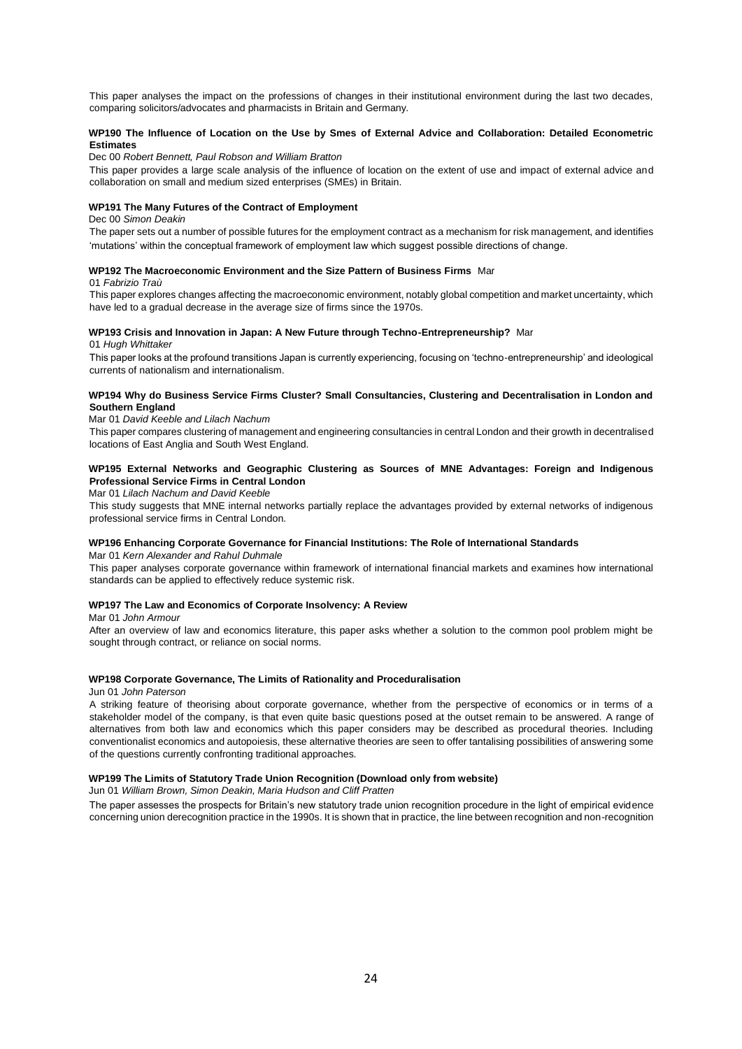This paper analyses the impact on the professions of changes in their institutional environment during the last two decades, comparing solicitors/advocates and pharmacists in Britain and Germany.

**WP190 The Influence of Location on the Use by Smes of External Advice and Collaboration: Detailed Econometric Estimates**

Dec 00 *Robert Bennett, Paul Robson and William Bratton*

This paper provides a large scale analysis of the influence of location on the extent of use and impact of external advice and collaboration on small and medium sized enterprises (SMEs) in Britain.

**WP191 The Many Futures of the Contract of Employment**

Dec 00 *Simon Deakin*

The paper sets out a number of possible futures for the employment contract as a mechanism for risk management, and identifies 'mutations' within the conceptual framework of employment law which suggest possible directions of change.

**WP192 The Macroeconomic Environment and the Size Pattern of Business Firms** Mar 01 *Fabrizio Traù*

This paper explores changes affecting the macroeconomic environment, notably global competition and market uncertainty, which have led to a gradual decrease in the average size of firms since the 1970s.

**WP193 Crisis and Innovation in Japan: A New Future through Techno-Entrepreneurship?** Mar 01 *Hugh Whittaker*

This paper looks at the profound transitions Japan is currently experiencing, focusing on 'techno-entrepreneurship' and ideological currents of nationalism and internationalism.

**WP194 Why do Business Service Firms Cluster? Small Consultancies, Clustering and Decentralisation in London and Southern England**

Mar 01 *David Keeble and Lilach Nachum*

This paper compares clustering of management and engineering consultancies in central London and their growth in decentralised locations of East Anglia and South West England.

**WP195 External Networks and Geographic Clustering as Sources of MNE Advantages: Foreign and Indigenous Professional Service Firms in Central London**

Mar 01 *Lilach Nachum and David Keeble*

This study suggests that MNE internal networks partially replace the advantages provided by external networks of indigenous professional service firms in Central London.

**WP196 Enhancing Corporate Governance for Financial Institutions: The Role of International Standards**

Mar 01 *Kern Alexander and Rahul Duhmale*

This paper analyses corporate governance within framework of international financial markets and examines how international standards can be applied to effectively reduce systemic risk.

**WP197 The Law and Economics of Corporate Insolvency: A Review**

Mar 01 *John Armour*

After an overview of law and economics literature, this paper asks whether a solution to the common pool problem might be sought through contract, or reliance on social norms.

**WP198 Corporate Governance, The Limits of Rationality and Proceduralisation**

Jun 01 *John Paterson*

A striking feature of theorising about corporate governance, whether from the perspective of economics or in terms of a stakeholder model of the company, is that even quite basic questions posed at the outset remain to be answered. A range of alternatives from both law and economics which this paper considers may be described as procedural theories. Including conventionalist economics and autopoiesis, these alternative theories are seen to offer tantalising possibilities of answering some of the questions currently confronting traditional approaches.

**WP199 The Limits of Statutory Trade Union Recognition (Download only from website)**

Jun 01 *William Brown, Simon Deakin, Maria Hudson and Cliff Pratten*

The paper assesses the prospects for Britain's new statutory trade union recognition procedure in the light of empirical evidence concerning union derecognition practice in the 1990s. It is shown that in practice, the line between recognition and non-recognition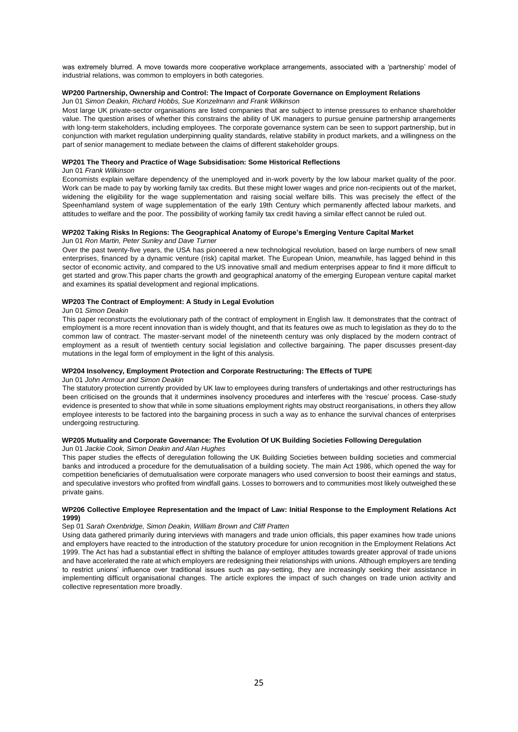was extremely blurred. A move towards more cooperative workplace arrangements, associated with a 'partnership' model of industrial relations, was common to employers in both categories.

**WP200 Partnership, Ownership and Control: The Impact of Corporate Governance on Employment Relations**

Jun 01 *Simon Deakin, Richard Hobbs, Sue Konzelmann and Frank Wilkinson*

Most large UK private-sector organisations are listed companies that are subject to intense pressures to enhance shareholder value. The question arises of whether this constrains the ability of UK managers to pursue genuine partnership arrangements with long-term stakeholders, including employees. The corporate governance system can be seen to support partnership, but in conjunction with market regulation underpinning quality standards, relative stability in product markets, and a willingness on the part of senior management to mediate between the claims of different stakeholder groups.

**WP201 The Theory and Practice of Wage Subsidisation: Some Historical Reflections**

Jun 01 *Frank Wilkinson*

Economists explain welfare dependency of the unemployed and in-work poverty by the low labour market quality of the poor. Work can be made to pay by working family tax credits. But these might lower wages and price non-recipients out of the market, widening the eligibility for the wage supplementation and raising social welfare bills. This was precisely the effect of the Speenhamland system of wage supplementation of the early 19th Century which permanently affected labour markets, and attitudes to welfare and the poor. The possibility of working family tax credit having a similar effect cannot be ruled out.

**WP202 Taking Risks In Regions: The Geographical Anatomy of Europe's Emerging Venture Capital Market**

Jun 01 *Ron Martin, Peter Sunley and Dave Turner*

Over the past twenty-five years, the USA has pioneered a new technological revolution, based on large numbers of new small enterprises, financed by a dynamic venture (risk) capital market. The European Union, meanwhile, has lagged behind in this sector of economic activity, and compared to the US innovative small and medium enterprises appear to find it more difficult to get started and grow.This paper charts the growth and geographical anatomy of the emerging European venture capital market and examines its spatial development and regional implications.

**WP203 The Contract of Employment: A Study in Legal Evolution**

Jun 01 *Simon Deakin*

This paper reconstructs the evolutionary path of the contract of employment in English law. It demonstrates that the contract of employment is a more recent innovation than is widely thought, and that its features owe as much to legislation as they do to the common law of contract. The master-servant model of the nineteenth century was only displaced by the modern contract of employment as a result of twentieth century social legislation and collective bargaining. The paper discusses present-day mutations in the legal form of employment in the light of this analysis.

**WP204 Insolvency, Employment Protection and Corporate Restructuring: The Effects of TUPE**

Jun 01 *John Armour and Simon Deakin*

The statutory protection currently provided by UK law to employees during transfers of undertakings and other restructurings has been criticised on the grounds that it undermines insolvency procedures and interferes with the 'rescue' process. Case-study evidence is presented to show that while in some situations employment rights may obstruct reorganisations, in others they allow employee interests to be factored into the bargaining process in such a way as to enhance the survival chances of enterprises undergoing restructuring.

**WP205 Mutuality and Corporate Governance: The Evolution Of UK Building Societies Following Deregulation**

Jun 01 *Jackie Cook, Simon Deakin and Alan Hughes*

This paper studies the effects of deregulation following the UK Building Societies between building societies and commercial banks and introduced a procedure for the demutualisation of a building society. The main Act 1986, which opened the way for competition beneficiaries of demutualisation were corporate managers who used conversion to boost their earnings and status, and speculative investors who profited from windfall gains. Losses to borrowers and to communities most likely outweighed these private gains.

**WP206 Collective Employee Representation and the Impact of Law: Initial Response to the Employment Relations Act 1999)**

Sep 01 *Sarah Oxenbridge, Simon Deakin, William Brown and Cliff Pratten*

Using data gathered primarily during interviews with managers and trade union officials, this paper examines how trade unions and employers have reacted to the introduction of the statutory procedure for union recognition in the Employment Relations Act 1999. The Act has had a substantial effect in shifting the balance of employer attitudes towards greater approval of trade unions and have accelerated the rate at which employers are redesigning their relationships with unions. Although employers are tending to restrict unions' influence over traditional issues such as pay-setting, they are increasingly seeking their assistance in implementing difficult organisational changes. The article explores the impact of such changes on trade union activity and collective representation more broadly.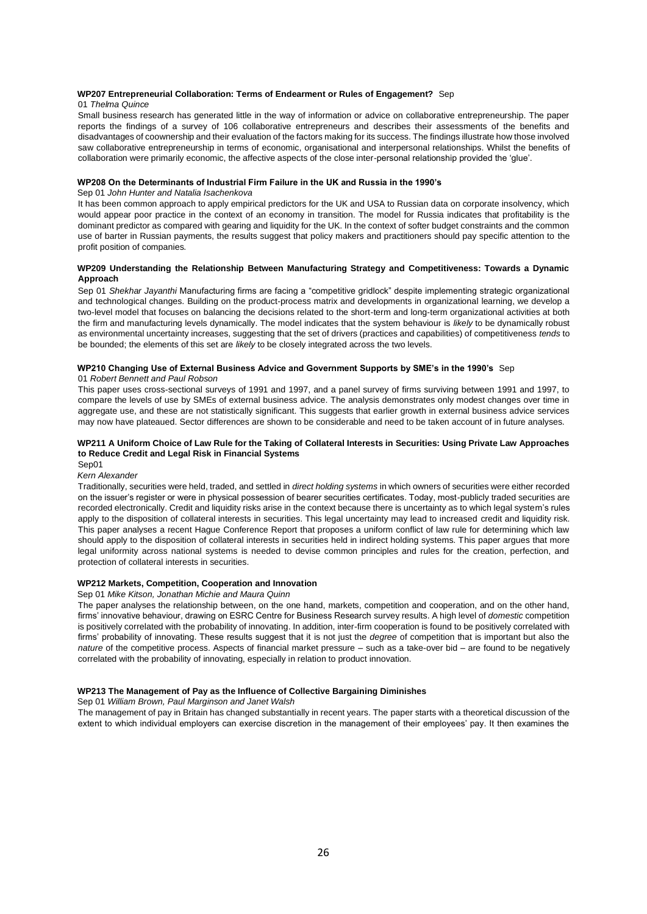**WP207 Entrepreneurial Collaboration: Terms of Endearment or Rules of Engagement?** Sep 01 *Thelma Quince*

Small business research has generated little in the way of information or advice on collaborative entrepreneurship. The paper reports the findings of a survey of 106 collaborative entrepreneurs and describes their assessments of the benefits and disadvantages of coownership and their evaluation of the factors making for its success. The findings illustrate how those involved saw collaborative entrepreneurship in terms of economic, organisational and interpersonal relationships. Whilst the benefits of collaboration were primarily economic, the affective aspects of the close inter-personal relationship provided the 'glue'.

**WP208 On the Determinants of Industrial Firm Failure in the UK and Russia in the 1990's**

Sep 01 *John Hunter and Natalia Isachenkova*

It has been common approach to apply empirical predictors for the UK and USA to Russian data on corporate insolvency, which would appear poor practice in the context of an economy in transition. The model for Russia indicates that profitability is the dominant predictor as compared with gearing and liquidity for the UK. In the context of softer budget constraints and the common use of barter in Russian payments, the results suggest that policy makers and practitioners should pay specific attention to the profit position of companies.

**WP209 Understanding the Relationship Between Manufacturing Strategy and Competitiveness: Towards a Dynamic Approach**

Sep 01 *Shekhar Jayanthi* Manufacturing firms are facing a "competitive gridlock" despite implementing strategic organizational and technological changes. Building on the product-process matrix and developments in organizational learning, we develop a two-level model that focuses on balancing the decisions related to the short-term and long-term organizational activities at both the firm and manufacturing levels dynamically. The model indicates that the system behaviour is *likely* to be dynamically robust as environmental uncertainty increases, suggesting that the set of drivers (practices and capabilities) of competitiveness *tends* to be bounded; the elements of this set are *likely* to be closely integrated across the two levels.

**WP210 Changing Use of External Business Advice and Government Supports by SME's in the 1990's** Sep 01 *Robert Bennett and Paul Robson*

This paper uses cross-sectional surveys of 1991 and 1997, and a panel survey of firms surviving between 1991 and 1997, to compare the levels of use by SMEs of external business advice. The analysis demonstrates only modest changes over time in aggregate use, and these are not statistically significant. This suggests that earlier growth in external business advice services may now have plateaued. Sector differences are shown to be considerable and need to be taken account of in future analyses.

**WP211 A Uniform Choice of Law Rule for the Taking of Collateral Interests in Securities: Using Private Law Approaches to Reduce Credit and Legal Risk in Financial Systems**

Sep01

*Kern Alexander*

Traditionally, securities were held, traded, and settled in *direct holding systems* in which owners of securities were either recorded on the issuer's register or were in physical possession of bearer securities certificates. Today, most-publicly traded securities are recorded electronically. Credit and liquidity risks arise in the context because there is uncertainty as to which legal system's rules apply to the disposition of collateral interests in securities. This legal uncertainty may lead to increased credit and liquidity risk. This paper analyses a recent Hague Conference Report that proposes a uniform conflict of law rule for determining which law should apply to the disposition of collateral interests in securities held in indirect holding systems. This paper argues that more legal uniformity across national systems is needed to devise common principles and rules for the creation, perfection, and protection of collateral interests in securities.

**WP212 Markets, Competition, Cooperation and Innovation**

Sep 01 *Mike Kitson, Jonathan Michie and Maura Quinn*

The paper analyses the relationship between, on the one hand, markets, competition and cooperation, and on the other hand, firms' innovative behaviour, drawing on ESRC Centre for Business Research survey results. A high level of *domestic* competition is positively correlated with the probability of innovating. In addition, inter-firm cooperation is found to be positively correlated with firms' probability of innovating. These results suggest that it is not just the *degree* of competition that is important but also the *nature* of the competitive process. Aspects of financial market pressure – such as a take-over bid – are found to be negatively correlated with the probability of innovating, especially in relation to product innovation.

**WP213 The Management of Pay as the Influence of Collective Bargaining Diminishes**

Sep 01 *William Brown, Paul Marginson and Janet Walsh*

The management of pay in Britain has changed substantially in recent years. The paper starts with a theoretical discussion of the extent to which individual employers can exercise discretion in the management of their employees' pay. It then examines the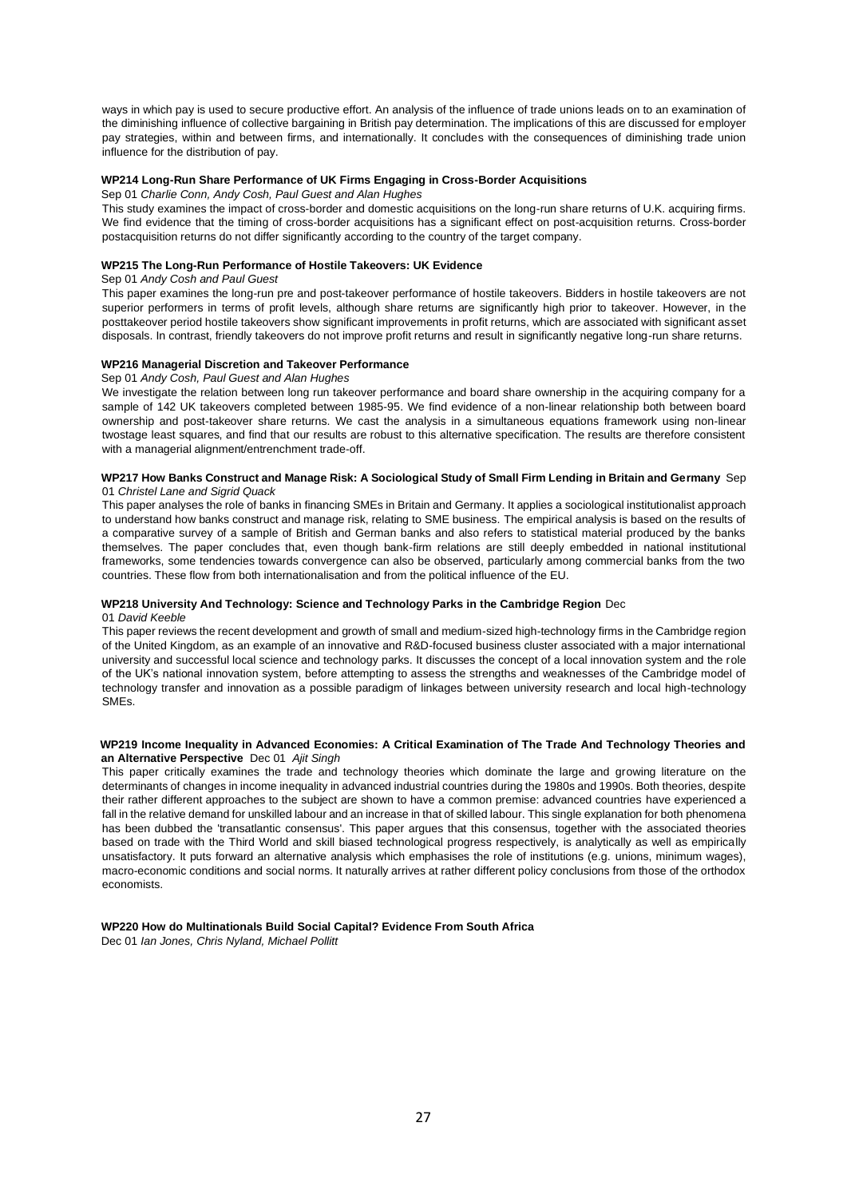ways in which pay is used to secure productive effort. An analysis of the influence of trade unions leads on to an examination of the diminishing influence of collective bargaining in British pay determination. The implications of this are discussed for employer pay strategies, within and between firms, and internationally. It concludes with the consequences of diminishing trade union influence for the distribution of pay.

**WP214 Long-Run Share Performance of UK Firms Engaging in Cross-Border Acquisitions**

Sep 01 *Charlie Conn, Andy Cosh, Paul Guest and Alan Hughes*

This study examines the impact of cross-border and domestic acquisitions on the long-run share returns of U.K. acquiring firms. We find evidence that the timing of cross-border acquisitions has a significant effect on post-acquisition returns. Cross-border postacquisition returns do not differ significantly according to the country of the target company.

**WP215 The Long-Run Performance of Hostile Takeovers: UK Evidence**

Sep 01 *Andy Cosh and Paul Guest*

This paper examines the long-run pre and post-takeover performance of hostile takeovers. Bidders in hostile takeovers are not superior performers in terms of profit levels, although share returns are significantly high prior to takeover. However, in the posttakeover period hostile takeovers show significant improvements in profit returns, which are associated with significant asset disposals. In contrast, friendly takeovers do not improve profit returns and result in significantly negative long-run share returns.

**WP216 Managerial Discretion and Takeover Performance**

Sep 01 *Andy Cosh, Paul Guest and Alan Hughes*

We investigate the relation between long run takeover performance and board share ownership in the acquiring company for a sample of 142 UK takeovers completed between 1985-95. We find evidence of a non-linear relationship both between board ownership and post-takeover share returns. We cast the analysis in a simultaneous equations framework using non-linear twostage least squares, and find that our results are robust to this alternative specification. The results are therefore consistent with a managerial alignment/entrenchment trade-off.

**WP217 How Banks Construct and Manage Risk: A Sociological Study of Small Firm Lending in Britain and Germany** Sep 01 *Christel Lane and Sigrid Quack*

This paper analyses the role of banks in financing SMEs in Britain and Germany. It applies a sociological institutionalist approach to understand how banks construct and manage risk, relating to SME business. The empirical analysis is based on the results of a comparative survey of a sample of British and German banks and also refers to statistical material produced by the banks themselves. The paper concludes that, even though bank-firm relations are still deeply embedded in national institutional frameworks, some tendencies towards convergence can also be observed, particularly among commercial banks from the two countries. These flow from both internationalisation and from the political influence of the EU.

**WP218 University And Technology: Science and Technology Parks in the Cambridge Region** Dec 01 *David Keeble*

This paper reviews the recent development and growth of small and medium-sized high-technology firms in the Cambridge region of the United Kingdom, as an example of an innovative and R&D-focused business cluster associated with a major international university and successful local science and technology parks. It discusses the concept of a local innovation system and the role of the UK's national innovation system, before attempting to assess the strengths and weaknesses of the Cambridge model of technology transfer and innovation as a possible paradigm of linkages between university research and local high-technology SMEs.

**WP219 Income Inequality in Advanced Economies: A Critical Examination of The Trade And Technology Theories and an Alternative Perspective** Dec 01 *Ajit Singh*

This paper critically examines the trade and technology theories which dominate the large and growing literature on the determinants of changes in income inequality in advanced industrial countries during the 1980s and 1990s. Both theories, despite their rather different approaches to the subject are shown to have a common premise: advanced countries have experienced a fall in the relative demand for unskilled labour and an increase in that of skilled labour. This single explanation for both phenomena has been dubbed the 'transatlantic consensus'. This paper argues that this consensus, together with the associated theories based on trade with the Third World and skill biased technological progress respectively, is analytically as well as empirically unsatisfactory. It puts forward an alternative analysis which emphasises the role of institutions (e.g. unions, minimum wages), macro-economic conditions and social norms. It naturally arrives at rather different policy conclusions from those of the orthodox economists.

**WP220 How do Multinationals Build Social Capital? Evidence From South Africa**

Dec 01 *Ian Jones, Chris Nyland, Michael Pollitt*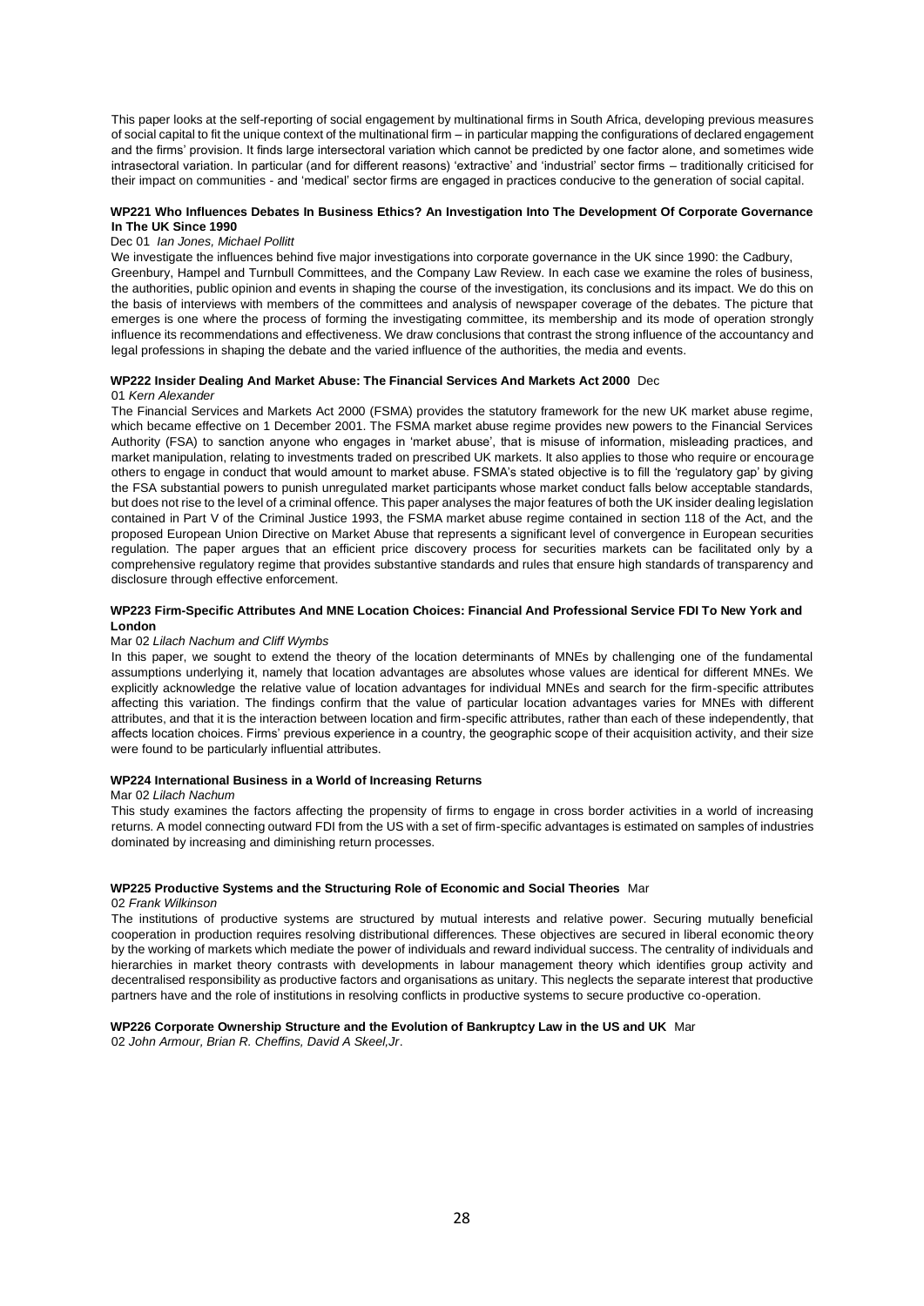This paper looks at the self-reporting of social engagement by multinational firms in South Africa, developing previous measures of social capital to fit the unique context of the multinational firm – in particular mapping the configurations of declared engagement and the firms' provision. It finds large intersectoral variation which cannot be predicted by one factor alone, and sometimes wide intrasectoral variation. In particular (and for different reasons) 'extractive' and 'industrial' sector firms – traditionally criticised for their impact on communities - and 'medical' sector firms are engaged in practices conducive to the generation of social capital.

**WP221 Who Influences Debates In Business Ethics? An Investigation Into The Development Of Corporate Governance In The UK Since 1990**

Dec 01 *Ian Jones, Michael Pollitt*

We investigate the influences behind five major investigations into corporate governance in the UK since 1990: the Cadbury, Greenbury, Hampel and Turnbull Committees, and the Company Law Review. In each case we examine the roles of business, the authorities, public opinion and events in shaping the course of the investigation, its conclusions and its impact. We do this on the basis of interviews with members of the committees and analysis of newspaper coverage of the debates. The picture that emerges is one where the process of forming the investigating committee, its membership and its mode of operation strongly influence its recommendations and effectiveness. We draw conclusions that contrast the strong influence of the accountancy and legal professions in shaping the debate and the varied influence of the authorities, the media and events.

**WP222 Insider Dealing And Market Abuse: The Financial Services And Markets Act 2000** Dec 01 *Kern Alexander*

The Financial Services and Markets Act 2000 (FSMA) provides the statutory framework for the new UK market abuse regime, which became effective on 1 December 2001. The FSMA market abuse regime provides new powers to the Financial Services Authority (FSA) to sanction anyone who engages in 'market abuse', that is misuse of information, misleading practices, and market manipulation, relating to investments traded on prescribed UK markets. It also applies to those who require or encourage others to engage in conduct that would amount to market abuse. FSMA's stated objective is to fill the 'regulatory gap' by giving the FSA substantial powers to punish unregulated market participants whose market conduct falls below acceptable standards, but does not rise to the level of a criminal offence. This paper analyses the major features of both the UK insider dealing legislation contained in Part V of the Criminal Justice 1993, the FSMA market abuse regime contained in section 118 of the Act, and the proposed European Union Directive on Market Abuse that represents a significant level of convergence in European securities regulation. The paper argues that an efficient price discovery process for securities markets can be facilitated only by a comprehensive regulatory regime that provides substantive standards and rules that ensure high standards of transparency and disclosure through effective enforcement.

**WP223 Firm-Specific Attributes And MNE Location Choices: Financial And Professional Service FDI To New York and London**

Mar 02 *Lilach Nachum and Cliff Wymbs*

In this paper, we sought to extend the theory of the location determinants of MNEs by challenging one of the fundamental assumptions underlying it, namely that location advantages are absolutes whose values are identical for different MNEs. We explicitly acknowledge the relative value of location advantages for individual MNEs and search for the firm-specific attributes affecting this variation. The findings confirm that the value of particular location advantages varies for MNEs with different attributes, and that it is the interaction between location and firm-specific attributes, rather than each of these independently, that affects location choices. Firms' previous experience in a country, the geographic scope of their acquisition activity, and their size were found to be particularly influential attributes.

**WP224 International Business in a World of Increasing Returns**

Mar 02 *Lilach Nachum*

This study examines the factors affecting the propensity of firms to engage in cross border activities in a world of increasing returns. A model connecting outward FDI from the US with a set of firm-specific advantages is estimated on samples of industries dominated by increasing and diminishing return processes.

**WP225 Productive Systems and the Structuring Role of Economic and Social Theories** Mar 02 *Frank Wilkinson*

The institutions of productive systems are structured by mutual interests and relative power. Securing mutually beneficial cooperation in production requires resolving distributional differences. These objectives are secured in liberal economic theory by the working of markets which mediate the power of individuals and reward individual success. The centrality of individuals and hierarchies in market theory contrasts with developments in labour management theory which identifies group activity and decentralised responsibility as productive factors and organisations as unitary. This neglects the separate interest that productive partners have and the role of institutions in resolving conflicts in productive systems to secure productive co-operation.

**WP226 Corporate Ownership Structure and the Evolution of Bankruptcy Law in the US and UK** Mar 02 *John Armour, Brian R. Cheffins, David A Skeel,Jr.*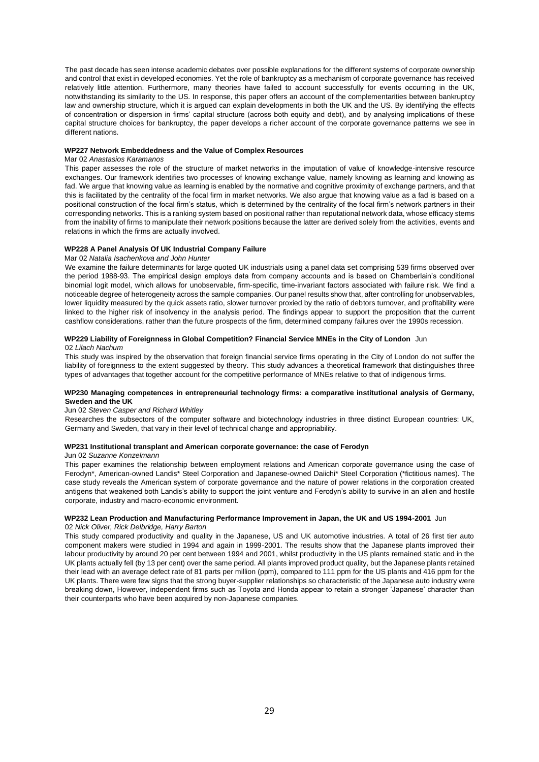The past decade has seen intense academic debates over possible explanations for the different systems of corporate ownership and control that exist in developed economies. Yet the role of bankruptcy as a mechanism of corporate governance has received relatively little attention. Furthermore, many theories have failed to account successfully for events occurring in the UK, notwithstanding its similarity to the US. In response, this paper offers an account of the complementarities between bankruptcy law and ownership structure, which it is argued can explain developments in both the UK and the US. By identifying the effects of concentration or dispersion in firms' capital structure (across both equity and debt), and by analysing implications of these capital structure choices for bankruptcy, the paper develops a richer account of the corporate governance patterns we see in different nations.

**WP227 Network Embeddedness and the Value of Complex Resources**

Mar 02 *Anastasios Karamanos*

This paper assesses the role of the structure of market networks in the imputation of value of knowledge-intensive resource exchanges. Our framework identifies two processes of knowing exchange value, namely knowing as learning and knowing as fad. We argue that knowing value as learning is enabled by the normative and cognitive proximity of exchange partners, and that this is facilitated by the centrality of the focal firm in market networks. We also argue that knowing value as a fad is based on a positional construction of the focal firm's status, which is determined by the centrality of the focal firm's network partners in their corresponding networks. This is a ranking system based on positional rather than reputational network data, whose efficacy stems from the inability of firms to manipulate their network positions because the latter are derived solely from the activities, events and relations in which the firms are actually involved.

**WP228 A Panel Analysis Of UK Industrial Company Failure**

Mar 02 *Natalia Isachenkova and John Hunter*

We examine the failure determinants for large quoted UK industrials using a panel data set comprising 539 firms observed over the period 1988-93. The empirical design employs data from company accounts and is based on Chamberlain's conditional binomial logit model, which allows for unobservable, firm-specific, time-invariant factors associated with failure risk. We find a noticeable degree of heterogeneity across the sample companies. Our panel results show that, after controlling for unobservables, lower liquidity measured by the quick assets ratio, slower turnover proxied by the ratio of debtors turnover, and profitability were linked to the higher risk of insolvency in the analysis period. The findings appear to support the proposition that the current cashflow considerations, rather than the future prospects of the firm, determined company failures over the 1990s recession.

**WP229 Liability of Foreignness in Global Competition? Financial Service MNEs in the City of London** Jun 02 *Lilach Nachum*

This study was inspired by the observation that foreign financial service firms operating in the City of London do not suffer the liability of foreignness to the extent suggested by theory. This study advances a theoretical framework that distinguishes three types of advantages that together account for the competitive performance of MNEs relative to that of indigenous firms.

**WP230 Managing competences in entrepreneurial technology firms: a comparative institutional analysis of Germany, Sweden and the UK**

Jun 02 *Steven Casper and Richard Whitley*

Researches the subsectors of the computer software and biotechnology industries in three distinct European countries: UK, Germany and Sweden, that vary in their level of technical change and appropriability.

**WP231 Institutional transplant and American corporate governance: the case of Ferodyn**

Jun 02 *Suzanne Konzelmann*

This paper examines the relationship between employment relations and American corporate governance using the case of Ferodyn*, American-owned Landis* Steel Corporation and Japanese-owned Daiichi* Steel Corporation (*fictitious names). The case study reveals the American system of corporate governance and the nature of power relations in the corporation created antigens that weakened both Landis's ability to support the joint venture and Ferodyn's ability to survive in an alien and hostile corporate, industry and macro-economic environment.

**WP232 Lean Production and Manufacturing Performance Improvement in Japan, the UK and US 1994-2001** Jun 02 *Nick Oliver, Rick Delbridge, Harry Barton*

This study compared productivity and quality in the Japanese, US and UK automotive industries. A total of 26 first tier auto component makers were studied in 1994 and again in 1999-2001. The results show that the Japanese plants improved their labour productivity by around 20 per cent between 1994 and 2001, whilst productivity in the US plants remained static and in the UK plants actually fell (by 13 per cent) over the same period. All plants improved product quality, but the Japanese plants retained their lead with an average defect rate of 81 parts per million (ppm), compared to 111 ppm for the US plants and 416 ppm for the UK plants. There were few signs that the strong buyer-supplier relationships so characteristic of the Japanese auto industry were breaking down, However, independent firms such as Toyota and Honda appear to retain a stronger 'Japanese' character than their counterparts who have been acquired by non-Japanese companies.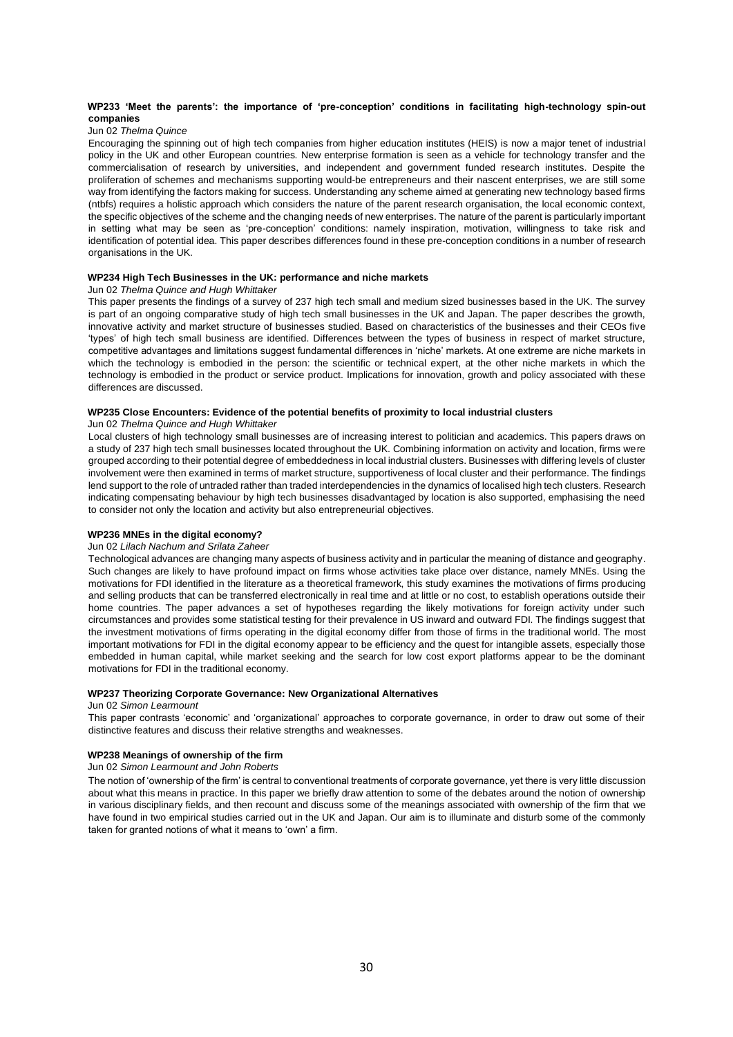**WP233 'Meet the parents': the importance of 'pre-conception' conditions in facilitating high-technology spin-out companies**

Jun 02 *Thelma Quince*

Encouraging the spinning out of high tech companies from higher education institutes (HEIS) is now a major tenet of industrial policy in the UK and other European countries. New enterprise formation is seen as a vehicle for technology transfer and the commercialisation of research by universities, and independent and government funded research institutes. Despite the proliferation of schemes and mechanisms supporting would-be entrepreneurs and their nascent enterprises, we are still some way from identifying the factors making for success. Understanding any scheme aimed at generating new technology based firms (ntbfs) requires a holistic approach which considers the nature of the parent research organisation, the local economic context, the specific objectives of the scheme and the changing needs of new enterprises. The nature of the parent is particularly important in setting what may be seen as 'pre-conception' conditions: namely inspiration, motivation, willingness to take risk and identification of potential idea. This paper describes differences found in these pre-conception conditions in a number of research organisations in the UK.

**WP234 High Tech Businesses in the UK: performance and niche markets**

Jun 02 *Thelma Quince and Hugh Whittaker*

This paper presents the findings of a survey of 237 high tech small and medium sized businesses based in the UK. The survey is part of an ongoing comparative study of high tech small businesses in the UK and Japan. The paper describes the growth, innovative activity and market structure of businesses studied. Based on characteristics of the businesses and their CEOs five 'types' of high tech small business are identified. Differences between the types of business in respect of market structure, competitive advantages and limitations suggest fundamental differences in 'niche' markets. At one extreme are niche markets in which the technology is embodied in the person: the scientific or technical expert, at the other niche markets in which the technology is embodied in the product or service product. Implications for innovation, growth and policy associated with these differences are discussed.

**WP235 Close Encounters: Evidence of the potential benefits of proximity to local industrial clusters**

Jun 02 *Thelma Quince and Hugh Whittaker*

Local clusters of high technology small businesses are of increasing interest to politician and academics. This papers draws on a study of 237 high tech small businesses located throughout the UK. Combining information on activity and location, firms were grouped according to their potential degree of embeddedness in local industrial clusters. Businesses with differing levels of cluster involvement were then examined in terms of market structure, supportiveness of local cluster and their performance. The findings lend support to the role of untraded rather than traded interdependencies in the dynamics of localised high tech clusters. Research indicating compensating behaviour by high tech businesses disadvantaged by location is also supported, emphasising the need to consider not only the location and activity but also entrepreneurial objectives.

**WP236 MNEs in the digital economy?**

Jun 02 *Lilach Nachum and Srilata Zaheer*

Technological advances are changing many aspects of business activity and in particular the meaning of distance and geography. Such changes are likely to have profound impact on firms whose activities take place over distance, namely MNEs. Using the motivations for FDI identified in the literature as a theoretical framework, this study examines the motivations of firms producing and selling products that can be transferred electronically in real time and at little or no cost, to establish operations outside their home countries. The paper advances a set of hypotheses regarding the likely motivations for foreign activity under such circumstances and provides some statistical testing for their prevalence in US inward and outward FDI. The findings suggest that the investment motivations of firms operating in the digital economy differ from those of firms in the traditional world. The most important motivations for FDI in the digital economy appear to be efficiency and the quest for intangible assets, especially those embedded in human capital, while market seeking and the search for low cost export platforms appear to be the dominant motivations for FDI in the traditional economy.

**WP237 Theorizing Corporate Governance: New Organizational Alternatives**

Jun 02 *Simon Learmount*

This paper contrasts 'economic' and 'organizational' approaches to corporate governance, in order to draw out some of their distinctive features and discuss their relative strengths and weaknesses.

**WP238 Meanings of ownership of the firm**

Jun 02 *Simon Learmount and John Roberts*

The notion of 'ownership of the firm' is central to conventional treatments of corporate governance, yet there is very little discussion about what this means in practice. In this paper we briefly draw attention to some of the debates around the notion of ownership in various disciplinary fields, and then recount and discuss some of the meanings associated with ownership of the firm that we have found in two empirical studies carried out in the UK and Japan. Our aim is to illuminate and disturb some of the commonly taken for granted notions of what it means to 'own' a firm.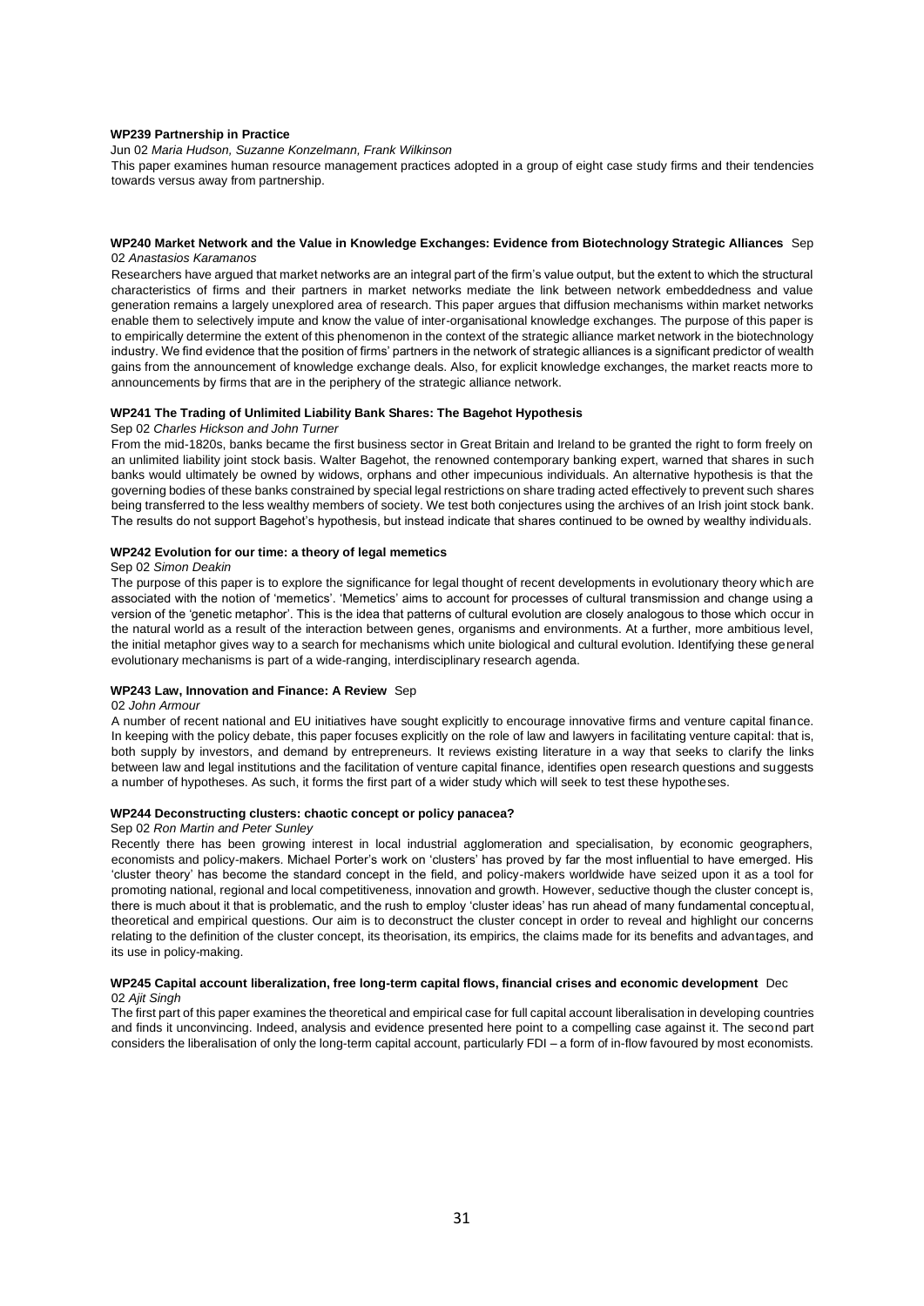**WP239 Partnership in Practice**

Jun 02 *Maria Hudson, Suzanne Konzelmann, Frank Wilkinson*

This paper examines human resource management practices adopted in a group of eight case study firms and their tendencies towards versus away from partnership.

**WP240 Market Network and the Value in Knowledge Exchanges: Evidence from Biotechnology Strategic Alliances** Sep 02 *Anastasios Karamanos*

Researchers have argued that market networks are an integral part of the firm's value output, but the extent to which the structural characteristics of firms and their partners in market networks mediate the link between network embeddedness and value generation remains a largely unexplored area of research. This paper argues that diffusion mechanisms within market networks enable them to selectively impute and know the value of inter-organisational knowledge exchanges. The purpose of this paper is to empirically determine the extent of this phenomenon in the context of the strategic alliance market network in the biotechnology industry. We find evidence that the position of firms' partners in the network of strategic alliances is a significant predictor of wealth gains from the announcement of knowledge exchange deals. Also, for explicit knowledge exchanges, the market reacts more to announcements by firms that are in the periphery of the strategic alliance network.

**WP241 The Trading of Unlimited Liability Bank Shares: The Bagehot Hypothesis**

Sep 02 *Charles Hickson and John Turner*

From the mid-1820s, banks became the first business sector in Great Britain and Ireland to be granted the right to form freely on an unlimited liability joint stock basis. Walter Bagehot, the renowned contemporary banking expert, warned that shares in such banks would ultimately be owned by widows, orphans and other impecunious individuals. An alternative hypothesis is that the governing bodies of these banks constrained by special legal restrictions on share trading acted effectively to prevent such shares being transferred to the less wealthy members of society. We test both conjectures using the archives of an Irish joint stock bank. The results do not support Bagehot's hypothesis, but instead indicate that shares continued to be owned by wealthy individuals.

**WP242 Evolution for our time: a theory of legal memetics**

Sep 02 *Simon Deakin*

The purpose of this paper is to explore the significance for legal thought of recent developments in evolutionary theory which are associated with the notion of 'memetics'. 'Memetics' aims to account for processes of cultural transmission and change using a version of the 'genetic metaphor'. This is the idea that patterns of cultural evolution are closely analogous to those which occur in the natural world as a result of the interaction between genes, organisms and environments. At a further, more ambitious level, the initial metaphor gives way to a search for mechanisms which unite biological and cultural evolution. Identifying these general evolutionary mechanisms is part of a wide-ranging, interdisciplinary research agenda.

**WP243 Law, Innovation and Finance: A Review** Sep 02 *John Armour*

A number of recent national and EU initiatives have sought explicitly to encourage innovative firms and venture capital finance. In keeping with the policy debate, this paper focuses explicitly on the role of law and lawyers in facilitating venture capital: that is, both supply by investors, and demand by entrepreneurs. It reviews existing literature in a way that seeks to clarify the links between law and legal institutions and the facilitation of venture capital finance, identifies open research questions and suggests a number of hypotheses. As such, it forms the first part of a wider study which will seek to test these hypotheses.

**WP244 Deconstructing clusters: chaotic concept or policy panacea?**

Sep 02 *Ron Martin and Peter Sunley*

Recently there has been growing interest in local industrial agglomeration and specialisation, by economic geographers, economists and policy-makers. Michael Porter's work on 'clusters' has proved by far the most influential to have emerged. His 'cluster theory' has become the standard concept in the field, and policy-makers worldwide have seized upon it as a tool for promoting national, regional and local competitiveness, innovation and growth. However, seductive though the cluster concept is, there is much about it that is problematic, and the rush to employ 'cluster ideas' has run ahead of many fundamental conceptual, theoretical and empirical questions. Our aim is to deconstruct the cluster concept in order to reveal and highlight our concerns relating to the definition of the cluster concept, its theorisation, its empirics, the claims made for its benefits and advantages, and its use in policy-making.

**WP245 Capital account liberalization, free long-term capital flows, financial crises and economic development** Dec 02 *Ajit Singh*

The first part of this paper examines the theoretical and empirical case for full capital account liberalisation in developing countries and finds it unconvincing. Indeed, analysis and evidence presented here point to a compelling case against it. The second part considers the liberalisation of only the long-term capital account, particularly FDI – a form of in-flow favoured by most economists.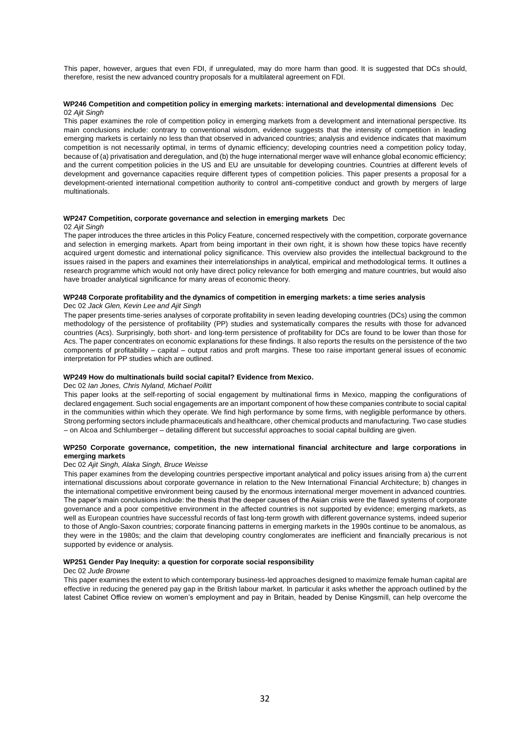This paper, however, argues that even FDI, if unregulated, may do more harm than good. It is suggested that DCs should, therefore, resist the new advanced country proposals for a multilateral agreement on FDI.

**WP246 Competition and competition policy in emerging markets: international and developmental dimensions** Dec 02 *Ajit Singh*

This paper examines the role of competition policy in emerging markets from a development and international perspective. Its main conclusions include: contrary to conventional wisdom, evidence suggests that the intensity of competition in leading emerging markets is certainly no less than that observed in advanced countries; analysis and evidence indicates that maximum competition is not necessarily optimal, in terms of dynamic efficiency; developing countries need a competition policy today, because of (a) privatisation and deregulation, and (b) the huge international merger wave will enhance global economic efficiency; and the current competition policies in the US and EU are unsuitable for developing countries. Countries at different levels of development and governance capacities require different types of competition policies. This paper presents a proposal for a development-oriented international competition authority to control anti-competitive conduct and growth by mergers of large multinationals.

**WP247 Competition, corporate governance and selection in emerging markets** Dec 02 *Ajit Singh*

The paper introduces the three articles in this Policy Feature, concerned respectively with the competition, corporate governance and selection in emerging markets. Apart from being important in their own right, it is shown how these topics have recently acquired urgent domestic and international policy significance. This overview also provides the intellectual background to the issues raised in the papers and examines their interrelationships in analytical, empirical and methodological terms. It outlines a research programme which would not only have direct policy relevance for both emerging and mature countries, but would also have broader analytical significance for many areas of economic theory.

**WP248 Corporate profitability and the dynamics of competition in emerging markets: a time series analysis**

Dec 02 *Jack Glen, Kevin Lee and Ajit Singh*

The paper presents time-series analyses of corporate profitability in seven leading developing countries (DCs) using the common methodology of the persistence of profitability (PP) studies and systematically compares the results with those for advanced countries (Acs). Surprisingly, both short- and long-term persistence of profitability for DCs are found to be lower than those for Acs. The paper concentrates on economic explanations for these findings. It also reports the results on the persistence of the two components of profitability – capital – output ratios and proft margins. These too raise important general issues of economic interpretation for PP studies which are outlined.

**WP249 How do multinationals build social capital? Evidence from Mexico.**

Dec 02 *Ian Jones, Chris Nyland, Michael Pollitt*

This paper looks at the self-reporting of social engagement by multinational firms in Mexico, mapping the configurations of declared engagement. Such social engagements are an important component of how these companies contribute to social capital in the communities within which they operate. We find high performance by some firms, with negligible performance by others. Strong performing sectors include pharmaceuticals and healthcare, other chemical products and manufacturing. Two case studies – on Alcoa and Schlumberger – detailing different but successful approaches to social capital building are given.

**WP250 Corporate governance, competition, the new international financial architecture and large corporations in emerging markets**

Dec 02 *Ajit Singh, Alaka Singh, Bruce Weisse*

This paper examines from the developing countries perspective important analytical and policy issues arising from a) the current international discussions about corporate governance in relation to the New International Financial Architecture; b) changes in the international competitive environment being caused by the enormous international merger movement in advanced countries. The paper's main conclusions include: the thesis that the deeper causes of the Asian crisis were the flawed systems of corporate governance and a poor competitive environment in the affected countries is not supported by evidence; emerging markets, as well as European countries have successful records of fast long-term growth with different governance systems, indeed superior to those of Anglo-Saxon countries; corporate financing patterns in emerging markets in the 1990s continue to be anomalous, as they were in the 1980s; and the claim that developing country conglomerates are inefficient and financially precarious is not supported by evidence or analysis.

**WP251 Gender Pay Inequity: a question for corporate social responsibility**

Dec 02 *Jude Browne*

This paper examines the extent to which contemporary business-led approaches designed to maximize female human capital are effective in reducing the genered pay gap in the British labour market. In particular it asks whether the approach outlined by the latest Cabinet Office review on women's employment and pay in Britain, headed by Denise Kingsmill, can help overcome the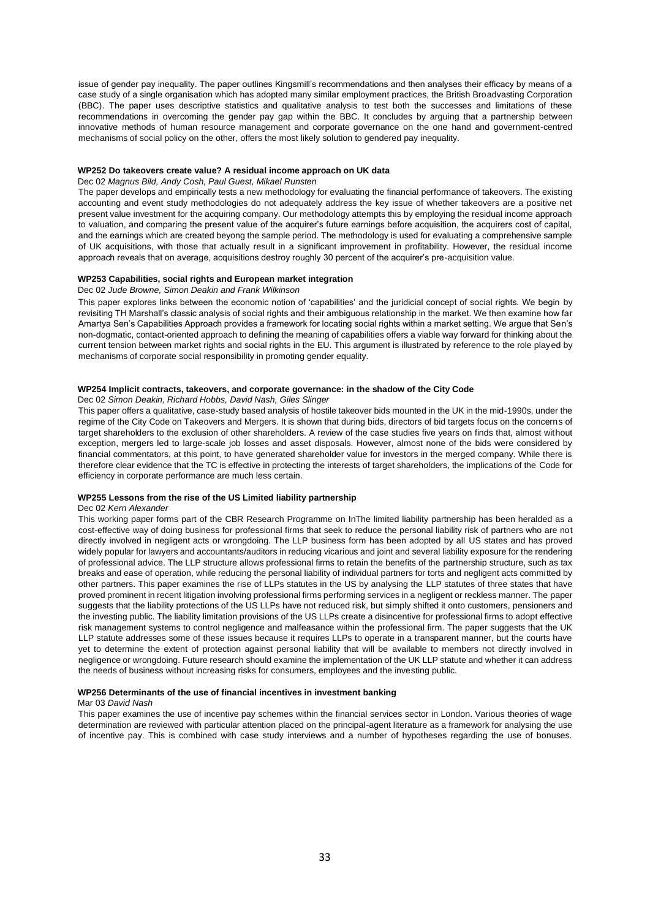issue of gender pay inequality. The paper outlines Kingsmill's recommendations and then analyses their efficacy by means of a case study of a single organisation which has adopted many similar employment practices, the British Broadvasting Corporation (BBC). The paper uses descriptive statistics and qualitative analysis to test both the successes and limitations of these recommendations in overcoming the gender pay gap within the BBC. It concludes by arguing that a partnership between innovative methods of human resource management and corporate governance on the one hand and government-centred mechanisms of social policy on the other, offers the most likely solution to gendered pay inequality.

**WP252 Do takeovers create value? A residual income approach on UK data**

Dec 02 *Magnus Bild, Andy Cosh, Paul Guest, Mikael Runsten*

The paper develops and empirically tests a new methodology for evaluating the financial performance of takeovers. The existing accounting and event study methodologies do not adequately address the key issue of whether takeovers are a positive net present value investment for the acquiring company. Our methodology attempts this by employing the residual income approach to valuation, and comparing the present value of the acquirer's future earnings before acquisition, the acquirers cost of capital, and the earnings which are created beyong the sample period. The methodology is used for evaluating a comprehensive sample of UK acquisitions, with those that actually result in a significant improvement in profitability. However, the residual income approach reveals that on average, acquisitions destroy roughly 30 percent of the acquirer's pre-acquisition value.

**WP253 Capabilities, social rights and European market integration**

Dec 02 *Jude Browne, Simon Deakin and Frank Wilkinson*

This paper explores links between the economic notion of 'capabilities' and the juridicial concept of social rights. We begin by revisiting TH Marshall's classic analysis of social rights and their ambiguous relationship in the market. We then examine how far Amartya Sen's Capabilities Approach provides a framework for locating social rights within a market setting. We argue that Sen's non-dogmatic, contact-oriented approach to defining the meaning of capabilities offers a viable way forward for thinking about the current tension between market rights and social rights in the EU. This argument is illustrated by reference to the role played by mechanisms of corporate social responsibility in promoting gender equality.

**WP254 Implicit contracts, takeovers, and corporate governance: in the shadow of the City Code**

Dec 02 *Simon Deakin, Richard Hobbs, David Nash, Giles Slinger*

This paper offers a qualitative, case-study based analysis of hostile takeover bids mounted in the UK in the mid-1990s, under the regime of the City Code on Takeovers and Mergers. It is shown that during bids, directors of bid targets focus on the concerns of target shareholders to the exclusion of other shareholders. A review of the case studies five years on finds that, almost without exception, mergers led to large-scale job losses and asset disposals. However, almost none of the bids were considered by financial commentators, at this point, to have generated shareholder value for investors in the merged company. While there is therefore clear evidence that the TC is effective in protecting the interests of target shareholders, the implications of the Code for efficiency in corporate performance are much less certain.

**WP255 Lessons from the rise of the US Limited liability partnership**

Dec 02 *Kern Alexander*

This working paper forms part of the CBR Research Programme on InThe limited liability partnership has been heralded as a cost-effective way of doing business for professional firms that seek to reduce the personal liability risk of partners who are not directly involved in negligent acts or wrongdoing. The LLP business form has been adopted by all US states and has proved widely popular for lawyers and accountants/auditors in reducing vicarious and joint and several liability exposure for the rendering of professional advice. The LLP structure allows professional firms to retain the benefits of the partnership structure, such as tax breaks and ease of operation, while reducing the personal liability of individual partners for torts and negligent acts committed by other partners. This paper examines the rise of LLPs statutes in the US by analysing the LLP statutes of three states that have proved prominent in recent litigation involving professional firms performing services in a negligent or reckless manner. The paper suggests that the liability protections of the US LLPs have not reduced risk, but simply shifted it onto customers, pensioners and the investing public. The liability limitation provisions of the US LLPs create a disincentive for professional firms to adopt effective risk management systems to control negligence and malfeasance within the professional firm. The paper suggests that the UK LLP statute addresses some of these issues because it requires LLPs to operate in a transparent manner, but the courts have yet to determine the extent of protection against personal liability that will be available to members not directly involved in negligence or wrongdoing. Future research should examine the implementation of the UK LLP statute and whether it can address the needs of business without increasing risks for consumers, employees and the investing public.

**WP256 Determinants of the use of financial incentives in investment banking**

Mar 03 *David Nash*

This paper examines the use of incentive pay schemes within the financial services sector in London. Various theories of wage determination are reviewed with particular attention placed on the principal-agent literature as a framework for analysing the use of incentive pay. This is combined with case study interviews and a number of hypotheses regarding the use of bonuses.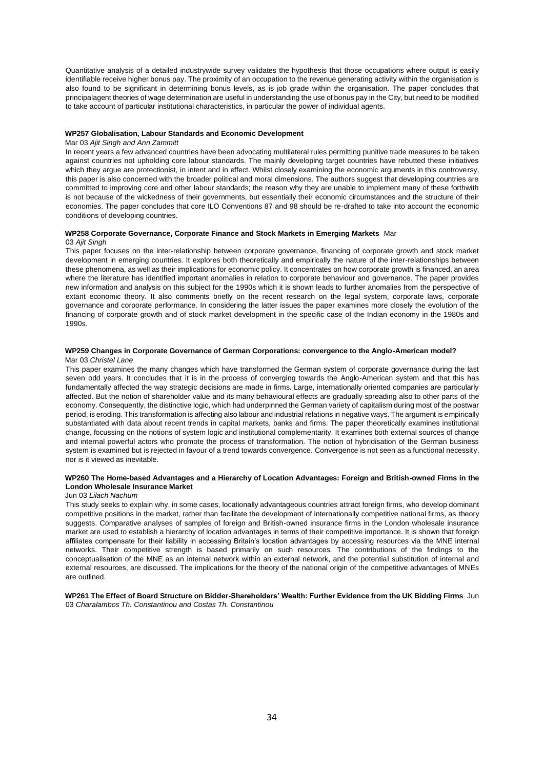Quantitative analysis of a detailed industrywide survey validates the hypothesis that those occupations where output is easily identifiable receive higher bonus pay. The proximity of an occupation to the revenue generating activity within the organisation is also found to be significant in determining bonus levels, as is job grade within the organisation. The paper concludes that principalagent theories of wage determination are useful in understanding the use of bonus pay in the City, but need to be modified to take account of particular institutional characteristics, in particular the power of individual agents.

**WP257 Globalisation, Labour Standards and Economic Development**
Mar 03 *Ajit Singh and Ann Zammitt*

In recent years a few advanced countries have been advocating multilateral rules permitting punitive trade measures to be taken against countries not upholding core labour standards. The mainly developing target countries have rebutted these initiatives which they argue are protectionist, in intent and in effect. Whilst closely examining the economic arguments in this controversy, this paper is also concerned with the broader political and moral dimensions. The authors suggest that developing countries are committed to improving core and other labour standards; the reason why they are unable to implement many of these forthwith is not because of the wickedness of their governments, but essentially their economic circumstances and the structure of their economies. The paper concludes that core ILO Conventions 87 and 98 should be re-drafted to take into account the economic conditions of developing countries.

**WP258 Corporate Governance, Corporate Finance and Stock Markets in Emerging Markets** Mar 03 *Ajit Singh*

This paper focuses on the inter-relationship between corporate governance, financing of corporate growth and stock market development in emerging countries. It explores both theoretically and empirically the nature of the inter-relationships between these phenomena, as well as their implications for economic policy. It concentrates on how corporate growth is financed, an area where the literature has identified important anomalies in relation to corporate behaviour and governance. The paper provides new information and analysis on this subject for the 1990s which it is shown leads to further anomalies from the perspective of extant economic theory. It also comments briefly on the recent research on the legal system, corporate laws, corporate governance and corporate performance. In considering the latter issues the paper examines more closely the evolution of the financing of corporate growth and of stock market development in the specific case of the Indian economy in the 1980s and 1990s.

**WP259 Changes in Corporate Governance of German Corporations: convergence to the Anglo-American model?**
Mar 03 *Christel Lane*

This paper examines the many changes which have transformed the German system of corporate governance during the last seven odd years. It concludes that it is in the process of converging towards the Anglo-American system and that this has fundamentally affected the way strategic decisions are made in firms. Large, internationally oriented companies are particularly affected. But the notion of shareholder value and its many behavioural effects are gradually spreading also to other parts of the economy. Consequently, the distinctive logic, which had underpinned the German variety of capitalism during most of the postwar period, is eroding. This transformation is affecting also labour and industrial relations in negative ways. The argument is empirically substantiated with data about recent trends in capital markets, banks and firms. The paper theoretically examines institutional change, focussing on the notions of system logic and institutional complementarity. It examines both external sources of change and internal powerful actors who promote the process of transformation. The notion of hybridisation of the German business system is examined but is rejected in favour of a trend towards convergence. Convergence is not seen as a functional necessity, nor is it viewed as inevitable.

**WP260 The Home-based Advantages and a Hierarchy of Location Advantages: Foreign and British-owned Firms in the London Wholesale Insurance Market**
Jun 03 *Lilach Nachum*

This study seeks to explain why, in some cases, locationally advantageous countries attract foreign firms, who develop dominant competitive positions in the market, rather than facilitate the development of internationally competitive national firms, as theory suggests. Comparative analyses of samples of foreign and British-owned insurance firms in the London wholesale insurance market are used to establish a hierarchy of location advantages in terms of their competitive importance. It is shown that foreign affiliates compensate for their liability in accessing Britain's location advantages by accessing resources via the MNE internal networks. Their competitive strength is based primarily on such resources. The contributions of the findings to the conceptualisation of the MNE as an internal network within an external network, and the potential substitution of internal and external resources, are discussed. The implications for the theory of the national origin of the competitive advantages of MNEs are outlined.

**WP261 The Effect of Board Structure on Bidder-Shareholders' Wealth: Further Evidence from the UK Bidding Firms** Jun 03 *Charalambos Th. Constantinou and Costas Th. Constantinou*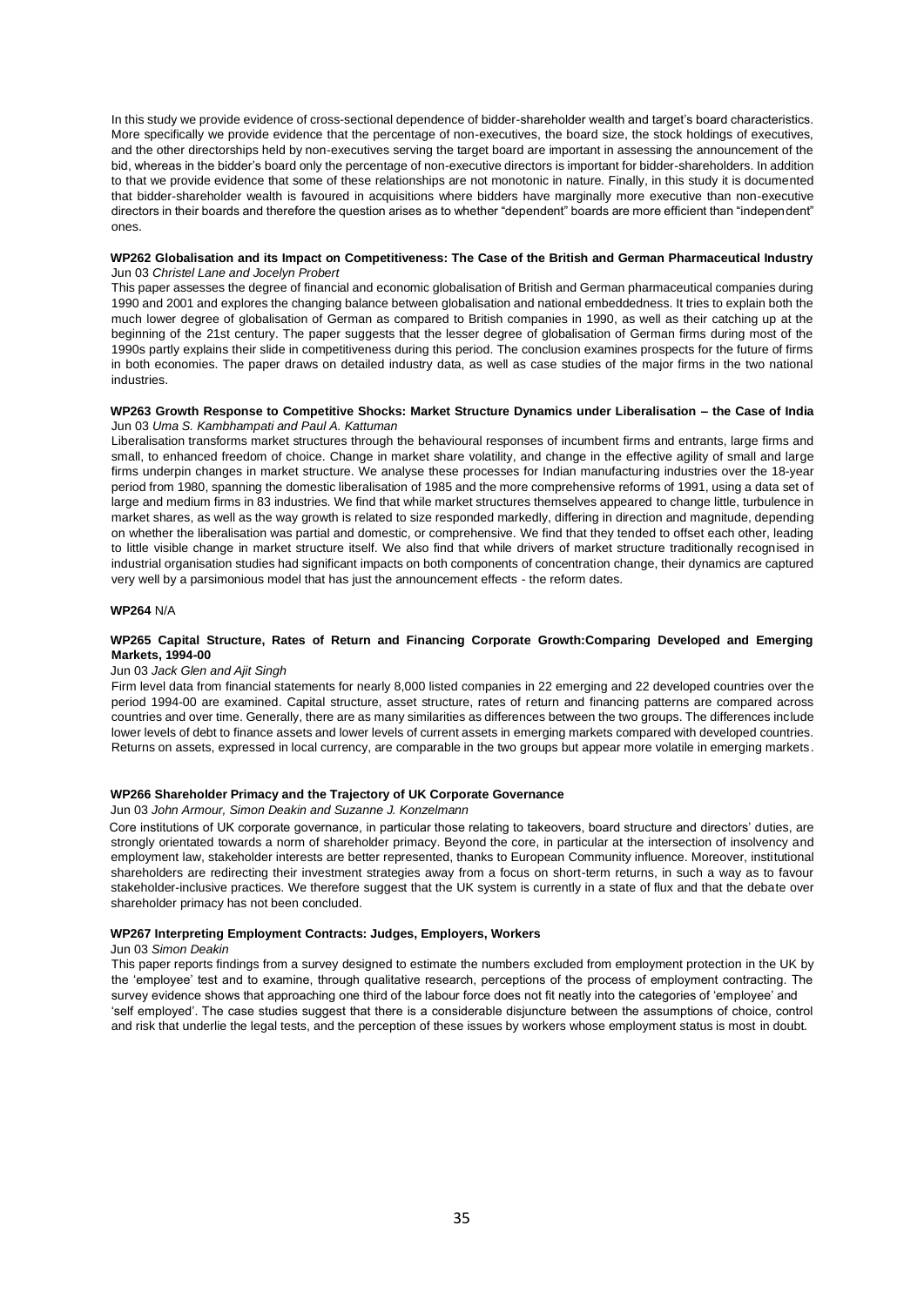In this study we provide evidence of cross-sectional dependence of bidder-shareholder wealth and target's board characteristics. More specifically we provide evidence that the percentage of non-executives, the board size, the stock holdings of executives, and the other directorships held by non-executives serving the target board are important in assessing the announcement of the bid, whereas in the bidder's board only the percentage of non-executive directors is important for bidder-shareholders. In addition to that we provide evidence that some of these relationships are not monotonic in nature. Finally, in this study it is documented that bidder-shareholder wealth is favoured in acquisitions where bidders have marginally more executive than non-executive directors in their boards and therefore the question arises as to whether "dependent" boards are more efficient than "independent" ones.

**WP262 Globalisation and its Impact on Competitiveness: The Case of the British and German Pharmaceutical Industry**
Jun 03 *Christel Lane and Jocelyn Probert*

This paper assesses the degree of financial and economic globalisation of British and German pharmaceutical companies during 1990 and 2001 and explores the changing balance between globalisation and national embeddedness. It tries to explain both the much lower degree of globalisation of German as compared to British companies in 1990, as well as their catching up at the beginning of the 21st century. The paper suggests that the lesser degree of globalisation of German firms during most of the 1990s partly explains their slide in competitiveness during this period. The conclusion examines prospects for the future of firms in both economies. The paper draws on detailed industry data, as well as case studies of the major firms in the two national industries.

**WP263 Growth Response to Competitive Shocks: Market Structure Dynamics under Liberalisation – the Case of India**
Jun 03 *Uma S. Kambhampati and Paul A. Kattuman*

Liberalisation transforms market structures through the behavioural responses of incumbent firms and entrants, large firms and small, to enhanced freedom of choice. Change in market share volatility, and change in the effective agility of small and large firms underpin changes in market structure. We analyse these processes for Indian manufacturing industries over the 18-year period from 1980, spanning the domestic liberalisation of 1985 and the more comprehensive reforms of 1991, using a data set of large and medium firms in 83 industries. We find that while market structures themselves appeared to change little, turbulence in market shares, as well as the way growth is related to size responded markedly, differing in direction and magnitude, depending on whether the liberalisation was partial and domestic, or comprehensive. We find that they tended to offset each other, leading to little visible change in market structure itself. We also find that while drivers of market structure traditionally recognised in industrial organisation studies had significant impacts on both components of concentration change, their dynamics are captured very well by a parsimonious model that has just the announcement effects - the reform dates.

**WP264** N/A

**WP265 Capital Structure, Rates of Return and Financing Corporate Growth:Comparing Developed and Emerging Markets, 1994-00**
Jun 03 *Jack Glen and Ajit Singh*

Firm level data from financial statements for nearly 8,000 listed companies in 22 emerging and 22 developed countries over the period 1994-00 are examined. Capital structure, asset structure, rates of return and financing patterns are compared across countries and over time. Generally, there are as many similarities as differences between the two groups. The differences include lower levels of debt to finance assets and lower levels of current assets in emerging markets compared with developed countries. Returns on assets, expressed in local currency, are comparable in the two groups but appear more volatile in emerging markets.

**WP266 Shareholder Primacy and the Trajectory of UK Corporate Governance**
Jun 03 *John Armour, Simon Deakin and Suzanne J. Konzelmann*

Core institutions of UK corporate governance, in particular those relating to takeovers, board structure and directors' duties, are strongly orientated towards a norm of shareholder primacy. Beyond the core, in particular at the intersection of insolvency and employment law, stakeholder interests are better represented, thanks to European Community influence. Moreover, institutional shareholders are redirecting their investment strategies away from a focus on short-term returns, in such a way as to favour stakeholder-inclusive practices. We therefore suggest that the UK system is currently in a state of flux and that the debate over shareholder primacy has not been concluded.

**WP267 Interpreting Employment Contracts: Judges, Employers, Workers**
Jun 03 *Simon Deakin*

This paper reports findings from a survey designed to estimate the numbers excluded from employment protection in the UK by the 'employee' test and to examine, through qualitative research, perceptions of the process of employment contracting. The survey evidence shows that approaching one third of the labour force does not fit neatly into the categories of 'employee' and 'self employed'. The case studies suggest that there is a considerable disjuncture between the assumptions of choice, control and risk that underlie the legal tests, and the perception of these issues by workers whose employment status is most in doubt.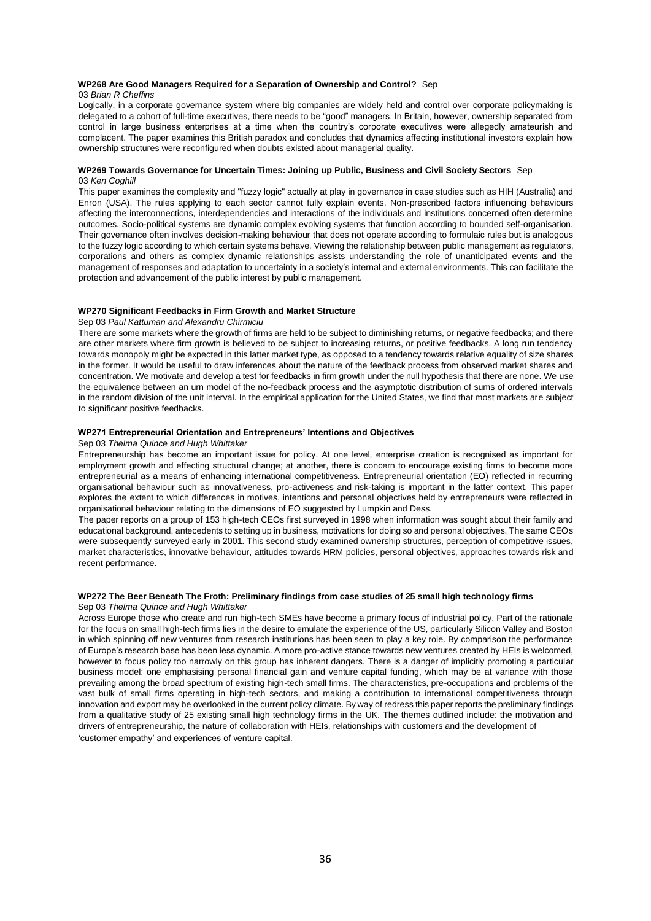**WP268 Are Good Managers Required for a Separation of Ownership and Control?** Sep 03 *Brian R Cheffins*

Logically, in a corporate governance system where big companies are widely held and control over corporate policymaking is delegated to a cohort of full-time executives, there needs to be "good" managers. In Britain, however, ownership separated from control in large business enterprises at a time when the country's corporate executives were allegedly amateurish and complacent. The paper examines this British paradox and concludes that dynamics affecting institutional investors explain how ownership structures were reconfigured when doubts existed about managerial quality.

**WP269 Towards Governance for Uncertain Times: Joining up Public, Business and Civil Society Sectors** Sep 03 *Ken Coghill*

This paper examines the complexity and "fuzzy logic" actually at play in governance in case studies such as HIH (Australia) and Enron (USA). The rules applying to each sector cannot fully explain events. Non-prescribed factors influencing behaviours affecting the interconnections, interdependencies and interactions of the individuals and institutions concerned often determine outcomes. Socio-political systems are dynamic complex evolving systems that function according to bounded self-organisation. Their governance often involves decision-making behaviour that does not operate according to formulaic rules but is analogous to the fuzzy logic according to which certain systems behave. Viewing the relationship between public management as regulators, corporations and others as complex dynamic relationships assists understanding the role of unanticipated events and the management of responses and adaptation to uncertainty in a society's internal and external environments. This can facilitate the protection and advancement of the public interest by public management.

**WP270 Significant Feedbacks in Firm Growth and Market Structure**

Sep 03 *Paul Kattuman and Alexandru Chirmiciu*

There are some markets where the growth of firms are held to be subject to diminishing returns, or negative feedbacks; and there are other markets where firm growth is believed to be subject to increasing returns, or positive feedbacks. A long run tendency towards monopoly might be expected in this latter market type, as opposed to a tendency towards relative equality of size shares in the former. It would be useful to draw inferences about the nature of the feedback process from observed market shares and concentration. We motivate and develop a test for feedbacks in firm growth under the null hypothesis that there are none. We use the equivalence between an urn model of the no-feedback process and the asymptotic distribution of sums of ordered intervals in the random division of the unit interval. In the empirical application for the United States, we find that most markets are subject to significant positive feedbacks.

**WP271 Entrepreneurial Orientation and Entrepreneurs' Intentions and Objectives**

Sep 03 *Thelma Quince and Hugh Whittaker*

Entrepreneurship has become an important issue for policy. At one level, enterprise creation is recognised as important for employment growth and effecting structural change; at another, there is concern to encourage existing firms to become more entrepreneurial as a means of enhancing international competitiveness. Entrepreneurial orientation (EO) reflected in recurring organisational behaviour such as innovativeness, pro-activeness and risk-taking is important in the latter context. This paper explores the extent to which differences in motives, intentions and personal objectives held by entrepreneurs were reflected in organisational behaviour relating to the dimensions of EO suggested by Lumpkin and Dess.

The paper reports on a group of 153 high-tech CEOs first surveyed in 1998 when information was sought about their family and educational background, antecedents to setting up in business, motivations for doing so and personal objectives. The same CEOs were subsequently surveyed early in 2001. This second study examined ownership structures, perception of competitive issues, market characteristics, innovative behaviour, attitudes towards HRM policies, personal objectives, approaches towards risk and recent performance.

**WP272 The Beer Beneath The Froth: Preliminary findings from case studies of 25 small high technology firms**

Sep 03 *Thelma Quince and Hugh Whittaker*

Across Europe those who create and run high-tech SMEs have become a primary focus of industrial policy. Part of the rationale for the focus on small high-tech firms lies in the desire to emulate the experience of the US, particularly Silicon Valley and Boston in which spinning off new ventures from research institutions has been seen to play a key role. By comparison the performance of Europe's research base has been less dynamic. A more pro-active stance towards new ventures created by HEIs is welcomed, however to focus policy too narrowly on this group has inherent dangers. There is a danger of implicitly promoting a particular business model: one emphasising personal financial gain and venture capital funding, which may be at variance with those prevailing among the broad spectrum of existing high-tech small firms. The characteristics, pre-occupations and problems of the vast bulk of small firms operating in high-tech sectors, and making a contribution to international competitiveness through innovation and export may be overlooked in the current policy climate. By way of redress this paper reports the preliminary findings from a qualitative study of 25 existing small high technology firms in the UK. The themes outlined include: the motivation and drivers of entrepreneurship, the nature of collaboration with HEIs, relationships with customers and the development of 'customer empathy' and experiences of venture capital.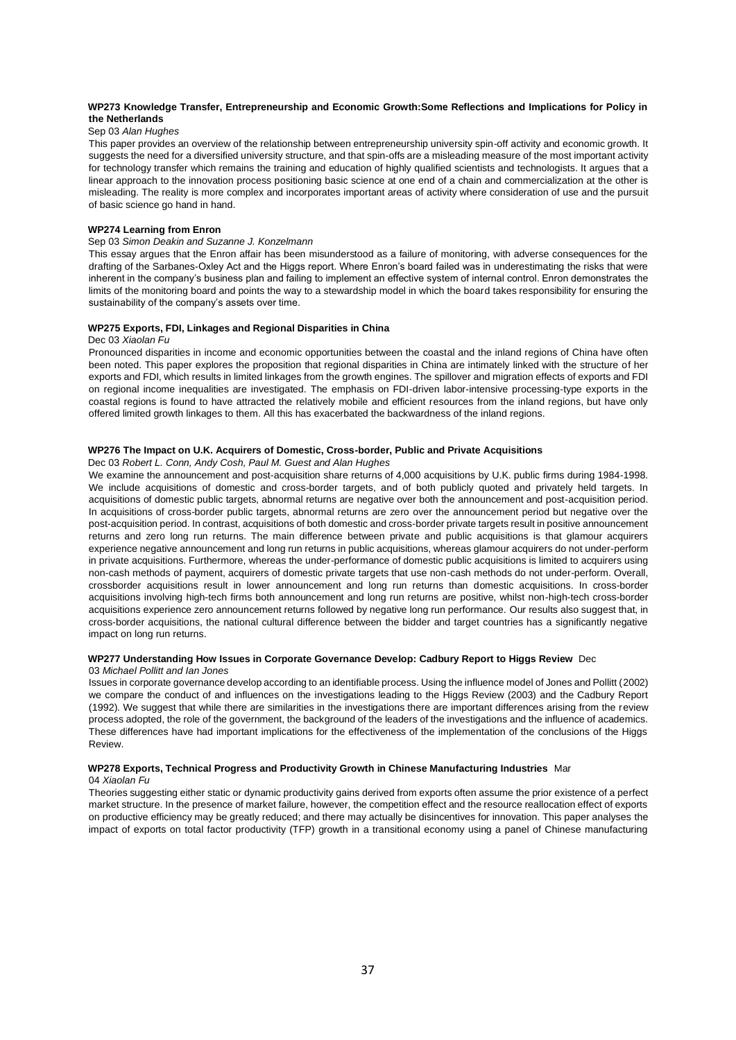**WP273 Knowledge Transfer, Entrepreneurship and Economic Growth:Some Reflections and Implications for Policy in the Netherlands**

Sep 03 *Alan Hughes*

This paper provides an overview of the relationship between entrepreneurship university spin-off activity and economic growth. It suggests the need for a diversified university structure, and that spin-offs are a misleading measure of the most important activity for technology transfer which remains the training and education of highly qualified scientists and technologists. It argues that a linear approach to the innovation process positioning basic science at one end of a chain and commercialization at the other is misleading. The reality is more complex and incorporates important areas of activity where consideration of use and the pursuit of basic science go hand in hand.

**WP274 Learning from Enron**

Sep 03 *Simon Deakin and Suzanne J. Konzelmann*

This essay argues that the Enron affair has been misunderstood as a failure of monitoring, with adverse consequences for the drafting of the Sarbanes-Oxley Act and the Higgs report. Where Enron's board failed was in underestimating the risks that were inherent in the company's business plan and failing to implement an effective system of internal control. Enron demonstrates the limits of the monitoring board and points the way to a stewardship model in which the board takes responsibility for ensuring the sustainability of the company's assets over time.

**WP275 Exports, FDI, Linkages and Regional Disparities in China**

Dec 03 *Xiaolan Fu*

Pronounced disparities in income and economic opportunities between the coastal and the inland regions of China have often been noted. This paper explores the proposition that regional disparities in China are intimately linked with the structure of her exports and FDI, which results in limited linkages from the growth engines. The spillover and migration effects of exports and FDI on regional income inequalities are investigated. The emphasis on FDI-driven labor-intensive processing-type exports in the coastal regions is found to have attracted the relatively mobile and efficient resources from the inland regions, but have only offered limited growth linkages to them. All this has exacerbated the backwardness of the inland regions.

**WP276 The Impact on U.K. Acquirers of Domestic, Cross-border, Public and Private Acquisitions**

Dec 03 *Robert L. Conn, Andy Cosh, Paul M. Guest and Alan Hughes*

We examine the announcement and post-acquisition share returns of 4,000 acquisitions by U.K. public firms during 1984-1998. We include acquisitions of domestic and cross-border targets, and of both publicly quoted and privately held targets. In acquisitions of domestic public targets, abnormal returns are negative over both the announcement and post-acquisition period. In acquisitions of cross-border public targets, abnormal returns are zero over the announcement period but negative over the post-acquisition period. In contrast, acquisitions of both domestic and cross-border private targets result in positive announcement returns and zero long run returns. The main difference between private and public acquisitions is that glamour acquirers experience negative announcement and long run returns in public acquisitions, whereas glamour acquirers do not under-perform in private acquisitions. Furthermore, whereas the under-performance of domestic public acquisitions is limited to acquirers using non-cash methods of payment, acquirers of domestic private targets that use non-cash methods do not under-perform. Overall, crossborder acquisitions result in lower announcement and long run returns than domestic acquisitions. In cross-border acquisitions involving high-tech firms both announcement and long run returns are positive, whilst non-high-tech cross-border acquisitions experience zero announcement returns followed by negative long run performance. Our results also suggest that, in cross-border acquisitions, the national cultural difference between the bidder and target countries has a significantly negative impact on long run returns.

**WP277 Understanding How Issues in Corporate Governance Develop: Cadbury Report to Higgs Review** Dec 03 *Michael Pollitt and Ian Jones*

Issues in corporate governance develop according to an identifiable process. Using the influence model of Jones and Pollitt (2002) we compare the conduct of and influences on the investigations leading to the Higgs Review (2003) and the Cadbury Report (1992). We suggest that while there are similarities in the investigations there are important differences arising from the review process adopted, the role of the government, the background of the leaders of the investigations and the influence of academics. These differences have had important implications for the effectiveness of the implementation of the conclusions of the Higgs Review.

**WP278 Exports, Technical Progress and Productivity Growth in Chinese Manufacturing Industries** Mar 04 *Xiaolan Fu*

Theories suggesting either static or dynamic productivity gains derived from exports often assume the prior existence of a perfect market structure. In the presence of market failure, however, the competition effect and the resource reallocation effect of exports on productive efficiency may be greatly reduced; and there may actually be disincentives for innovation. This paper analyses the impact of exports on total factor productivity (TFP) growth in a transitional economy using a panel of Chinese manufacturing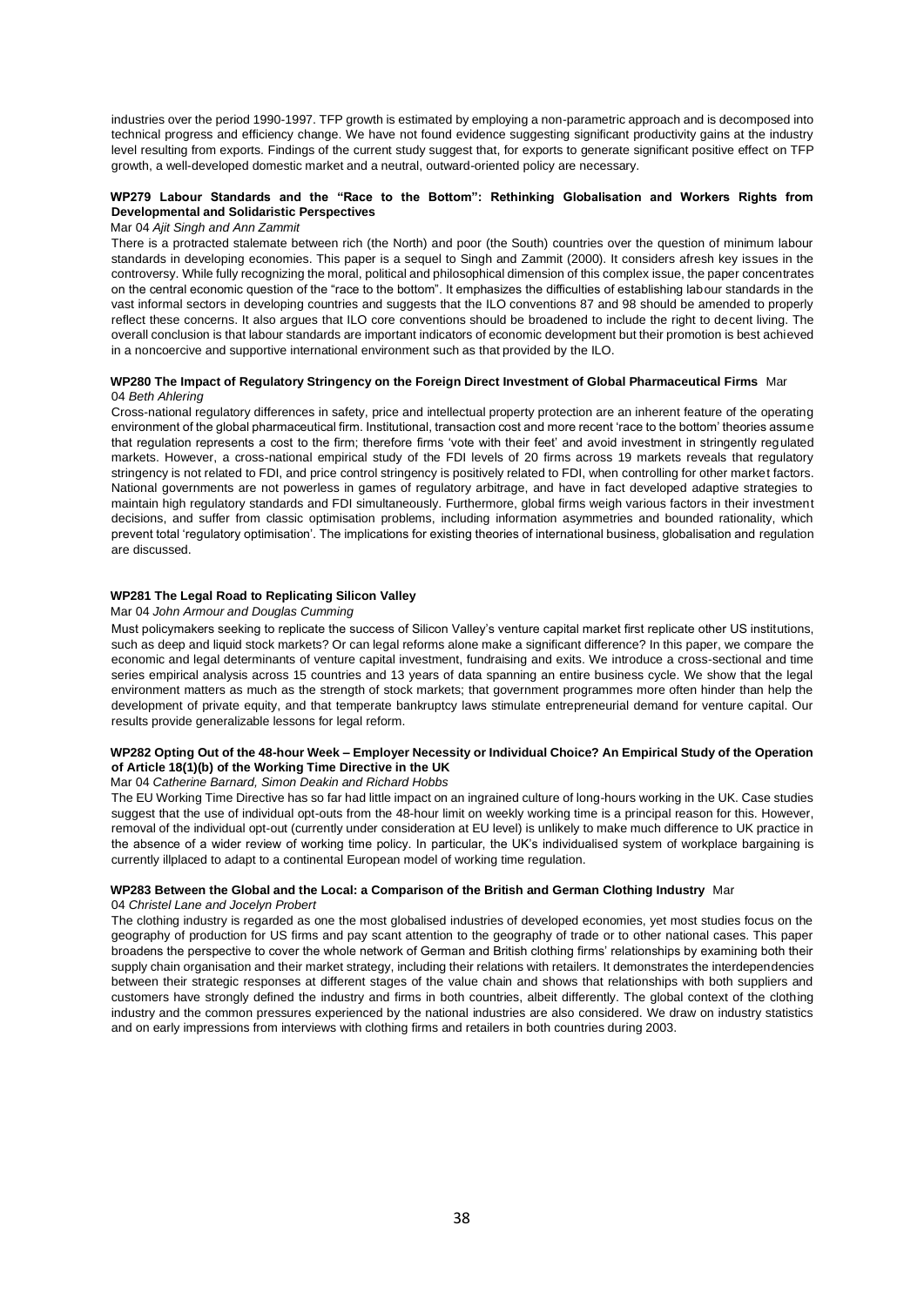industries over the period 1990-1997. TFP growth is estimated by employing a non-parametric approach and is decomposed into technical progress and efficiency change. We have not found evidence suggesting significant productivity gains at the industry level resulting from exports. Findings of the current study suggest that, for exports to generate significant positive effect on TFP growth, a well-developed domestic market and a neutral, outward-oriented policy are necessary.

**WP279 Labour Standards and the "Race to the Bottom": Rethinking Globalisation and Workers Rights from Developmental and Solidaristic Perspectives**

Mar 04 *Ajit Singh and Ann Zammit*

There is a protracted stalemate between rich (the North) and poor (the South) countries over the question of minimum labour standards in developing economies. This paper is a sequel to Singh and Zammit (2000). It considers afresh key issues in the controversy. While fully recognizing the moral, political and philosophical dimension of this complex issue, the paper concentrates on the central economic question of the "race to the bottom". It emphasizes the difficulties of establishing labour standards in the vast informal sectors in developing countries and suggests that the ILO conventions 87 and 98 should be amended to properly reflect these concerns. It also argues that ILO core conventions should be broadened to include the right to decent living. The overall conclusion is that labour standards are important indicators of economic development but their promotion is best achieved in a noncoercive and supportive international environment such as that provided by the ILO.

**WP280 The Impact of Regulatory Stringency on the Foreign Direct Investment of Global Pharmaceutical Firms** Mar 04 *Beth Ahlering*

Cross-national regulatory differences in safety, price and intellectual property protection are an inherent feature of the operating environment of the global pharmaceutical firm. Institutional, transaction cost and more recent 'race to the bottom' theories assume that regulation represents a cost to the firm; therefore firms 'vote with their feet' and avoid investment in stringently regulated markets. However, a cross-national empirical study of the FDI levels of 20 firms across 19 markets reveals that regulatory stringency is not related to FDI, and price control stringency is positively related to FDI, when controlling for other market factors. National governments are not powerless in games of regulatory arbitrage, and have in fact developed adaptive strategies to maintain high regulatory standards and FDI simultaneously. Furthermore, global firms weigh various factors in their investment decisions, and suffer from classic optimisation problems, including information asymmetries and bounded rationality, which prevent total 'regulatory optimisation'. The implications for existing theories of international business, globalisation and regulation are discussed.

**WP281 The Legal Road to Replicating Silicon Valley**

Mar 04 *John Armour and Douglas Cumming*

Must policymakers seeking to replicate the success of Silicon Valley's venture capital market first replicate other US institutions, such as deep and liquid stock markets? Or can legal reforms alone make a significant difference? In this paper, we compare the economic and legal determinants of venture capital investment, fundraising and exits. We introduce a cross-sectional and time series empirical analysis across 15 countries and 13 years of data spanning an entire business cycle. We show that the legal environment matters as much as the strength of stock markets; that government programmes more often hinder than help the development of private equity, and that temperate bankruptcy laws stimulate entrepreneurial demand for venture capital. Our results provide generalizable lessons for legal reform.

**WP282 Opting Out of the 48-hour Week – Employer Necessity or Individual Choice? An Empirical Study of the Operation of Article 18(1)(b) of the Working Time Directive in the UK**

Mar 04 *Catherine Barnard, Simon Deakin and Richard Hobbs*

The EU Working Time Directive has so far had little impact on an ingrained culture of long-hours working in the UK. Case studies suggest that the use of individual opt-outs from the 48-hour limit on weekly working time is a principal reason for this. However, removal of the individual opt-out (currently under consideration at EU level) is unlikely to make much difference to UK practice in the absence of a wider review of working time policy. In particular, the UK's individualised system of workplace bargaining is currently illplaced to adapt to a continental European model of working time regulation.

**WP283 Between the Global and the Local: a Comparison of the British and German Clothing Industry** Mar 04 *Christel Lane and Jocelyn Probert*

The clothing industry is regarded as one the most globalised industries of developed economies, yet most studies focus on the geography of production for US firms and pay scant attention to the geography of trade or to other national cases. This paper broadens the perspective to cover the whole network of German and British clothing firms' relationships by examining both their supply chain organisation and their market strategy, including their relations with retailers. It demonstrates the interdependencies between their strategic responses at different stages of the value chain and shows that relationships with both suppliers and customers have strongly defined the industry and firms in both countries, albeit differently. The global context of the clothing industry and the common pressures experienced by the national industries are also considered. We draw on industry statistics and on early impressions from interviews with clothing firms and retailers in both countries during 2003.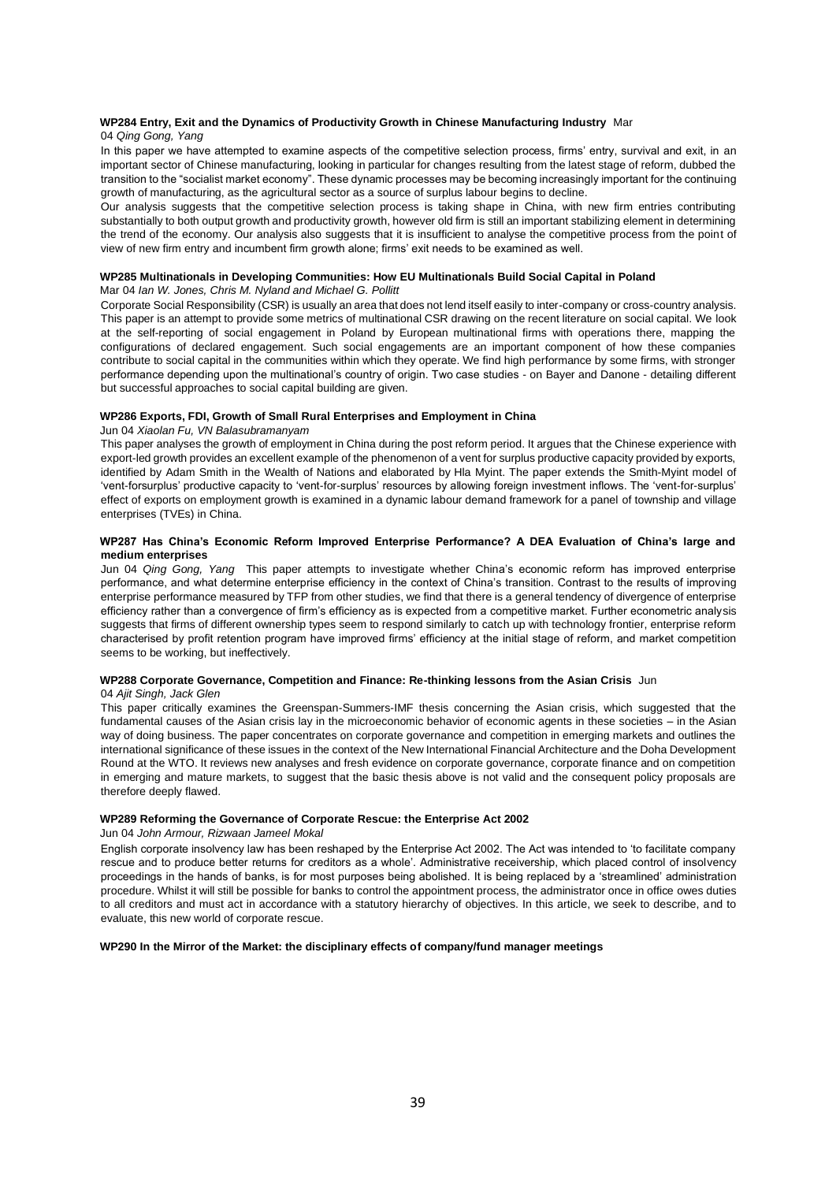**WP284 Entry, Exit and the Dynamics of Productivity Growth in Chinese Manufacturing Industry** Mar 04 *Qing Gong, Yang*

In this paper we have attempted to examine aspects of the competitive selection process, firms' entry, survival and exit, in an important sector of Chinese manufacturing, looking in particular for changes resulting from the latest stage of reform, dubbed the transition to the "socialist market economy". These dynamic processes may be becoming increasingly important for the continuing growth of manufacturing, as the agricultural sector as a source of surplus labour begins to decline.

Our analysis suggests that the competitive selection process is taking shape in China, with new firm entries contributing substantially to both output growth and productivity growth, however old firm is still an important stabilizing element in determining the trend of the economy. Our analysis also suggests that it is insufficient to analyse the competitive process from the point of view of new firm entry and incumbent firm growth alone; firms' exit needs to be examined as well.

**WP285 Multinationals in Developing Communities: How EU Multinationals Build Social Capital in Poland**

Mar 04 *Ian W. Jones, Chris M. Nyland and Michael G. Pollitt*

Corporate Social Responsibility (CSR) is usually an area that does not lend itself easily to inter-company or cross-country analysis. This paper is an attempt to provide some metrics of multinational CSR drawing on the recent literature on social capital. We look at the self-reporting of social engagement in Poland by European multinational firms with operations there, mapping the configurations of declared engagement. Such social engagements are an important component of how these companies contribute to social capital in the communities within which they operate. We find high performance by some firms, with stronger performance depending upon the multinational's country of origin. Two case studies - on Bayer and Danone - detailing different but successful approaches to social capital building are given.

**WP286 Exports, FDI, Growth of Small Rural Enterprises and Employment in China**

Jun 04 *Xiaolan Fu, VN Balasubramanyam*

This paper analyses the growth of employment in China during the post reform period. It argues that the Chinese experience with export-led growth provides an excellent example of the phenomenon of a vent for surplus productive capacity provided by exports, identified by Adam Smith in the Wealth of Nations and elaborated by Hla Myint. The paper extends the Smith-Myint model of 'vent-forsurplus' productive capacity to 'vent-for-surplus' resources by allowing foreign investment inflows. The 'vent-for-surplus' effect of exports on employment growth is examined in a dynamic labour demand framework for a panel of township and village enterprises (TVEs) in China.

**WP287 Has China's Economic Reform Improved Enterprise Performance? A DEA Evaluation of China's large and medium enterprises**

Jun 04 *Qing Gong, Yang* This paper attempts to investigate whether China's economic reform has improved enterprise performance, and what determine enterprise efficiency in the context of China's transition. Contrast to the results of improving enterprise performance measured by TFP from other studies, we find that there is a general tendency of divergence of enterprise efficiency rather than a convergence of firm's efficiency as is expected from a competitive market. Further econometric analysis suggests that firms of different ownership types seem to respond similarly to catch up with technology frontier, enterprise reform characterised by profit retention program have improved firms' efficiency at the initial stage of reform, and market competition seems to be working, but ineffectively.

**WP288 Corporate Governance, Competition and Finance: Re-thinking lessons from the Asian Crisis** Jun 04 *Ajit Singh, Jack Glen*

This paper critically examines the Greenspan-Summers-IMF thesis concerning the Asian crisis, which suggested that the fundamental causes of the Asian crisis lay in the microeconomic behavior of economic agents in these societies – in the Asian way of doing business. The paper concentrates on corporate governance and competition in emerging markets and outlines the international significance of these issues in the context of the New International Financial Architecture and the Doha Development Round at the WTO. It reviews new analyses and fresh evidence on corporate governance, corporate finance and on competition in emerging and mature markets, to suggest that the basic thesis above is not valid and the consequent policy proposals are therefore deeply flawed.

**WP289 Reforming the Governance of Corporate Rescue: the Enterprise Act 2002**

Jun 04 *John Armour, Rizwaan Jameel Mokal*

English corporate insolvency law has been reshaped by the Enterprise Act 2002. The Act was intended to 'to facilitate company rescue and to produce better returns for creditors as a whole'. Administrative receivership, which placed control of insolvency proceedings in the hands of banks, is for most purposes being abolished. It is being replaced by a 'streamlined' administration procedure. Whilst it will still be possible for banks to control the appointment process, the administrator once in office owes duties to all creditors and must act in accordance with a statutory hierarchy of objectives. In this article, we seek to describe, and to evaluate, this new world of corporate rescue.

**WP290 In the Mirror of the Market: the disciplinary effects of company/fund manager meetings**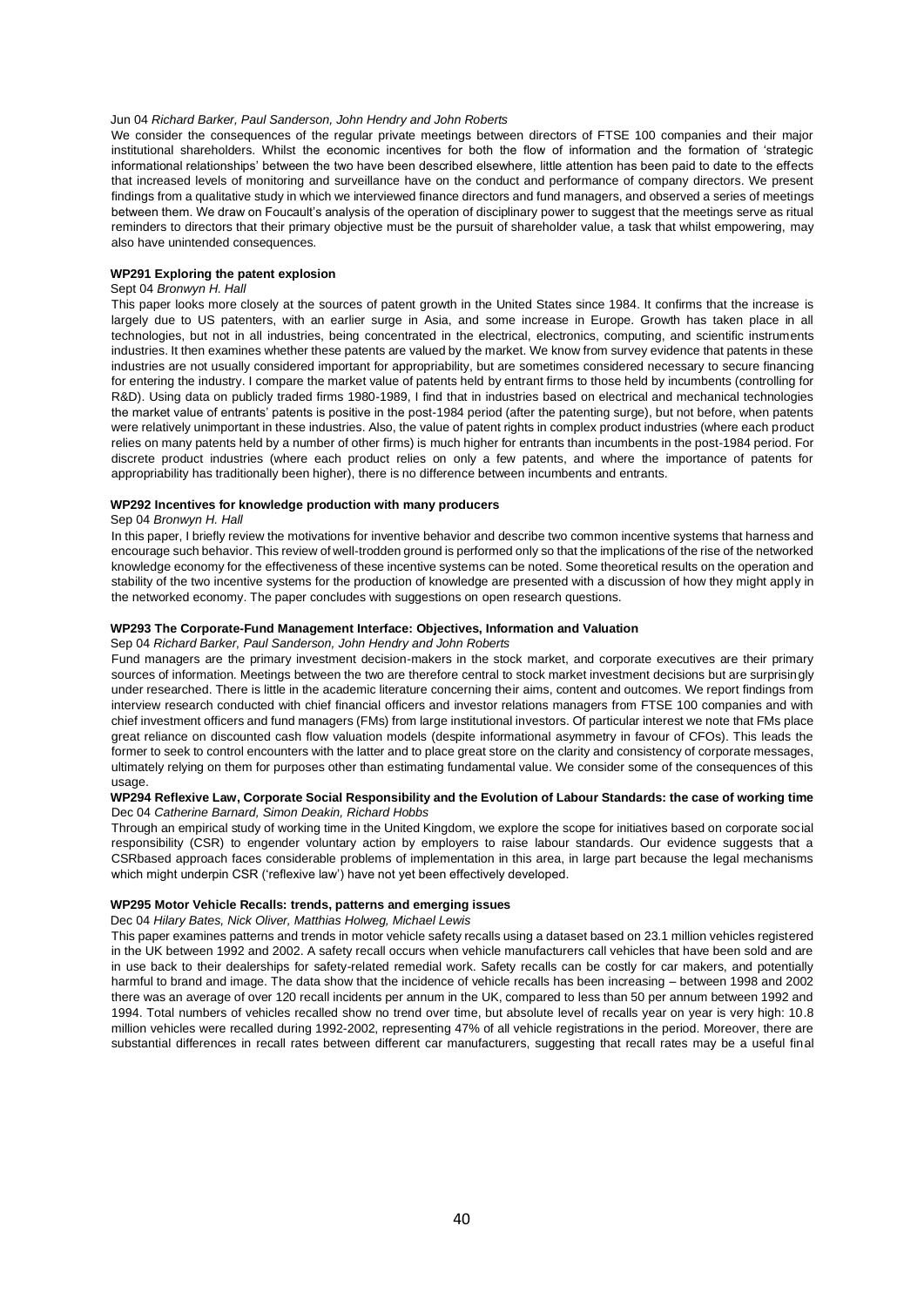Jun 04 *Richard Barker, Paul Sanderson, John Hendry and John Roberts*

We consider the consequences of the regular private meetings between directors of FTSE 100 companies and their major institutional shareholders. Whilst the economic incentives for both the flow of information and the formation of 'strategic informational relationships' between the two have been described elsewhere, little attention has been paid to date to the effects that increased levels of monitoring and surveillance have on the conduct and performance of company directors. We present findings from a qualitative study in which we interviewed finance directors and fund managers, and observed a series of meetings between them. We draw on Foucault's analysis of the operation of disciplinary power to suggest that the meetings serve as ritual reminders to directors that their primary objective must be the pursuit of shareholder value, a task that whilst empowering, may also have unintended consequences.

**WP291 Exploring the patent explosion**

Sept 04 *Bronwyn H. Hall*

This paper looks more closely at the sources of patent growth in the United States since 1984. It confirms that the increase is largely due to US patenters, with an earlier surge in Asia, and some increase in Europe. Growth has taken place in all technologies, but not in all industries, being concentrated in the electrical, electronics, computing, and scientific instruments industries. It then examines whether these patents are valued by the market. We know from survey evidence that patents in these industries are not usually considered important for appropriability, but are sometimes considered necessary to secure financing for entering the industry. I compare the market value of patents held by entrant firms to those held by incumbents (controlling for R&D). Using data on publicly traded firms 1980-1989, I find that in industries based on electrical and mechanical technologies the market value of entrants' patents is positive in the post-1984 period (after the patenting surge), but not before, when patents were relatively unimportant in these industries. Also, the value of patent rights in complex product industries (where each product relies on many patents held by a number of other firms) is much higher for entrants than incumbents in the post-1984 period. For discrete product industries (where each product relies on only a few patents, and where the importance of patents for appropriability has traditionally been higher), there is no difference between incumbents and entrants.

**WP292 Incentives for knowledge production with many producers**

Sep 04 *Bronwyn H. Hall*

In this paper, I briefly review the motivations for inventive behavior and describe two common incentive systems that harness and encourage such behavior. This review of well-trodden ground is performed only so that the implications of the rise of the networked knowledge economy for the effectiveness of these incentive systems can be noted. Some theoretical results on the operation and stability of the two incentive systems for the production of knowledge are presented with a discussion of how they might apply in the networked economy. The paper concludes with suggestions on open research questions.

**WP293 The Corporate-Fund Management Interface: Objectives, Information and Valuation**

Sep 04 *Richard Barker, Paul Sanderson, John Hendry and John Roberts*

Fund managers are the primary investment decision-makers in the stock market, and corporate executives are their primary sources of information. Meetings between the two are therefore central to stock market investment decisions but are surprisingly under researched. There is little in the academic literature concerning their aims, content and outcomes. We report findings from interview research conducted with chief financial officers and investor relations managers from FTSE 100 companies and with chief investment officers and fund managers (FMs) from large institutional investors. Of particular interest we note that FMs place great reliance on discounted cash flow valuation models (despite informational asymmetry in favour of CFOs). This leads the former to seek to control encounters with the latter and to place great store on the clarity and consistency of corporate messages, ultimately relying on them for purposes other than estimating fundamental value. We consider some of the consequences of this usage.

**WP294 Reflexive Law, Corporate Social Responsibility and the Evolution of Labour Standards: the case of working time**

Dec 04 *Catherine Barnard, Simon Deakin, Richard Hobbs*

Through an empirical study of working time in the United Kingdom, we explore the scope for initiatives based on corporate social responsibility (CSR) to engender voluntary action by employers to raise labour standards. Our evidence suggests that a CSRbased approach faces considerable problems of implementation in this area, in large part because the legal mechanisms which might underpin CSR ('reflexive law') have not yet been effectively developed.

**WP295 Motor Vehicle Recalls: trends, patterns and emerging issues**

Dec 04 *Hilary Bates, Nick Oliver, Matthias Holweg, Michael Lewis*

This paper examines patterns and trends in motor vehicle safety recalls using a dataset based on 23.1 million vehicles registered in the UK between 1992 and 2002. A safety recall occurs when vehicle manufacturers call vehicles that have been sold and are in use back to their dealerships for safety-related remedial work. Safety recalls can be costly for car makers, and potentially harmful to brand and image. The data show that the incidence of vehicle recalls has been increasing – between 1998 and 2002 there was an average of over 120 recall incidents per annum in the UK, compared to less than 50 per annum between 1992 and 1994. Total numbers of vehicles recalled show no trend over time, but absolute level of recalls year on year is very high: 10.8 million vehicles were recalled during 1992-2002, representing 47% of all vehicle registrations in the period. Moreover, there are substantial differences in recall rates between different car manufacturers, suggesting that recall rates may be a useful final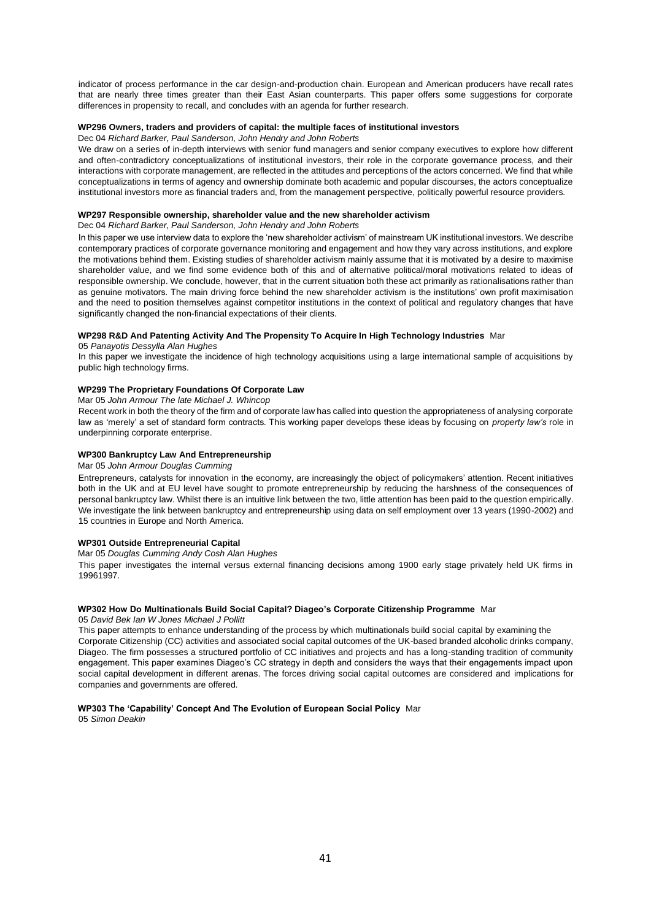indicator of process performance in the car design-and-production chain. European and American producers have recall rates that are nearly three times greater than their East Asian counterparts. This paper offers some suggestions for corporate differences in propensity to recall, and concludes with an agenda for further research.

**WP296 Owners, traders and providers of capital: the multiple faces of institutional investors**

Dec 04 *Richard Barker, Paul Sanderson, John Hendry and John Roberts*

We draw on a series of in-depth interviews with senior fund managers and senior company executives to explore how different and often-contradictory conceptualizations of institutional investors, their role in the corporate governance process, and their interactions with corporate management, are reflected in the attitudes and perceptions of the actors concerned. We find that while conceptualizations in terms of agency and ownership dominate both academic and popular discourses, the actors conceptualize institutional investors more as financial traders and, from the management perspective, politically powerful resource providers.

**WP297 Responsible ownership, shareholder value and the new shareholder activism**

Dec 04 *Richard Barker, Paul Sanderson, John Hendry and John Roberts*

In this paper we use interview data to explore the 'new shareholder activism' of mainstream UK institutional investors. We describe contemporary practices of corporate governance monitoring and engagement and how they vary across institutions, and explore the motivations behind them. Existing studies of shareholder activism mainly assume that it is motivated by a desire to maximise shareholder value, and we find some evidence both of this and of alternative political/moral motivations related to ideas of responsible ownership. We conclude, however, that in the current situation both these act primarily as rationalisations rather than as genuine motivators. The main driving force behind the new shareholder activism is the institutions' own profit maximisation and the need to position themselves against competitor institutions in the context of political and regulatory changes that have significantly changed the non-financial expectations of their clients.

**WP298 R&D And Patenting Activity And The Propensity To Acquire In High Technology Industries** Mar 05 *Panayotis Dessylla Alan Hughes*

In this paper we investigate the incidence of high technology acquisitions using a large international sample of acquisitions by public high technology firms.

**WP299 The Proprietary Foundations Of Corporate Law**

Mar 05 *John Armour The late Michael J. Whincop*

Recent work in both the theory of the firm and of corporate law has called into question the appropriateness of analysing corporate law as 'merely' a set of standard form contracts. This working paper develops these ideas by focusing on *property law's* role in underpinning corporate enterprise.

**WP300 Bankruptcy Law And Entrepreneurship**

Mar 05 *John Armour Douglas Cumming*

Entrepreneurs, catalysts for innovation in the economy, are increasingly the object of policymakers' attention. Recent initiatives both in the UK and at EU level have sought to promote entrepreneurship by reducing the harshness of the consequences of personal bankruptcy law. Whilst there is an intuitive link between the two, little attention has been paid to the question empirically. We investigate the link between bankruptcy and entrepreneurship using data on self employment over 13 years (1990-2002) and 15 countries in Europe and North America.

**WP301 Outside Entrepreneurial Capital**

Mar 05 *Douglas Cumming Andy Cosh Alan Hughes*

This paper investigates the internal versus external financing decisions among 1900 early stage privately held UK firms in 19961997.

**WP302 How Do Multinationals Build Social Capital? Diageo's Corporate Citizenship Programme** Mar 05 *David Bek Ian W Jones Michael J Pollitt*

This paper attempts to enhance understanding of the process by which multinationals build social capital by examining the Corporate Citizenship (CC) activities and associated social capital outcomes of the UK-based branded alcoholic drinks company, Diageo. The firm possesses a structured portfolio of CC initiatives and projects and has a long-standing tradition of community engagement. This paper examines Diageo's CC strategy in depth and considers the ways that their engagements impact upon social capital development in different arenas. The forces driving social capital outcomes are considered and implications for companies and governments are offered.

**WP303 The 'Capability' Concept And The Evolution of European Social Policy** Mar 05 *Simon Deakin*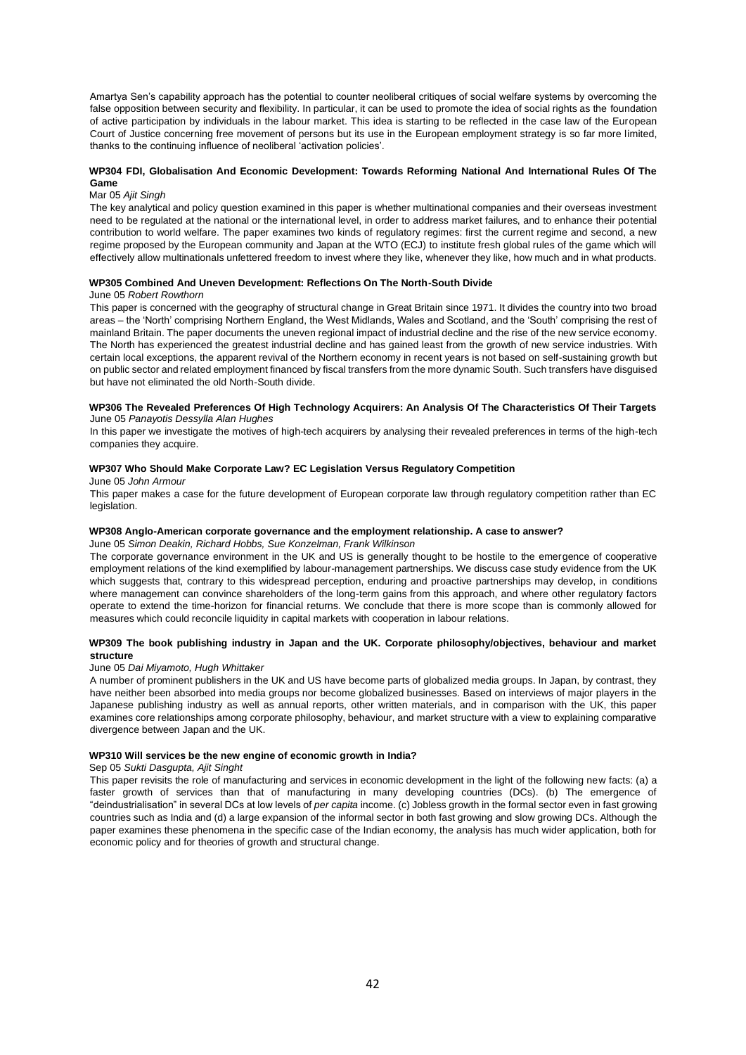Amartya Sen's capability approach has the potential to counter neoliberal critiques of social welfare systems by overcoming the false opposition between security and flexibility. In particular, it can be used to promote the idea of social rights as the foundation of active participation by individuals in the labour market. This idea is starting to be reflected in the case law of the European Court of Justice concerning free movement of persons but its use in the European employment strategy is so far more limited, thanks to the continuing influence of neoliberal 'activation policies'.

**WP304 FDI, Globalisation And Economic Development: Towards Reforming National And International Rules Of The Game**

Mar 05 *Ajit Singh*

The key analytical and policy question examined in this paper is whether multinational companies and their overseas investment need to be regulated at the national or the international level, in order to address market failures, and to enhance their potential contribution to world welfare. The paper examines two kinds of regulatory regimes: first the current regime and second, a new regime proposed by the European community and Japan at the WTO (ECJ) to institute fresh global rules of the game which will effectively allow multinationals unfettered freedom to invest where they like, whenever they like, how much and in what products.

**WP305 Combined And Uneven Development: Reflections On The North-South Divide**

June 05 *Robert Rowthorn*

This paper is concerned with the geography of structural change in Great Britain since 1971. It divides the country into two broad areas – the 'North' comprising Northern England, the West Midlands, Wales and Scotland, and the 'South' comprising the rest of mainland Britain. The paper documents the uneven regional impact of industrial decline and the rise of the new service economy. The North has experienced the greatest industrial decline and has gained least from the growth of new service industries. With certain local exceptions, the apparent revival of the Northern economy in recent years is not based on self-sustaining growth but on public sector and related employment financed by fiscal transfers from the more dynamic South. Such transfers have disguised but have not eliminated the old North-South divide.

**WP306 The Revealed Preferences Of High Technology Acquirers: An Analysis Of The Characteristics Of Their Targets**

June 05 *Panayotis Dessylla Alan Hughes*

In this paper we investigate the motives of high-tech acquirers by analysing their revealed preferences in terms of the high-tech companies they acquire.

**WP307 Who Should Make Corporate Law? EC Legislation Versus Regulatory Competition**

June 05 *John Armour*

This paper makes a case for the future development of European corporate law through regulatory competition rather than EC legislation.

**WP308 Anglo-American corporate governance and the employment relationship. A case to answer?**

June 05 *Simon Deakin, Richard Hobbs, Sue Konzelman, Frank Wilkinson*

The corporate governance environment in the UK and US is generally thought to be hostile to the emergence of cooperative employment relations of the kind exemplified by labour-management partnerships. We discuss case study evidence from the UK which suggests that, contrary to this widespread perception, enduring and proactive partnerships may develop, in conditions where management can convince shareholders of the long-term gains from this approach, and where other regulatory factors operate to extend the time-horizon for financial returns. We conclude that there is more scope than is commonly allowed for measures which could reconcile liquidity in capital markets with cooperation in labour relations.

**WP309 The book publishing industry in Japan and the UK. Corporate philosophy/objectives, behaviour and market structure**

June 05 *Dai Miyamoto, Hugh Whittaker*

A number of prominent publishers in the UK and US have become parts of globalized media groups. In Japan, by contrast, they have neither been absorbed into media groups nor become globalized businesses. Based on interviews of major players in the Japanese publishing industry as well as annual reports, other written materials, and in comparison with the UK, this paper examines core relationships among corporate philosophy, behaviour, and market structure with a view to explaining comparative divergence between Japan and the UK.

**WP310 Will services be the new engine of economic growth in India?**

Sep 05 *Sukti Dasgupta, Ajit Singht*

This paper revisits the role of manufacturing and services in economic development in the light of the following new facts: (a) a faster growth of services than that of manufacturing in many developing countries (DCs). (b) The emergence of "deindustrialisation" in several DCs at low levels of *per capita* income. (c) Jobless growth in the formal sector even in fast growing countries such as India and (d) a large expansion of the informal sector in both fast growing and slow growing DCs. Although the paper examines these phenomena in the specific case of the Indian economy, the analysis has much wider application, both for economic policy and for theories of growth and structural change.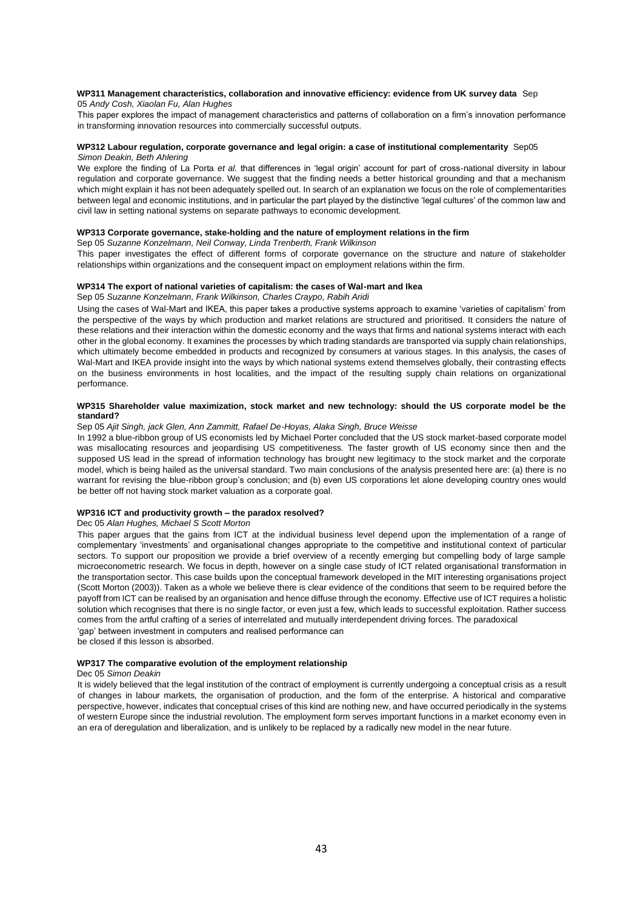**WP311 Management characteristics, collaboration and innovative efficiency: evidence from UK survey data** Sep 05 *Andy Cosh, Xiaolan Fu, Alan Hughes*

This paper explores the impact of management characteristics and patterns of collaboration on a firm's innovation performance in transforming innovation resources into commercially successful outputs.

**WP312 Labour regulation, corporate governance and legal origin: a case of institutional complementarity** Sep05 *Simon Deakin, Beth Ahlering*

We explore the finding of La Porta *et al.* that differences in 'legal origin' account for part of cross-national diversity in labour regulation and corporate governance. We suggest that the finding needs a better historical grounding and that a mechanism which might explain it has not been adequately spelled out. In search of an explanation we focus on the role of complementarities between legal and economic institutions, and in particular the part played by the distinctive 'legal cultures' of the common law and civil law in setting national systems on separate pathways to economic development.

**WP313 Corporate governance, stake-holding and the nature of employment relations in the firm**

Sep 05 *Suzanne Konzelmann, Neil Conway, Linda Trenberth, Frank Wilkinson*

This paper investigates the effect of different forms of corporate governance on the structure and nature of stakeholder relationships within organizations and the consequent impact on employment relations within the firm.

**WP314 The export of national varieties of capitalism: the cases of Wal-mart and Ikea**

Sep 05 *Suzanne Konzelmann, Frank Wilkinson, Charles Craypo, Rabih Aridi*

Using the cases of Wal-Mart and IKEA, this paper takes a productive systems approach to examine 'varieties of capitalism' from the perspective of the ways by which production and market relations are structured and prioritised. It considers the nature of these relations and their interaction within the domestic economy and the ways that firms and national systems interact with each other in the global economy. It examines the processes by which trading standards are transported via supply chain relationships, which ultimately become embedded in products and recognized by consumers at various stages. In this analysis, the cases of Wal-Mart and IKEA provide insight into the ways by which national systems extend themselves globally, their contrasting effects on the business environments in host localities, and the impact of the resulting supply chain relations on organizational performance.

**WP315 Shareholder value maximization, stock market and new technology: should the US corporate model be the standard?**

Sep 05 *Ajit Singh, jack Glen, Ann Zammitt, Rafael De-Hoyas, Alaka Singh, Bruce Weisse*

In 1992 a blue-ribbon group of US economists led by Michael Porter concluded that the US stock market-based corporate model was misallocating resources and jeopardising US competitiveness. The faster growth of US economy since then and the supposed US lead in the spread of information technology has brought new legitimacy to the stock market and the corporate model, which is being hailed as the universal standard. Two main conclusions of the analysis presented here are: (a) there is no warrant for revising the blue-ribbon group's conclusion; and (b) even US corporations let alone developing country ones would be better off not having stock market valuation as a corporate goal.

**WP316 ICT and productivity growth – the paradox resolved?**

Dec 05 *Alan Hughes, Michael S Scott Morton*

This paper argues that the gains from ICT at the individual business level depend upon the implementation of a range of complementary 'investments' and organisational changes appropriate to the competitive and institutional context of particular sectors. To support our proposition we provide a brief overview of a recently emerging but compelling body of large sample microeconometric research. We focus in depth, however on a single case study of ICT related organisational transformation in the transportation sector. This case builds upon the conceptual framework developed in the MIT interesting organisations project (Scott Morton (2003)). Taken as a whole we believe there is clear evidence of the conditions that seem to be required before the payoff from ICT can be realised by an organisation and hence diffuse through the economy. Effective use of ICT requires a holistic solution which recognises that there is no single factor, or even just a few, which leads to successful exploitation. Rather success comes from the artful crafting of a series of interrelated and mutually interdependent driving forces. The paradoxical 'gap' between investment in computers and realised performance can be closed if this lesson is absorbed.

**WP317 The comparative evolution of the employment relationship**

Dec 05 *Simon Deakin*

It is widely believed that the legal institution of the contract of employment is currently undergoing a conceptual crisis as a result of changes in labour markets, the organisation of production, and the form of the enterprise. A historical and comparative perspective, however, indicates that conceptual crises of this kind are nothing new, and have occurred periodically in the systems of western Europe since the industrial revolution. The employment form serves important functions in a market economy even in an era of deregulation and liberalization, and is unlikely to be replaced by a radically new model in the near future.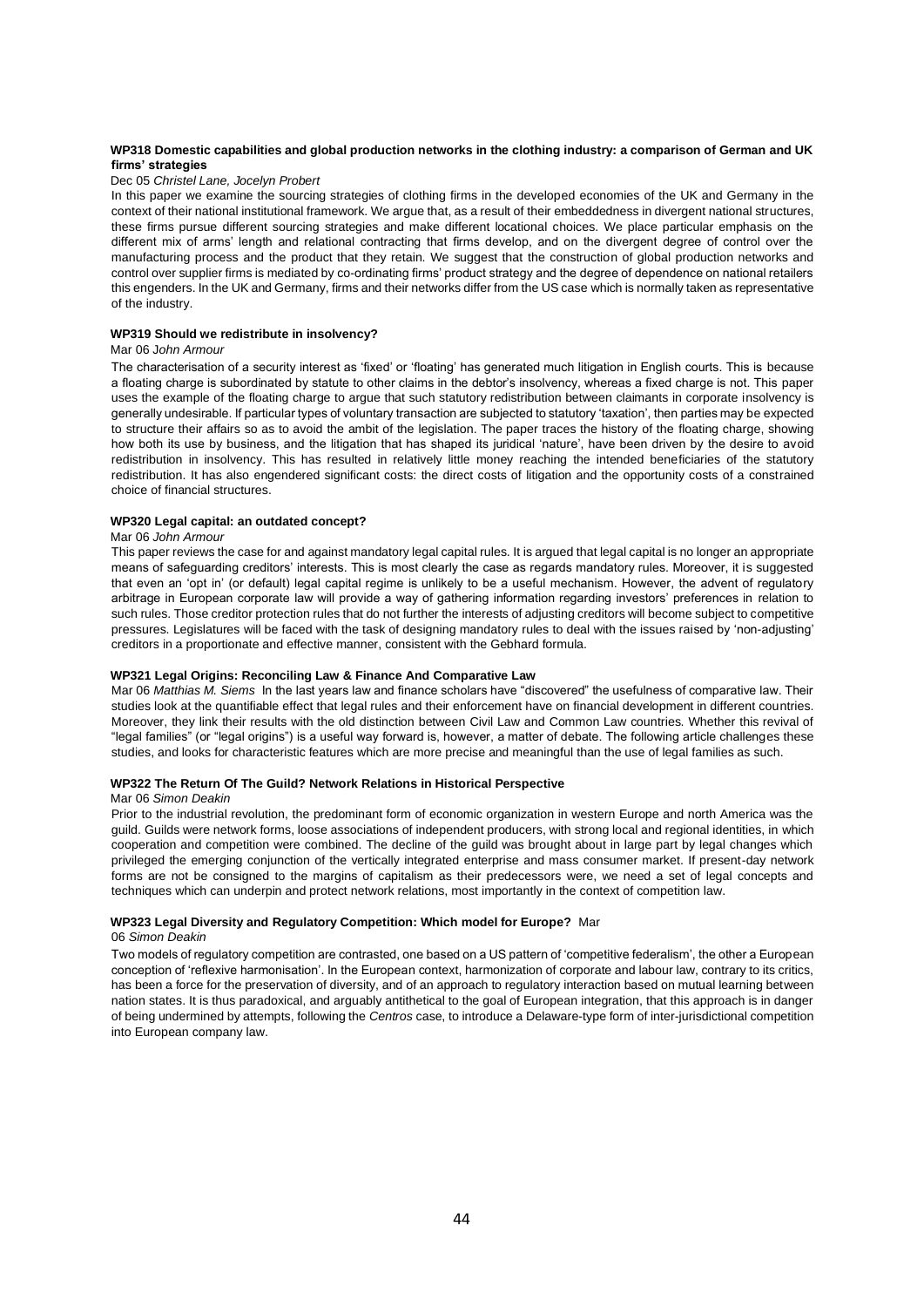**WP318 Domestic capabilities and global production networks in the clothing industry: a comparison of German and UK firms' strategies**

Dec 05 *Christel Lane, Jocelyn Probert*

In this paper we examine the sourcing strategies of clothing firms in the developed economies of the UK and Germany in the context of their national institutional framework. We argue that, as a result of their embeddedness in divergent national structures, these firms pursue different sourcing strategies and make different locational choices. We place particular emphasis on the different mix of arms' length and relational contracting that firms develop, and on the divergent degree of control over the manufacturing process and the product that they retain. We suggest that the construction of global production networks and control over supplier firms is mediated by co-ordinating firms' product strategy and the degree of dependence on national retailers this engenders. In the UK and Germany, firms and their networks differ from the US case which is normally taken as representative of the industry.

**WP319 Should we redistribute in insolvency?**

Mar 06 *John Armour*

The characterisation of a security interest as 'fixed' or 'floating' has generated much litigation in English courts. This is because a floating charge is subordinated by statute to other claims in the debtor's insolvency, whereas a fixed charge is not. This paper uses the example of the floating charge to argue that such statutory redistribution between claimants in corporate insolvency is generally undesirable. If particular types of voluntary transaction are subjected to statutory 'taxation', then parties may be expected to structure their affairs so as to avoid the ambit of the legislation. The paper traces the history of the floating charge, showing how both its use by business, and the litigation that has shaped its juridical 'nature', have been driven by the desire to avoid redistribution in insolvency. This has resulted in relatively little money reaching the intended beneficiaries of the statutory redistribution. It has also engendered significant costs: the direct costs of litigation and the opportunity costs of a constrained choice of financial structures.

**WP320 Legal capital: an outdated concept?**

Mar 06 *John Armour*

This paper reviews the case for and against mandatory legal capital rules. It is argued that legal capital is no longer an appropriate means of safeguarding creditors' interests. This is most clearly the case as regards mandatory rules. Moreover, it is suggested that even an 'opt in' (or default) legal capital regime is unlikely to be a useful mechanism. However, the advent of regulatory arbitrage in European corporate law will provide a way of gathering information regarding investors' preferences in relation to such rules. Those creditor protection rules that do not further the interests of adjusting creditors will become subject to competitive pressures. Legislatures will be faced with the task of designing mandatory rules to deal with the issues raised by 'non-adjusting' creditors in a proportionate and effective manner, consistent with the Gebhard formula.

**WP321 Legal Origins: Reconciling Law & Finance And Comparative Law**

Mar 06 *Matthias M. Siems* In the last years law and finance scholars have "discovered" the usefulness of comparative law. Their studies look at the quantifiable effect that legal rules and their enforcement have on financial development in different countries. Moreover, they link their results with the old distinction between Civil Law and Common Law countries. Whether this revival of "legal families" (or "legal origins") is a useful way forward is, however, a matter of debate. The following article challenges these studies, and looks for characteristic features which are more precise and meaningful than the use of legal families as such.

**WP322 The Return Of The Guild? Network Relations in Historical Perspective**

Mar 06 *Simon Deakin*

Prior to the industrial revolution, the predominant form of economic organization in western Europe and north America was the guild. Guilds were network forms, loose associations of independent producers, with strong local and regional identities, in which cooperation and competition were combined. The decline of the guild was brought about in large part by legal changes which privileged the emerging conjunction of the vertically integrated enterprise and mass consumer market. If present-day network forms are not be consigned to the margins of capitalism as their predecessors were, we need a set of legal concepts and techniques which can underpin and protect network relations, most importantly in the context of competition law.

**WP323 Legal Diversity and Regulatory Competition: Which model for Europe?** Mar 06 *Simon Deakin*

Two models of regulatory competition are contrasted, one based on a US pattern of 'competitive federalism', the other a European conception of 'reflexive harmonisation'. In the European context, harmonization of corporate and labour law, contrary to its critics, has been a force for the preservation of diversity, and of an approach to regulatory interaction based on mutual learning between nation states. It is thus paradoxical, and arguably antithetical to the goal of European integration, that this approach is in danger of being undermined by attempts, following the *Centros* case, to introduce a Delaware-type form of inter-jurisdictional competition into European company law.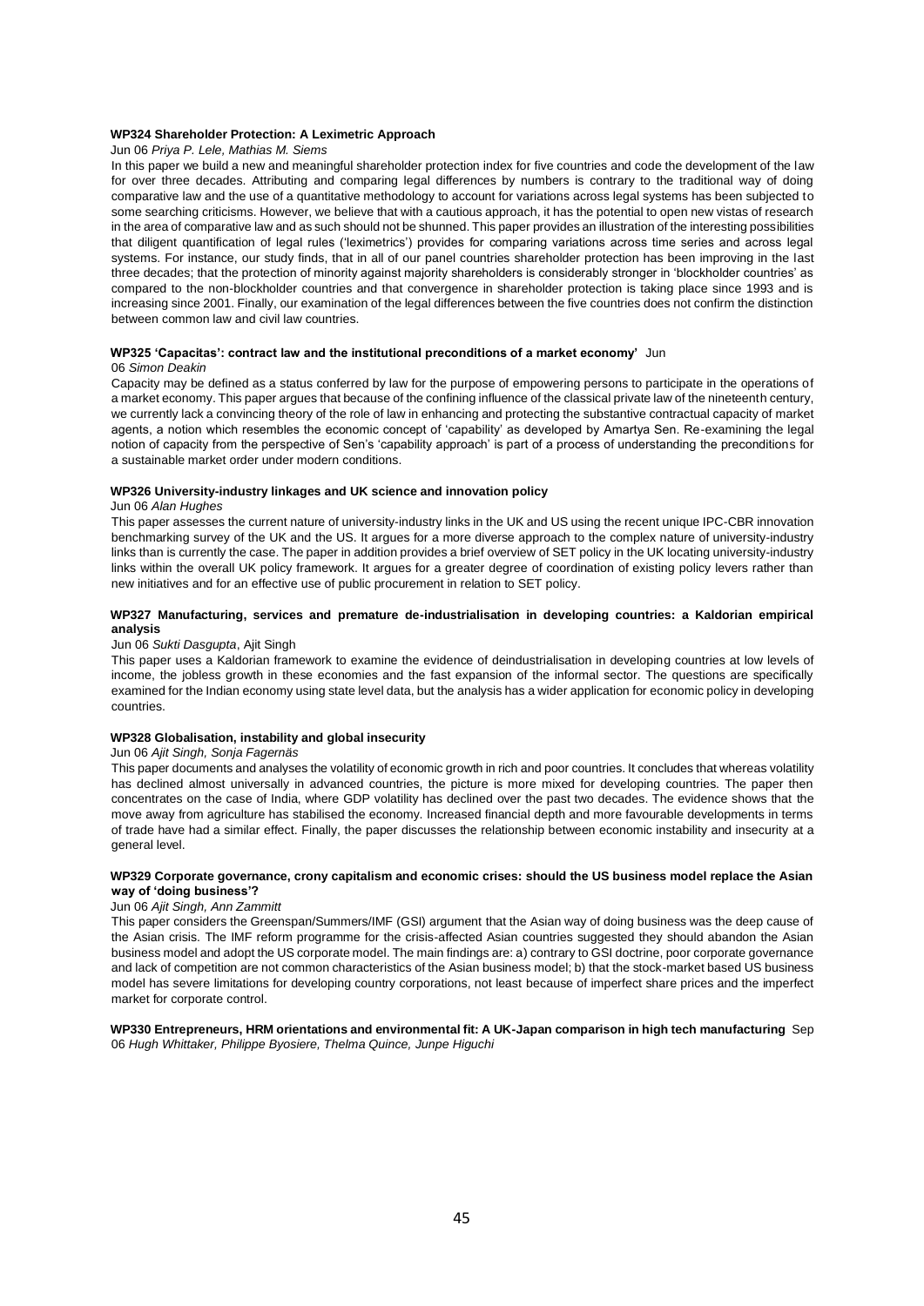**WP324 Shareholder Protection: A Leximetric Approach**

Jun 06 *Priya P. Lele, Mathias M. Siems*

In this paper we build a new and meaningful shareholder protection index for five countries and code the development of the law for over three decades. Attributing and comparing legal differences by numbers is contrary to the traditional way of doing comparative law and the use of a quantitative methodology to account for variations across legal systems has been subjected to some searching criticisms. However, we believe that with a cautious approach, it has the potential to open new vistas of research in the area of comparative law and as such should not be shunned. This paper provides an illustration of the interesting possibilities that diligent quantification of legal rules ('leximetrics') provides for comparing variations across time series and across legal systems. For instance, our study finds, that in all of our panel countries shareholder protection has been improving in the last three decades; that the protection of minority against majority shareholders is considerably stronger in 'blockholder countries' as compared to the non-blockholder countries and that convergence in shareholder protection is taking place since 1993 and is increasing since 2001. Finally, our examination of the legal differences between the five countries does not confirm the distinction between common law and civil law countries.

**WP325 'Capacitas': contract law and the institutional preconditions of a market economy'** Jun 06 *Simon Deakin*

Capacity may be defined as a status conferred by law for the purpose of empowering persons to participate in the operations of a market economy. This paper argues that because of the confining influence of the classical private law of the nineteenth century, we currently lack a convincing theory of the role of law in enhancing and protecting the substantive contractual capacity of market agents, a notion which resembles the economic concept of 'capability' as developed by Amartya Sen. Re-examining the legal notion of capacity from the perspective of Sen's 'capability approach' is part of a process of understanding the preconditions for a sustainable market order under modern conditions.

**WP326 University-industry linkages and UK science and innovation policy**

Jun 06 *Alan Hughes*

This paper assesses the current nature of university-industry links in the UK and US using the recent unique IPC-CBR innovation benchmarking survey of the UK and the US. It argues for a more diverse approach to the complex nature of university-industry links than is currently the case. The paper in addition provides a brief overview of SET policy in the UK locating university-industry links within the overall UK policy framework. It argues for a greater degree of coordination of existing policy levers rather than new initiatives and for an effective use of public procurement in relation to SET policy.

**WP327 Manufacturing, services and premature de-industrialisation in developing countries: a Kaldorian empirical analysis**

Jun 06 *Sukti Dasgupta*, Ajit Singh

This paper uses a Kaldorian framework to examine the evidence of deindustrialisation in developing countries at low levels of income, the jobless growth in these economies and the fast expansion of the informal sector. The questions are specifically examined for the Indian economy using state level data, but the analysis has a wider application for economic policy in developing countries.

**WP328 Globalisation, instability and global insecurity**

Jun 06 *Ajit Singh, Sonja Fagernäs*

This paper documents and analyses the volatility of economic growth in rich and poor countries. It concludes that whereas volatility has declined almost universally in advanced countries, the picture is more mixed for developing countries. The paper then concentrates on the case of India, where GDP volatility has declined over the past two decades. The evidence shows that the move away from agriculture has stabilised the economy. Increased financial depth and more favourable developments in terms of trade have had a similar effect. Finally, the paper discusses the relationship between economic instability and insecurity at a general level.

**WP329 Corporate governance, crony capitalism and economic crises: should the US business model replace the Asian way of 'doing business'?**

Jun 06 *Ajit Singh, Ann Zammitt*

This paper considers the Greenspan/Summers/IMF (GSI) argument that the Asian way of doing business was the deep cause of the Asian crisis. The IMF reform programme for the crisis-affected Asian countries suggested they should abandon the Asian business model and adopt the US corporate model. The main findings are: a) contrary to GSI doctrine, poor corporate governance and lack of competition are not common characteristics of the Asian business model; b) that the stock-market based US business model has severe limitations for developing country corporations, not least because of imperfect share prices and the imperfect market for corporate control.

**WP330 Entrepreneurs, HRM orientations and environmental fit: A UK-Japan comparison in high tech manufacturing** Sep 06 *Hugh Whittaker, Philippe Byosiere, Thelma Quince, Junpe Higuchi*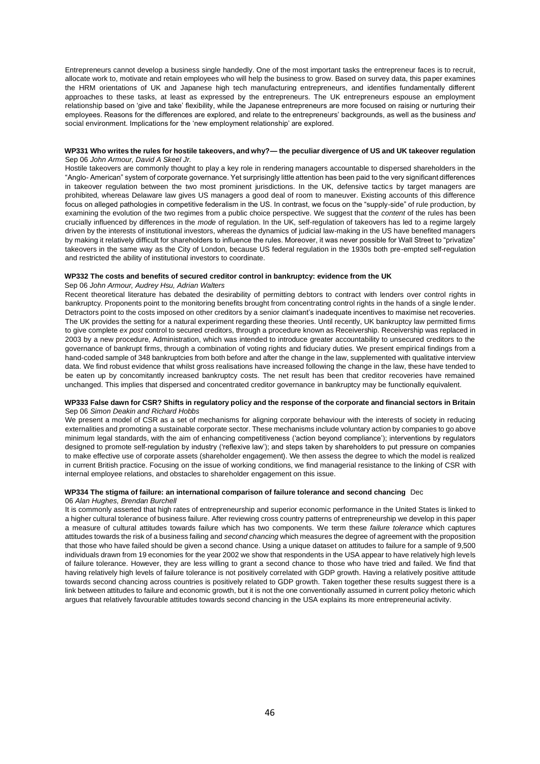Entrepreneurs cannot develop a business single handedly. One of the most important tasks the entrepreneur faces is to recruit, allocate work to, motivate and retain employees who will help the business to grow. Based on survey data, this paper examines the HRM orientations of UK and Japanese high tech manufacturing entrepreneurs, and identifies fundamentally different approaches to these tasks, at least as expressed by the entrepreneurs. The UK entrepreneurs espouse an employment relationship based on 'give and take' flexibility, while the Japanese entrepreneurs are more focused on raising or nurturing their employees. Reasons for the differences are explored, and relate to the entrepreneurs' backgrounds, as well as the business *and* social environment. Implications for the 'new employment relationship' are explored.

**WP331 Who writes the rules for hostile takeovers, and why?— the peculiar divergence of US and UK takeover regulation**
Sep 06 *John Armour, David A Skeel Jr.*

Hostile takeovers are commonly thought to play a key role in rendering managers accountable to dispersed shareholders in the "Anglo- American" system of corporate governance. Yet surprisingly little attention has been paid to the very significant differences in takeover regulation between the two most prominent jurisdictions. In the UK, defensive tactics by target managers are prohibited, whereas Delaware law gives US managers a good deal of room to maneuver. Existing accounts of this difference focus on alleged pathologies in competitive federalism in the US. In contrast, we focus on the "supply-side" of rule production, by examining the evolution of the two regimes from a public choice perspective. We suggest that the *content* of the rules has been crucially influenced by differences in the *mode* of regulation. In the UK, self-regulation of takeovers has led to a regime largely driven by the interests of institutional investors, whereas the dynamics of judicial law-making in the US have benefited managers by making it relatively difficult for shareholders to influence the rules. Moreover, it was never possible for Wall Street to "privatize" takeovers in the same way as the City of London, because US federal regulation in the 1930s both pre-empted self-regulation and restricted the ability of institutional investors to coordinate.

**WP332 The costs and benefits of secured creditor control in bankruptcy: evidence from the UK**
Sep 06 *John Armour, Audrey Hsu, Adrian Walters*

Recent theoretical literature has debated the desirability of permitting debtors to contract with lenders over control rights in bankruptcy. Proponents point to the monitoring benefits brought from concentrating control rights in the hands of a single lender. Detractors point to the costs imposed on other creditors by a senior claimant's inadequate incentives to maximise net recoveries. The UK provides the setting for a natural experiment regarding these theories. Until recently, UK bankruptcy law permitted firms to give complete *ex post* control to secured creditors, through a procedure known as Receivership. Receivership was replaced in 2003 by a new procedure, Administration, which was intended to introduce greater accountability to unsecured creditors to the governance of bankrupt firms, through a combination of voting rights and fiduciary duties. We present empirical findings from a hand-coded sample of 348 bankruptcies from both before and after the change in the law, supplemented with qualitative interview data. We find robust evidence that whilst gross realisations have increased following the change in the law, these have tended to be eaten up by concomitantly increased bankruptcy costs. The net result has been that creditor recoveries have remained unchanged. This implies that dispersed and concentrated creditor governance in bankruptcy may be functionally equivalent.

**WP333 False dawn for CSR? Shifts in regulatory policy and the response of the corporate and financial sectors in Britain**
Sep 06 *Simon Deakin and Richard Hobbs*

We present a model of CSR as a set of mechanisms for aligning corporate behaviour with the interests of society in reducing externalities and promoting a sustainable corporate sector. These mechanisms include voluntary action by companies to go above minimum legal standards, with the aim of enhancing competitiveness ('action beyond compliance'); interventions by regulators designed to promote self-regulation by industry ('reflexive law'); and steps taken by shareholders to put pressure on companies to make effective use of corporate assets (shareholder engagement). We then assess the degree to which the model is realized in current British practice. Focusing on the issue of working conditions, we find managerial resistance to the linking of CSR with internal employee relations, and obstacles to shareholder engagement on this issue.

**WP334 The stigma of failure: an international comparison of failure tolerance and second chancing** Dec 06 *Alan Hughes, Brendan Burchell*

It is commonly asserted that high rates of entrepreneurship and superior economic performance in the United States is linked to a higher cultural tolerance of business failure. After reviewing cross country patterns of entrepreneurship we develop in this paper a measure of cultural attitudes towards failure which has two components. We term these *failure tolerance* which captures attitudes towards the risk of a business failing and *second chancing* which measures the degree of agreement with the proposition that those who have failed should be given a second chance. Using a unique dataset on attitudes to failure for a sample of 9,500 individuals drawn from 19 economies for the year 2002 we show that respondents in the USA appear to have relatively high levels of failure tolerance. However, they are less willing to grant a second chance to those who have tried and failed. We find that having relatively high levels of failure tolerance is not positively correlated with GDP growth. Having a relatively positive attitude towards second chancing across countries is positively related to GDP growth. Taken together these results suggest there is a link between attitudes to failure and economic growth, but it is not the one conventionally assumed in current policy rhetoric which argues that relatively favourable attitudes towards second chancing in the USA explains its more entrepreneurial activity.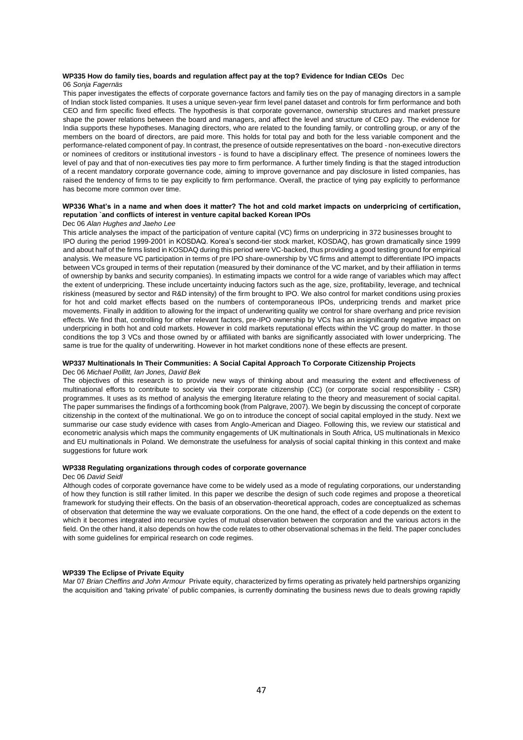**WP335 How do family ties, boards and regulation affect pay at the top? Evidence for Indian CEOs** Dec 06 *Sonja Fagernäs*

This paper investigates the effects of corporate governance factors and family ties on the pay of managing directors in a sample of Indian stock listed companies. It uses a unique seven-year firm level panel dataset and controls for firm performance and both CEO and firm specific fixed effects. The hypothesis is that corporate governance, ownership structures and market pressure shape the power relations between the board and managers, and affect the level and structure of CEO pay. The evidence for India supports these hypotheses. Managing directors, who are related to the founding family, or controlling group, or any of the members on the board of directors, are paid more. This holds for total pay and both for the less variable component and the performance-related component of pay. In contrast, the presence of outside representatives on the board - non-executive directors or nominees of creditors or institutional investors - is found to have a disciplinary effect. The presence of nominees lowers the level of pay and that of non-executives ties pay more to firm performance. A further timely finding is that the staged introduction of a recent mandatory corporate governance code, aiming to improve governance and pay disclosure in listed companies, has raised the tendency of firms to tie pay explicitly to firm performance. Overall, the practice of tying pay explicitly to performance has become more common over time.

**WP336 What's in a name and when does it matter? The hot and cold market impacts on underpricing of certification, reputation `and conflicts of interest in venture capital backed Korean IPOs**

Dec 06 *Alan Hughes and Jaeho Lee*

This article analyses the impact of the participation of venture capital (VC) firms on underpricing in 372 businesses brought to IPO during the period 1999-2001 in KOSDAQ. Korea's second-tier stock market, KOSDAQ, has grown dramatically since 1999 and about half of the firms listed in KOSDAQ during this period were VC-backed, thus providing a good testing ground for empirical analysis. We measure VC participation in terms of pre IPO share-ownership by VC firms and attempt to differentiate IPO impacts between VCs grouped in terms of their reputation (measured by their dominance of the VC market, and by their affiliation in terms of ownership by banks and security companies). In estimating impacts we control for a wide range of variables which may affect the extent of underpricing. These include uncertainty inducing factors such as the age, size, profitability, leverage, and technical riskiness (measured by sector and R&D intensity) of the firm brought to IPO. We also control for market conditions using proxies for hot and cold market effects based on the numbers of contemporaneous IPOs, underpricing trends and market price movements. Finally in addition to allowing for the impact of underwriting quality we control for share overhang and price revision effects. We find that, controlling for other relevant factors, pre-IPO ownership by VCs has an insignificantly negative impact on underpricing in both hot and cold markets. However in cold markets reputational effects within the VC group do matter. In those conditions the top 3 VCs and those owned by or affiliated with banks are significantly associated with lower underpricing. The same is true for the quality of underwriting. However in hot market conditions none of these effects are present.

**WP337 Multinationals In Their Communities: A Social Capital Approach To Corporate Citizenship Projects**

Dec 06 *Michael Pollitt, Ian Jones, David Bek*

The objectives of this research is to provide new ways of thinking about and measuring the extent and effectiveness of multinational efforts to contribute to society via their corporate citizenship (CC) (or corporate social responsibility - CSR) programmes. It uses as its method of analysis the emerging literature relating to the theory and measurement of social capital. The paper summarises the findings of a forthcoming book (from Palgrave, 2007). We begin by discussing the concept of corporate citizenship in the context of the multinational. We go on to introduce the concept of social capital employed in the study. Next we summarise our case study evidence with cases from Anglo-American and Diageo. Following this, we review our statistical and econometric analysis which maps the community engagements of UK multinationals in South Africa, US multinationals in Mexico and EU multinationals in Poland. We demonstrate the usefulness for analysis of social capital thinking in this context and make suggestions for future work

**WP338 Regulating organizations through codes of corporate governance**

Dec 06 *David Seidl*

Although codes of corporate governance have come to be widely used as a mode of regulating corporations, our understanding of how they function is still rather limited. In this paper we describe the design of such code regimes and propose a theoretical framework for studying their effects. On the basis of an observation-theoretical approach, codes are conceptualized as schemas of observation that determine the way we evaluate corporations. On the one hand, the effect of a code depends on the extent to which it becomes integrated into recursive cycles of mutual observation between the corporation and the various actors in the field. On the other hand, it also depends on how the code relates to other observational schemas in the field. The paper concludes with some guidelines for empirical research on code regimes.

**WP339 The Eclipse of Private Equity**

Mar 07 *Brian Cheffins and John Armour* Private equity, characterized by firms operating as privately held partnerships organizing the acquisition and 'taking private' of public companies, is currently dominating the business news due to deals growing rapidly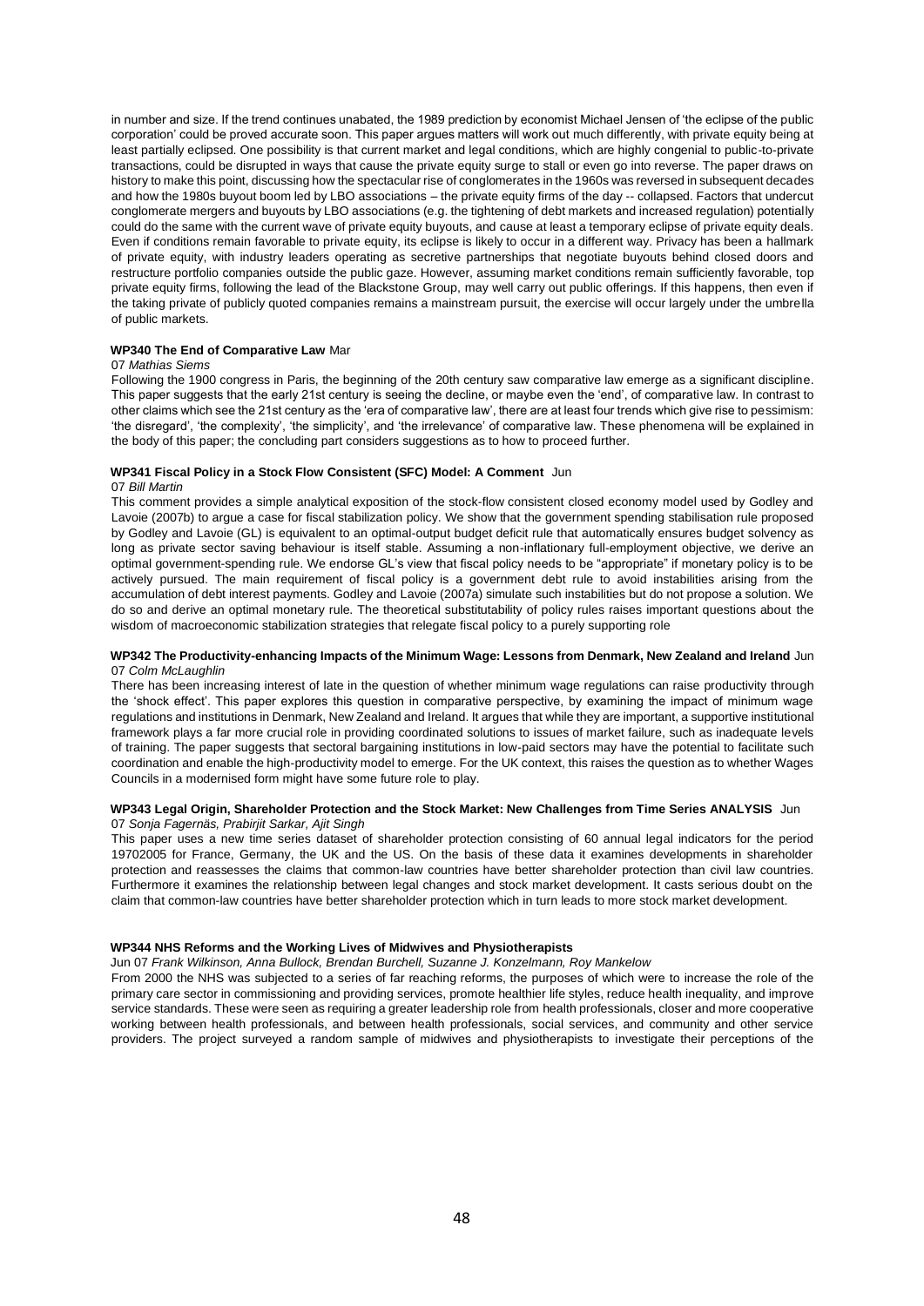in number and size. If the trend continues unabated, the 1989 prediction by economist Michael Jensen of 'the eclipse of the public corporation' could be proved accurate soon. This paper argues matters will work out much differently, with private equity being at least partially eclipsed. One possibility is that current market and legal conditions, which are highly congenial to public-to-private transactions, could be disrupted in ways that cause the private equity surge to stall or even go into reverse. The paper draws on history to make this point, discussing how the spectacular rise of conglomerates in the 1960s was reversed in subsequent decades and how the 1980s buyout boom led by LBO associations – the private equity firms of the day -- collapsed. Factors that undercut conglomerate mergers and buyouts by LBO associations (e.g. the tightening of debt markets and increased regulation) potentially could do the same with the current wave of private equity buyouts, and cause at least a temporary eclipse of private equity deals. Even if conditions remain favorable to private equity, its eclipse is likely to occur in a different way. Privacy has been a hallmark of private equity, with industry leaders operating as secretive partnerships that negotiate buyouts behind closed doors and restructure portfolio companies outside the public gaze. However, assuming market conditions remain sufficiently favorable, top private equity firms, following the lead of the Blackstone Group, may well carry out public offerings. If this happens, then even if the taking private of publicly quoted companies remains a mainstream pursuit, the exercise will occur largely under the umbrella of public markets.

**WP340 The End of Comparative Law** Mar 07 *Mathias Siems*

Following the 1900 congress in Paris, the beginning of the 20th century saw comparative law emerge as a significant discipline. This paper suggests that the early 21st century is seeing the decline, or maybe even the 'end', of comparative law. In contrast to other claims which see the 21st century as the 'era of comparative law', there are at least four trends which give rise to pessimism: 'the disregard', 'the complexity', 'the simplicity', and 'the irrelevance' of comparative law. These phenomena will be explained in the body of this paper; the concluding part considers suggestions as to how to proceed further.

**WP341 Fiscal Policy in a Stock Flow Consistent (SFC) Model: A Comment** Jun 07 *Bill Martin*

This comment provides a simple analytical exposition of the stock-flow consistent closed economy model used by Godley and Lavoie (2007b) to argue a case for fiscal stabilization policy. We show that the government spending stabilisation rule proposed by Godley and Lavoie (GL) is equivalent to an optimal-output budget deficit rule that automatically ensures budget solvency as long as private sector saving behaviour is itself stable. Assuming a non-inflationary full-employment objective, we derive an optimal government-spending rule. We endorse GL's view that fiscal policy needs to be "appropriate" if monetary policy is to be actively pursued. The main requirement of fiscal policy is a government debt rule to avoid instabilities arising from the accumulation of debt interest payments. Godley and Lavoie (2007a) simulate such instabilities but do not propose a solution. We do so and derive an optimal monetary rule. The theoretical substitutability of policy rules raises important questions about the wisdom of macroeconomic stabilization strategies that relegate fiscal policy to a purely supporting role

**WP342 The Productivity-enhancing Impacts of the Minimum Wage: Lessons from Denmark, New Zealand and Ireland** Jun 07 *Colm McLaughlin*

There has been increasing interest of late in the question of whether minimum wage regulations can raise productivity through the 'shock effect'. This paper explores this question in comparative perspective, by examining the impact of minimum wage regulations and institutions in Denmark, New Zealand and Ireland. It argues that while they are important, a supportive institutional framework plays a far more crucial role in providing coordinated solutions to issues of market failure, such as inadequate levels of training. The paper suggests that sectoral bargaining institutions in low-paid sectors may have the potential to facilitate such coordination and enable the high-productivity model to emerge. For the UK context, this raises the question as to whether Wages Councils in a modernised form might have some future role to play.

**WP343 Legal Origin, Shareholder Protection and the Stock Market: New Challenges from Time Series ANALYSIS** Jun 07 *Sonja Fagernäs, Prabirjit Sarkar, Ajit Singh*

This paper uses a new time series dataset of shareholder protection consisting of 60 annual legal indicators for the period 19702005 for France, Germany, the UK and the US. On the basis of these data it examines developments in shareholder protection and reassesses the claims that common-law countries have better shareholder protection than civil law countries. Furthermore it examines the relationship between legal changes and stock market development. It casts serious doubt on the claim that common-law countries have better shareholder protection which in turn leads to more stock market development.

**WP344 NHS Reforms and the Working Lives of Midwives and Physiotherapists** Jun 07 *Frank Wilkinson, Anna Bullock, Brendan Burchell, Suzanne J. Konzelmann, Roy Mankelow*

From 2000 the NHS was subjected to a series of far reaching reforms, the purposes of which were to increase the role of the primary care sector in commissioning and providing services, promote healthier life styles, reduce health inequality, and improve service standards. These were seen as requiring a greater leadership role from health professionals, closer and more cooperative working between health professionals, and between health professionals, social services, and community and other service providers. The project surveyed a random sample of midwives and physiotherapists to investigate their perceptions of the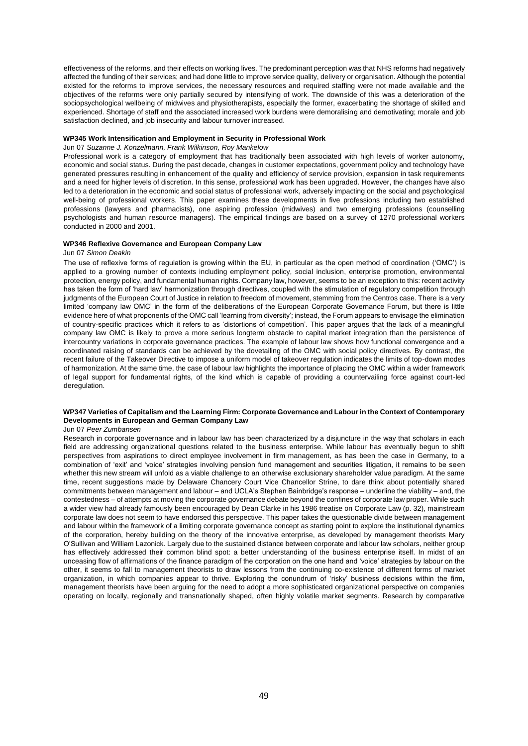effectiveness of the reforms, and their effects on working lives. The predominant perception was that NHS reforms had negatively affected the funding of their services; and had done little to improve service quality, delivery or organisation. Although the potential existed for the reforms to improve services, the necessary resources and required staffing were not made available and the objectives of the reforms were only partially secured by intensifying of work. The downside of this was a deterioration of the sociopsychological wellbeing of midwives and physiotherapists, especially the former, exacerbating the shortage of skilled and experienced. Shortage of staff and the associated increased work burdens were demoralising and demotivating; morale and job satisfaction declined, and job insecurity and labour turnover increased.

#### WP345 Work Intensification and Employment in Security in Professional Work

Jun 07 *Suzanne J. Konzelmann, Frank Wilkinson, Roy Mankelow*

Professional work is a category of employment that has traditionally been associated with high levels of worker autonomy, economic and social status. During the past decade, changes in customer expectations, government policy and technology have generated pressures resulting in enhancement of the quality and efficiency of service provision, expansion in task requirements and a need for higher levels of discretion. In this sense, professional work has been upgraded. However, the changes have also led to a deterioration in the economic and social status of professional work, adversely impacting on the social and psychological well-being of professional workers. This paper examines these developments in five professions including two established professions (lawyers and pharmacists), one aspiring profession (midwives) and two emerging professions (counselling psychologists and human resource managers). The empirical findings are based on a survey of 1270 professional workers conducted in 2000 and 2001.

#### WP346 Reflexive Governance and European Company Law

Jun 07 *Simon Deakin*

The use of reflexive forms of regulation is growing within the EU, in particular as the open method of coordination ('OMC') is applied to a growing number of contexts including employment policy, social inclusion, enterprise promotion, environmental protection, energy policy, and fundamental human rights. Company law, however, seems to be an exception to this: recent activity has taken the form of 'hard law' harmonization through directives, coupled with the stimulation of regulatory competition through judgments of the European Court of Justice in relation to freedom of movement, stemming from the Centros case. There is a very limited 'company law OMC' in the form of the deliberations of the European Corporate Governance Forum, but there is little evidence here of what proponents of the OMC call 'learning from diversity'; instead, the Forum appears to envisage the elimination of country-specific practices which it refers to as 'distortions of competition'. This paper argues that the lack of a meaningful company law OMC is likely to prove a more serious longterm obstacle to capital market integration than the persistence of intercountry variations in corporate governance practices. The example of labour law shows how functional convergence and a coordinated raising of standards can be achieved by the dovetailing of the OMC with social policy directives. By contrast, the recent failure of the Takeover Directive to impose a uniform model of takeover regulation indicates the limits of top-down modes of harmonization. At the same time, the case of labour law highlights the importance of placing the OMC within a wider framework of legal support for fundamental rights, of the kind which is capable of providing a countervailing force against court-led deregulation.

#### WP347 Varieties of Capitalism and the Learning Firm: Corporate Governance and Labour in the Context of Contemporary Developments in European and German Company Law

Jun 07 *Peer Zumbansen*

Research in corporate governance and in labour law has been characterized by a disjuncture in the way that scholars in each field are addressing organizational questions related to the business enterprise. While labour has eventually begun to shift perspectives from aspirations to direct employee involvement in firm management, as has been the case in Germany, to a combination of 'exit' and 'voice' strategies involving pension fund management and securities litigation, it remains to be seen whether this new stream will unfold as a viable challenge to an otherwise exclusionary shareholder value paradigm. At the same time, recent suggestions made by Delaware Chancery Court Vice Chancellor Strine, to dare think about potentially shared commitments between management and labour – and UCLA's Stephen Bainbridge's response – underline the viability – and, the contestedness – of attempts at moving the corporate governance debate beyond the confines of corporate law proper. While such a wider view had already famously been encouraged by Dean Clarke in his 1986 treatise on Corporate Law (p. 32), mainstream corporate law does not seem to have endorsed this perspective. This paper takes the questionable divide between management and labour within the framework of a limiting corporate governance concept as starting point to explore the institutional dynamics of the corporation, hereby building on the theory of the innovative enterprise, as developed by management theorists Mary O'Sullivan and William Lazonick. Largely due to the sustained distance between corporate and labour law scholars, neither group has effectively addressed their common blind spot: a better understanding of the business enterprise itself. In midst of an unceasing flow of affirmations of the finance paradigm of the corporation on the one hand and 'voice' strategies by labour on the other, it seems to fall to management theorists to draw lessons from the continuing co-existence of different forms of market organization, in which companies appear to thrive. Exploring the conundrum of 'risky' business decisions within the firm, management theorists have been arguing for the need to adopt a more sophisticated organizational perspective on companies operating on locally, regionally and transnationally shaped, often highly volatile market segments. Research by comparative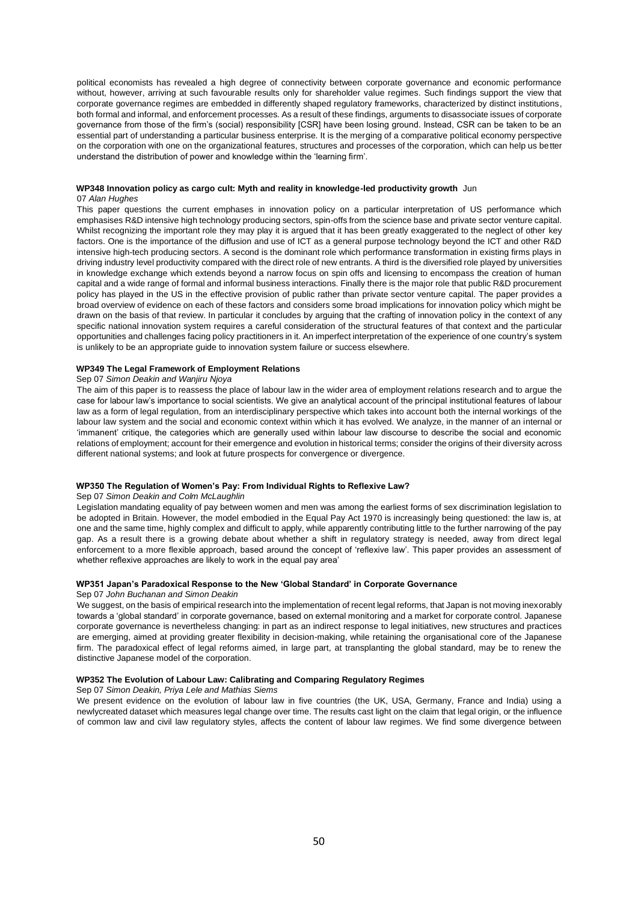political economists has revealed a high degree of connectivity between corporate governance and economic performance without, however, arriving at such favourable results only for shareholder value regimes. Such findings support the view that corporate governance regimes are embedded in differently shaped regulatory frameworks, characterized by distinct institutions, both formal and informal, and enforcement processes. As a result of these findings, arguments to disassociate issues of corporate governance from those of the firm's (social) responsibility [CSR] have been losing ground. Instead, CSR can be taken to be an essential part of understanding a particular business enterprise. It is the merging of a comparative political economy perspective on the corporation with one on the organizational features, structures and processes of the corporation, which can help us better understand the distribution of power and knowledge within the 'learning firm'.

**WP348 Innovation policy as cargo cult: Myth and reality in knowledge-led productivity growth** Jun 07 *Alan Hughes*

This paper questions the current emphases in innovation policy on a particular interpretation of US performance which emphasises R&D intensive high technology producing sectors, spin-offs from the science base and private sector venture capital. Whilst recognizing the important role they may play it is argued that it has been greatly exaggerated to the neglect of other key factors. One is the importance of the diffusion and use of ICT as a general purpose technology beyond the ICT and other R&D intensive high-tech producing sectors. A second is the dominant role which performance transformation in existing firms plays in driving industry level productivity compared with the direct role of new entrants. A third is the diversified role played by universities in knowledge exchange which extends beyond a narrow focus on spin offs and licensing to encompass the creation of human capital and a wide range of formal and informal business interactions. Finally there is the major role that public R&D procurement policy has played in the US in the effective provision of public rather than private sector venture capital. The paper provides a broad overview of evidence on each of these factors and considers some broad implications for innovation policy which might be drawn on the basis of that review. In particular it concludes by arguing that the crafting of innovation policy in the context of any specific national innovation system requires a careful consideration of the structural features of that context and the particular opportunities and challenges facing policy practitioners in it. An imperfect interpretation of the experience of one country's system is unlikely to be an appropriate guide to innovation system failure or success elsewhere.

**WP349 The Legal Framework of Employment Relations**
Sep 07 *Simon Deakin and Wanjiru Njoya*

The aim of this paper is to reassess the place of labour law in the wider area of employment relations research and to argue the case for labour law's importance to social scientists. We give an analytical account of the principal institutional features of labour law as a form of legal regulation, from an interdisciplinary perspective which takes into account both the internal workings of the labour law system and the social and economic context within which it has evolved. We analyze, in the manner of an internal or 'immanent' critique, the categories which are generally used within labour law discourse to describe the social and economic relations of employment; account for their emergence and evolution in historical terms; consider the origins of their diversity across different national systems; and look at future prospects for convergence or divergence.

**WP350 The Regulation of Women's Pay: From Individual Rights to Reflexive Law?**
Sep 07 *Simon Deakin and Colm McLaughlin*

Legislation mandating equality of pay between women and men was among the earliest forms of sex discrimination legislation to be adopted in Britain. However, the model embodied in the Equal Pay Act 1970 is increasingly being questioned: the law is, at one and the same time, highly complex and difficult to apply, while apparently contributing little to the further narrowing of the pay gap. As a result there is a growing debate about whether a shift in regulatory strategy is needed, away from direct legal enforcement to a more flexible approach, based around the concept of 'reflexive law'. This paper provides an assessment of whether reflexive approaches are likely to work in the equal pay area'

**WP351 Japan's Paradoxical Response to the New 'Global Standard' in Corporate Governance**
Sep 07 *John Buchanan and Simon Deakin*

We suggest, on the basis of empirical research into the implementation of recent legal reforms, that Japan is not moving inexorably towards a 'global standard' in corporate governance, based on external monitoring and a market for corporate control. Japanese corporate governance is nevertheless changing: in part as an indirect response to legal initiatives, new structures and practices are emerging, aimed at providing greater flexibility in decision-making, while retaining the organisational core of the Japanese firm. The paradoxical effect of legal reforms aimed, in large part, at transplanting the global standard, may be to renew the distinctive Japanese model of the corporation.

**WP352 The Evolution of Labour Law: Calibrating and Comparing Regulatory Regimes**
Sep 07 *Simon Deakin, Priya Lele and Mathias Siems*

We present evidence on the evolution of labour law in five countries (the UK, USA, Germany, France and India) using a newlycreated dataset which measures legal change over time. The results cast light on the claim that legal origin, or the influence of common law and civil law regulatory styles, affects the content of labour law regimes. We find some divergence between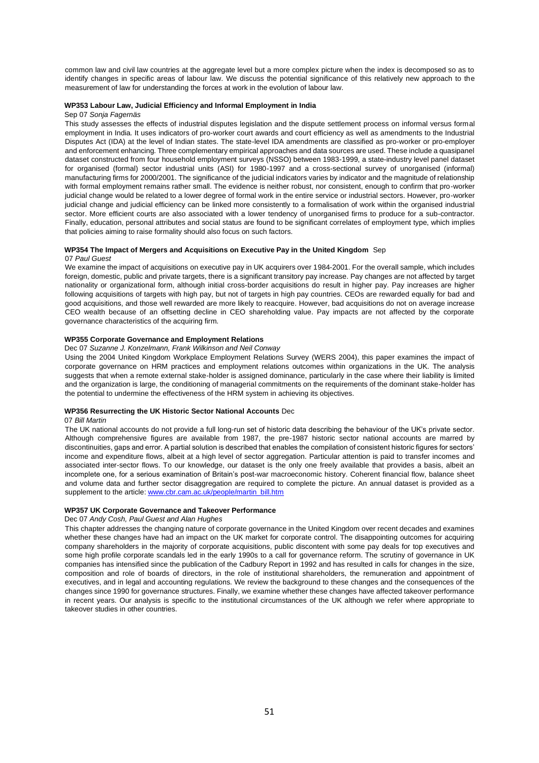common law and civil law countries at the aggregate level but a more complex picture when the index is decomposed so as to identify changes in specific areas of labour law. We discuss the potential significance of this relatively new approach to the measurement of law for understanding the forces at work in the evolution of labour law.

**WP353 Labour Law, Judicial Efficiency and Informal Employment in India**

Sep 07 *Sonja Fagernäs*

This study assesses the effects of industrial disputes legislation and the dispute settlement process on informal versus formal employment in India. It uses indicators of pro-worker court awards and court efficiency as well as amendments to the Industrial Disputes Act (IDA) at the level of Indian states. The state-level IDA amendments are classified as pro-worker or pro-employer and enforcement enhancing. Three complementary empirical approaches and data sources are used. These include a quasipanel dataset constructed from four household employment surveys (NSSO) between 1983-1999, a state-industry level panel dataset for organised (formal) sector industrial units (ASI) for 1980-1997 and a cross-sectional survey of unorganised (informal) manufacturing firms for 2000/2001. The significance of the judicial indicators varies by indicator and the magnitude of relationship with formal employment remains rather small. The evidence is neither robust, nor consistent, enough to confirm that pro-worker judicial change would be related to a lower degree of formal work in the entire service or industrial sectors. However, pro-worker judicial change and judicial efficiency can be linked more consistently to a formalisation of work within the organised industrial sector. More efficient courts are also associated with a lower tendency of unorganised firms to produce for a sub-contractor. Finally, education, personal attributes and social status are found to be significant correlates of employment type, which implies that policies aiming to raise formality should also focus on such factors.

**WP354 The Impact of Mergers and Acquisitions on Executive Pay in the United Kingdom** Sep 07 *Paul Guest*

We examine the impact of acquisitions on executive pay in UK acquirers over 1984-2001. For the overall sample, which includes foreign, domestic, public and private targets, there is a significant transitory pay increase. Pay changes are not affected by target nationality or organizational form, although initial cross-border acquisitions do result in higher pay. Pay increases are higher following acquisitions of targets with high pay, but not of targets in high pay countries. CEOs are rewarded equally for bad and good acquisitions, and those well rewarded are more likely to reacquire. However, bad acquisitions do not on average increase CEO wealth because of an offsetting decline in CEO shareholding value. Pay impacts are not affected by the corporate governance characteristics of the acquiring firm.

**WP355 Corporate Governance and Employment Relations**

Dec 07 *Suzanne J. Konzelmann, Frank Wilkinson and Neil Conway*

Using the 2004 United Kingdom Workplace Employment Relations Survey (WERS 2004), this paper examines the impact of corporate governance on HRM practices and employment relations outcomes within organizations in the UK. The analysis suggests that when a remote external stake-holder is assigned dominance, particularly in the case where their liability is limited and the organization is large, the conditioning of managerial commitments on the requirements of the dominant stake-holder has the potential to undermine the effectiveness of the HRM system in achieving its objectives.

**WP356 Resurrecting the UK Historic Sector National Accounts** Dec 07 *Bill Martin*

The UK national accounts do not provide a full long-run set of historic data describing the behaviour of the UK's private sector. Although comprehensive figures are available from 1987, the pre-1987 historic sector national accounts are marred by discontinuities, gaps and error. A partial solution is described that enables the compilation of consistent historic figures for sectors' income and expenditure flows, albeit at a high level of sector aggregation. Particular attention is paid to transfer incomes and associated inter-sector flows. To our knowledge, our dataset is the only one freely available that provides a basis, albeit an incomplete one, for a serious examination of Britain's post-war macroeconomic history. Coherent financial flow, balance sheet and volume data and further sector disaggregation are required to complete the picture. An annual dataset is provided as a supplement to the article: www.cbr.cam.ac.uk/people/martin_bill.htm

**WP357 UK Corporate Governance and Takeover Performance**

Dec 07 *Andy Cosh, Paul Guest and Alan Hughes*

This chapter addresses the changing nature of corporate governance in the United Kingdom over recent decades and examines whether these changes have had an impact on the UK market for corporate control. The disappointing outcomes for acquiring company shareholders in the majority of corporate acquisitions, public discontent with some pay deals for top executives and some high profile corporate scandals led in the early 1990s to a call for governance reform. The scrutiny of governance in UK companies has intensified since the publication of the Cadbury Report in 1992 and has resulted in calls for changes in the size, composition and role of boards of directors, in the role of institutional shareholders, the remuneration and appointment of executives, and in legal and accounting regulations. We review the background to these changes and the consequences of the changes since 1990 for governance structures. Finally, we examine whether these changes have affected takeover performance in recent years. Our analysis is specific to the institutional circumstances of the UK although we refer where appropriate to takeover studies in other countries.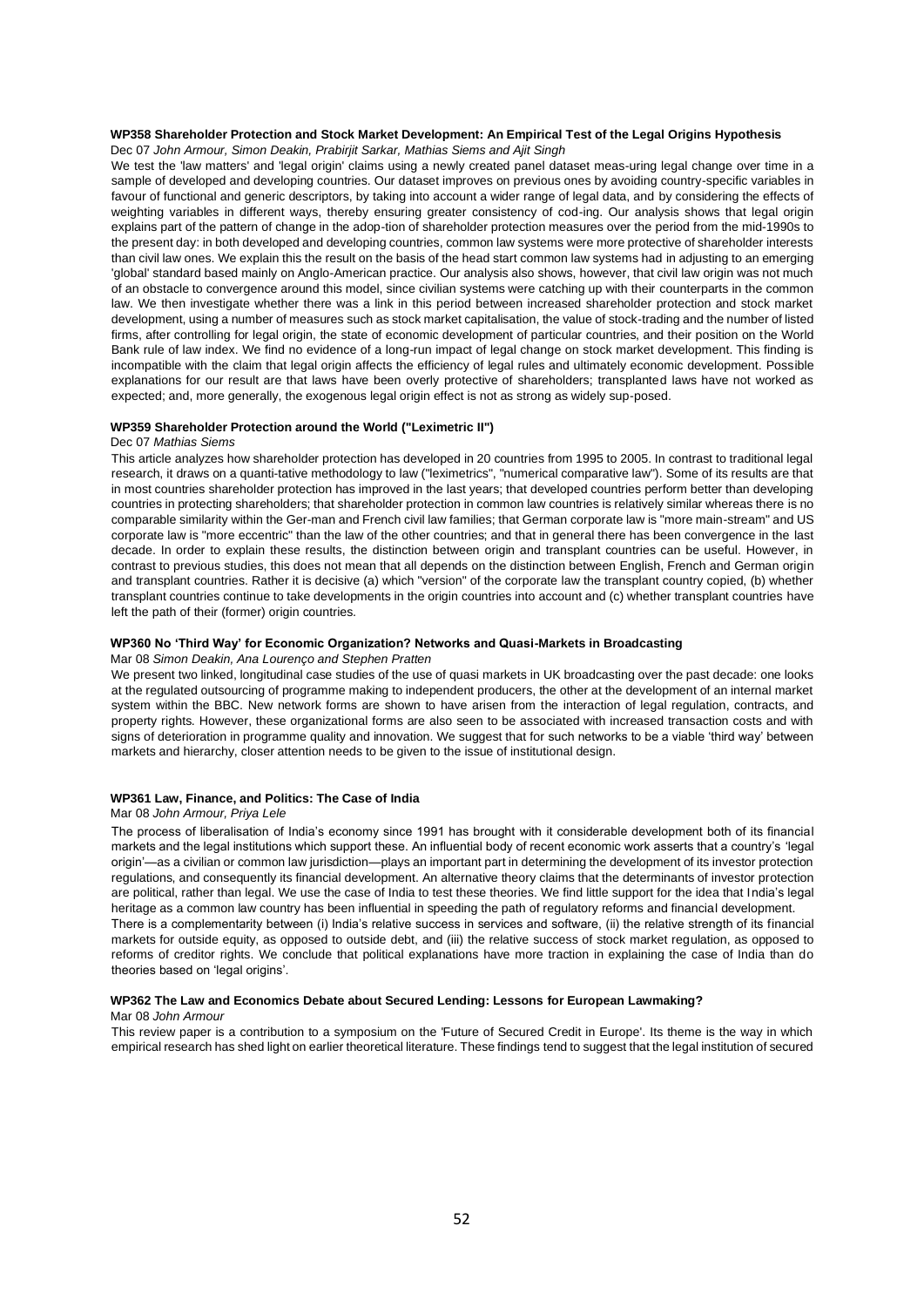#### WP358 Shareholder Protection and Stock Market Development: An Empirical Test of the Legal Origins Hypothesis

Dec 07 *John Armour, Simon Deakin, Prabirjit Sarkar, Mathias Siems and Ajit Singh*

We test the 'law matters' and 'legal origin' claims using a newly created panel dataset meas-uring legal change over time in a sample of developed and developing countries. Our dataset improves on previous ones by avoiding country-specific variables in favour of functional and generic descriptors, by taking into account a wider range of legal data, and by considering the effects of weighting variables in different ways, thereby ensuring greater consistency of cod-ing. Our analysis shows that legal origin explains part of the pattern of change in the adop-tion of shareholder protection measures over the period from the mid-1990s to the present day: in both developed and developing countries, common law systems were more protective of shareholder interests than civil law ones. We explain this the result on the basis of the head start common law systems had in adjusting to an emerging 'global' standard based mainly on Anglo-American practice. Our analysis also shows, however, that civil law origin was not much of an obstacle to convergence around this model, since civilian systems were catching up with their counterparts in the common law. We then investigate whether there was a link in this period between increased shareholder protection and stock market development, using a number of measures such as stock market capitalisation, the value of stock-trading and the number of listed firms, after controlling for legal origin, the state of economic development of particular countries, and their position on the World Bank rule of law index. We find no evidence of a long-run impact of legal change on stock market development. This finding is incompatible with the claim that legal origin affects the efficiency of legal rules and ultimately economic development. Possible explanations for our result are that laws have been overly protective of shareholders; transplanted laws have not worked as expected; and, more generally, the exogenous legal origin effect is not as strong as widely sup-posed.

#### WP359 Shareholder Protection around the World ("Leximetric II")

Dec 07 *Mathias Siems*

This article analyzes how shareholder protection has developed in 20 countries from 1995 to 2005. In contrast to traditional legal research, it draws on a quanti-tative methodology to law ("leximetrics", "numerical comparative law"). Some of its results are that in most countries shareholder protection has improved in the last years; that developed countries perform better than developing countries in protecting shareholders; that shareholder protection in common law countries is relatively similar whereas there is no comparable similarity within the Ger-man and French civil law families; that German corporate law is "more main-stream" and US corporate law is "more eccentric" than the law of the other countries; and that in general there has been convergence in the last decade. In order to explain these results, the distinction between origin and transplant countries can be useful. However, in contrast to previous studies, this does not mean that all depends on the distinction between English, French and German origin and transplant countries. Rather it is decisive (a) which "version" of the corporate law the transplant country copied, (b) whether transplant countries continue to take developments in the origin countries into account and (c) whether transplant countries have left the path of their (former) origin countries.

#### WP360 No 'Third Way' for Economic Organization? Networks and Quasi-Markets in Broadcasting

Mar 08 *Simon Deakin, Ana Lourenço and Stephen Pratten*

We present two linked, longitudinal case studies of the use of quasi markets in UK broadcasting over the past decade: one looks at the regulated outsourcing of programme making to independent producers, the other at the development of an internal market system within the BBC. New network forms are shown to have arisen from the interaction of legal regulation, contracts, and property rights. However, these organizational forms are also seen to be associated with increased transaction costs and with signs of deterioration in programme quality and innovation. We suggest that for such networks to be a viable 'third way' between markets and hierarchy, closer attention needs to be given to the issue of institutional design.

#### WP361 Law, Finance, and Politics: The Case of India

Mar 08 *John Armour, Priya Lele*

The process of liberalisation of India's economy since 1991 has brought with it considerable development both of its financial markets and the legal institutions which support these. An influential body of recent economic work asserts that a country's 'legal origin'—as a civilian or common law jurisdiction—plays an important part in determining the development of its investor protection regulations, and consequently its financial development. An alternative theory claims that the determinants of investor protection are political, rather than legal. We use the case of India to test these theories. We find little support for the idea that India's legal heritage as a common law country has been influential in speeding the path of regulatory reforms and financial development.
There is a complementarity between (i) India's relative success in services and software, (ii) the relative strength of its financial markets for outside equity, as opposed to outside debt, and (iii) the relative success of stock market regulation, as opposed to reforms of creditor rights. We conclude that political explanations have more traction in explaining the case of India than do theories based on 'legal origins'.

#### WP362 The Law and Economics Debate about Secured Lending: Lessons for European Lawmaking?

Mar 08 *John Armour*

This review paper is a contribution to a symposium on the 'Future of Secured Credit in Europe'. Its theme is the way in which empirical research has shed light on earlier theoretical literature. These findings tend to suggest that the legal institution of secured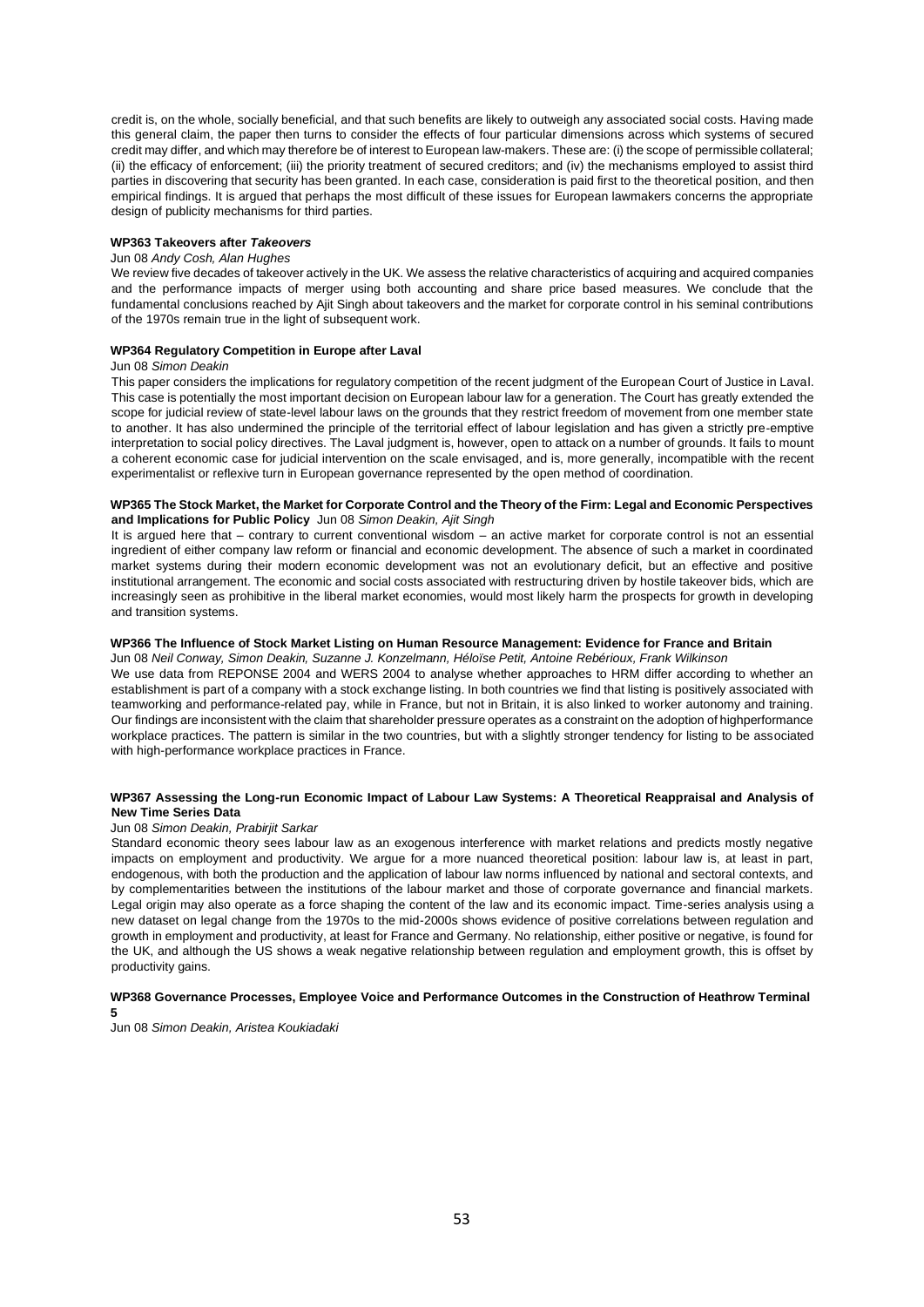credit is, on the whole, socially beneficial, and that such benefits are likely to outweigh any associated social costs. Having made this general claim, the paper then turns to consider the effects of four particular dimensions across which systems of secured credit may differ, and which may therefore be of interest to European law-makers. These are: (i) the scope of permissible collateral; (ii) the efficacy of enforcement; (iii) the priority treatment of secured creditors; and (iv) the mechanisms employed to assist third parties in discovering that security has been granted. In each case, consideration is paid first to the theoretical position, and then empirical findings. It is argued that perhaps the most difficult of these issues for European lawmakers concerns the appropriate design of publicity mechanisms for third parties.

**WP363 Takeovers after *Takeovers***

Jun 08 *Andy Cosh, Alan Hughes*

We review five decades of takeover actively in the UK. We assess the relative characteristics of acquiring and acquired companies and the performance impacts of merger using both accounting and share price based measures. We conclude that the fundamental conclusions reached by Ajit Singh about takeovers and the market for corporate control in his seminal contributions of the 1970s remain true in the light of subsequent work.

**WP364 Regulatory Competition in Europe after Laval**

Jun 08 *Simon Deakin*

This paper considers the implications for regulatory competition of the recent judgment of the European Court of Justice in Laval. This case is potentially the most important decision on European labour law for a generation. The Court has greatly extended the scope for judicial review of state-level labour laws on the grounds that they restrict freedom of movement from one member state to another. It has also undermined the principle of the territorial effect of labour legislation and has given a strictly pre-emptive interpretation to social policy directives. The Laval judgment is, however, open to attack on a number of grounds. It fails to mount a coherent economic case for judicial intervention on the scale envisaged, and is, more generally, incompatible with the recent experimentalist or reflexive turn in European governance represented by the open method of coordination.

**WP365 The Stock Market, the Market for Corporate Control and the Theory of the Firm: Legal and Economic Perspectives and Implications for Public Policy** Jun 08 *Simon Deakin, Ajit Singh*

It is argued here that – contrary to current conventional wisdom – an active market for corporate control is not an essential ingredient of either company law reform or financial and economic development. The absence of such a market in coordinated market systems during their modern economic development was not an evolutionary deficit, but an effective and positive institutional arrangement. The economic and social costs associated with restructuring driven by hostile takeover bids, which are increasingly seen as prohibitive in the liberal market economies, would most likely harm the prospects for growth in developing and transition systems.

**WP366 The Influence of Stock Market Listing on Human Resource Management: Evidence for France and Britain**

Jun 08 *Neil Conway, Simon Deakin, Suzanne J. Konzelmann, Héloïse Petit, Antoine Rebérioux, Frank Wilkinson*

We use data from REPONSE 2004 and WERS 2004 to analyse whether approaches to HRM differ according to whether an establishment is part of a company with a stock exchange listing. In both countries we find that listing is positively associated with teamworking and performance-related pay, while in France, but not in Britain, it is also linked to worker autonomy and training. Our findings are inconsistent with the claim that shareholder pressure operates as a constraint on the adoption of highperformance workplace practices. The pattern is similar in the two countries, but with a slightly stronger tendency for listing to be associated with high-performance workplace practices in France.

**WP367 Assessing the Long-run Economic Impact of Labour Law Systems: A Theoretical Reappraisal and Analysis of New Time Series Data**

Jun 08 *Simon Deakin, Prabirjit Sarkar*

Standard economic theory sees labour law as an exogenous interference with market relations and predicts mostly negative impacts on employment and productivity. We argue for a more nuanced theoretical position: labour law is, at least in part, endogenous, with both the production and the application of labour law norms influenced by national and sectoral contexts, and by complementarities between the institutions of the labour market and those of corporate governance and financial markets. Legal origin may also operate as a force shaping the content of the law and its economic impact. Time-series analysis using a new dataset on legal change from the 1970s to the mid-2000s shows evidence of positive correlations between regulation and growth in employment and productivity, at least for France and Germany. No relationship, either positive or negative, is found for the UK, and although the US shows a weak negative relationship between regulation and employment growth, this is offset by productivity gains.

**WP368 Governance Processes, Employee Voice and Performance Outcomes in the Construction of Heathrow Terminal 5**

Jun 08 *Simon Deakin, Aristea Koukiadaki*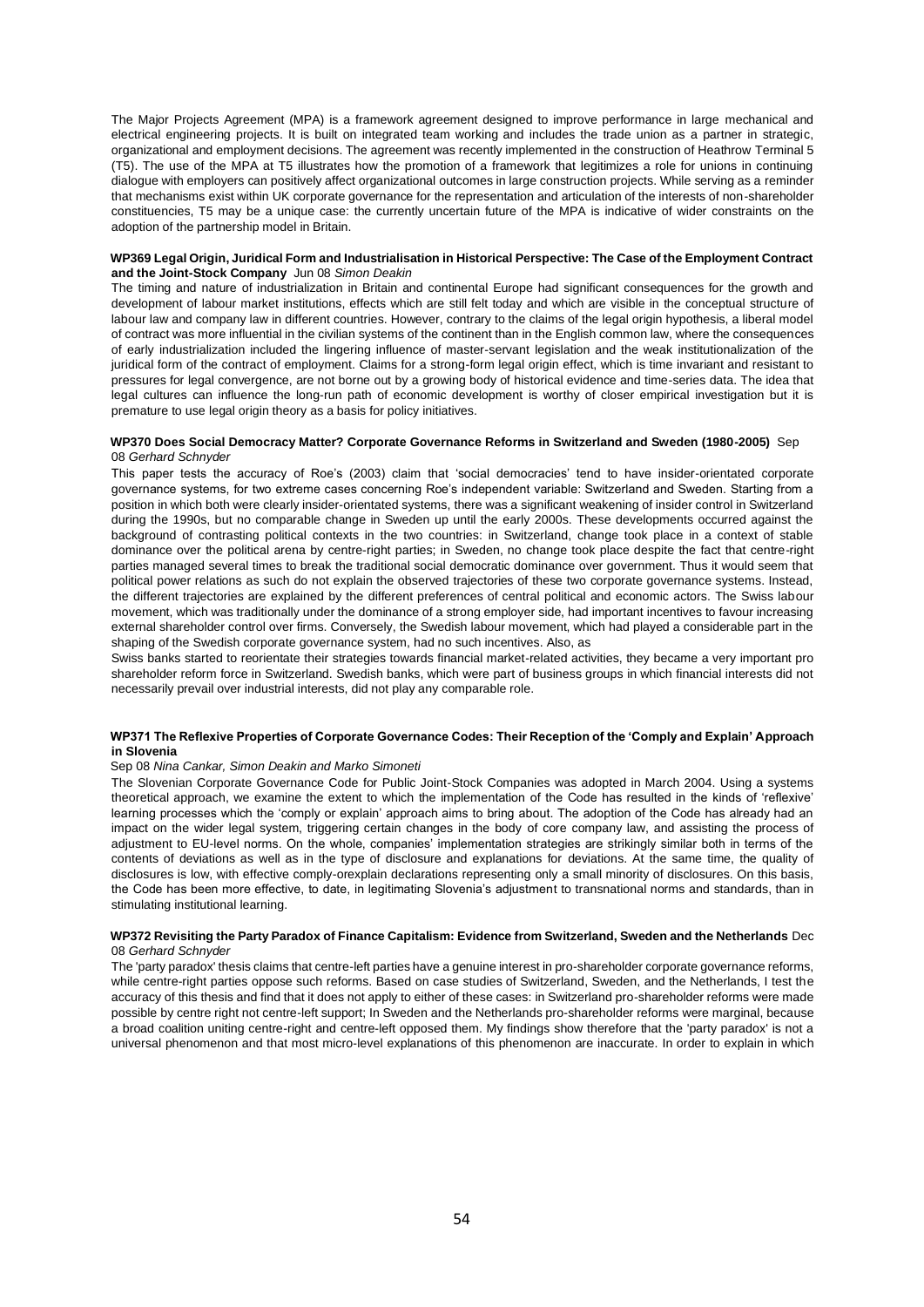The Major Projects Agreement (MPA) is a framework agreement designed to improve performance in large mechanical and electrical engineering projects. It is built on integrated team working and includes the trade union as a partner in strategic, organizational and employment decisions. The agreement was recently implemented in the construction of Heathrow Terminal 5 (T5). The use of the MPA at T5 illustrates how the promotion of a framework that legitimizes a role for unions in continuing dialogue with employers can positively affect organizational outcomes in large construction projects. While serving as a reminder that mechanisms exist within UK corporate governance for the representation and articulation of the interests of non-shareholder constituencies, T5 may be a unique case: the currently uncertain future of the MPA is indicative of wider constraints on the adoption of the partnership model in Britain.

**WP369 Legal Origin, Juridical Form and Industrialisation in Historical Perspective: The Case of the Employment Contract and the Joint-Stock Company** Jun 08 *Simon Deakin*

The timing and nature of industrialization in Britain and continental Europe had significant consequences for the growth and development of labour market institutions, effects which are still felt today and which are visible in the conceptual structure of labour law and company law in different countries. However, contrary to the claims of the legal origin hypothesis, a liberal model of contract was more influential in the civilian systems of the continent than in the English common law, where the consequences of early industrialization included the lingering influence of master-servant legislation and the weak institutionalization of the juridical form of the contract of employment. Claims for a strong-form legal origin effect, which is time invariant and resistant to pressures for legal convergence, are not borne out by a growing body of historical evidence and time-series data. The idea that legal cultures can influence the long-run path of economic development is worthy of closer empirical investigation but it is premature to use legal origin theory as a basis for policy initiatives.

**WP370 Does Social Democracy Matter? Corporate Governance Reforms in Switzerland and Sweden (1980-2005)** Sep 08 *Gerhard Schnyder*

This paper tests the accuracy of Roe's (2003) claim that 'social democracies' tend to have insider-orientated corporate governance systems, for two extreme cases concerning Roe's independent variable: Switzerland and Sweden. Starting from a position in which both were clearly insider-orientated systems, there was a significant weakening of insider control in Switzerland during the 1990s, but no comparable change in Sweden up until the early 2000s. These developments occurred against the background of contrasting political contexts in the two countries: in Switzerland, change took place in a context of stable dominance over the political arena by centre-right parties; in Sweden, no change took place despite the fact that centre-right parties managed several times to break the traditional social democratic dominance over government. Thus it would seem that political power relations as such do not explain the observed trajectories of these two corporate governance systems. Instead, the different trajectories are explained by the different preferences of central political and economic actors. The Swiss labour movement, which was traditionally under the dominance of a strong employer side, had important incentives to favour increasing external shareholder control over firms. Conversely, the Swedish labour movement, which had played a considerable part in the shaping of the Swedish corporate governance system, had no such incentives. Also, as

Swiss banks started to reorientate their strategies towards financial market-related activities, they became a very important pro shareholder reform force in Switzerland. Swedish banks, which were part of business groups in which financial interests did not necessarily prevail over industrial interests, did not play any comparable role.

**WP371 The Reflexive Properties of Corporate Governance Codes: Their Reception of the 'Comply and Explain' Approach in Slovenia**

Sep 08 *Nina Cankar, Simon Deakin and Marko Simoneti*

The Slovenian Corporate Governance Code for Public Joint-Stock Companies was adopted in March 2004. Using a systems theoretical approach, we examine the extent to which the implementation of the Code has resulted in the kinds of 'reflexive' learning processes which the 'comply or explain' approach aims to bring about. The adoption of the Code has already had an impact on the wider legal system, triggering certain changes in the body of core company law, and assisting the process of adjustment to EU-level norms. On the whole, companies' implementation strategies are strikingly similar both in terms of the contents of deviations as well as in the type of disclosure and explanations for deviations. At the same time, the quality of disclosures is low, with effective comply-orexplain declarations representing only a small minority of disclosures. On this basis, the Code has been more effective, to date, in legitimating Slovenia's adjustment to transnational norms and standards, than in stimulating institutional learning.

**WP372 Revisiting the Party Paradox of Finance Capitalism: Evidence from Switzerland, Sweden and the Netherlands** Dec 08 *Gerhard Schnyder*

The 'party paradox' thesis claims that centre-left parties have a genuine interest in pro-shareholder corporate governance reforms, while centre-right parties oppose such reforms. Based on case studies of Switzerland, Sweden, and the Netherlands, I test the accuracy of this thesis and find that it does not apply to either of these cases: in Switzerland pro-shareholder reforms were made possible by centre right not centre-left support; In Sweden and the Netherlands pro-shareholder reforms were marginal, because a broad coalition uniting centre-right and centre-left opposed them. My findings show therefore that the 'party paradox' is not a universal phenomenon and that most micro-level explanations of this phenomenon are inaccurate. In order to explain in which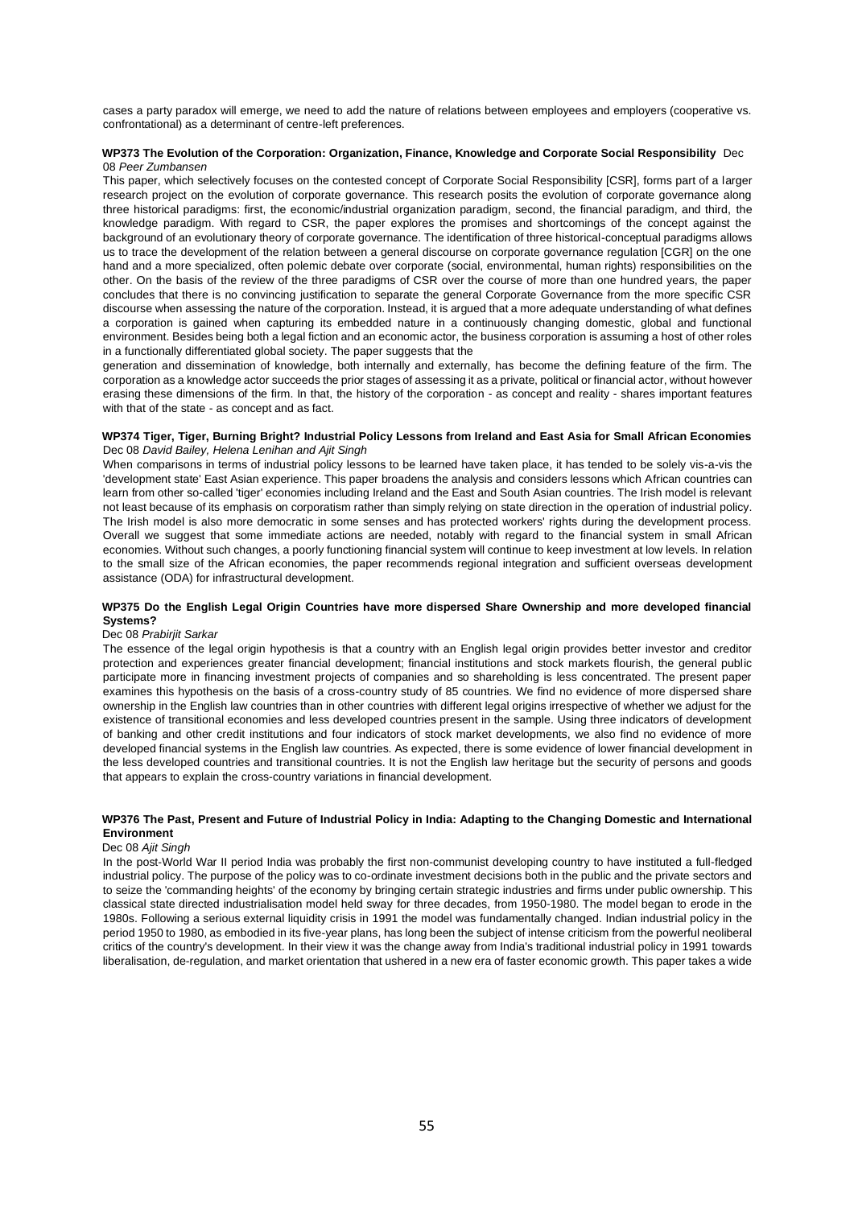cases a party paradox will emerge, we need to add the nature of relations between employees and employers (cooperative vs. confrontational) as a determinant of centre-left preferences.

**WP373 The Evolution of the Corporation: Organization, Finance, Knowledge and Corporate Social Responsibility** Dec 08 *Peer Zumbansen*

This paper, which selectively focuses on the contested concept of Corporate Social Responsibility [CSR], forms part of a larger research project on the evolution of corporate governance. This research posits the evolution of corporate governance along three historical paradigms: first, the economic/industrial organization paradigm, second, the financial paradigm, and third, the knowledge paradigm. With regard to CSR, the paper explores the promises and shortcomings of the concept against the background of an evolutionary theory of corporate governance. The identification of three historical-conceptual paradigms allows us to trace the development of the relation between a general discourse on corporate governance regulation [CGR] on the one hand and a more specialized, often polemic debate over corporate (social, environmental, human rights) responsibilities on the other. On the basis of the review of the three paradigms of CSR over the course of more than one hundred years, the paper concludes that there is no convincing justification to separate the general Corporate Governance from the more specific CSR discourse when assessing the nature of the corporation. Instead, it is argued that a more adequate understanding of what defines a corporation is gained when capturing its embedded nature in a continuously changing domestic, global and functional environment. Besides being both a legal fiction and an economic actor, the business corporation is assuming a host of other roles in a functionally differentiated global society. The paper suggests that the generation and dissemination of knowledge, both internally and externally, has become the defining feature of the firm. The corporation as a knowledge actor succeeds the prior stages of assessing it as a private, political or financial actor, without however erasing these dimensions of the firm. In that, the history of the corporation - as concept and reality - shares important features with that of the state - as concept and as fact.

**WP374 Tiger, Tiger, Burning Bright? Industrial Policy Lessons from Ireland and East Asia for Small African Economies** Dec 08 *David Bailey, Helena Lenihan and Ajit Singh*

When comparisons in terms of industrial policy lessons to be learned have taken place, it has tended to be solely vis-a-vis the 'development state' East Asian experience. This paper broadens the analysis and considers lessons which African countries can learn from other so-called 'tiger' economies including Ireland and the East and South Asian countries. The Irish model is relevant not least because of its emphasis on corporatism rather than simply relying on state direction in the operation of industrial policy. The Irish model is also more democratic in some senses and has protected workers' rights during the development process. Overall we suggest that some immediate actions are needed, notably with regard to the financial system in small African economies. Without such changes, a poorly functioning financial system will continue to keep investment at low levels. In relation to the small size of the African economies, the paper recommends regional integration and sufficient overseas development assistance (ODA) for infrastructural development.

**WP375 Do the English Legal Origin Countries have more dispersed Share Ownership and more developed financial Systems?**

Dec 08 *Prabirjit Sarkar*

The essence of the legal origin hypothesis is that a country with an English legal origin provides better investor and creditor protection and experiences greater financial development; financial institutions and stock markets flourish, the general public participate more in financing investment projects of companies and so shareholding is less concentrated. The present paper examines this hypothesis on the basis of a cross-country study of 85 countries. We find no evidence of more dispersed share ownership in the English law countries than in other countries with different legal origins irrespective of whether we adjust for the existence of transitional economies and less developed countries present in the sample. Using three indicators of development of banking and other credit institutions and four indicators of stock market developments, we also find no evidence of more developed financial systems in the English law countries. As expected, there is some evidence of lower financial development in the less developed countries and transitional countries. It is not the English law heritage but the security of persons and goods that appears to explain the cross-country variations in financial development.

**WP376 The Past, Present and Future of Industrial Policy in India: Adapting to the Changing Domestic and International Environment**

Dec 08 *Ajit Singh*

In the post-World War II period India was probably the first non-communist developing country to have instituted a full-fledged industrial policy. The purpose of the policy was to co-ordinate investment decisions both in the public and the private sectors and to seize the 'commanding heights' of the economy by bringing certain strategic industries and firms under public ownership. This classical state directed industrialisation model held sway for three decades, from 1950-1980. The model began to erode in the 1980s. Following a serious external liquidity crisis in 1991 the model was fundamentally changed. Indian industrial policy in the period 1950 to 1980, as embodied in its five-year plans, has long been the subject of intense criticism from the powerful neoliberal critics of the country's development. In their view it was the change away from India's traditional industrial policy in 1991 towards liberalisation, de-regulation, and market orientation that ushered in a new era of faster economic growth. This paper takes a wide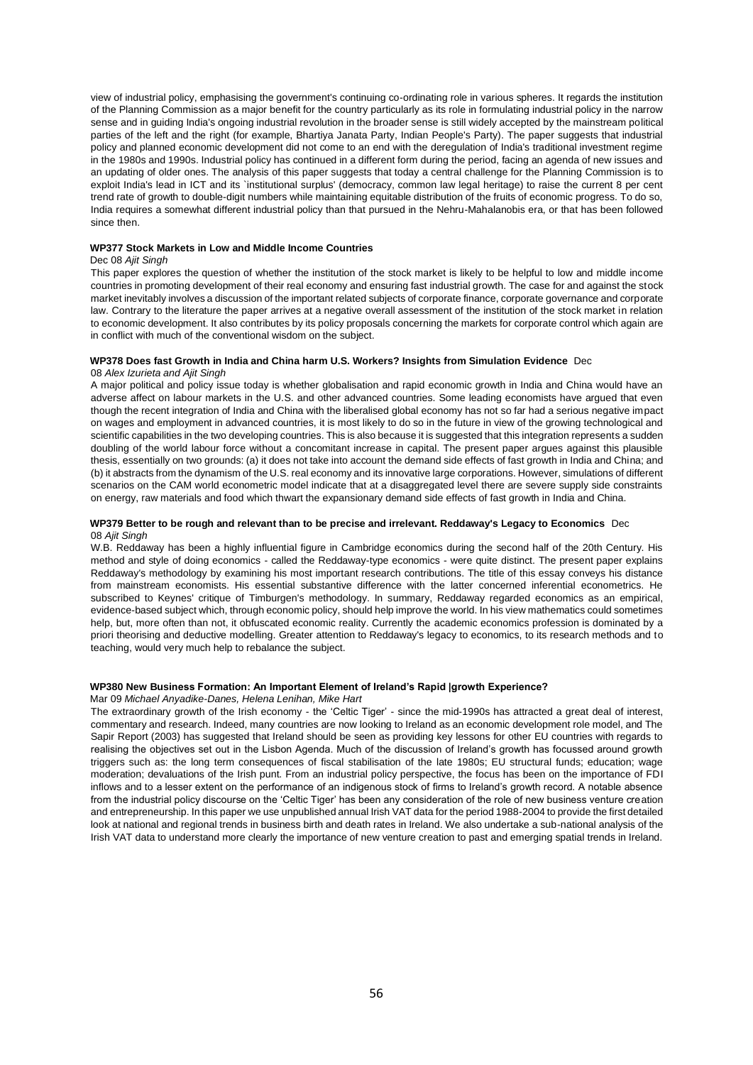view of industrial policy, emphasising the government's continuing co-ordinating role in various spheres. It regards the institution of the Planning Commission as a major benefit for the country particularly as its role in formulating industrial policy in the narrow sense and in guiding India's ongoing industrial revolution in the broader sense is still widely accepted by the mainstream political parties of the left and the right (for example, Bhartiya Janata Party, Indian People's Party). The paper suggests that industrial policy and planned economic development did not come to an end with the deregulation of India's traditional investment regime in the 1980s and 1990s. Industrial policy has continued in a different form during the period, facing an agenda of new issues and an updating of older ones. The analysis of this paper suggests that today a central challenge for the Planning Commission is to exploit India's lead in ICT and its `institutional surplus' (democracy, common law legal heritage) to raise the current 8 per cent trend rate of growth to double-digit numbers while maintaining equitable distribution of the fruits of economic progress. To do so, India requires a somewhat different industrial policy than that pursued in the Nehru-Mahalanobis era, or that has been followed since then.

**WP377 Stock Markets in Low and Middle Income Countries**

Dec 08 *Ajit Singh*

This paper explores the question of whether the institution of the stock market is likely to be helpful to low and middle income countries in promoting development of their real economy and ensuring fast industrial growth. The case for and against the stock market inevitably involves a discussion of the important related subjects of corporate finance, corporate governance and corporate law. Contrary to the literature the paper arrives at a negative overall assessment of the institution of the stock market in relation to economic development. It also contributes by its policy proposals concerning the markets for corporate control which again are in conflict with much of the conventional wisdom on the subject.

**WP378 Does fast Growth in India and China harm U.S. Workers? Insights from Simulation Evidence** Dec 08 *Alex Izurieta and Ajit Singh*

A major political and policy issue today is whether globalisation and rapid economic growth in India and China would have an adverse affect on labour markets in the U.S. and other advanced countries. Some leading economists have argued that even though the recent integration of India and China with the liberalised global economy has not so far had a serious negative impact on wages and employment in advanced countries, it is most likely to do so in the future in view of the growing technological and scientific capabilities in the two developing countries. This is also because it is suggested that this integration represents a sudden doubling of the world labour force without a concomitant increase in capital. The present paper argues against this plausible thesis, essentially on two grounds: (a) it does not take into account the demand side effects of fast growth in India and China; and (b) it abstracts from the dynamism of the U.S. real economy and its innovative large corporations. However, simulations of different scenarios on the CAM world econometric model indicate that at a disaggregated level there are severe supply side constraints on energy, raw materials and food which thwart the expansionary demand side effects of fast growth in India and China.

**WP379 Better to be rough and relevant than to be precise and irrelevant. Reddaway's Legacy to Economics** Dec 08 *Ajit Singh*

W.B. Reddaway has been a highly influential figure in Cambridge economics during the second half of the 20th Century. His method and style of doing economics - called the Reddaway-type economics - were quite distinct. The present paper explains Reddaway's methodology by examining his most important research contributions. The title of this essay conveys his distance from mainstream economists. His essential substantive difference with the latter concerned inferential econometrics. He subscribed to Keynes' critique of Timburgen's methodology. In summary, Reddaway regarded economics as an empirical, evidence-based subject which, through economic policy, should help improve the world. In his view mathematics could sometimes help, but, more often than not, it obfuscated economic reality. Currently the academic economics profession is dominated by a priori theorising and deductive modelling. Greater attention to Reddaway's legacy to economics, to its research methods and to teaching, would very much help to rebalance the subject.

**WP380 New Business Formation: An Important Element of Ireland's Rapid |growth Experience?**

Mar 09 *Michael Anyadike-Danes, Helena Lenihan, Mike Hart*

The extraordinary growth of the Irish economy - the 'Celtic Tiger' - since the mid-1990s has attracted a great deal of interest, commentary and research. Indeed, many countries are now looking to Ireland as an economic development role model, and The Sapir Report (2003) has suggested that Ireland should be seen as providing key lessons for other EU countries with regards to realising the objectives set out in the Lisbon Agenda. Much of the discussion of Ireland's growth has focussed around growth triggers such as: the long term consequences of fiscal stabilisation of the late 1980s; EU structural funds; education; wage moderation; devaluations of the Irish punt. From an industrial policy perspective, the focus has been on the importance of FDI inflows and to a lesser extent on the performance of an indigenous stock of firms to Ireland's growth record. A notable absence from the industrial policy discourse on the 'Celtic Tiger' has been any consideration of the role of new business venture creation and entrepreneurship. In this paper we use unpublished annual Irish VAT data for the period 1988-2004 to provide the first detailed look at national and regional trends in business birth and death rates in Ireland. We also undertake a sub-national analysis of the Irish VAT data to understand more clearly the importance of new venture creation to past and emerging spatial trends in Ireland.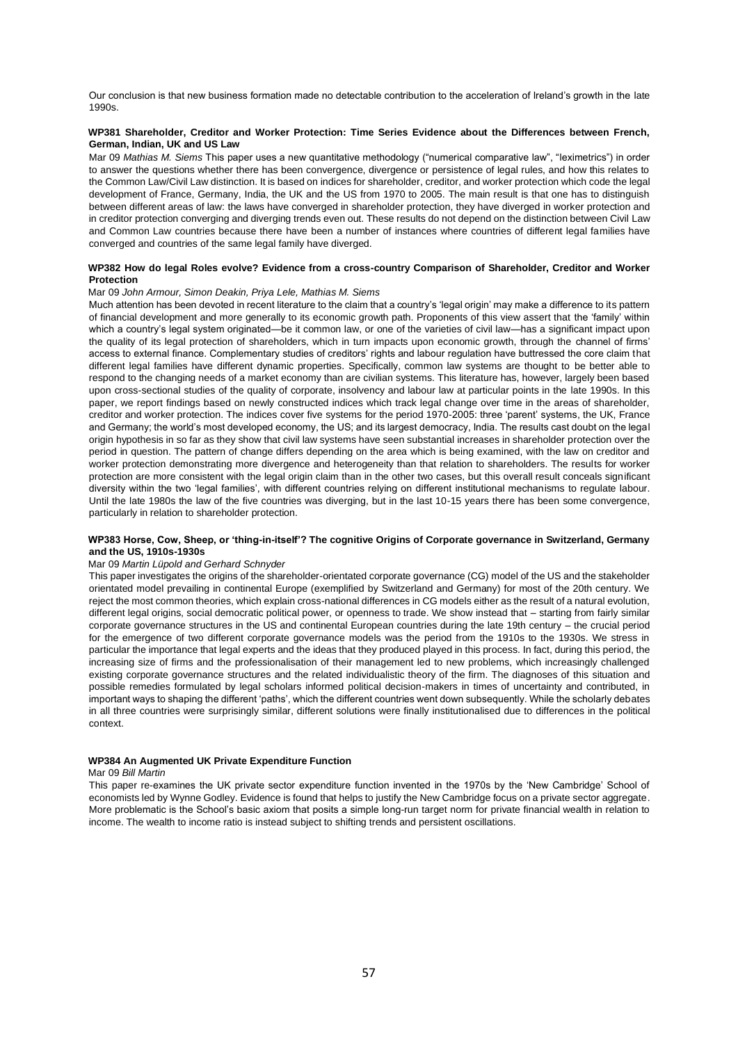Our conclusion is that new business formation made no detectable contribution to the acceleration of Ireland's growth in the late 1990s.

#### WP381 Shareholder, Creditor and Worker Protection: Time Series Evidence about the Differences between French, German, Indian, UK and US Law

Mar 09 *Mathias M. Siems* This paper uses a new quantitative methodology ("numerical comparative law", "leximetrics") in order to answer the questions whether there has been convergence, divergence or persistence of legal rules, and how this relates to the Common Law/Civil Law distinction. It is based on indices for shareholder, creditor, and worker protection which code the legal development of France, Germany, India, the UK and the US from 1970 to 2005. The main result is that one has to distinguish between different areas of law: the laws have converged in shareholder protection, they have diverged in worker protection and in creditor protection converging and diverging trends even out. These results do not depend on the distinction between Civil Law and Common Law countries because there have been a number of instances where countries of different legal families have converged and countries of the same legal family have diverged.

#### WP382 How do legal Roles evolve? Evidence from a cross-country Comparison of Shareholder, Creditor and Worker Protection

Mar 09 *John Armour, Simon Deakin, Priya Lele, Mathias M. Siems*

Much attention has been devoted in recent literature to the claim that a country's 'legal origin' may make a difference to its pattern of financial development and more generally to its economic growth path. Proponents of this view assert that the 'family' within which a country's legal system originated—be it common law, or one of the varieties of civil law—has a significant impact upon the quality of its legal protection of shareholders, which in turn impacts upon economic growth, through the channel of firms' access to external finance. Complementary studies of creditors' rights and labour regulation have buttressed the core claim that different legal families have different dynamic properties. Specifically, common law systems are thought to be better able to respond to the changing needs of a market economy than are civilian systems. This literature has, however, largely been based upon cross-sectional studies of the quality of corporate, insolvency and labour law at particular points in the late 1990s. In this paper, we report findings based on newly constructed indices which track legal change over time in the areas of shareholder, creditor and worker protection. The indices cover five systems for the period 1970-2005: three 'parent' systems, the UK, France and Germany; the world's most developed economy, the US; and its largest democracy, India. The results cast doubt on the legal origin hypothesis in so far as they show that civil law systems have seen substantial increases in shareholder protection over the period in question. The pattern of change differs depending on the area which is being examined, with the law on creditor and worker protection demonstrating more divergence and heterogeneity than that relation to shareholders. The results for worker protection are more consistent with the legal origin claim than in the other two cases, but this overall result conceals significant diversity within the two 'legal families', with different countries relying on different institutional mechanisms to regulate labour. Until the late 1980s the law of the five countries was diverging, but in the last 10-15 years there has been some convergence, particularly in relation to shareholder protection.

#### WP383 Horse, Cow, Sheep, or 'thing-in-itself'? The cognitive Origins of Corporate governance in Switzerland, Germany and the US, 1910s-1930s

Mar 09 *Martin Lüpold and Gerhard Schnyder*

This paper investigates the origins of the shareholder-orientated corporate governance (CG) model of the US and the stakeholder orientated model prevailing in continental Europe (exemplified by Switzerland and Germany) for most of the 20th century. We reject the most common theories, which explain cross-national differences in CG models either as the result of a natural evolution, different legal origins, social democratic political power, or openness to trade. We show instead that – starting from fairly similar corporate governance structures in the US and continental European countries during the late 19th century – the crucial period for the emergence of two different corporate governance models was the period from the 1910s to the 1930s. We stress in particular the importance that legal experts and the ideas that they produced played in this process. In fact, during this period, the increasing size of firms and the professionalisation of their management led to new problems, which increasingly challenged existing corporate governance structures and the related individualistic theory of the firm. The diagnoses of this situation and possible remedies formulated by legal scholars informed political decision-makers in times of uncertainty and contributed, in important ways to shaping the different 'paths', which the different countries went down subsequently. While the scholarly debates in all three countries were surprisingly similar, different solutions were finally institutionalised due to differences in the political context.

#### WP384 An Augmented UK Private Expenditure Function

Mar 09 *Bill Martin*

This paper re-examines the UK private sector expenditure function invented in the 1970s by the 'New Cambridge' School of economists led by Wynne Godley. Evidence is found that helps to justify the New Cambridge focus on a private sector aggregate. More problematic is the School's basic axiom that posits a simple long-run target norm for private financial wealth in relation to income. The wealth to income ratio is instead subject to shifting trends and persistent oscillations.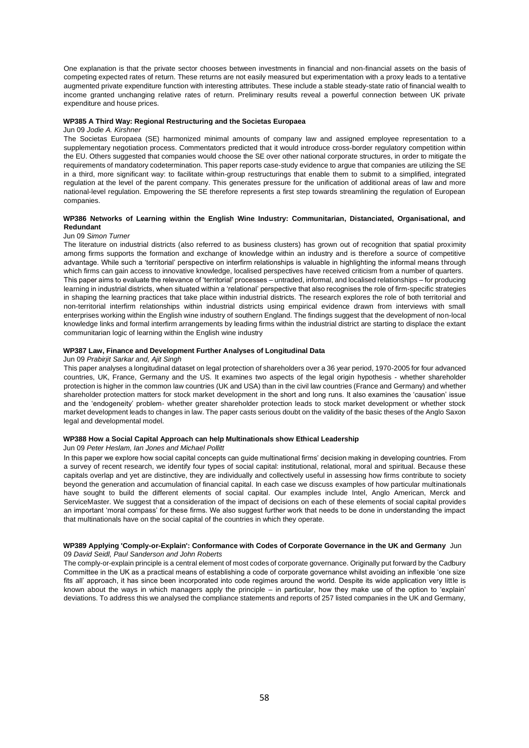One explanation is that the private sector chooses between investments in financial and non-financial assets on the basis of competing expected rates of return. These returns are not easily measured but experimentation with a proxy leads to a tentative augmented private expenditure function with interesting attributes. These include a stable steady-state ratio of financial wealth to income granted unchanging relative rates of return. Preliminary results reveal a powerful connection between UK private expenditure and house prices.

**WP385 A Third Way: Regional Restructuring and the Societas Europaea**

Jun 09 *Jodie A. Kirshner*

The Societas Europaea (SE) harmonized minimal amounts of company law and assigned employee representation to a supplementary negotiation process. Commentators predicted that it would introduce cross-border regulatory competition within the EU. Others suggested that companies would choose the SE over other national corporate structures, in order to mitigate the requirements of mandatory codetermination. This paper reports case-study evidence to argue that companies are utilizing the SE in a third, more significant way: to facilitate within-group restructurings that enable them to submit to a simplified, integrated regulation at the level of the parent company. This generates pressure for the unification of additional areas of law and more national-level regulation. Empowering the SE therefore represents a first step towards streamlining the regulation of European companies.

**WP386 Networks of Learning within the English Wine Industry: Communitarian, Distanciated, Organisational, and Redundant**

Jun 09 *Simon Turner*

The literature on industrial districts (also referred to as business clusters) has grown out of recognition that spatial proximity among firms supports the formation and exchange of knowledge within an industry and is therefore a source of competitive advantage. While such a 'territorial' perspective on interfirm relationships is valuable in highlighting the informal means through which firms can gain access to innovative knowledge, localised perspectives have received criticism from a number of quarters.
This paper aims to evaluate the relevance of 'territorial' processes – untraded, informal, and localised relationships – for producing learning in industrial districts, when situated within a 'relational' perspective that also recognises the role of firm-specific strategies in shaping the learning practices that take place within industrial districts. The research explores the role of both territorial and non-territorial interfirm relationships within industrial districts using empirical evidence drawn from interviews with small enterprises working within the English wine industry of southern England. The findings suggest that the development of non-local knowledge links and formal interfirm arrangements by leading firms within the industrial district are starting to displace the extant communitarian logic of learning within the English wine industry

**WP387 Law, Finance and Development Further Analyses of Longitudinal Data**

Jun 09 *Prabirjit Sarkar and, Ajit Singh*

This paper analyses a longitudinal dataset on legal protection of shareholders over a 36 year period, 1970-2005 for four advanced countries, UK, France, Germany and the US. It examines two aspects of the legal origin hypothesis - whether shareholder protection is higher in the common law countries (UK and USA) than in the civil law countries (France and Germany) and whether shareholder protection matters for stock market development in the short and long runs. It also examines the 'causation' issue and the 'endogeneity' problem- whether greater shareholder protection leads to stock market development or whether stock market development leads to changes in law. The paper casts serious doubt on the validity of the basic theses of the Anglo Saxon legal and developmental model.

**WP388 How a Social Capital Approach can help Multinationals show Ethical Leadership**

Jun 09 *Peter Heslam, Ian Jones and Michael Pollitt*

In this paper we explore how social capital concepts can guide multinational firms' decision making in developing countries. From a survey of recent research, we identify four types of social capital: institutional, relational, moral and spiritual. Because these capitals overlap and yet are distinctive, they are individually and collectively useful in assessing how firms contribute to society beyond the generation and accumulation of financial capital. In each case we discuss examples of how particular multinationals have sought to build the different elements of social capital. Our examples include Intel, Anglo American, Merck and ServiceMaster. We suggest that a consideration of the impact of decisions on each of these elements of social capital provides an important 'moral compass' for these firms. We also suggest further work that needs to be done in understanding the impact that multinationals have on the social capital of the countries in which they operate.

**WP389 Applying 'Comply-or-Explain': Conformance with Codes of Corporate Governance in the UK and Germany** Jun 09 *David Seidl, Paul Sanderson and John Roberts*

The comply-or-explain principle is a central element of most codes of corporate governance. Originally put forward by the Cadbury Committee in the UK as a practical means of establishing a code of corporate governance whilst avoiding an inflexible 'one size fits all' approach, it has since been incorporated into code regimes around the world. Despite its wide application very little is known about the ways in which managers apply the principle – in particular, how they make use of the option to 'explain' deviations. To address this we analysed the compliance statements and reports of 257 listed companies in the UK and Germany,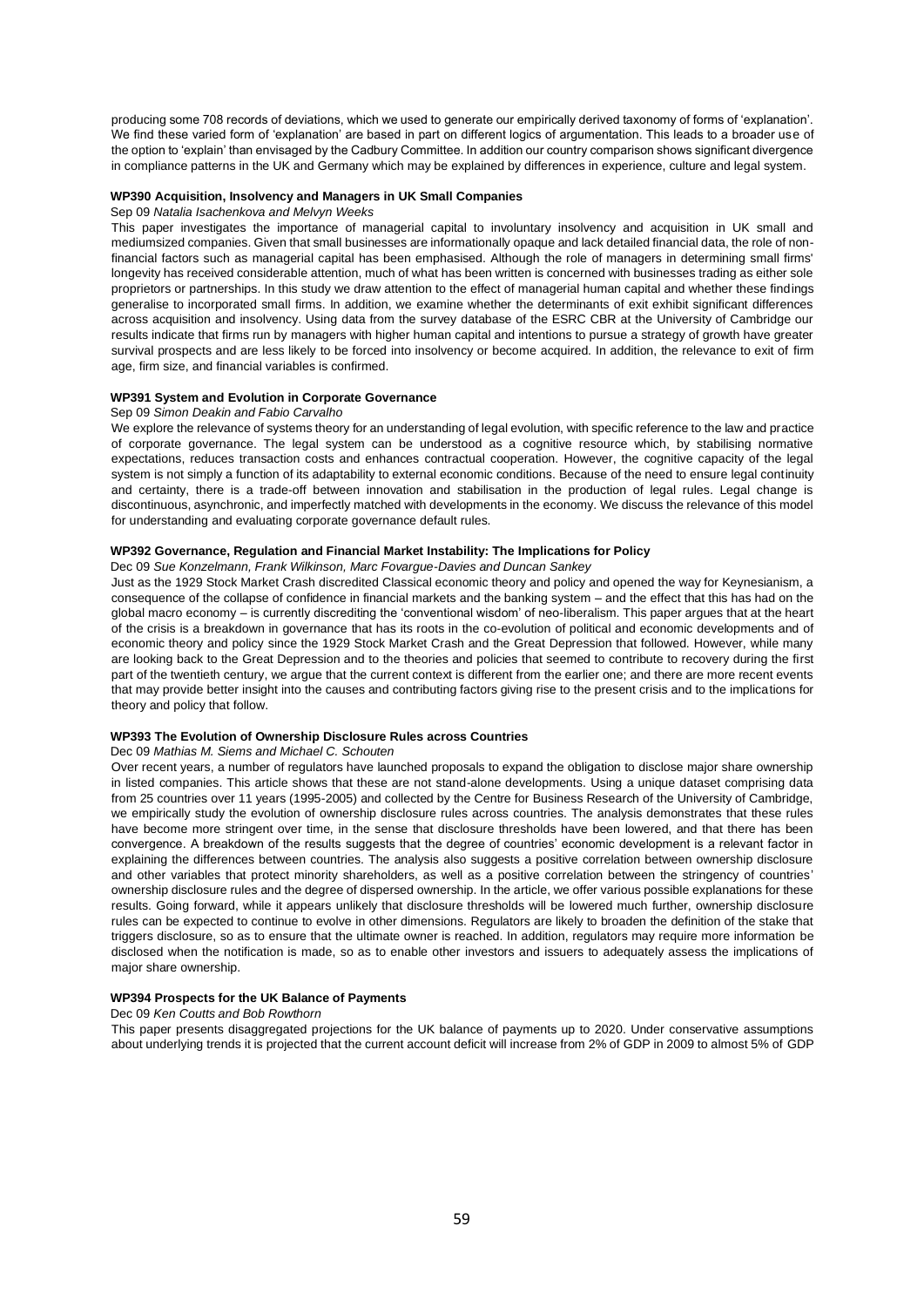producing some 708 records of deviations, which we used to generate our empirically derived taxonomy of forms of 'explanation'. We find these varied form of 'explanation' are based in part on different logics of argumentation. This leads to a broader use of the option to 'explain' than envisaged by the Cadbury Committee. In addition our country comparison shows significant divergence in compliance patterns in the UK and Germany which may be explained by differences in experience, culture and legal system.

#### WP390 Acquisition, Insolvency and Managers in UK Small Companies

Sep 09 *Natalia Isachenkova and Melvyn Weeks*

This paper investigates the importance of managerial capital to involuntary insolvency and acquisition in UK small and mediumsized companies. Given that small businesses are informationally opaque and lack detailed financial data, the role of non-financial factors such as managerial capital has been emphasised. Although the role of managers in determining small firms' longevity has received considerable attention, much of what has been written is concerned with businesses trading as either sole proprietors or partnerships. In this study we draw attention to the effect of managerial human capital and whether these findings generalise to incorporated small firms. In addition, we examine whether the determinants of exit exhibit significant differences across acquisition and insolvency. Using data from the survey database of the ESRC CBR at the University of Cambridge our results indicate that firms run by managers with higher human capital and intentions to pursue a strategy of growth have greater survival prospects and are less likely to be forced into insolvency or become acquired. In addition, the relevance to exit of firm age, firm size, and financial variables is confirmed.

#### WP391 System and Evolution in Corporate Governance

Sep 09 *Simon Deakin and Fabio Carvalho*

We explore the relevance of systems theory for an understanding of legal evolution, with specific reference to the law and practice of corporate governance. The legal system can be understood as a cognitive resource which, by stabilising normative expectations, reduces transaction costs and enhances contractual cooperation. However, the cognitive capacity of the legal system is not simply a function of its adaptability to external economic conditions. Because of the need to ensure legal continuity and certainty, there is a trade-off between innovation and stabilisation in the production of legal rules. Legal change is discontinuous, asynchronic, and imperfectly matched with developments in the economy. We discuss the relevance of this model for understanding and evaluating corporate governance default rules.

#### WP392 Governance, Regulation and Financial Market Instability: The Implications for Policy

Dec 09 *Sue Konzelmann, Frank Wilkinson, Marc Fovargue-Davies and Duncan Sankey*

Just as the 1929 Stock Market Crash discredited Classical economic theory and policy and opened the way for Keynesianism, a consequence of the collapse of confidence in financial markets and the banking system – and the effect that this has had on the global macro economy – is currently discrediting the 'conventional wisdom' of neo-liberalism. This paper argues that at the heart of the crisis is a breakdown in governance that has its roots in the co-evolution of political and economic developments and of economic theory and policy since the 1929 Stock Market Crash and the Great Depression that followed. However, while many are looking back to the Great Depression and to the theories and policies that seemed to contribute to recovery during the first part of the twentieth century, we argue that the current context is different from the earlier one; and there are more recent events that may provide better insight into the causes and contributing factors giving rise to the present crisis and to the implications for theory and policy that follow.

#### WP393 The Evolution of Ownership Disclosure Rules across Countries

Dec 09 *Mathias M. Siems and Michael C. Schouten*

Over recent years, a number of regulators have launched proposals to expand the obligation to disclose major share ownership in listed companies. This article shows that these are not stand-alone developments. Using a unique dataset comprising data from 25 countries over 11 years (1995-2005) and collected by the Centre for Business Research of the University of Cambridge, we empirically study the evolution of ownership disclosure rules across countries. The analysis demonstrates that these rules have become more stringent over time, in the sense that disclosure thresholds have been lowered, and that there has been convergence. A breakdown of the results suggests that the degree of countries' economic development is a relevant factor in explaining the differences between countries. The analysis also suggests a positive correlation between ownership disclosure and other variables that protect minority shareholders, as well as a positive correlation between the stringency of countries' ownership disclosure rules and the degree of dispersed ownership. In the article, we offer various possible explanations for these results. Going forward, while it appears unlikely that disclosure thresholds will be lowered much further, ownership disclosure rules can be expected to continue to evolve in other dimensions. Regulators are likely to broaden the definition of the stake that triggers disclosure, so as to ensure that the ultimate owner is reached. In addition, regulators may require more information be disclosed when the notification is made, so as to enable other investors and issuers to adequately assess the implications of major share ownership.

#### WP394 Prospects for the UK Balance of Payments

Dec 09 *Ken Coutts and Bob Rowthorn*

This paper presents disaggregated projections for the UK balance of payments up to 2020. Under conservative assumptions about underlying trends it is projected that the current account deficit will increase from 2% of GDP in 2009 to almost 5% of GDP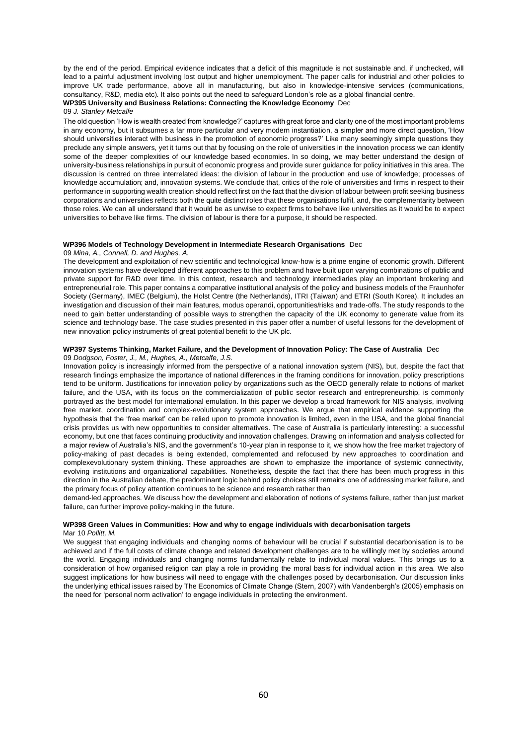by the end of the period. Empirical evidence indicates that a deficit of this magnitude is not sustainable and, if unchecked, will lead to a painful adjustment involving lost output and higher unemployment. The paper calls for industrial and other policies to improve UK trade performance, above all in manufacturing, but also in knowledge-intensive services (communications, consultancy, R&D, media etc). It also points out the need to safeguard London's role as a global financial centre.

**WP395 University and Business Relations: Connecting the Knowledge Economy** Dec 09 *J. Stanley Metcalfe*

The old question 'How is wealth created from knowledge?' captures with great force and clarity one of the most important problems in any economy, but it subsumes a far more particular and very modern instantiation, a simpler and more direct question, 'How should universities interact with business in the promotion of economic progress?' Like many seemingly simple questions they preclude any simple answers, yet it turns out that by focusing on the role of universities in the innovation process we can identify some of the deeper complexities of our knowledge based economies. In so doing, we may better understand the design of university-business relationships in pursuit of economic progress and provide surer guidance for policy initiatives in this area. The discussion is centred on three interrelated ideas: the division of labour in the production and use of knowledge; processes of knowledge accumulation; and, innovation systems. We conclude that, critics of the role of universities and firms in respect to their performance in supporting wealth creation should reflect first on the fact that the division of labour between profit seeking business corporations and universities reflects both the quite distinct roles that these organisations fulfil, and, the complementarity between those roles. We can all understand that it would be as unwise to expect firms to behave like universities as it would be to expect universities to behave like firms. The division of labour is there for a purpose, it should be respected.

**WP396 Models of Technology Development in Intermediate Research Organisations** Dec 09 *Mina, A., Connell, D. and Hughes, A.*

The development and exploitation of new scientific and technological know-how is a prime engine of economic growth. Different innovation systems have developed different approaches to this problem and have built upon varying combinations of public and private support for R&D over time. In this context, research and technology intermediaries play an important brokering and entrepreneurial role. This paper contains a comparative institutional analysis of the policy and business models of the Fraunhofer Society (Germany), IMEC (Belgium), the Holst Centre (the Netherlands), ITRI (Taiwan) and ETRI (South Korea). It includes an investigation and discussion of their main features, modus operandi, opportunities/risks and trade-offs. The study responds to the need to gain better understanding of possible ways to strengthen the capacity of the UK economy to generate value from its science and technology base. The case studies presented in this paper offer a number of useful lessons for the development of new innovation policy instruments of great potential benefit to the UK plc.

**WP397 Systems Thinking, Market Failure, and the Development of Innovation Policy: The Case of Australia** Dec 09 *Dodgson, Foster, J., M., Hughes, A., Metcalfe, J.S.*

Innovation policy is increasingly informed from the perspective of a national innovation system (NIS), but, despite the fact that research findings emphasize the importance of national differences in the framing conditions for innovation, policy prescriptions tend to be uniform. Justifications for innovation policy by organizations such as the OECD generally relate to notions of market failure, and the USA, with its focus on the commercialization of public sector research and entrepreneurship, is commonly portrayed as the best model for international emulation. In this paper we develop a broad framework for NIS analysis, involving free market, coordination and complex-evolutionary system approaches. We argue that empirical evidence supporting the hypothesis that the 'free market' can be relied upon to promote innovation is limited, even in the USA, and the global financial crisis provides us with new opportunities to consider alternatives. The case of Australia is particularly interesting: a successful economy, but one that faces continuing productivity and innovation challenges. Drawing on information and analysis collected for a major review of Australia's NIS, and the government's 10-year plan in response to it, we show how the free market trajectory of policy-making of past decades is being extended, complemented and refocused by new approaches to coordination and complexevolutionary system thinking. These approaches are shown to emphasize the importance of systemic connectivity, evolving institutions and organizational capabilities. Nonetheless, despite the fact that there has been much progress in this direction in the Australian debate, the predominant logic behind policy choices still remains one of addressing market failure, and the primary focus of policy attention continues to be science and research rather than demand-led approaches. We discuss how the development and elaboration of notions of systems failure, rather than just market failure, can further improve policy-making in the future.

**WP398 Green Values in Communities: How and why to engage individuals with decarbonisation targets** Mar 10 *Pollitt, M.*

We suggest that engaging individuals and changing norms of behaviour will be crucial if substantial decarbonisation is to be achieved and if the full costs of climate change and related development challenges are to be willingly met by societies around the world. Engaging individuals and changing norms fundamentally relate to individual moral values. This brings us to a consideration of how organised religion can play a role in providing the moral basis for individual action in this area. We also suggest implications for how business will need to engage with the challenges posed by decarbonisation. Our discussion links the underlying ethical issues raised by The Economics of Climate Change (Stern, 2007) with Vandenbergh's (2005) emphasis on the need for 'personal norm activation' to engage individuals in protecting the environment.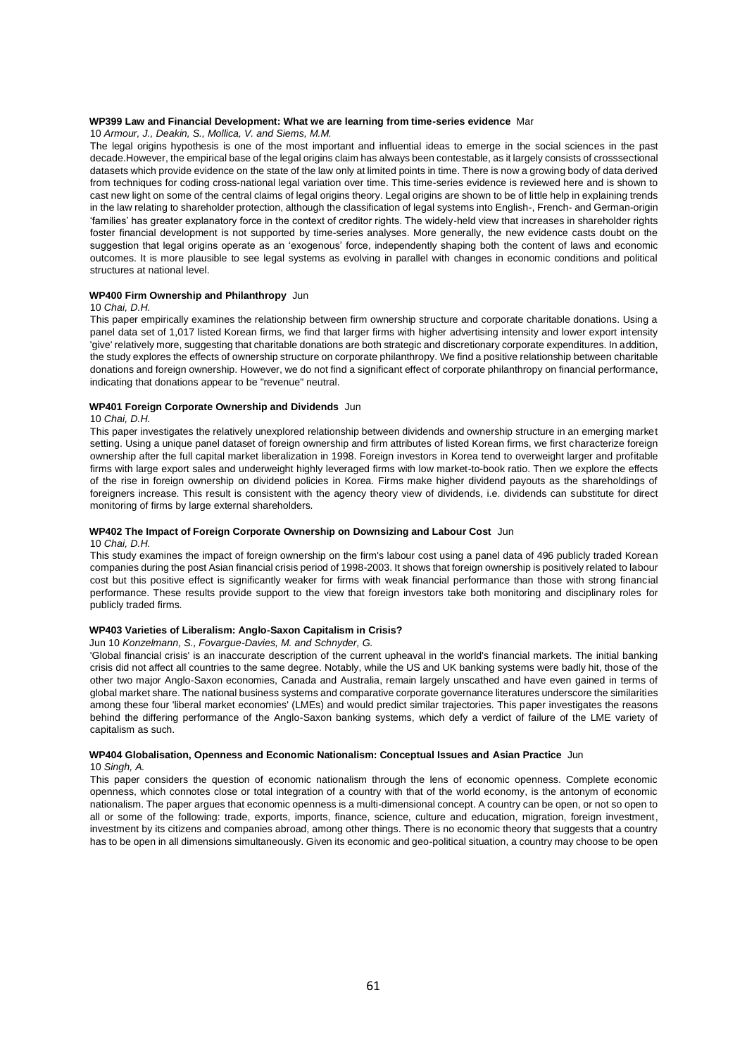**WP399 Law and Financial Development: What we are learning from time-series evidence** Mar 10 *Armour, J., Deakin, S., Mollica, V. and Siems, M.M.*

The legal origins hypothesis is one of the most important and influential ideas to emerge in the social sciences in the past decade.However, the empirical base of the legal origins claim has always been contestable, as it largely consists of crosssectional datasets which provide evidence on the state of the law only at limited points in time. There is now a growing body of data derived from techniques for coding cross-national legal variation over time. This time-series evidence is reviewed here and is shown to cast new light on some of the central claims of legal origins theory. Legal origins are shown to be of little help in explaining trends in the law relating to shareholder protection, although the classification of legal systems into English-, French- and German-origin 'families' has greater explanatory force in the context of creditor rights. The widely-held view that increases in shareholder rights foster financial development is not supported by time-series analyses. More generally, the new evidence casts doubt on the suggestion that legal origins operate as an 'exogenous' force, independently shaping both the content of laws and economic outcomes. It is more plausible to see legal systems as evolving in parallel with changes in economic conditions and political structures at national level.

**WP400 Firm Ownership and Philanthropy** Jun 10 *Chai, D.H.*

This paper empirically examines the relationship between firm ownership structure and corporate charitable donations. Using a panel data set of 1,017 listed Korean firms, we find that larger firms with higher advertising intensity and lower export intensity 'give' relatively more, suggesting that charitable donations are both strategic and discretionary corporate expenditures. In addition, the study explores the effects of ownership structure on corporate philanthropy. We find a positive relationship between charitable donations and foreign ownership. However, we do not find a significant effect of corporate philanthropy on financial performance, indicating that donations appear to be "revenue" neutral.

**WP401 Foreign Corporate Ownership and Dividends** Jun 10 *Chai, D.H.*

This paper investigates the relatively unexplored relationship between dividends and ownership structure in an emerging market setting. Using a unique panel dataset of foreign ownership and firm attributes of listed Korean firms, we first characterize foreign ownership after the full capital market liberalization in 1998. Foreign investors in Korea tend to overweight larger and profitable firms with large export sales and underweight highly leveraged firms with low market-to-book ratio. Then we explore the effects of the rise in foreign ownership on dividend policies in Korea. Firms make higher dividend payouts as the shareholdings of foreigners increase. This result is consistent with the agency theory view of dividends, i.e. dividends can substitute for direct monitoring of firms by large external shareholders.

**WP402 The Impact of Foreign Corporate Ownership on Downsizing and Labour Cost** Jun 10 *Chai, D.H.*

This study examines the impact of foreign ownership on the firm's labour cost using a panel data of 496 publicly traded Korean companies during the post Asian financial crisis period of 1998-2003. It shows that foreign ownership is positively related to labour cost but this positive effect is significantly weaker for firms with weak financial performance than those with strong financial performance. These results provide support to the view that foreign investors take both monitoring and disciplinary roles for publicly traded firms.

**WP403 Varieties of Liberalism: Anglo-Saxon Capitalism in Crisis?** Jun 10 *Konzelmann, S., Fovargue-Davies, M. and Schnyder, G.*

'Global financial crisis' is an inaccurate description of the current upheaval in the world's financial markets. The initial banking crisis did not affect all countries to the same degree. Notably, while the US and UK banking systems were badly hit, those of the other two major Anglo-Saxon economies, Canada and Australia, remain largely unscathed and have even gained in terms of global market share. The national business systems and comparative corporate governance literatures underscore the similarities among these four 'liberal market economies' (LMEs) and would predict similar trajectories. This paper investigates the reasons behind the differing performance of the Anglo-Saxon banking systems, which defy a verdict of failure of the LME variety of capitalism as such.

**WP404 Globalisation, Openness and Economic Nationalism: Conceptual Issues and Asian Practice** Jun 10 *Singh, A.*

This paper considers the question of economic nationalism through the lens of economic openness. Complete economic openness, which connotes close or total integration of a country with that of the world economy, is the antonym of economic nationalism. The paper argues that economic openness is a multi-dimensional concept. A country can be open, or not so open to all or some of the following: trade, exports, imports, finance, science, culture and education, migration, foreign investment, investment by its citizens and companies abroad, among other things. There is no economic theory that suggests that a country has to be open in all dimensions simultaneously. Given its economic and geo-political situation, a country may choose to be open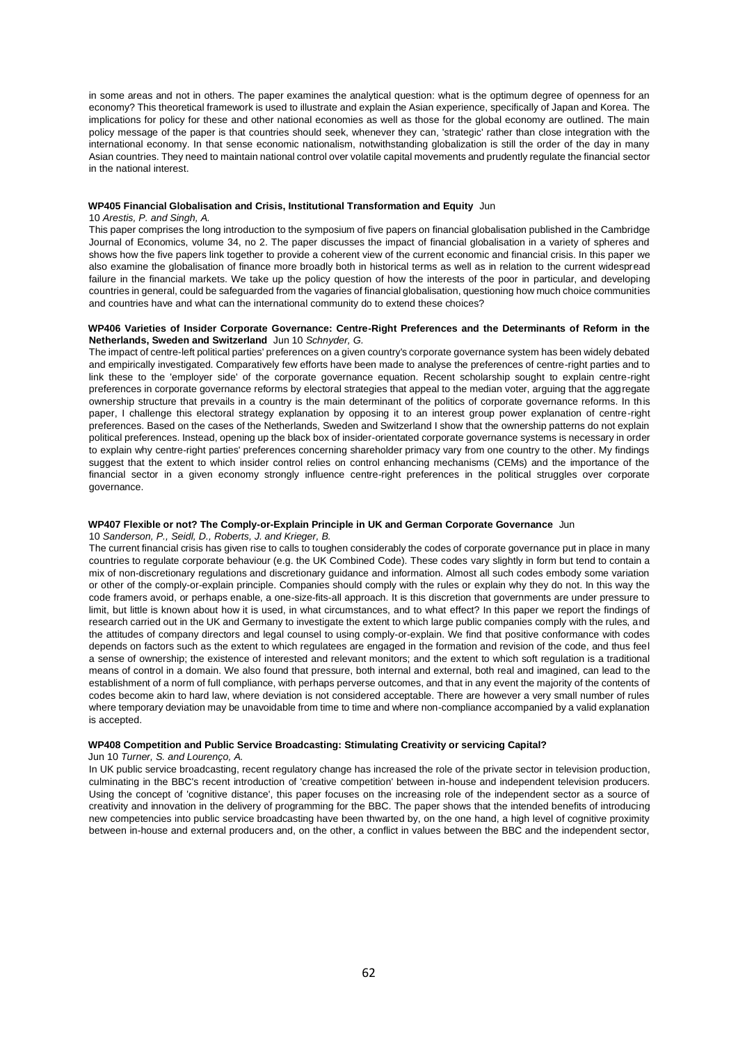in some areas and not in others. The paper examines the analytical question: what is the optimum degree of openness for an economy? This theoretical framework is used to illustrate and explain the Asian experience, specifically of Japan and Korea. The implications for policy for these and other national economies as well as those for the global economy are outlined. The main policy message of the paper is that countries should seek, whenever they can, 'strategic' rather than close integration with the international economy. In that sense economic nationalism, notwithstanding globalization is still the order of the day in many Asian countries. They need to maintain national control over volatile capital movements and prudently regulate the financial sector in the national interest.

**WP405 Financial Globalisation and Crisis, Institutional Transformation and Equity** Jun 10 *Arestis, P. and Singh, A.*

This paper comprises the long introduction to the symposium of five papers on financial globalisation published in the Cambridge Journal of Economics, volume 34, no 2. The paper discusses the impact of financial globalisation in a variety of spheres and shows how the five papers link together to provide a coherent view of the current economic and financial crisis. In this paper we also examine the globalisation of finance more broadly both in historical terms as well as in relation to the current widespread failure in the financial markets. We take up the policy question of how the interests of the poor in particular, and developing countries in general, could be safeguarded from the vagaries of financial globalisation, questioning how much choice communities and countries have and what can the international community do to extend these choices?

**WP406 Varieties of Insider Corporate Governance: Centre-Right Preferences and the Determinants of Reform in the Netherlands, Sweden and Switzerland** Jun 10 *Schnyder, G.*

The impact of centre-left political parties' preferences on a given country's corporate governance system has been widely debated and empirically investigated. Comparatively few efforts have been made to analyse the preferences of centre-right parties and to link these to the 'employer side' of the corporate governance equation. Recent scholarship sought to explain centre-right preferences in corporate governance reforms by electoral strategies that appeal to the median voter, arguing that the aggregate ownership structure that prevails in a country is the main determinant of the politics of corporate governance reforms. In this paper, I challenge this electoral strategy explanation by opposing it to an interest group power explanation of centre-right preferences. Based on the cases of the Netherlands, Sweden and Switzerland I show that the ownership patterns do not explain political preferences. Instead, opening up the black box of insider-orientated corporate governance systems is necessary in order to explain why centre-right parties' preferences concerning shareholder primacy vary from one country to the other. My findings suggest that the extent to which insider control relies on control enhancing mechanisms (CEMs) and the importance of the financial sector in a given economy strongly influence centre-right preferences in the political struggles over corporate governance.

**WP407 Flexible or not? The Comply-or-Explain Principle in UK and German Corporate Governance** Jun 10 *Sanderson, P., Seidl, D., Roberts, J. and Krieger, B.*

The current financial crisis has given rise to calls to toughen considerably the codes of corporate governance put in place in many countries to regulate corporate behaviour (e.g. the UK Combined Code). These codes vary slightly in form but tend to contain a mix of non-discretionary regulations and discretionary guidance and information. Almost all such codes embody some variation or other of the comply-or-explain principle. Companies should comply with the rules or explain why they do not. In this way the code framers avoid, or perhaps enable, a one-size-fits-all approach. It is this discretion that governments are under pressure to limit, but little is known about how it is used, in what circumstances, and to what effect? In this paper we report the findings of research carried out in the UK and Germany to investigate the extent to which large public companies comply with the rules, and the attitudes of company directors and legal counsel to using comply-or-explain. We find that positive conformance with codes depends on factors such as the extent to which regulatees are engaged in the formation and revision of the code, and thus feel a sense of ownership; the existence of interested and relevant monitors; and the extent to which soft regulation is a traditional means of control in a domain. We also found that pressure, both internal and external, both real and imagined, can lead to the establishment of a norm of full compliance, with perhaps perverse outcomes, and that in any event the majority of the contents of codes become akin to hard law, where deviation is not considered acceptable. There are however a very small number of rules where temporary deviation may be unavoidable from time to time and where non-compliance accompanied by a valid explanation is accepted.

**WP408 Competition and Public Service Broadcasting: Stimulating Creativity or servicing Capital?** Jun 10 *Turner, S. and Lourenço, A.*

In UK public service broadcasting, recent regulatory change has increased the role of the private sector in television production, culminating in the BBC's recent introduction of 'creative competition' between in-house and independent television producers. Using the concept of 'cognitive distance', this paper focuses on the increasing role of the independent sector as a source of creativity and innovation in the delivery of programming for the BBC. The paper shows that the intended benefits of introducing new competencies into public service broadcasting have been thwarted by, on the one hand, a high level of cognitive proximity between in-house and external producers and, on the other, a conflict in values between the BBC and the independent sector,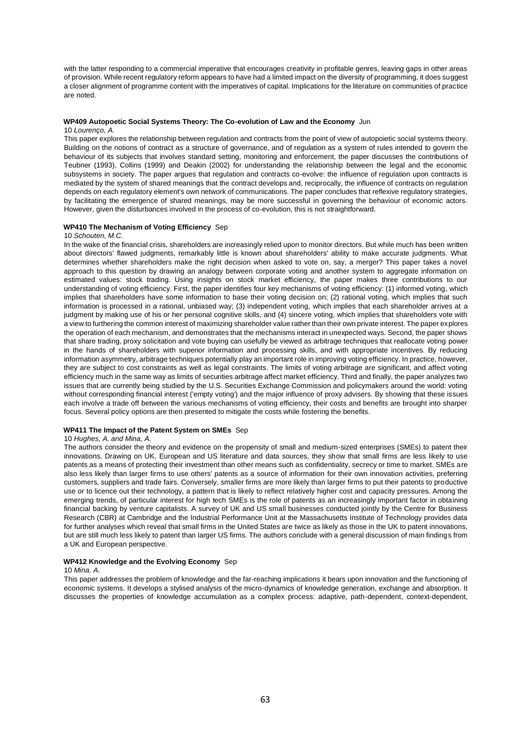with the latter responding to a commercial imperative that encourages creativity in profitable genres, leaving gaps in other areas of provision. While recent regulatory reform appears to have had a limited impact on the diversity of programming, it does suggest a closer alignment of programme content with the imperatives of capital. Implications for the literature on communities of practice are noted.

**WP409 Autopoetic Social Systems Theory: The Co-evolution of Law and the Economy** Jun
10 *Lourenço, A.*

This paper explores the relationship between regulation and contracts from the point of view of autopoietic social systems theory. Building on the notions of contract as a structure of governance, and of regulation as a system of rules intended to govern the behaviour of its subjects that involves standard setting, monitoring and enforcement, the paper discusses the contributions of Teubner (1993), Collins (1999) and Deakin (2002) for understanding the relationship between the legal and the economic subsystems in society. The paper argues that regulation and contracts co-evolve: the influence of regulation upon contracts is mediated by the system of shared meanings that the contract develops and, reciprocally, the influence of contracts on regulation depends on each regulatory element's own network of communications. The paper concludes that reflexive regulatory strategies, by facilitating the emergence of shared meanings, may be more successful in governing the behaviour of economic actors. However, given the disturbances involved in the process of co-evolution, this is not straightforward.

**WP410 The Mechanism of Voting Efficiency** Sep
10 *Schouten, M.C.*

In the wake of the financial crisis, shareholders are increasingly relied upon to monitor directors. But while much has been written about directors' flawed judgments, remarkably little is known about shareholders' ability to make accurate judgments. What determines whether shareholders make the right decision when asked to vote on, say, a merger? This paper takes a novel approach to this question by drawing an analogy between corporate voting and another system to aggregate information on estimated values: stock trading. Using insights on stock market efficiency, the paper makes three contributions to our understanding of voting efficiency. First, the paper identifies four key mechanisms of voting efficiency: (1) informed voting, which implies that shareholders have some information to base their voting decision on; (2) rational voting, which implies that such information is processed in a rational, unbiased way; (3) independent voting, which implies that each shareholder arrives at a judgment by making use of his or her personal cognitive skills, and (4) sincere voting, which implies that shareholders vote with a view to furthering the common interest of maximizing shareholder value rather than their own private interest. The paper explores the operation of each mechanism, and demonstrates that the mechanisms interact in unexpected ways. Second, the paper shows that share trading, proxy solicitation and vote buying can usefully be viewed as arbitrage techniques that reallocate voting power in the hands of shareholders with superior information and processing skills, and with appropriate incentives. By reducing information asymmetry, arbitrage techniques potentially play an important role in improving voting efficiency. In practice, however, they are subject to cost constraints as well as legal constraints. The limits of voting arbitrage are significant, and affect voting efficiency much in the same way as limits of securities arbitrage affect market efficiency. Third and finally, the paper analyzes two issues that are currently being studied by the U.S. Securities Exchange Commission and policymakers around the world: voting without corresponding financial interest ('empty voting') and the major influence of proxy advisers. By showing that these issues each involve a trade off between the various mechanisms of voting efficiency, their costs and benefits are brought into sharper focus. Several policy options are then presented to mitigate the costs while fostering the benefits.

**WP411 The Impact of the Patent System on SMEs** Sep
10 *Hughes, A. and Mina, A.*

The authors consider the theory and evidence on the propensity of small and medium-sized enterprises (SMEs) to patent their innovations. Drawing on UK, European and US literature and data sources, they show that small firms are less likely to use patents as a means of protecting their investment than other means such as confidentiality, secrecy or time to market. SMEs are also less likely than larger firms to use others' patents as a source of information for their own innovation activities, preferring customers, suppliers and trade fairs. Conversely, smaller firms are more likely than larger firms to put their patents to productive use or to licence out their technology, a pattern that is likely to reflect relatively higher cost and capacity pressures. Among the emerging trends, of particular interest for high tech SMEs is the role of patents as an increasingly important factor in obtaining financial backing by venture capitalists. A survey of UK and US small businesses conducted jointly by the Centre for Business Research (CBR) at Cambridge and the Industrial Performance Unit at the Massachusetts Institute of Technology provides data for further analyses which reveal that small firms in the United States are twice as likely as those in the UK to patent innovations, but are still much less likely to patent than larger US firms. The authors conclude with a general discussion of main findings from a UK and European perspective.

**WP412 Knowledge and the Evolving Economy** Sep
10 *Mina. A.*

This paper addresses the problem of knowledge and the far-reaching implications it bears upon innovation and the functioning of economic systems. It develops a stylised analysis of the micro-dynamics of knowledge generation, exchange and absorption. It discusses the properties of knowledge accumulation as a complex process: adaptive, path-dependent, context-dependent,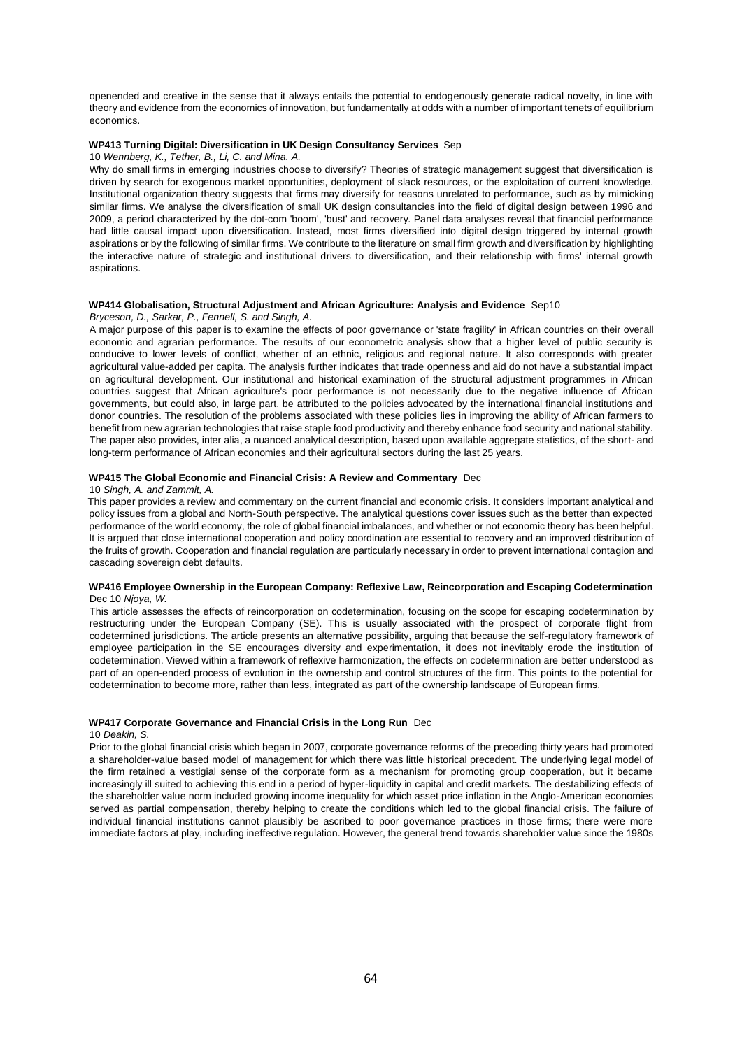openended and creative in the sense that it always entails the potential to endogenously generate radical novelty, in line with theory and evidence from the economics of innovation, but fundamentally at odds with a number of important tenets of equilibrium economics.

**WP413 Turning Digital: Diversification in UK Design Consultancy Services** Sep 10 *Wennberg, K., Tether, B., Li, C. and Mina. A.*

Why do small firms in emerging industries choose to diversify? Theories of strategic management suggest that diversification is driven by search for exogenous market opportunities, deployment of slack resources, or the exploitation of current knowledge. Institutional organization theory suggests that firms may diversify for reasons unrelated to performance, such as by mimicking similar firms. We analyse the diversification of small UK design consultancies into the field of digital design between 1996 and 2009, a period characterized by the dot-com 'boom', 'bust' and recovery. Panel data analyses reveal that financial performance had little causal impact upon diversification. Instead, most firms diversified into digital design triggered by internal growth aspirations or by the following of similar firms. We contribute to the literature on small firm growth and diversification by highlighting the interactive nature of strategic and institutional drivers to diversification, and their relationship with firms' internal growth aspirations.

**WP414 Globalisation, Structural Adjustment and African Agriculture: Analysis and Evidence** Sep10 *Bryceson, D., Sarkar, P., Fennell, S. and Singh, A.*

A major purpose of this paper is to examine the effects of poor governance or 'state fragility' in African countries on their overall economic and agrarian performance. The results of our econometric analysis show that a higher level of public security is conducive to lower levels of conflict, whether of an ethnic, religious and regional nature. It also corresponds with greater agricultural value-added per capita. The analysis further indicates that trade openness and aid do not have a substantial impact on agricultural development. Our institutional and historical examination of the structural adjustment programmes in African countries suggest that African agriculture's poor performance is not necessarily due to the negative influence of African governments, but could also, in large part, be attributed to the policies advocated by the international financial institutions and donor countries. The resolution of the problems associated with these policies lies in improving the ability of African farmers to benefit from new agrarian technologies that raise staple food productivity and thereby enhance food security and national stability. The paper also provides, inter alia, a nuanced analytical description, based upon available aggregate statistics, of the short- and long-term performance of African economies and their agricultural sectors during the last 25 years.

**WP415 The Global Economic and Financial Crisis: A Review and Commentary** Dec 10 *Singh, A. and Zammit, A.*

This paper provides a review and commentary on the current financial and economic crisis. It considers important analytical and policy issues from a global and North-South perspective. The analytical questions cover issues such as the better than expected performance of the world economy, the role of global financial imbalances, and whether or not economic theory has been helpful. It is argued that close international cooperation and policy coordination are essential to recovery and an improved distribution of the fruits of growth. Cooperation and financial regulation are particularly necessary in order to prevent international contagion and cascading sovereign debt defaults.

**WP416 Employee Ownership in the European Company: Reflexive Law, Reincorporation and Escaping Codetermination** Dec 10 *Njoya, W.*

This article assesses the effects of reincorporation on codetermination, focusing on the scope for escaping codetermination by restructuring under the European Company (SE). This is usually associated with the prospect of corporate flight from codetermined jurisdictions. The article presents an alternative possibility, arguing that because the self-regulatory framework of employee participation in the SE encourages diversity and experimentation, it does not inevitably erode the institution of codetermination. Viewed within a framework of reflexive harmonization, the effects on codetermination are better understood as part of an open-ended process of evolution in the ownership and control structures of the firm. This points to the potential for codetermination to become more, rather than less, integrated as part of the ownership landscape of European firms.

**WP417 Corporate Governance and Financial Crisis in the Long Run** Dec 10 *Deakin, S.*

Prior to the global financial crisis which began in 2007, corporate governance reforms of the preceding thirty years had promoted a shareholder-value based model of management for which there was little historical precedent. The underlying legal model of the firm retained a vestigial sense of the corporate form as a mechanism for promoting group cooperation, but it became increasingly ill suited to achieving this end in a period of hyper-liquidity in capital and credit markets. The destabilizing effects of the shareholder value norm included growing income inequality for which asset price inflation in the Anglo-American economies served as partial compensation, thereby helping to create the conditions which led to the global financial crisis. The failure of individual financial institutions cannot plausibly be ascribed to poor governance practices in those firms; there were more immediate factors at play, including ineffective regulation. However, the general trend towards shareholder value since the 1980s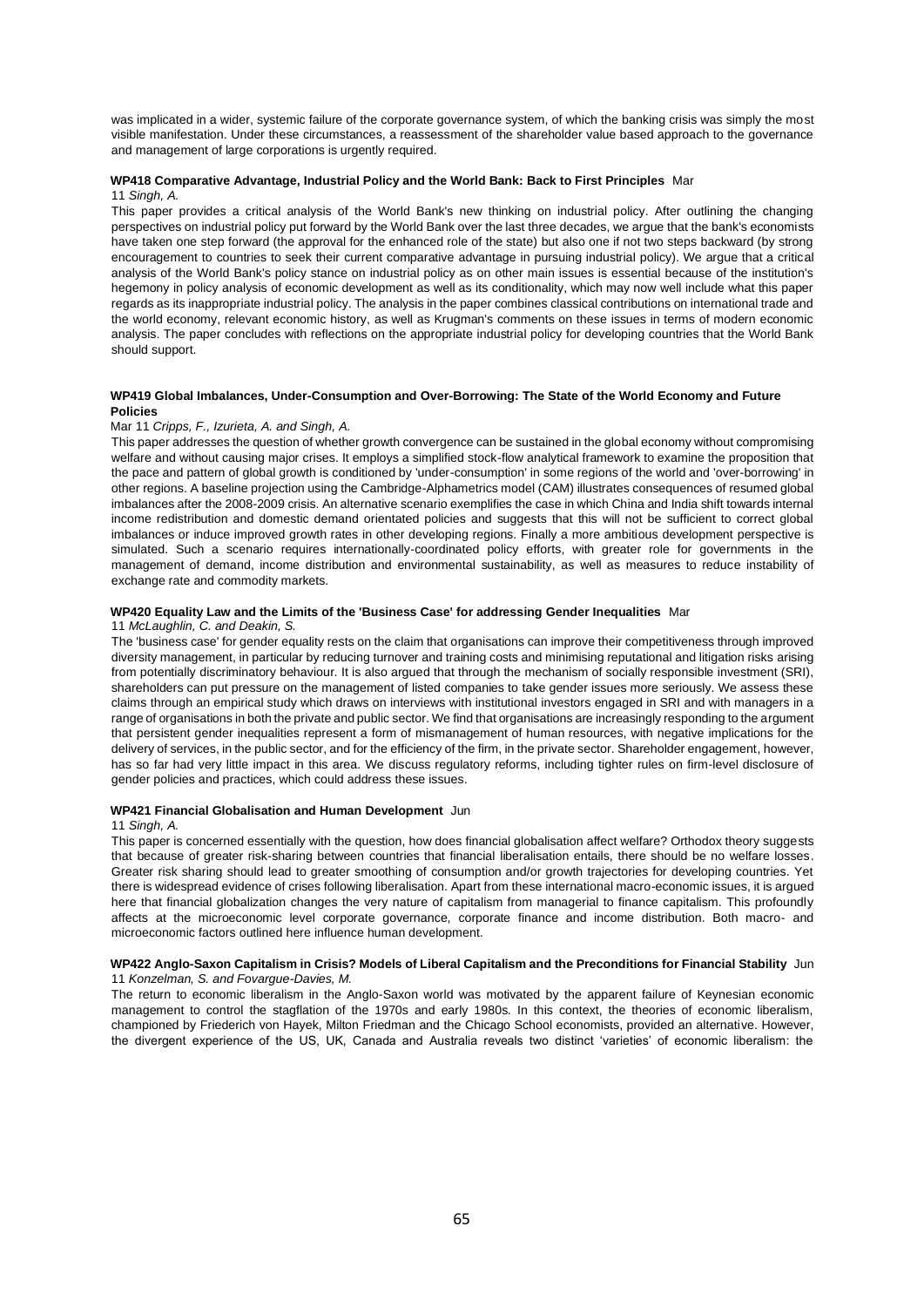was implicated in a wider, systemic failure of the corporate governance system, of which the banking crisis was simply the most visible manifestation. Under these circumstances, a reassessment of the shareholder value based approach to the governance and management of large corporations is urgently required.

**WP418 Comparative Advantage, Industrial Policy and the World Bank: Back to First Principles** Mar 11 *Singh, A.*

This paper provides a critical analysis of the World Bank's new thinking on industrial policy. After outlining the changing perspectives on industrial policy put forward by the World Bank over the last three decades, we argue that the bank's economists have taken one step forward (the approval for the enhanced role of the state) but also one if not two steps backward (by strong encouragement to countries to seek their current comparative advantage in pursuing industrial policy). We argue that a critical analysis of the World Bank's policy stance on industrial policy as on other main issues is essential because of the institution's hegemony in policy analysis of economic development as well as its conditionality, which may now well include what this paper regards as its inappropriate industrial policy. The analysis in the paper combines classical contributions on international trade and the world economy, relevant economic history, as well as Krugman's comments on these issues in terms of modern economic analysis. The paper concludes with reflections on the appropriate industrial policy for developing countries that the World Bank should support.

**WP419 Global Imbalances, Under-Consumption and Over-Borrowing: The State of the World Economy and Future Policies**

Mar 11 *Cripps, F., Izurieta, A. and Singh, A.*

This paper addresses the question of whether growth convergence can be sustained in the global economy without compromising welfare and without causing major crises. It employs a simplified stock-flow analytical framework to examine the proposition that the pace and pattern of global growth is conditioned by 'under-consumption' in some regions of the world and 'over-borrowing' in other regions. A baseline projection using the Cambridge-Alphametrics model (CAM) illustrates consequences of resumed global imbalances after the 2008-2009 crisis. An alternative scenario exemplifies the case in which China and India shift towards internal income redistribution and domestic demand orientated policies and suggests that this will not be sufficient to correct global imbalances or induce improved growth rates in other developing regions. Finally a more ambitious development perspective is simulated. Such a scenario requires internationally-coordinated policy efforts, with greater role for governments in the management of demand, income distribution and environmental sustainability, as well as measures to reduce instability of exchange rate and commodity markets.

**WP420 Equality Law and the Limits of the 'Business Case' for addressing Gender Inequalities** Mar 11 *McLaughlin, C. and Deakin, S.*

The 'business case' for gender equality rests on the claim that organisations can improve their competitiveness through improved diversity management, in particular by reducing turnover and training costs and minimising reputational and litigation risks arising from potentially discriminatory behaviour. It is also argued that through the mechanism of socially responsible investment (SRI), shareholders can put pressure on the management of listed companies to take gender issues more seriously. We assess these claims through an empirical study which draws on interviews with institutional investors engaged in SRI and with managers in a range of organisations in both the private and public sector. We find that organisations are increasingly responding to the argument that persistent gender inequalities represent a form of mismanagement of human resources, with negative implications for the delivery of services, in the public sector, and for the efficiency of the firm, in the private sector. Shareholder engagement, however, has so far had very little impact in this area. We discuss regulatory reforms, including tighter rules on firm-level disclosure of gender policies and practices, which could address these issues.

**WP421 Financial Globalisation and Human Development** Jun 11 *Singh, A.*

This paper is concerned essentially with the question, how does financial globalisation affect welfare? Orthodox theory suggests that because of greater risk-sharing between countries that financial liberalisation entails, there should be no welfare losses. Greater risk sharing should lead to greater smoothing of consumption and/or growth trajectories for developing countries. Yet there is widespread evidence of crises following liberalisation. Apart from these international macro-economic issues, it is argued here that financial globalization changes the very nature of capitalism from managerial to finance capitalism. This profoundly affects at the microeconomic level corporate governance, corporate finance and income distribution. Both macro- and microeconomic factors outlined here influence human development.

**WP422 Anglo-Saxon Capitalism in Crisis? Models of Liberal Capitalism and the Preconditions for Financial Stability** Jun 11 *Konzelman, S. and Fovargue-Davies, M.*

The return to economic liberalism in the Anglo-Saxon world was motivated by the apparent failure of Keynesian economic management to control the stagflation of the 1970s and early 1980s. In this context, the theories of economic liberalism, championed by Friederich von Hayek, Milton Friedman and the Chicago School economists, provided an alternative. However, the divergent experience of the US, UK, Canada and Australia reveals two distinct 'varieties' of economic liberalism: the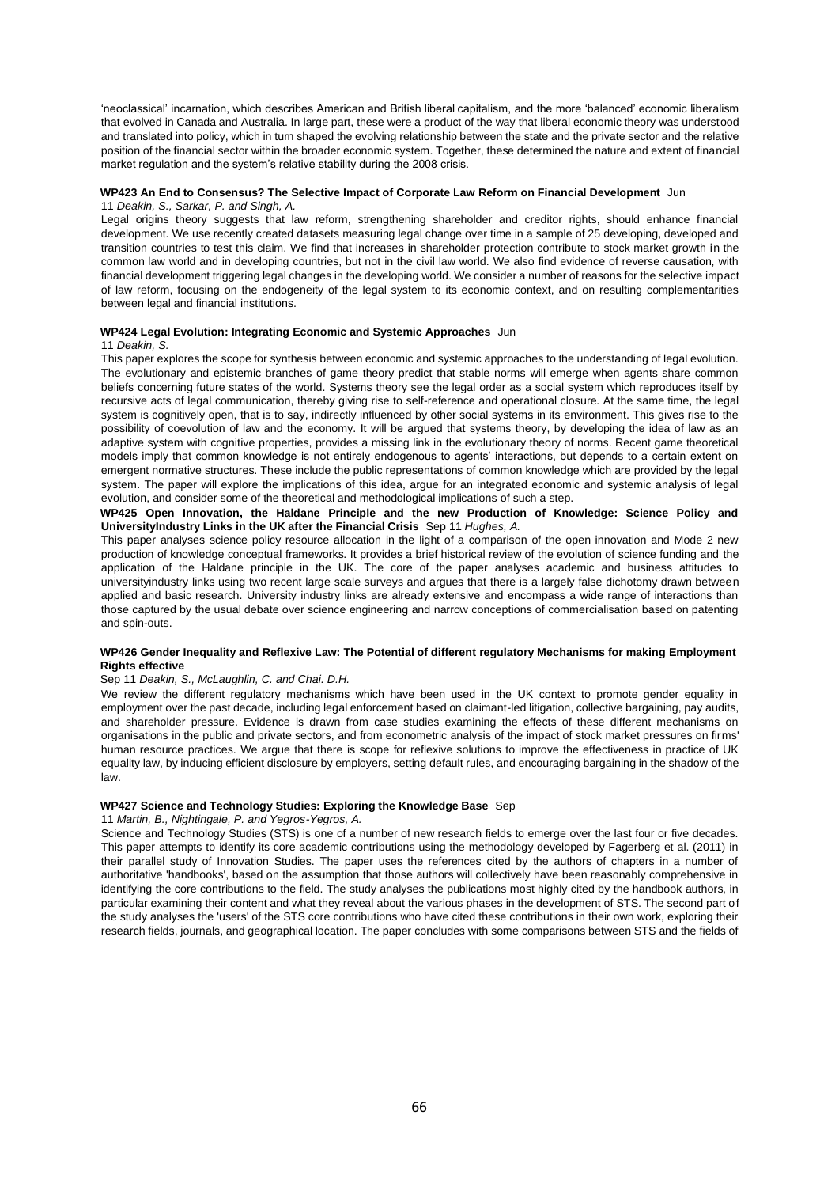'neoclassical' incarnation, which describes American and British liberal capitalism, and the more 'balanced' economic liberalism that evolved in Canada and Australia. In large part, these were a product of the way that liberal economic theory was understood and translated into policy, which in turn shaped the evolving relationship between the state and the private sector and the relative position of the financial sector within the broader economic system. Together, these determined the nature and extent of financial market regulation and the system's relative stability during the 2008 crisis.

**WP423 An End to Consensus? The Selective Impact of Corporate Law Reform on Financial Development** Jun 11 *Deakin, S., Sarkar, P. and Singh, A.*

Legal origins theory suggests that law reform, strengthening shareholder and creditor rights, should enhance financial development. We use recently created datasets measuring legal change over time in a sample of 25 developing, developed and transition countries to test this claim. We find that increases in shareholder protection contribute to stock market growth in the common law world and in developing countries, but not in the civil law world. We also find evidence of reverse causation, with financial development triggering legal changes in the developing world. We consider a number of reasons for the selective impact of law reform, focusing on the endogeneity of the legal system to its economic context, and on resulting complementarities between legal and financial institutions.

**WP424 Legal Evolution: Integrating Economic and Systemic Approaches** Jun 11 *Deakin, S.*

This paper explores the scope for synthesis between economic and systemic approaches to the understanding of legal evolution. The evolutionary and epistemic branches of game theory predict that stable norms will emerge when agents share common beliefs concerning future states of the world. Systems theory see the legal order as a social system which reproduces itself by recursive acts of legal communication, thereby giving rise to self-reference and operational closure. At the same time, the legal system is cognitively open, that is to say, indirectly influenced by other social systems in its environment. This gives rise to the possibility of coevolution of law and the economy. It will be argued that systems theory, by developing the idea of law as an adaptive system with cognitive properties, provides a missing link in the evolutionary theory of norms. Recent game theoretical models imply that common knowledge is not entirely endogenous to agents' interactions, but depends to a certain extent on emergent normative structures. These include the public representations of common knowledge which are provided by the legal system. The paper will explore the implications of this idea, argue for an integrated economic and systemic analysis of legal evolution, and consider some of the theoretical and methodological implications of such a step.

**WP425 Open Innovation, the Haldane Principle and the new Production of Knowledge: Science Policy and UniversityIndustry Links in the UK after the Financial Crisis** Sep 11 *Hughes, A.*

This paper analyses science policy resource allocation in the light of a comparison of the open innovation and Mode 2 new production of knowledge conceptual frameworks. It provides a brief historical review of the evolution of science funding and the application of the Haldane principle in the UK. The core of the paper analyses academic and business attitudes to universityindustry links using two recent large scale surveys and argues that there is a largely false dichotomy drawn between applied and basic research. University industry links are already extensive and encompass a wide range of interactions than those captured by the usual debate over science engineering and narrow conceptions of commercialisation based on patenting and spin-outs.

**WP426 Gender Inequality and Reflexive Law: The Potential of different regulatory Mechanisms for making Employment Rights effective**

Sep 11 *Deakin, S., McLaughlin, C. and Chai. D.H.*

We review the different regulatory mechanisms which have been used in the UK context to promote gender equality in employment over the past decade, including legal enforcement based on claimant-led litigation, collective bargaining, pay audits, and shareholder pressure. Evidence is drawn from case studies examining the effects of these different mechanisms on organisations in the public and private sectors, and from econometric analysis of the impact of stock market pressures on firms' human resource practices. We argue that there is scope for reflexive solutions to improve the effectiveness in practice of UK equality law, by inducing efficient disclosure by employers, setting default rules, and encouraging bargaining in the shadow of the law.

**WP427 Science and Technology Studies: Exploring the Knowledge Base** Sep 11 *Martin, B., Nightingale, P. and Yegros-Yegros, A.*

Science and Technology Studies (STS) is one of a number of new research fields to emerge over the last four or five decades. This paper attempts to identify its core academic contributions using the methodology developed by Fagerberg et al. (2011) in their parallel study of Innovation Studies. The paper uses the references cited by the authors of chapters in a number of authoritative 'handbooks', based on the assumption that those authors will collectively have been reasonably comprehensive in identifying the core contributions to the field. The study analyses the publications most highly cited by the handbook authors, in particular examining their content and what they reveal about the various phases in the development of STS. The second part of the study analyses the 'users' of the STS core contributions who have cited these contributions in their own work, exploring their research fields, journals, and geographical location. The paper concludes with some comparisons between STS and the fields of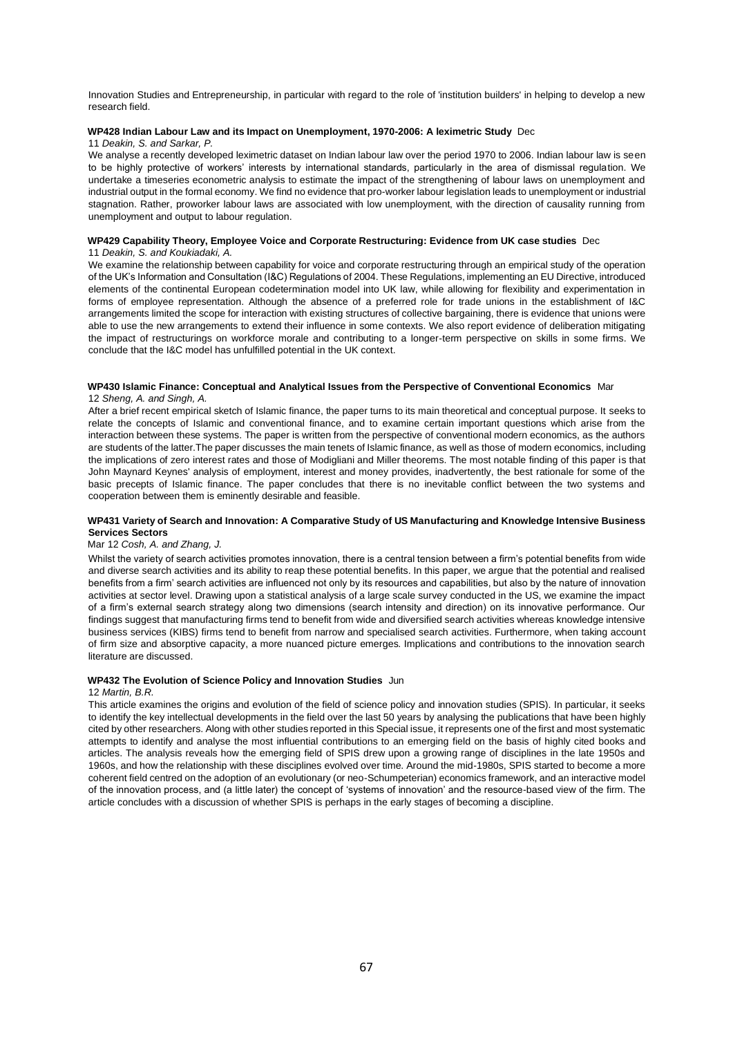Innovation Studies and Entrepreneurship, in particular with regard to the role of 'institution builders' in helping to develop a new research field.

**WP428 Indian Labour Law and its Impact on Unemployment, 1970-2006: A leximetric Study** Dec 11 *Deakin, S. and Sarkar, P.*

We analyse a recently developed leximetric dataset on Indian labour law over the period 1970 to 2006. Indian labour law is seen to be highly protective of workers' interests by international standards, particularly in the area of dismissal regulation. We undertake a timeseries econometric analysis to estimate the impact of the strengthening of labour laws on unemployment and industrial output in the formal economy. We find no evidence that pro-worker labour legislation leads to unemployment or industrial stagnation. Rather, proworker labour laws are associated with low unemployment, with the direction of causality running from unemployment and output to labour regulation.

**WP429 Capability Theory, Employee Voice and Corporate Restructuring: Evidence from UK case studies** Dec 11 *Deakin, S. and Koukiadaki, A.*

We examine the relationship between capability for voice and corporate restructuring through an empirical study of the operation of the UK's Information and Consultation (I&C) Regulations of 2004. These Regulations, implementing an EU Directive, introduced elements of the continental European codetermination model into UK law, while allowing for flexibility and experimentation in forms of employee representation. Although the absence of a preferred role for trade unions in the establishment of I&C arrangements limited the scope for interaction with existing structures of collective bargaining, there is evidence that unions were able to use the new arrangements to extend their influence in some contexts. We also report evidence of deliberation mitigating the impact of restructurings on workforce morale and contributing to a longer-term perspective on skills in some firms. We conclude that the I&C model has unfulfilled potential in the UK context.

**WP430 Islamic Finance: Conceptual and Analytical Issues from the Perspective of Conventional Economics** Mar 12 *Sheng, A. and Singh, A.*

After a brief recent empirical sketch of Islamic finance, the paper turns to its main theoretical and conceptual purpose. It seeks to relate the concepts of Islamic and conventional finance, and to examine certain important questions which arise from the interaction between these systems. The paper is written from the perspective of conventional modern economics, as the authors are students of the latter.The paper discusses the main tenets of Islamic finance, as well as those of modern economics, including the implications of zero interest rates and those of Modigliani and Miller theorems. The most notable finding of this paper is that John Maynard Keynes' analysis of employment, interest and money provides, inadvertently, the best rationale for some of the basic precepts of Islamic finance. The paper concludes that there is no inevitable conflict between the two systems and cooperation between them is eminently desirable and feasible.

**WP431 Variety of Search and Innovation: A Comparative Study of US Manufacturing and Knowledge Intensive Business Services Sectors**

Mar 12 *Cosh, A. and Zhang, J.*

Whilst the variety of search activities promotes innovation, there is a central tension between a firm's potential benefits from wide and diverse search activities and its ability to reap these potential benefits. In this paper, we argue that the potential and realised benefits from a firm' search activities are influenced not only by its resources and capabilities, but also by the nature of innovation activities at sector level. Drawing upon a statistical analysis of a large scale survey conducted in the US, we examine the impact of a firm's external search strategy along two dimensions (search intensity and direction) on its innovative performance. Our findings suggest that manufacturing firms tend to benefit from wide and diversified search activities whereas knowledge intensive business services (KIBS) firms tend to benefit from narrow and specialised search activities. Furthermore, when taking account of firm size and absorptive capacity, a more nuanced picture emerges. Implications and contributions to the innovation search literature are discussed.

**WP432 The Evolution of Science Policy and Innovation Studies** Jun 12 *Martin, B.R.*

This article examines the origins and evolution of the field of science policy and innovation studies (SPIS). In particular, it seeks to identify the key intellectual developments in the field over the last 50 years by analysing the publications that have been highly cited by other researchers. Along with other studies reported in this Special issue, it represents one of the first and most systematic attempts to identify and analyse the most influential contributions to an emerging field on the basis of highly cited books and articles. The analysis reveals how the emerging field of SPIS drew upon a growing range of disciplines in the late 1950s and 1960s, and how the relationship with these disciplines evolved over time. Around the mid-1980s, SPIS started to become a more coherent field centred on the adoption of an evolutionary (or neo-Schumpeterian) economics framework, and an interactive model of the innovation process, and (a little later) the concept of 'systems of innovation' and the resource-based view of the firm. The article concludes with a discussion of whether SPIS is perhaps in the early stages of becoming a discipline.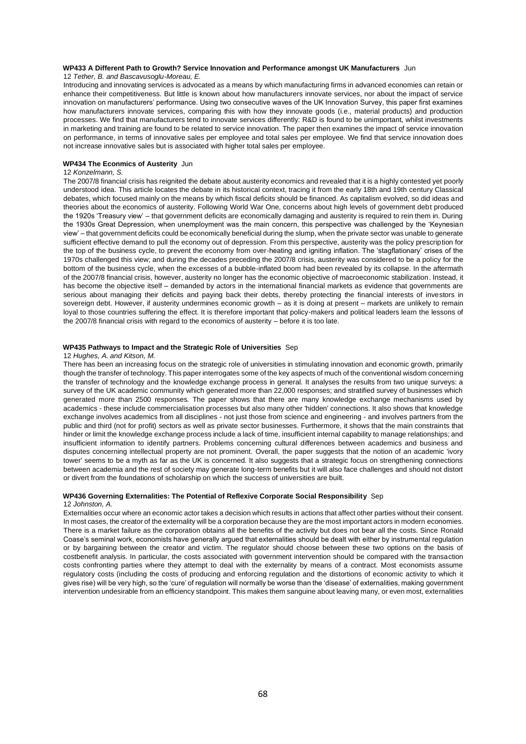**WP433 A Different Path to Growth? Service Innovation and Performance amongst UK Manufacturers** Jun
12 *Tether, B. and Bascavusoglu-Moreau, E.*

Introducing and innovating services is advocated as a means by which manufacturing firms in advanced economies can retain or enhance their competitiveness. But little is known about how manufacturers innovate services, nor about the impact of service innovation on manufacturers' performance. Using two consecutive waves of the UK Innovation Survey, this paper first examines how manufacturers innovate services, comparing this with how they innovate goods (i.e., material products) and production processes. We find that manufacturers tend to innovate services differently: R&D is found to be unimportant, whilst investments in marketing and training are found to be related to service innovation. The paper then examines the impact of service innovation on performance, in terms of innovative sales per employee and total sales per employee. We find that service innovation does not increase innovative sales but is associated with higher total sales per employee.

**WP434 The Econmics of Austerity** Jun
12 *Konzelmann, S.*

The 2007/8 financial crisis has reignited the debate about austerity economics and revealed that it is a highly contested yet poorly understood idea. This article locates the debate in its historical context, tracing it from the early 18th and 19th century Classical debates, which focused mainly on the means by which fiscal deficits should be financed. As capitalism evolved, so did ideas and theories about the economics of austerity. Following World War One, concerns about high levels of government debt produced the 1920s 'Treasury view' – that government deficits are economically damaging and austerity is required to rein them in. During the 1930s Great Depression, when unemployment was the main concern, this perspective was challenged by the 'Keynesian view' – that government deficits could be economically beneficial during the slump, when the private sector was unable to generate sufficient effective demand to pull the economy out of depression. From this perspective, austerity was the policy prescription for the top of the business cycle, to prevent the economy from over-heating and igniting inflation. The 'stagflationary' crises of the 1970s challenged this view; and during the decades preceding the 2007/8 crisis, austerity was considered to be a policy for the bottom of the business cycle, when the excesses of a bubble-inflated boom had been revealed by its collapse. In the aftermath of the 2007/8 financial crisis, however, austerity no longer has the economic objective of macroeconomic stabilization. Instead, it has become the objective itself – demanded by actors in the international financial markets as evidence that governments are serious about managing their deficits and paying back their debts, thereby protecting the financial interests of investors in sovereign debt. However, if austerity undermines economic growth – as it is doing at present – markets are unlikely to remain loyal to those countries suffering the effect. It is therefore important that policy-makers and political leaders learn the lessons of the 2007/8 financial crisis with regard to the economics of austerity – before it is too late.

**WP435 Pathways to Impact and the Strategic Role of Universities** Sep
12 *Hughes, A. and Kitson, M.*

There has been an increasing focus on the strategic role of universities in stimulating innovation and economic growth, primarily though the transfer of technology. This paper interrogates some of the key aspects of much of the conventional wisdom concerning the transfer of technology and the knowledge exchange process in general. It analyses the results from two unique surveys: a survey of the UK academic community which generated more than 22,000 responses; and stratified survey of businesses which generated more than 2500 responses. The paper shows that there are many knowledge exchange mechanisms used by academics - these include commercialisation processes but also many other 'hidden' connections. It also shows that knowledge exchange involves academics from all disciplines - not just those from science and engineering - and involves partners from the public and third (not for profit) sectors as well as private sector businesses. Furthermore, it shows that the main constraints that hinder or limit the knowledge exchange process include a lack of time, insufficient internal capability to manage relationships; and insufficient information to identify partners. Problems concerning cultural differences between academics and business and disputes concerning intellectual property are not prominent. Overall, the paper suggests that the notion of an academic 'ivory tower' seems to be a myth as far as the UK is concerned. It also suggests that a strategic focus on strengthening connections between academia and the rest of society may generate long-term benefits but it will also face challenges and should not distort or divert from the foundations of scholarship on which the success of universities are built.

**WP436 Governing Externalities: The Potential of Reflexive Corporate Social Responsibility** Sep
12 *Johnston, A.*

Externalities occur where an economic actor takes a decision which results in actions that affect other parties without their consent. In most cases, the creator of the externality will be a corporation because they are the most important actors in modern economies. There is a market failure as the corporation obtains all the benefits of the activity but does not bear all the costs. Since Ronald Coase's seminal work, economists have generally argued that externalities should be dealt with either by instrumental regulation or by bargaining between the creator and victim. The regulator should choose between these two options on the basis of costbenefit analysis. In particular, the costs associated with government intervention should be compared with the transaction costs confronting parties where they attempt to deal with the externality by means of a contract. Most economists assume regulatory costs (including the costs of producing and enforcing regulation and the distortions of economic activity to which it gives rise) will be very high, so the 'cure' of regulation will normally be worse than the 'disease' of externalities, making government intervention undesirable from an efficiency standpoint. This makes them sanguine about leaving many, or even most, externalities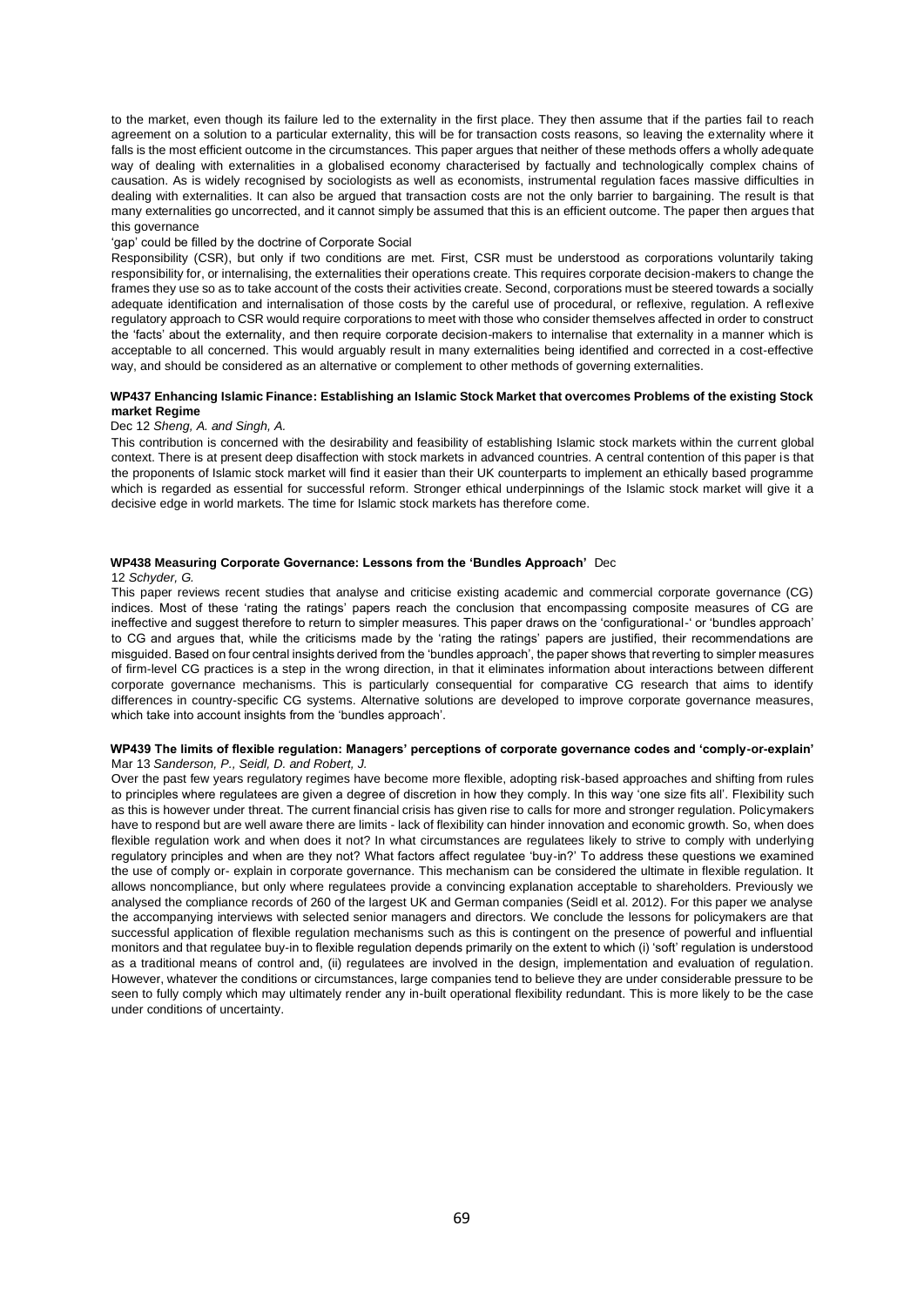to the market, even though its failure led to the externality in the first place. They then assume that if the parties fail to reach agreement on a solution to a particular externality, this will be for transaction costs reasons, so leaving the externality where it falls is the most efficient outcome in the circumstances. This paper argues that neither of these methods offers a wholly adequate way of dealing with externalities in a globalised economy characterised by factually and technologically complex chains of causation. As is widely recognised by sociologists as well as economists, instrumental regulation faces massive difficulties in dealing with externalities. It can also be argued that transaction costs are not the only barrier to bargaining. The result is that many externalities go uncorrected, and it cannot simply be assumed that this is an efficient outcome. The paper then argues that this governance 'gap' could be filled by the doctrine of Corporate Social Responsibility (CSR), but only if two conditions are met. First, CSR must be understood as corporations voluntarily taking responsibility for, or internalising, the externalities their operations create. This requires corporate decision-makers to change the frames they use so as to take account of the costs their activities create. Second, corporations must be steered towards a socially adequate identification and internalisation of those costs by the careful use of procedural, or reflexive, regulation. A reflexive regulatory approach to CSR would require corporations to meet with those who consider themselves affected in order to construct the 'facts' about the externality, and then require corporate decision-makers to internalise that externality in a manner which is acceptable to all concerned. This would arguably result in many externalities being identified and corrected in a cost-effective way, and should be considered as an alternative or complement to other methods of governing externalities.

**WP437 Enhancing Islamic Finance: Establishing an Islamic Stock Market that overcomes Problems of the existing Stock market Regime**

Dec 12 *Sheng, A. and Singh, A.*

This contribution is concerned with the desirability and feasibility of establishing Islamic stock markets within the current global context. There is at present deep disaffection with stock markets in advanced countries. A central contention of this paper is that the proponents of Islamic stock market will find it easier than their UK counterparts to implement an ethically based programme which is regarded as essential for successful reform. Stronger ethical underpinnings of the Islamic stock market will give it a decisive edge in world markets. The time for Islamic stock markets has therefore come.

**WP438 Measuring Corporate Governance: Lessons from the 'Bundles Approach'** Dec 12 *Schyder, G.*

This paper reviews recent studies that analyse and criticise existing academic and commercial corporate governance (CG) indices. Most of these 'rating the ratings' papers reach the conclusion that encompassing composite measures of CG are ineffective and suggest therefore to return to simpler measures. This paper draws on the 'configurational-' or 'bundles approach' to CG and argues that, while the criticisms made by the 'rating the ratings' papers are justified, their recommendations are misguided. Based on four central insights derived from the 'bundles approach', the paper shows that reverting to simpler measures of firm-level CG practices is a step in the wrong direction, in that it eliminates information about interactions between different corporate governance mechanisms. This is particularly consequential for comparative CG research that aims to identify differences in country-specific CG systems. Alternative solutions are developed to improve corporate governance measures, which take into account insights from the 'bundles approach'.

**WP439 The limits of flexible regulation: Managers' perceptions of corporate governance codes and 'comply-or-explain'**

Mar 13 *Sanderson, P., Seidl, D. and Robert, J.*

Over the past few years regulatory regimes have become more flexible, adopting risk-based approaches and shifting from rules to principles where regulatees are given a degree of discretion in how they comply. In this way 'one size fits all'. Flexibility such as this is however under threat. The current financial crisis has given rise to calls for more and stronger regulation. Policymakers have to respond but are well aware there are limits - lack of flexibility can hinder innovation and economic growth. So, when does flexible regulation work and when does it not? In what circumstances are regulatees likely to strive to comply with underlying regulatory principles and when are they not? What factors affect regulatee 'buy-in?' To address these questions we examined the use of comply or- explain in corporate governance. This mechanism can be considered the ultimate in flexible regulation. It allows noncompliance, but only where regulatees provide a convincing explanation acceptable to shareholders. Previously we analysed the compliance records of 260 of the largest UK and German companies (Seidl et al. 2012). For this paper we analyse the accompanying interviews with selected senior managers and directors. We conclude the lessons for policymakers are that successful application of flexible regulation mechanisms such as this is contingent on the presence of powerful and influential monitors and that regulatee buy-in to flexible regulation depends primarily on the extent to which (i) 'soft' regulation is understood as a traditional means of control and, (ii) regulatees are involved in the design, implementation and evaluation of regulation. However, whatever the conditions or circumstances, large companies tend to believe they are under considerable pressure to be seen to fully comply which may ultimately render any in-built operational flexibility redundant. This is more likely to be the case under conditions of uncertainty.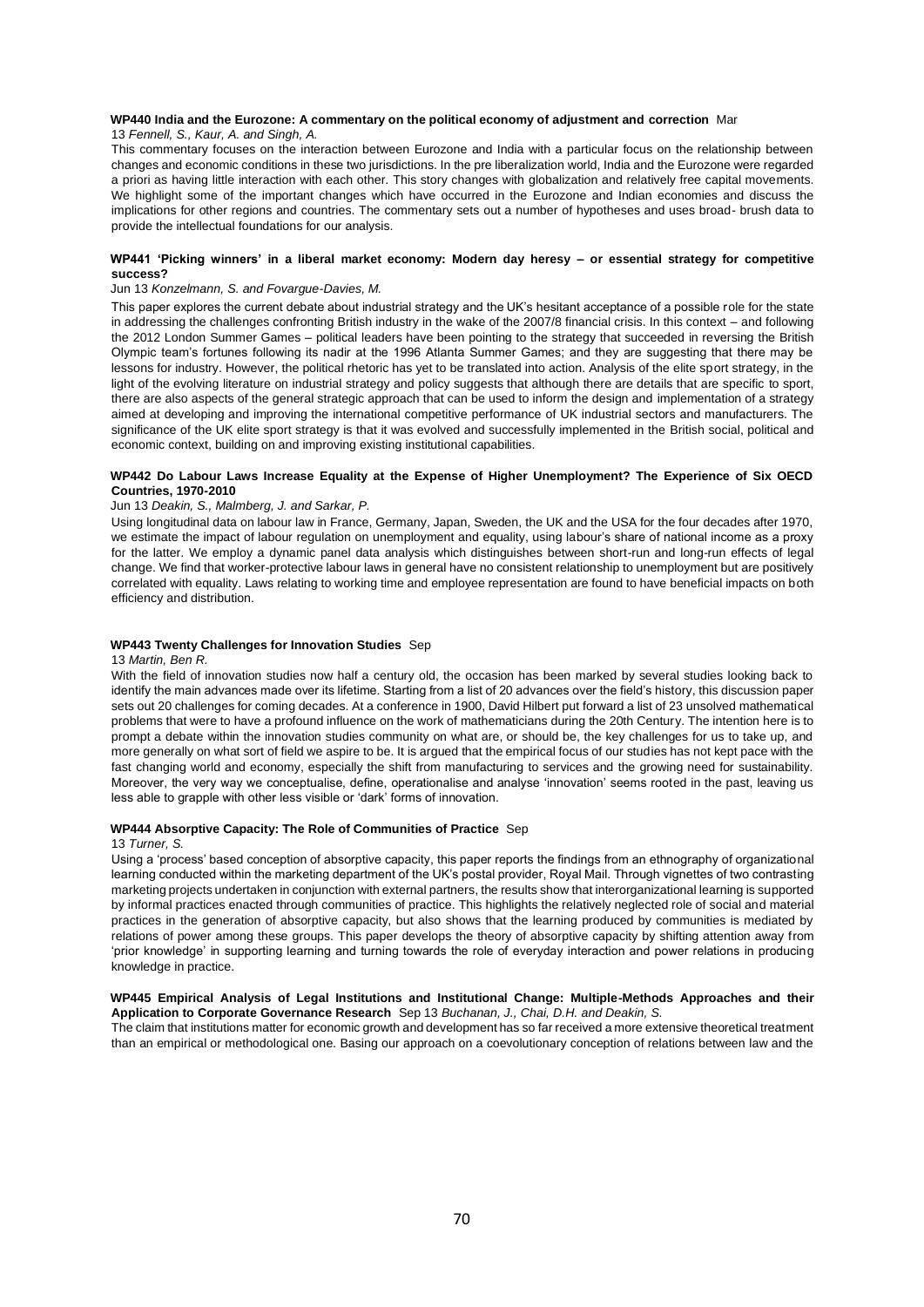**WP440 India and the Eurozone: A commentary on the political economy of adjustment and correction** Mar 13 *Fennell, S., Kaur, A. and Singh, A.*

This commentary focuses on the interaction between Eurozone and India with a particular focus on the relationship between changes and economic conditions in these two jurisdictions. In the pre liberalization world, India and the Eurozone were regarded a priori as having little interaction with each other. This story changes with globalization and relatively free capital movements. We highlight some of the important changes which have occurred in the Eurozone and Indian economies and discuss the implications for other regions and countries. The commentary sets out a number of hypotheses and uses broad- brush data to provide the intellectual foundations for our analysis.

**WP441 'Picking winners' in a liberal market economy: Modern day heresy – or essential strategy for competitive success?**

Jun 13 *Konzelmann, S. and Fovargue-Davies, M.*

This paper explores the current debate about industrial strategy and the UK's hesitant acceptance of a possible role for the state in addressing the challenges confronting British industry in the wake of the 2007/8 financial crisis. In this context – and following the 2012 London Summer Games – political leaders have been pointing to the strategy that succeeded in reversing the British Olympic team's fortunes following its nadir at the 1996 Atlanta Summer Games; and they are suggesting that there may be lessons for industry. However, the political rhetoric has yet to be translated into action. Analysis of the elite sport strategy, in the light of the evolving literature on industrial strategy and policy suggests that although there are details that are specific to sport, there are also aspects of the general strategic approach that can be used to inform the design and implementation of a strategy aimed at developing and improving the international competitive performance of UK industrial sectors and manufacturers. The significance of the UK elite sport strategy is that it was evolved and successfully implemented in the British social, political and economic context, building on and improving existing institutional capabilities.

**WP442 Do Labour Laws Increase Equality at the Expense of Higher Unemployment? The Experience of Six OECD Countries, 1970-2010**

Jun 13 *Deakin, S., Malmberg, J. and Sarkar, P.*

Using longitudinal data on labour law in France, Germany, Japan, Sweden, the UK and the USA for the four decades after 1970, we estimate the impact of labour regulation on unemployment and equality, using labour's share of national income as a proxy for the latter. We employ a dynamic panel data analysis which distinguishes between short-run and long-run effects of legal change. We find that worker-protective labour laws in general have no consistent relationship to unemployment but are positively correlated with equality. Laws relating to working time and employee representation are found to have beneficial impacts on both efficiency and distribution.

**WP443 Twenty Challenges for Innovation Studies** Sep 13 *Martin, Ben R.*

With the field of innovation studies now half a century old, the occasion has been marked by several studies looking back to identify the main advances made over its lifetime. Starting from a list of 20 advances over the field's history, this discussion paper sets out 20 challenges for coming decades. At a conference in 1900, David Hilbert put forward a list of 23 unsolved mathematical problems that were to have a profound influence on the work of mathematicians during the 20th Century. The intention here is to prompt a debate within the innovation studies community on what are, or should be, the key challenges for us to take up, and more generally on what sort of field we aspire to be. It is argued that the empirical focus of our studies has not kept pace with the fast changing world and economy, especially the shift from manufacturing to services and the growing need for sustainability. Moreover, the very way we conceptualise, define, operationalise and analyse 'innovation' seems rooted in the past, leaving us less able to grapple with other less visible or 'dark' forms of innovation.

**WP444 Absorptive Capacity: The Role of Communities of Practice** Sep 13 *Turner, S.*

Using a 'process' based conception of absorptive capacity, this paper reports the findings from an ethnography of organizational learning conducted within the marketing department of the UK's postal provider, Royal Mail. Through vignettes of two contrasting marketing projects undertaken in conjunction with external partners, the results show that interorganizational learning is supported by informal practices enacted through communities of practice. This highlights the relatively neglected role of social and material practices in the generation of absorptive capacity, but also shows that the learning produced by communities is mediated by relations of power among these groups. This paper develops the theory of absorptive capacity by shifting attention away from 'prior knowledge' in supporting learning and turning towards the role of everyday interaction and power relations in producing knowledge in practice.

**WP445 Empirical Analysis of Legal Institutions and Institutional Change: Multiple-Methods Approaches and their Application to Corporate Governance Research** Sep 13 *Buchanan, J., Chai, D.H. and Deakin, S.*

The claim that institutions matter for economic growth and development has so far received a more extensive theoretical treatment than an empirical or methodological one. Basing our approach on a coevolutionary conception of relations between law and the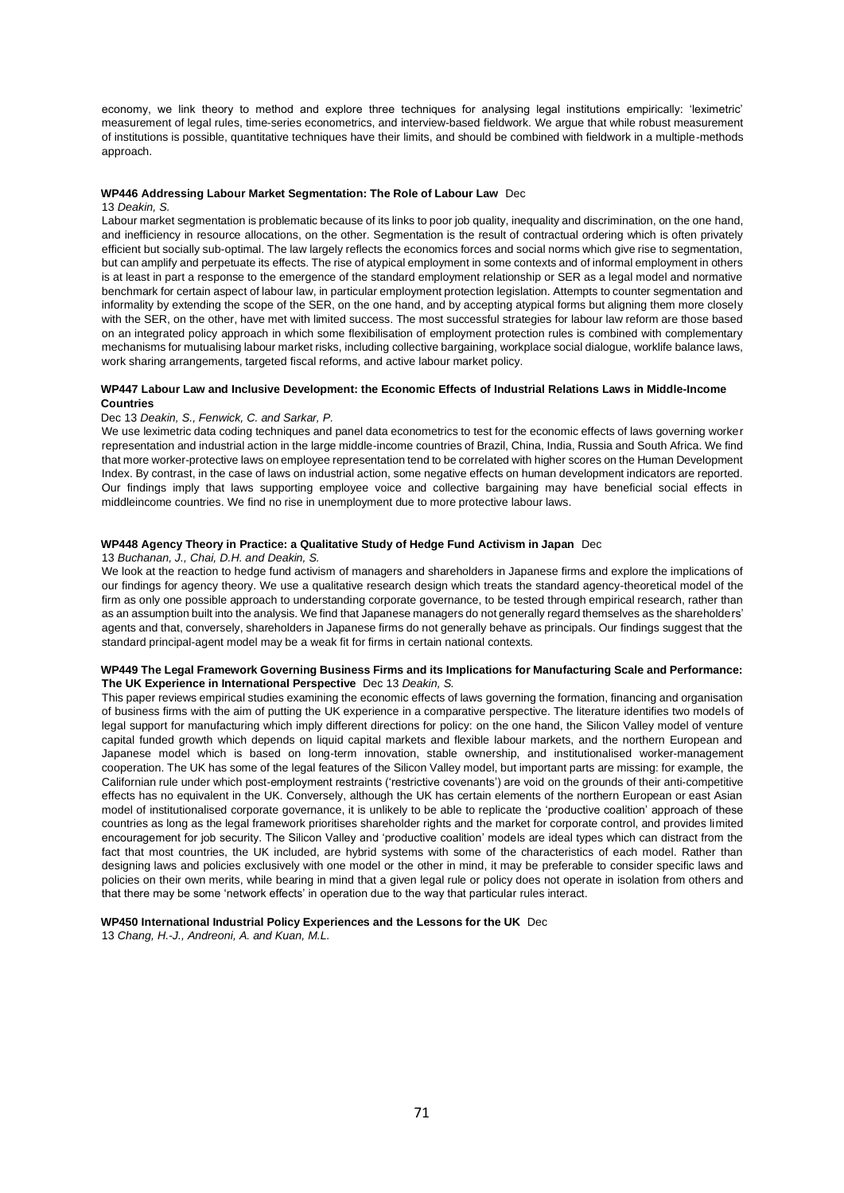economy, we link theory to method and explore three techniques for analysing legal institutions empirically: 'leximetric' measurement of legal rules, time-series econometrics, and interview-based fieldwork. We argue that while robust measurement of institutions is possible, quantitative techniques have their limits, and should be combined with fieldwork in a multiple-methods approach.

**WP446 Addressing Labour Market Segmentation: The Role of Labour Law** Dec 13 *Deakin, S.*

Labour market segmentation is problematic because of its links to poor job quality, inequality and discrimination, on the one hand, and inefficiency in resource allocations, on the other. Segmentation is the result of contractual ordering which is often privately efficient but socially sub-optimal. The law largely reflects the economics forces and social norms which give rise to segmentation, but can amplify and perpetuate its effects. The rise of atypical employment in some contexts and of informal employment in others is at least in part a response to the emergence of the standard employment relationship or SER as a legal model and normative benchmark for certain aspect of labour law, in particular employment protection legislation. Attempts to counter segmentation and informality by extending the scope of the SER, on the one hand, and by accepting atypical forms but aligning them more closely with the SER, on the other, have met with limited success. The most successful strategies for labour law reform are those based on an integrated policy approach in which some flexibilisation of employment protection rules is combined with complementary mechanisms for mutualising labour market risks, including collective bargaining, workplace social dialogue, worklife balance laws, work sharing arrangements, targeted fiscal reforms, and active labour market policy.

**WP447 Labour Law and Inclusive Development: the Economic Effects of Industrial Relations Laws in Middle-Income Countries**

Dec 13 *Deakin, S., Fenwick, C. and Sarkar, P.*

We use leximetric data coding techniques and panel data econometrics to test for the economic effects of laws governing worker representation and industrial action in the large middle-income countries of Brazil, China, India, Russia and South Africa. We find that more worker-protective laws on employee representation tend to be correlated with higher scores on the Human Development Index. By contrast, in the case of laws on industrial action, some negative effects on human development indicators are reported. Our findings imply that laws supporting employee voice and collective bargaining may have beneficial social effects in middleincome countries. We find no rise in unemployment due to more protective labour laws.

**WP448 Agency Theory in Practice: a Qualitative Study of Hedge Fund Activism in Japan** Dec 13 *Buchanan, J., Chai, D.H. and Deakin, S.*

We look at the reaction to hedge fund activism of managers and shareholders in Japanese firms and explore the implications of our findings for agency theory. We use a qualitative research design which treats the standard agency-theoretical model of the firm as only one possible approach to understanding corporate governance, to be tested through empirical research, rather than as an assumption built into the analysis. We find that Japanese managers do not generally regard themselves as the shareholders' agents and that, conversely, shareholders in Japanese firms do not generally behave as principals. Our findings suggest that the standard principal-agent model may be a weak fit for firms in certain national contexts.

**WP449 The Legal Framework Governing Business Firms and its Implications for Manufacturing Scale and Performance: The UK Experience in International Perspective** Dec 13 *Deakin, S.*

This paper reviews empirical studies examining the economic effects of laws governing the formation, financing and organisation of business firms with the aim of putting the UK experience in a comparative perspective. The literature identifies two models of legal support for manufacturing which imply different directions for policy: on the one hand, the Silicon Valley model of venture capital funded growth which depends on liquid capital markets and flexible labour markets, and the northern European and Japanese model which is based on long-term innovation, stable ownership, and institutionalised worker-management cooperation. The UK has some of the legal features of the Silicon Valley model, but important parts are missing: for example, the Californian rule under which post-employment restraints ('restrictive covenants') are void on the grounds of their anti-competitive effects has no equivalent in the UK. Conversely, although the UK has certain elements of the northern European or east Asian model of institutionalised corporate governance, it is unlikely to be able to replicate the 'productive coalition' approach of these countries as long as the legal framework prioritises shareholder rights and the market for corporate control, and provides limited encouragement for job security. The Silicon Valley and 'productive coalition' models are ideal types which can distract from the fact that most countries, the UK included, are hybrid systems with some of the characteristics of each model. Rather than designing laws and policies exclusively with one model or the other in mind, it may be preferable to consider specific laws and policies on their own merits, while bearing in mind that a given legal rule or policy does not operate in isolation from others and that there may be some 'network effects' in operation due to the way that particular rules interact.

**WP450 International Industrial Policy Experiences and the Lessons for the UK** Dec 13 *Chang, H.-J., Andreoni, A. and Kuan, M.L.*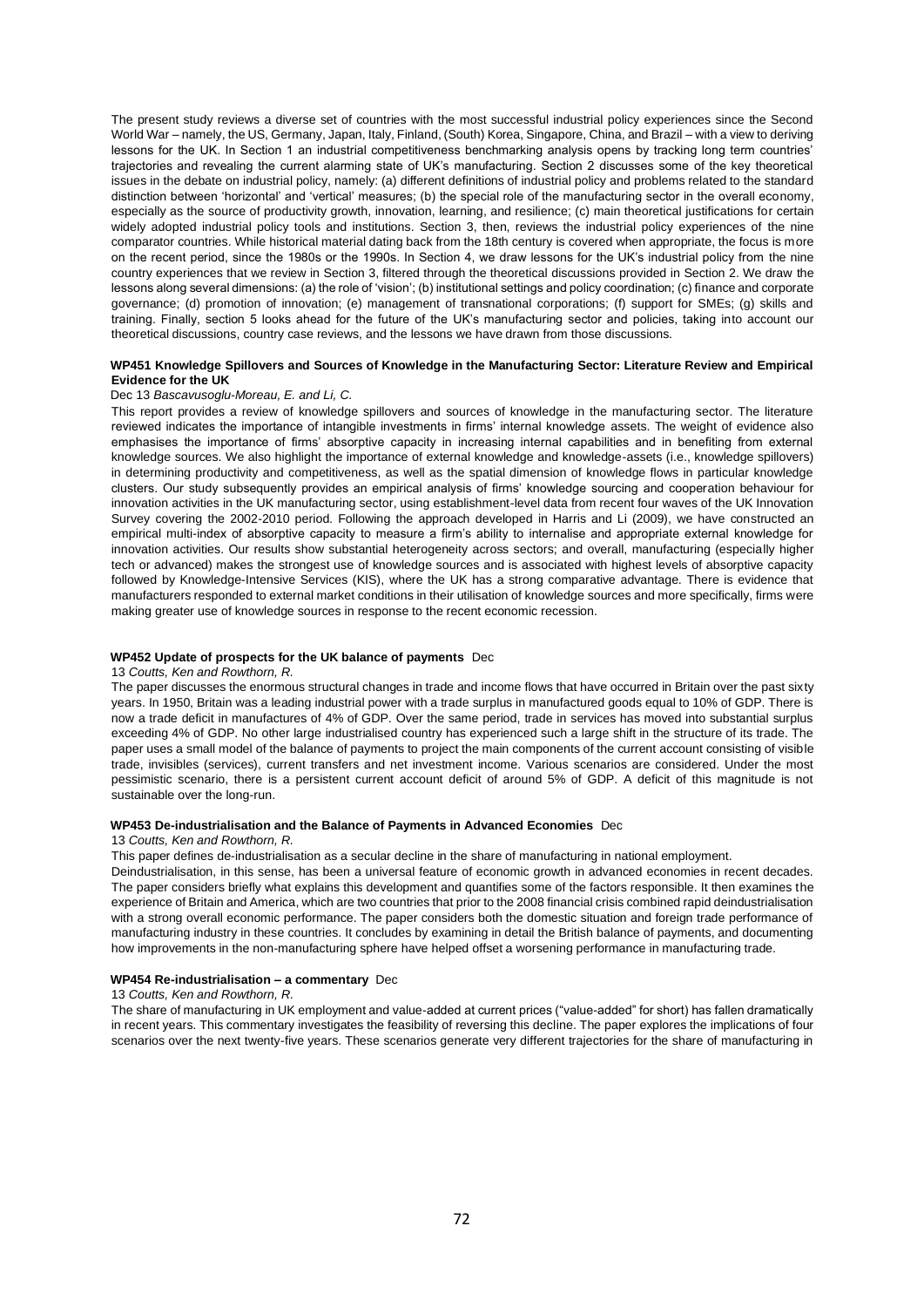The present study reviews a diverse set of countries with the most successful industrial policy experiences since the Second World War – namely, the US, Germany, Japan, Italy, Finland, (South) Korea, Singapore, China, and Brazil – with a view to deriving lessons for the UK. In Section 1 an industrial competitiveness benchmarking analysis opens by tracking long term countries' trajectories and revealing the current alarming state of UK's manufacturing. Section 2 discusses some of the key theoretical issues in the debate on industrial policy, namely: (a) different definitions of industrial policy and problems related to the standard distinction between 'horizontal' and 'vertical' measures; (b) the special role of the manufacturing sector in the overall economy, especially as the source of productivity growth, innovation, learning, and resilience; (c) main theoretical justifications for certain widely adopted industrial policy tools and institutions. Section 3, then, reviews the industrial policy experiences of the nine comparator countries. While historical material dating back from the 18th century is covered when appropriate, the focus is more on the recent period, since the 1980s or the 1990s. In Section 4, we draw lessons for the UK's industrial policy from the nine country experiences that we review in Section 3, filtered through the theoretical discussions provided in Section 2. We draw the lessons along several dimensions: (a) the role of 'vision'; (b) institutional settings and policy coordination; (c) finance and corporate governance; (d) promotion of innovation; (e) management of transnational corporations; (f) support for SMEs; (g) skills and training. Finally, section 5 looks ahead for the future of the UK's manufacturing sector and policies, taking into account our theoretical discussions, country case reviews, and the lessons we have drawn from those discussions.

**WP451 Knowledge Spillovers and Sources of Knowledge in the Manufacturing Sector: Literature Review and Empirical Evidence for the UK**

Dec 13 *Bascavusoglu-Moreau, E. and Li, C.*

This report provides a review of knowledge spillovers and sources of knowledge in the manufacturing sector. The literature reviewed indicates the importance of intangible investments in firms' internal knowledge assets. The weight of evidence also emphasises the importance of firms' absorptive capacity in increasing internal capabilities and in benefiting from external knowledge sources. We also highlight the importance of external knowledge and knowledge-assets (i.e., knowledge spillovers) in determining productivity and competitiveness, as well as the spatial dimension of knowledge flows in particular knowledge clusters. Our study subsequently provides an empirical analysis of firms' knowledge sourcing and cooperation behaviour for innovation activities in the UK manufacturing sector, using establishment-level data from recent four waves of the UK Innovation Survey covering the 2002-2010 period. Following the approach developed in Harris and Li (2009), we have constructed an empirical multi-index of absorptive capacity to measure a firm's ability to internalise and appropriate external knowledge for innovation activities. Our results show substantial heterogeneity across sectors; and overall, manufacturing (especially higher tech or advanced) makes the strongest use of knowledge sources and is associated with highest levels of absorptive capacity followed by Knowledge-Intensive Services (KIS), where the UK has a strong comparative advantage. There is evidence that manufacturers responded to external market conditions in their utilisation of knowledge sources and more specifically, firms were making greater use of knowledge sources in response to the recent economic recession.

**WP452 Update of prospects for the UK balance of payments** Dec

13 *Coutts, Ken and Rowthorn, R.*

The paper discusses the enormous structural changes in trade and income flows that have occurred in Britain over the past sixty years. In 1950, Britain was a leading industrial power with a trade surplus in manufactured goods equal to 10% of GDP. There is now a trade deficit in manufactures of 4% of GDP. Over the same period, trade in services has moved into substantial surplus exceeding 4% of GDP. No other large industrialised country has experienced such a large shift in the structure of its trade. The paper uses a small model of the balance of payments to project the main components of the current account consisting of visible trade, invisibles (services), current transfers and net investment income. Various scenarios are considered. Under the most pessimistic scenario, there is a persistent current account deficit of around 5% of GDP. A deficit of this magnitude is not sustainable over the long-run.

**WP453 De-industrialisation and the Balance of Payments in Advanced Economies** Dec

13 *Coutts, Ken and Rowthorn, R.*

This paper defines de-industrialisation as a secular decline in the share of manufacturing in national employment.

Deindustrialisation, in this sense, has been a universal feature of economic growth in advanced economies in recent decades. The paper considers briefly what explains this development and quantifies some of the factors responsible. It then examines the experience of Britain and America, which are two countries that prior to the 2008 financial crisis combined rapid deindustrialisation with a strong overall economic performance. The paper considers both the domestic situation and foreign trade performance of manufacturing industry in these countries. It concludes by examining in detail the British balance of payments, and documenting how improvements in the non-manufacturing sphere have helped offset a worsening performance in manufacturing trade.

**WP454 Re-industrialisation – a commentary** Dec

13 *Coutts, Ken and Rowthorn, R.*

The share of manufacturing in UK employment and value-added at current prices ("value-added" for short) has fallen dramatically in recent years. This commentary investigates the feasibility of reversing this decline. The paper explores the implications of four scenarios over the next twenty-five years. These scenarios generate very different trajectories for the share of manufacturing in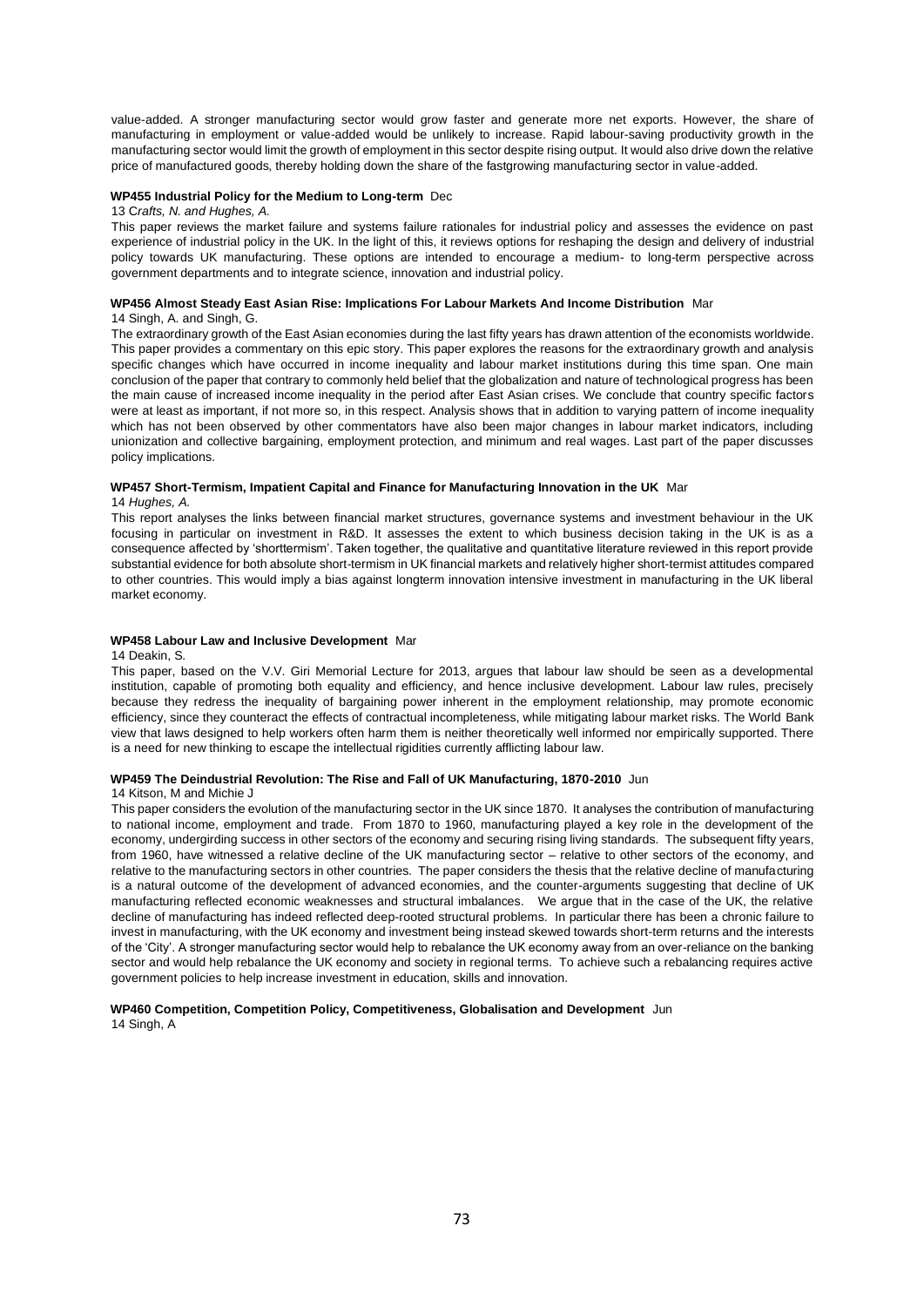value-added. A stronger manufacturing sector would grow faster and generate more net exports. However, the share of manufacturing in employment or value-added would be unlikely to increase. Rapid labour-saving productivity growth in the manufacturing sector would limit the growth of employment in this sector despite rising output. It would also drive down the relative price of manufactured goods, thereby holding down the share of the fastgrowing manufacturing sector in value-added.

**WP455 Industrial Policy for the Medium to Long-term** Dec

13 *Crafts, N. and Hughes, A.*

This paper reviews the market failure and systems failure rationales for industrial policy and assesses the evidence on past experience of industrial policy in the UK. In the light of this, it reviews options for reshaping the design and delivery of industrial policy towards UK manufacturing. These options are intended to encourage a medium- to long-term perspective across government departments and to integrate science, innovation and industrial policy.

**WP456 Almost Steady East Asian Rise: Implications For Labour Markets And Income Distribution** Mar

14 Singh, A. and Singh, G.

The extraordinary growth of the East Asian economies during the last fifty years has drawn attention of the economists worldwide. This paper provides a commentary on this epic story. This paper explores the reasons for the extraordinary growth and analysis specific changes which have occurred in income inequality and labour market institutions during this time span. One main conclusion of the paper that contrary to commonly held belief that the globalization and nature of technological progress has been the main cause of increased income inequality in the period after East Asian crises. We conclude that country specific factors were at least as important, if not more so, in this respect. Analysis shows that in addition to varying pattern of income inequality which has not been observed by other commentators have also been major changes in labour market indicators, including unionization and collective bargaining, employment protection, and minimum and real wages. Last part of the paper discusses policy implications.

**WP457 Short-Termism, Impatient Capital and Finance for Manufacturing Innovation in the UK** Mar

14 *Hughes, A.*

This report analyses the links between financial market structures, governance systems and investment behaviour in the UK focusing in particular on investment in R&D. It assesses the extent to which business decision taking in the UK is as a consequence affected by 'shorttermism'. Taken together, the qualitative and quantitative literature reviewed in this report provide substantial evidence for both absolute short-termism in UK financial markets and relatively higher short-termist attitudes compared to other countries. This would imply a bias against longterm innovation intensive investment in manufacturing in the UK liberal market economy.

**WP458 Labour Law and Inclusive Development** Mar

14 Deakin, S.

This paper, based on the V.V. Giri Memorial Lecture for 2013, argues that labour law should be seen as a developmental institution, capable of promoting both equality and efficiency, and hence inclusive development. Labour law rules, precisely because they redress the inequality of bargaining power inherent in the employment relationship, may promote economic efficiency, since they counteract the effects of contractual incompleteness, while mitigating labour market risks. The World Bank view that laws designed to help workers often harm them is neither theoretically well informed nor empirically supported. There is a need for new thinking to escape the intellectual rigidities currently afflicting labour law.

**WP459 The Deindustrial Revolution: The Rise and Fall of UK Manufacturing, 1870-2010** Jun

14 Kitson, M and Michie J

This paper considers the evolution of the manufacturing sector in the UK since 1870. It analyses the contribution of manufacturing to national income, employment and trade. From 1870 to 1960, manufacturing played a key role in the development of the economy, undergirding success in other sectors of the economy and securing rising living standards. The subsequent fifty years, from 1960, have witnessed a relative decline of the UK manufacturing sector – relative to other sectors of the economy, and relative to the manufacturing sectors in other countries. The paper considers the thesis that the relative decline of manufacturing is a natural outcome of the development of advanced economies, and the counter-arguments suggesting that decline of UK manufacturing reflected economic weaknesses and structural imbalances. We argue that in the case of the UK, the relative decline of manufacturing has indeed reflected deep-rooted structural problems. In particular there has been a chronic failure to invest in manufacturing, with the UK economy and investment being instead skewed towards short-term returns and the interests of the 'City'. A stronger manufacturing sector would help to rebalance the UK economy away from an over-reliance on the banking sector and would help rebalance the UK economy and society in regional terms. To achieve such a rebalancing requires active government policies to help increase investment in education, skills and innovation.

**WP460 Competition, Competition Policy, Competitiveness, Globalisation and Development** Jun

14 Singh, A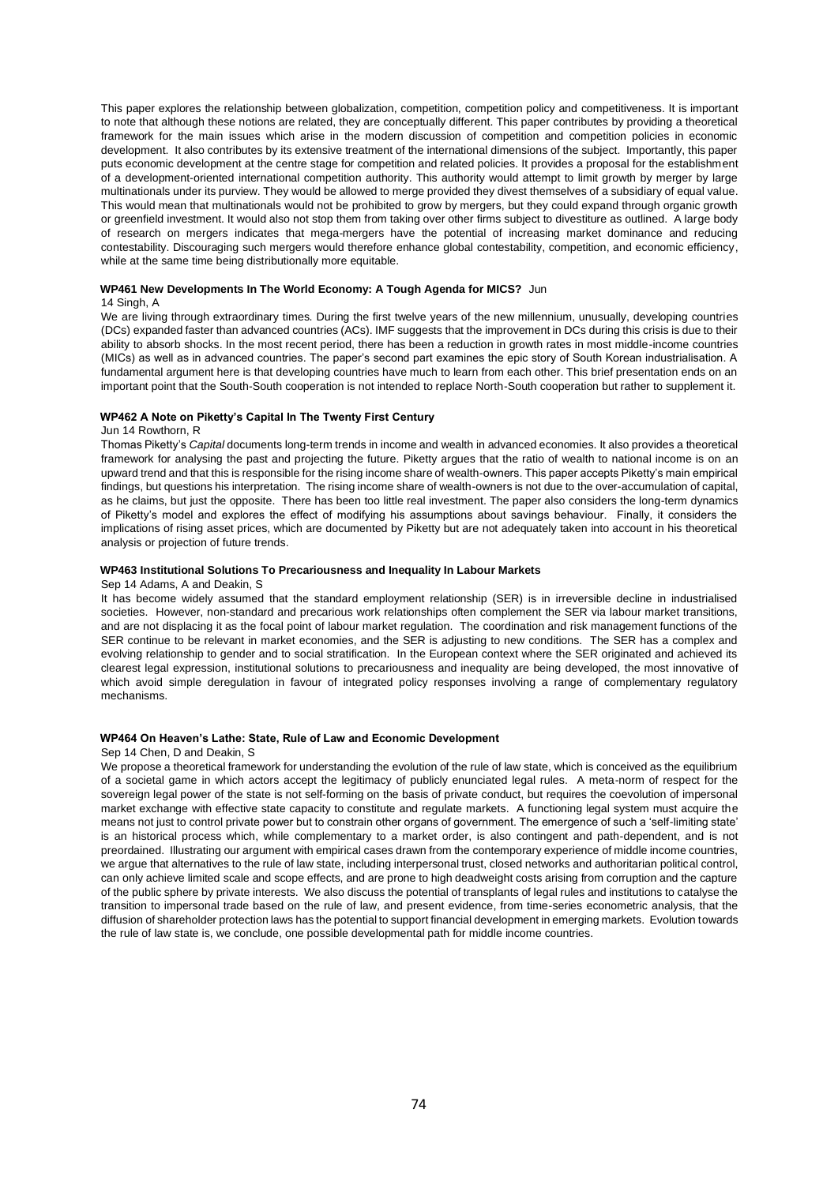This paper explores the relationship between globalization, competition, competition policy and competitiveness. It is important to note that although these notions are related, they are conceptually different. This paper contributes by providing a theoretical framework for the main issues which arise in the modern discussion of competition and competition policies in economic development. It also contributes by its extensive treatment of the international dimensions of the subject. Importantly, this paper puts economic development at the centre stage for competition and related policies. It provides a proposal for the establishment of a development-oriented international competition authority. This authority would attempt to limit growth by merger by large multinationals under its purview. They would be allowed to merge provided they divest themselves of a subsidiary of equal value. This would mean that multinationals would not be prohibited to grow by mergers, but they could expand through organic growth or greenfield investment. It would also not stop them from taking over other firms subject to divestiture as outlined. A large body of research on mergers indicates that mega-mergers have the potential of increasing market dominance and reducing contestability. Discouraging such mergers would therefore enhance global contestability, competition, and economic efficiency, while at the same time being distributionally more equitable.

**WP461 New Developments In The World Economy: A Tough Agenda for MICS?** Jun 14 Singh, A

We are living through extraordinary times. During the first twelve years of the new millennium, unusually, developing countries (DCs) expanded faster than advanced countries (ACs). IMF suggests that the improvement in DCs during this crisis is due to their ability to absorb shocks. In the most recent period, there has been a reduction in growth rates in most middle-income countries (MICs) as well as in advanced countries. The paper's second part examines the epic story of South Korean industrialisation. A fundamental argument here is that developing countries have much to learn from each other. This brief presentation ends on an important point that the South-South cooperation is not intended to replace North-South cooperation but rather to supplement it.

**WP462 A Note on Piketty's Capital In The Twenty First Century**

Jun 14 Rowthorn, R

Thomas Piketty's *Capital* documents long-term trends in income and wealth in advanced economies. It also provides a theoretical framework for analysing the past and projecting the future. Piketty argues that the ratio of wealth to national income is on an upward trend and that this is responsible for the rising income share of wealth-owners. This paper accepts Piketty's main empirical findings, but questions his interpretation. The rising income share of wealth-owners is not due to the over-accumulation of capital, as he claims, but just the opposite. There has been too little real investment. The paper also considers the long-term dynamics of Piketty's model and explores the effect of modifying his assumptions about savings behaviour. Finally, it considers the implications of rising asset prices, which are documented by Piketty but are not adequately taken into account in his theoretical analysis or projection of future trends.

**WP463 Institutional Solutions To Precariousness and Inequality In Labour Markets**

Sep 14 Adams, A and Deakin, S

It has become widely assumed that the standard employment relationship (SER) is in irreversible decline in industrialised societies. However, non-standard and precarious work relationships often complement the SER via labour market transitions, and are not displacing it as the focal point of labour market regulation. The coordination and risk management functions of the SER continue to be relevant in market economies, and the SER is adjusting to new conditions. The SER has a complex and evolving relationship to gender and to social stratification. In the European context where the SER originated and achieved its clearest legal expression, institutional solutions to precariousness and inequality are being developed, the most innovative of which avoid simple deregulation in favour of integrated policy responses involving a range of complementary regulatory mechanisms.

**WP464 On Heaven's Lathe: State, Rule of Law and Economic Development**

Sep 14 Chen, D and Deakin, S

We propose a theoretical framework for understanding the evolution of the rule of law state, which is conceived as the equilibrium of a societal game in which actors accept the legitimacy of publicly enunciated legal rules. A meta-norm of respect for the sovereign legal power of the state is not self-forming on the basis of private conduct, but requires the coevolution of impersonal market exchange with effective state capacity to constitute and regulate markets. A functioning legal system must acquire the means not just to control private power but to constrain other organs of government. The emergence of such a 'self-limiting state' is an historical process which, while complementary to a market order, is also contingent and path-dependent, and is not preordained. Illustrating our argument with empirical cases drawn from the contemporary experience of middle income countries, we argue that alternatives to the rule of law state, including interpersonal trust, closed networks and authoritarian political control, can only achieve limited scale and scope effects, and are prone to high deadweight costs arising from corruption and the capture of the public sphere by private interests. We also discuss the potential of transplants of legal rules and institutions to catalyse the transition to impersonal trade based on the rule of law, and present evidence, from time-series econometric analysis, that the diffusion of shareholder protection laws has the potential to support financial development in emerging markets. Evolution towards the rule of law state is, we conclude, one possible developmental path for middle income countries.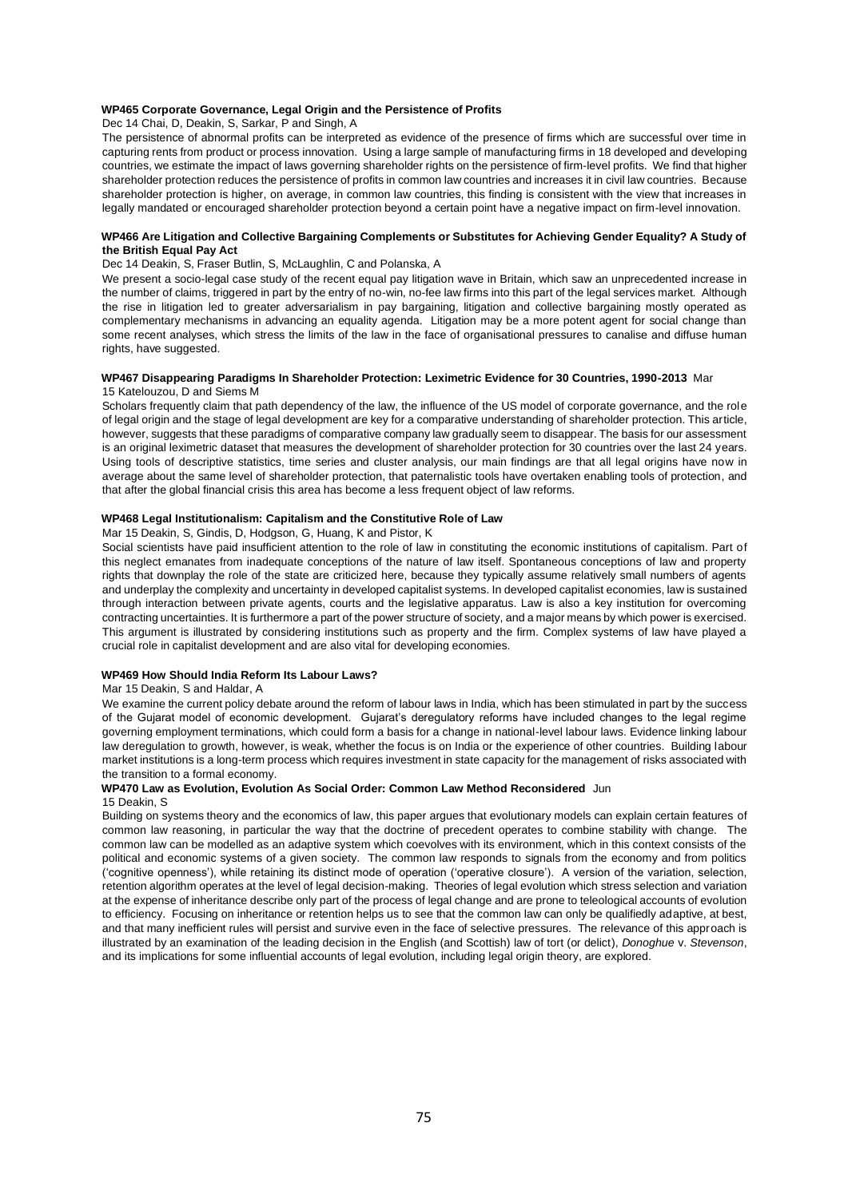**WP465 Corporate Governance, Legal Origin and the Persistence of Profits**

Dec 14 Chai, D, Deakin, S, Sarkar, P and Singh, A

The persistence of abnormal profits can be interpreted as evidence of the presence of firms which are successful over time in capturing rents from product or process innovation. Using a large sample of manufacturing firms in 18 developed and developing countries, we estimate the impact of laws governing shareholder rights on the persistence of firm-level profits. We find that higher shareholder protection reduces the persistence of profits in common law countries and increases it in civil law countries. Because shareholder protection is higher, on average, in common law countries, this finding is consistent with the view that increases in legally mandated or encouraged shareholder protection beyond a certain point have a negative impact on firm-level innovation.

**WP466 Are Litigation and Collective Bargaining Complements or Substitutes for Achieving Gender Equality? A Study of the British Equal Pay Act**

Dec 14 Deakin, S, Fraser Butlin, S, McLaughlin, C and Polanska, A

We present a socio-legal case study of the recent equal pay litigation wave in Britain, which saw an unprecedented increase in the number of claims, triggered in part by the entry of no-win, no-fee law firms into this part of the legal services market. Although the rise in litigation led to greater adversarialism in pay bargaining, litigation and collective bargaining mostly operated as complementary mechanisms in advancing an equality agenda. Litigation may be a more potent agent for social change than some recent analyses, which stress the limits of the law in the face of organisational pressures to canalise and diffuse human rights, have suggested.

**WP467 Disappearing Paradigms In Shareholder Protection: Leximetric Evidence for 30 Countries, 1990-2013** Mar 15 Katelouzou, D and Siems M

Scholars frequently claim that path dependency of the law, the influence of the US model of corporate governance, and the role of legal origin and the stage of legal development are key for a comparative understanding of shareholder protection. This article, however, suggests that these paradigms of comparative company law gradually seem to disappear. The basis for our assessment is an original leximetric dataset that measures the development of shareholder protection for 30 countries over the last 24 years. Using tools of descriptive statistics, time series and cluster analysis, our main findings are that all legal origins have now in average about the same level of shareholder protection, that paternalistic tools have overtaken enabling tools of protection, and that after the global financial crisis this area has become a less frequent object of law reforms.

**WP468 Legal Institutionalism: Capitalism and the Constitutive Role of Law**

Mar 15 Deakin, S, Gindis, D, Hodgson, G, Huang, K and Pistor, K

Social scientists have paid insufficient attention to the role of law in constituting the economic institutions of capitalism. Part of this neglect emanates from inadequate conceptions of the nature of law itself. Spontaneous conceptions of law and property rights that downplay the role of the state are criticized here, because they typically assume relatively small numbers of agents and underplay the complexity and uncertainty in developed capitalist systems. In developed capitalist economies, law is sustained through interaction between private agents, courts and the legislative apparatus. Law is also a key institution for overcoming contracting uncertainties. It is furthermore a part of the power structure of society, and a major means by which power is exercised. This argument is illustrated by considering institutions such as property and the firm. Complex systems of law have played a crucial role in capitalist development and are also vital for developing economies.

**WP469 How Should India Reform Its Labour Laws?**

Mar 15 Deakin, S and Haldar, A

We examine the current policy debate around the reform of labour laws in India, which has been stimulated in part by the success of the Gujarat model of economic development. Gujarat's deregulatory reforms have included changes to the legal regime governing employment terminations, which could form a basis for a change in national-level labour laws. Evidence linking labour law deregulation to growth, however, is weak, whether the focus is on India or the experience of other countries. Building labour market institutions is a long-term process which requires investment in state capacity for the management of risks associated with the transition to a formal economy.

**WP470 Law as Evolution, Evolution As Social Order: Common Law Method Reconsidered** Jun 15 Deakin, S

Building on systems theory and the economics of law, this paper argues that evolutionary models can explain certain features of common law reasoning, in particular the way that the doctrine of precedent operates to combine stability with change. The common law can be modelled as an adaptive system which coevolves with its environment, which in this context consists of the political and economic systems of a given society. The common law responds to signals from the economy and from politics ('cognitive openness'), while retaining its distinct mode of operation ('operative closure'). A version of the variation, selection, retention algorithm operates at the level of legal decision-making. Theories of legal evolution which stress selection and variation at the expense of inheritance describe only part of the process of legal change and are prone to teleological accounts of evolution to efficiency. Focusing on inheritance or retention helps us to see that the common law can only be qualifiedly adaptive, at best, and that many inefficient rules will persist and survive even in the face of selective pressures. The relevance of this approach is illustrated by an examination of the leading decision in the English (and Scottish) law of tort (or delict), *Donoghue* v. *Stevenson*, and its implications for some influential accounts of legal evolution, including legal origin theory, are explored.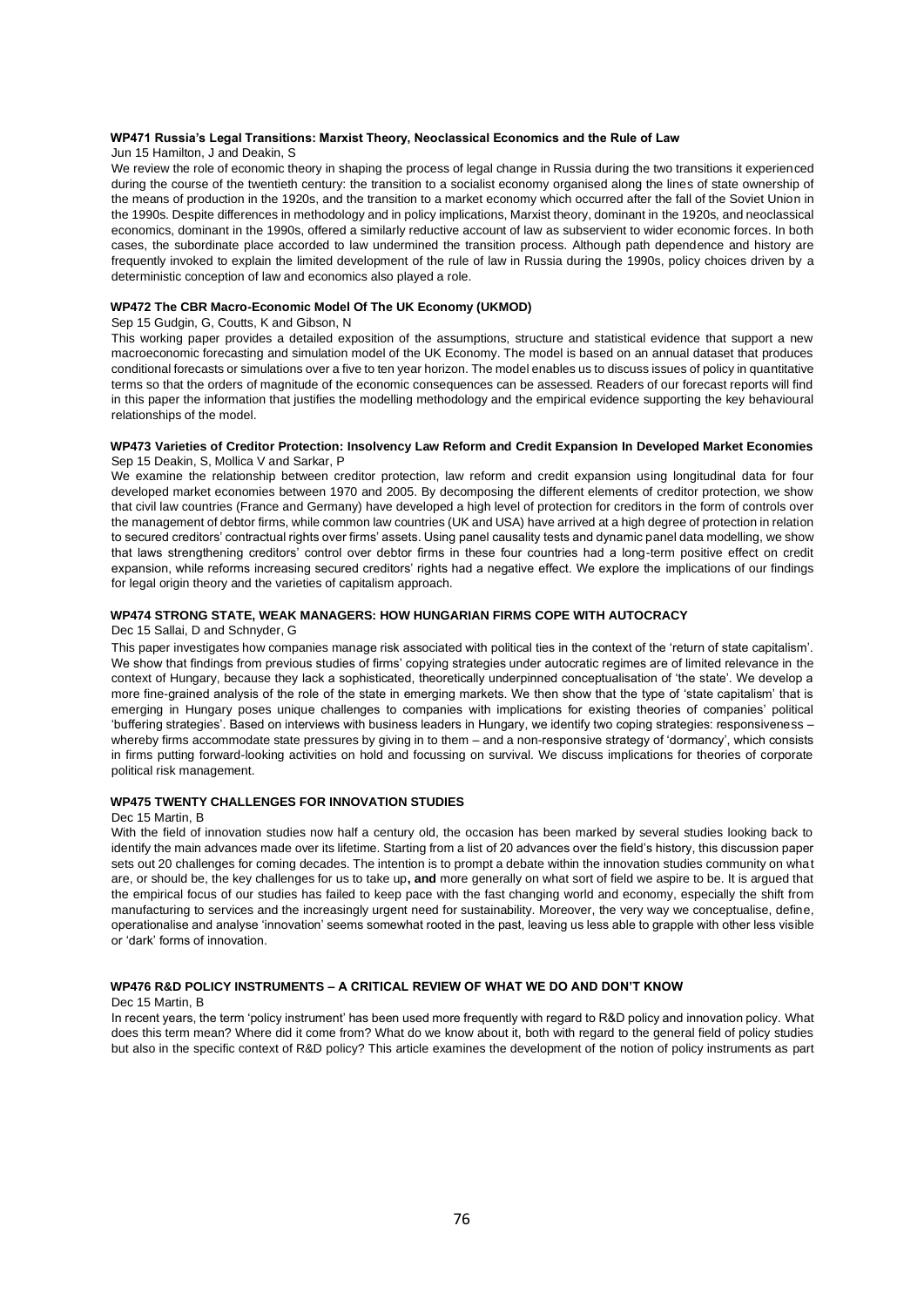### WP471 Russia's Legal Transitions: Marxist Theory, Neoclassical Economics and the Rule of Law

Jun 15 Hamilton, J and Deakin, S

We review the role of economic theory in shaping the process of legal change in Russia during the two transitions it experienced during the course of the twentieth century: the transition to a socialist economy organised along the lines of state ownership of the means of production in the 1920s, and the transition to a market economy which occurred after the fall of the Soviet Union in the 1990s. Despite differences in methodology and in policy implications, Marxist theory, dominant in the 1920s, and neoclassical economics, dominant in the 1990s, offered a similarly reductive account of law as subservient to wider economic forces. In both cases, the subordinate place accorded to law undermined the transition process. Although path dependence and history are frequently invoked to explain the limited development of the rule of law in Russia during the 1990s, policy choices driven by a deterministic conception of law and economics also played a role.

### WP472 The CBR Macro-Economic Model Of The UK Economy (UKMOD)

Sep 15 Gudgin, G, Coutts, K and Gibson, N

This working paper provides a detailed exposition of the assumptions, structure and statistical evidence that support a new macroeconomic forecasting and simulation model of the UK Economy. The model is based on an annual dataset that produces conditional forecasts or simulations over a five to ten year horizon. The model enables us to discuss issues of policy in quantitative terms so that the orders of magnitude of the economic consequences can be assessed. Readers of our forecast reports will find in this paper the information that justifies the modelling methodology and the empirical evidence supporting the key behavioural relationships of the model.

### WP473 Varieties of Creditor Protection: Insolvency Law Reform and Credit Expansion In Developed Market Economies

Sep 15 Deakin, S, Mollica V and Sarkar, P

We examine the relationship between creditor protection, law reform and credit expansion using longitudinal data for four developed market economies between 1970 and 2005. By decomposing the different elements of creditor protection, we show that civil law countries (France and Germany) have developed a high level of protection for creditors in the form of controls over the management of debtor firms, while common law countries (UK and USA) have arrived at a high degree of protection in relation to secured creditors' contractual rights over firms' assets. Using panel causality tests and dynamic panel data modelling, we show that laws strengthening creditors' control over debtor firms in these four countries had a long-term positive effect on credit expansion, while reforms increasing secured creditors' rights had a negative effect. We explore the implications of our findings for legal origin theory and the varieties of capitalism approach.

### WP474 STRONG STATE, WEAK MANAGERS: HOW HUNGARIAN FIRMS COPE WITH AUTOCRACY

Dec 15 Sallai, D and Schnyder, G

This paper investigates how companies manage risk associated with political ties in the context of the 'return of state capitalism'. We show that findings from previous studies of firms' copying strategies under autocratic regimes are of limited relevance in the context of Hungary, because they lack a sophisticated, theoretically underpinned conceptualisation of 'the state'. We develop a more fine-grained analysis of the role of the state in emerging markets. We then show that the type of 'state capitalism' that is emerging in Hungary poses unique challenges to companies with implications for existing theories of companies' political 'buffering strategies'. Based on interviews with business leaders in Hungary, we identify two coping strategies: responsiveness – whereby firms accommodate state pressures by giving in to them – and a non-responsive strategy of 'dormancy', which consists in firms putting forward-looking activities on hold and focussing on survival. We discuss implications for theories of corporate political risk management.

### WP475 TWENTY CHALLENGES FOR INNOVATION STUDIES

Dec 15 Martin, B

With the field of innovation studies now half a century old, the occasion has been marked by several studies looking back to identify the main advances made over its lifetime. Starting from a list of 20 advances over the field's history, this discussion paper sets out 20 challenges for coming decades. The intention is to prompt a debate within the innovation studies community on what are, or should be, the key challenges for us to take up**, and** more generally on what sort of field we aspire to be. It is argued that the empirical focus of our studies has failed to keep pace with the fast changing world and economy, especially the shift from manufacturing to services and the increasingly urgent need for sustainability. Moreover, the very way we conceptualise, define, operationalise and analyse 'innovation' seems somewhat rooted in the past, leaving us less able to grapple with other less visible or 'dark' forms of innovation.

### WP476 R&D POLICY INSTRUMENTS – A CRITICAL REVIEW OF WHAT WE DO AND DON'T KNOW

Dec 15 Martin, B

In recent years, the term 'policy instrument' has been used more frequently with regard to R&D policy and innovation policy. What does this term mean? Where did it come from? What do we know about it, both with regard to the general field of policy studies but also in the specific context of R&D policy? This article examines the development of the notion of policy instruments as part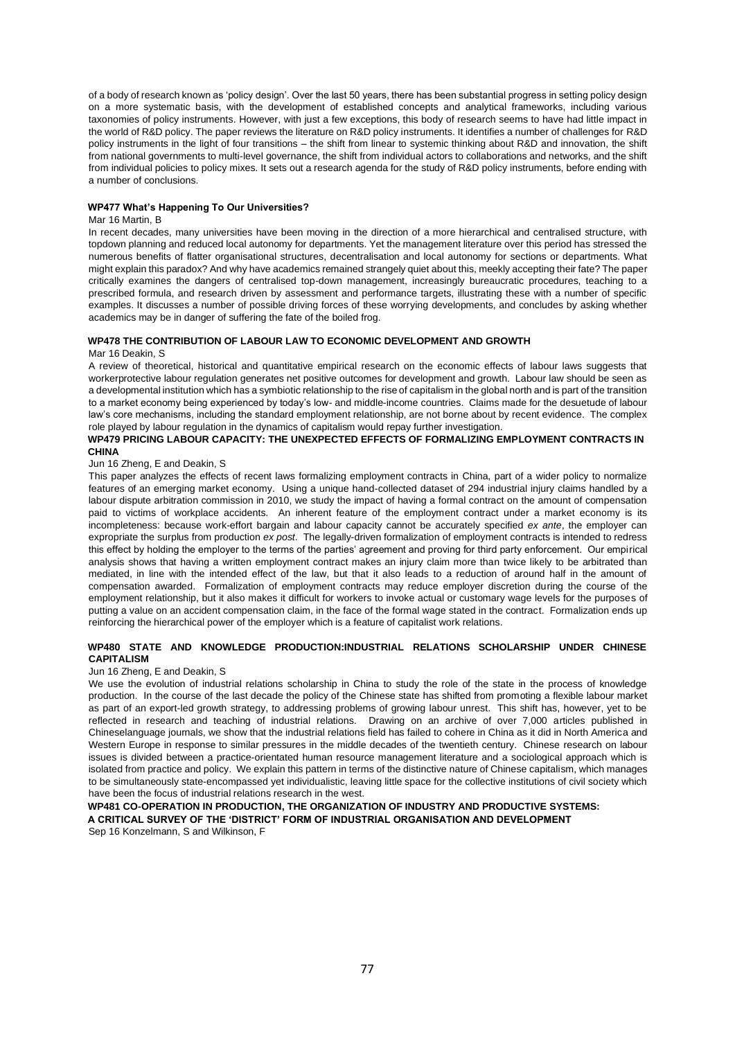of a body of research known as 'policy design'. Over the last 50 years, there has been substantial progress in setting policy design on a more systematic basis, with the development of established concepts and analytical frameworks, including various taxonomies of policy instruments. However, with just a few exceptions, this body of research seems to have had little impact in the world of R&D policy. The paper reviews the literature on R&D policy instruments. It identifies a number of challenges for R&D policy instruments in the light of four transitions – the shift from linear to systemic thinking about R&D and innovation, the shift from national governments to multi-level governance, the shift from individual actors to collaborations and networks, and the shift from individual policies to policy mixes. It sets out a research agenda for the study of R&D policy instruments, before ending with a number of conclusions.

**WP477 What's Happening To Our Universities?**

Mar 16 Martin, B

In recent decades, many universities have been moving in the direction of a more hierarchical and centralised structure, with topdown planning and reduced local autonomy for departments. Yet the management literature over this period has stressed the numerous benefits of flatter organisational structures, decentralisation and local autonomy for sections or departments. What might explain this paradox? And why have academics remained strangely quiet about this, meekly accepting their fate? The paper critically examines the dangers of centralised top-down management, increasingly bureaucratic procedures, teaching to a prescribed formula, and research driven by assessment and performance targets, illustrating these with a number of specific examples. It discusses a number of possible driving forces of these worrying developments, and concludes by asking whether academics may be in danger of suffering the fate of the boiled frog.

**WP478 THE CONTRIBUTION OF LABOUR LAW TO ECONOMIC DEVELOPMENT AND GROWTH**

Mar 16 Deakin, S

A review of theoretical, historical and quantitative empirical research on the economic effects of labour laws suggests that workerprotective labour regulation generates net positive outcomes for development and growth. Labour law should be seen as a developmental institution which has a symbiotic relationship to the rise of capitalism in the global north and is part of the transition to a market economy being experienced by today's low- and middle-income countries. Claims made for the desuetude of labour law's core mechanisms, including the standard employment relationship, are not borne about by recent evidence. The complex role played by labour regulation in the dynamics of capitalism would repay further investigation.

**WP479 PRICING LABOUR CAPACITY: THE UNEXPECTED EFFECTS OF FORMALIZING EMPLOYMENT CONTRACTS IN CHINA**

Jun 16 Zheng, E and Deakin, S

This paper analyzes the effects of recent laws formalizing employment contracts in China, part of a wider policy to normalize features of an emerging market economy. Using a unique hand-collected dataset of 294 industrial injury claims handled by a labour dispute arbitration commission in 2010, we study the impact of having a formal contract on the amount of compensation paid to victims of workplace accidents. An inherent feature of the employment contract under a market economy is its incompleteness: because work-effort bargain and labour capacity cannot be accurately specified *ex ante*, the employer can expropriate the surplus from production *ex post*. The legally-driven formalization of employment contracts is intended to redress this effect by holding the employer to the terms of the parties' agreement and proving for third party enforcement. Our empirical analysis shows that having a written employment contract makes an injury claim more than twice likely to be arbitrated than mediated, in line with the intended effect of the law, but that it also leads to a reduction of around half in the amount of compensation awarded. Formalization of employment contracts may reduce employer discretion during the course of the employment relationship, but it also makes it difficult for workers to invoke actual or customary wage levels for the purposes of putting a value on an accident compensation claim, in the face of the formal wage stated in the contract. Formalization ends up reinforcing the hierarchical power of the employer which is a feature of capitalist work relations.

**WP480 STATE AND KNOWLEDGE PRODUCTION:INDUSTRIAL RELATIONS SCHOLARSHIP UNDER CHINESE CAPITALISM**

Jun 16 Zheng, E and Deakin, S

We use the evolution of industrial relations scholarship in China to study the role of the state in the process of knowledge production. In the course of the last decade the policy of the Chinese state has shifted from promoting a flexible labour market as part of an export-led growth strategy, to addressing problems of growing labour unrest. This shift has, however, yet to be reflected in research and teaching of industrial relations. Drawing on an archive of over 7,000 articles published in Chineselanguage journals, we show that the industrial relations field has failed to cohere in China as it did in North America and Western Europe in response to similar pressures in the middle decades of the twentieth century. Chinese research on labour issues is divided between a practice-orientated human resource management literature and a sociological approach which is isolated from practice and policy. We explain this pattern in terms of the distinctive nature of Chinese capitalism, which manages to be simultaneously state-encompassed yet individualistic, leaving little space for the collective institutions of civil society which have been the focus of industrial relations research in the west.

**WP481 CO-OPERATION IN PRODUCTION, THE ORGANIZATION OF INDUSTRY AND PRODUCTIVE SYSTEMS: A CRITICAL SURVEY OF THE 'DISTRICT' FORM OF INDUSTRIAL ORGANISATION AND DEVELOPMENT**

Sep 16 Konzelmann, S and Wilkinson, F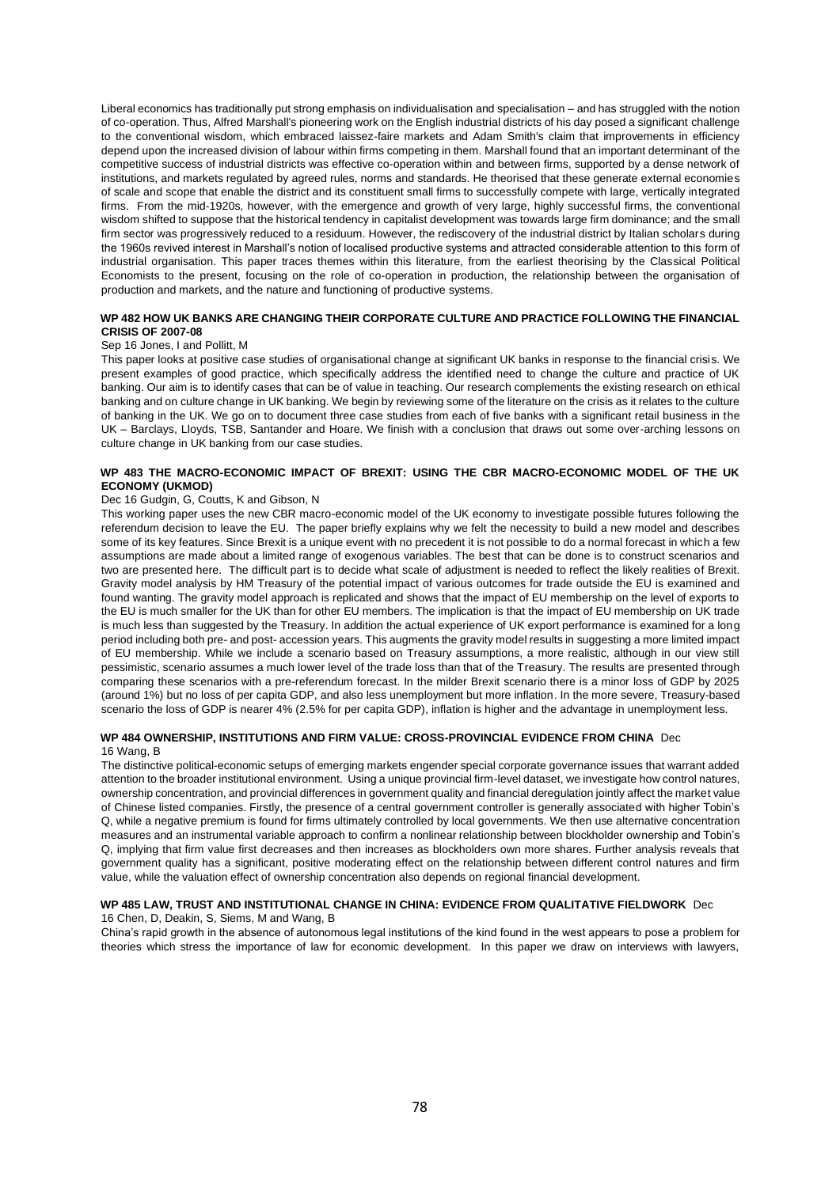Liberal economics has traditionally put strong emphasis on individualisation and specialisation – and has struggled with the notion of co-operation. Thus, Alfred Marshall's pioneering work on the English industrial districts of his day posed a significant challenge to the conventional wisdom, which embraced laissez-faire markets and Adam Smith's claim that improvements in efficiency depend upon the increased division of labour within firms competing in them. Marshall found that an important determinant of the competitive success of industrial districts was effective co-operation within and between firms, supported by a dense network of institutions, and markets regulated by agreed rules, norms and standards. He theorised that these generate external economies of scale and scope that enable the district and its constituent small firms to successfully compete with large, vertically integrated firms. From the mid-1920s, however, with the emergence and growth of very large, highly successful firms, the conventional wisdom shifted to suppose that the historical tendency in capitalist development was towards large firm dominance; and the small firm sector was progressively reduced to a residuum. However, the rediscovery of the industrial district by Italian scholars during the 1960s revived interest in Marshall's notion of localised productive systems and attracted considerable attention to this form of industrial organisation. This paper traces themes within this literature, from the earliest theorising by the Classical Political Economists to the present, focusing on the role of co-operation in production, the relationship between the organisation of production and markets, and the nature and functioning of productive systems.

**WP 482 HOW UK BANKS ARE CHANGING THEIR CORPORATE CULTURE AND PRACTICE FOLLOWING THE FINANCIAL CRISIS OF 2007-08**

Sep 16 Jones, I and Pollitt, M

This paper looks at positive case studies of organisational change at significant UK banks in response to the financial crisis. We present examples of good practice, which specifically address the identified need to change the culture and practice of UK banking. Our aim is to identify cases that can be of value in teaching. Our research complements the existing research on ethical banking and on culture change in UK banking. We begin by reviewing some of the literature on the crisis as it relates to the culture of banking in the UK. We go on to document three case studies from each of five banks with a significant retail business in the UK – Barclays, Lloyds, TSB, Santander and Hoare. We finish with a conclusion that draws out some over-arching lessons on culture change in UK banking from our case studies.

**WP 483 THE MACRO-ECONOMIC IMPACT OF BREXIT: USING THE CBR MACRO-ECONOMIC MODEL OF THE UK ECONOMY (UKMOD)**

Dec 16 Gudgin, G, Coutts, K and Gibson, N

This working paper uses the new CBR macro-economic model of the UK economy to investigate possible futures following the referendum decision to leave the EU. The paper briefly explains why we felt the necessity to build a new model and describes some of its key features. Since Brexit is a unique event with no precedent it is not possible to do a normal forecast in which a few assumptions are made about a limited range of exogenous variables. The best that can be done is to construct scenarios and two are presented here. The difficult part is to decide what scale of adjustment is needed to reflect the likely realities of Brexit. Gravity model analysis by HM Treasury of the potential impact of various outcomes for trade outside the EU is examined and found wanting. The gravity model approach is replicated and shows that the impact of EU membership on the level of exports to the EU is much smaller for the UK than for other EU members. The implication is that the impact of EU membership on UK trade is much less than suggested by the Treasury. In addition the actual experience of UK export performance is examined for a long period including both pre- and post- accession years. This augments the gravity model results in suggesting a more limited impact of EU membership. While we include a scenario based on Treasury assumptions, a more realistic, although in our view still pessimistic, scenario assumes a much lower level of the trade loss than that of the Treasury. The results are presented through comparing these scenarios with a pre-referendum forecast. In the milder Brexit scenario there is a minor loss of GDP by 2025 (around 1%) but no loss of per capita GDP, and also less unemployment but more inflation. In the more severe, Treasury-based scenario the loss of GDP is nearer 4% (2.5% for per capita GDP), inflation is higher and the advantage in unemployment less.

**WP 484 OWNERSHIP, INSTITUTIONS AND FIRM VALUE: CROSS-PROVINCIAL EVIDENCE FROM CHINA** Dec 16 Wang, B

The distinctive political-economic setups of emerging markets engender special corporate governance issues that warrant added attention to the broader institutional environment. Using a unique provincial firm-level dataset, we investigate how control natures, ownership concentration, and provincial differences in government quality and financial deregulation jointly affect the market value of Chinese listed companies. Firstly, the presence of a central government controller is generally associated with higher Tobin's Q, while a negative premium is found for firms ultimately controlled by local governments. We then use alternative concentration measures and an instrumental variable approach to confirm a nonlinear relationship between blockholder ownership and Tobin's Q, implying that firm value first decreases and then increases as blockholders own more shares. Further analysis reveals that government quality has a significant, positive moderating effect on the relationship between different control natures and firm value, while the valuation effect of ownership concentration also depends on regional financial development.

**WP 485 LAW, TRUST AND INSTITUTIONAL CHANGE IN CHINA: EVIDENCE FROM QUALITATIVE FIELDWORK** Dec 16 Chen, D, Deakin, S, Siems, M and Wang, B

China's rapid growth in the absence of autonomous legal institutions of the kind found in the west appears to pose a problem for theories which stress the importance of law for economic development. In this paper we draw on interviews with lawyers,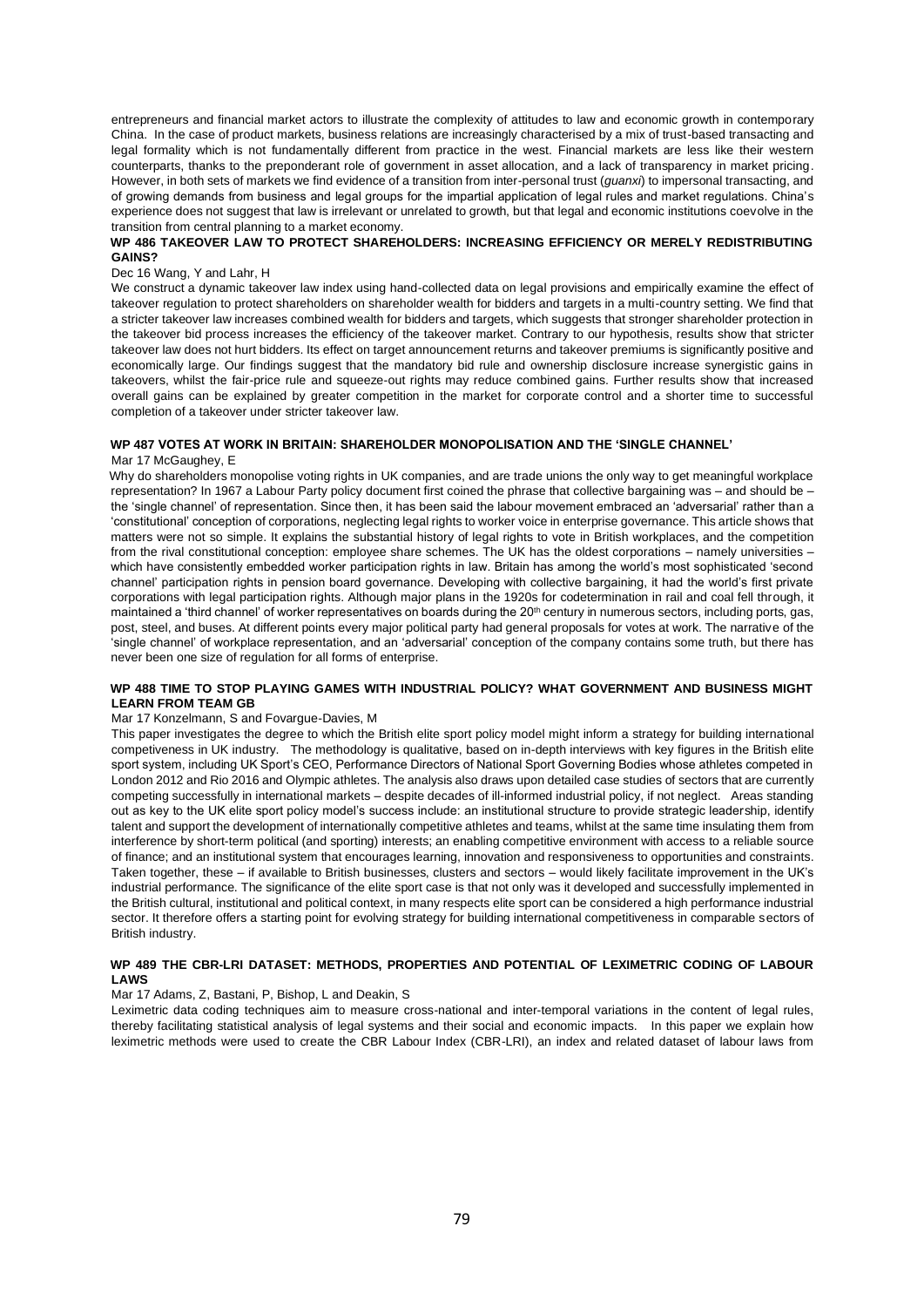entrepreneurs and financial market actors to illustrate the complexity of attitudes to law and economic growth in contemporary China. In the case of product markets, business relations are increasingly characterised by a mix of trust-based transacting and legal formality which is not fundamentally different from practice in the west. Financial markets are less like their western counterparts, thanks to the preponderant role of government in asset allocation, and a lack of transparency in market pricing. However, in both sets of markets we find evidence of a transition from inter-personal trust (*guanxi*) to impersonal transacting, and of growing demands from business and legal groups for the impartial application of legal rules and market regulations. China's experience does not suggest that law is irrelevant or unrelated to growth, but that legal and economic institutions coevolve in the transition from central planning to a market economy.

**WP 486 TAKEOVER LAW TO PROTECT SHAREHOLDERS: INCREASING EFFICIENCY OR MERELY REDISTRIBUTING GAINS?**

Dec 16 Wang, Y and Lahr, H

We construct a dynamic takeover law index using hand-collected data on legal provisions and empirically examine the effect of takeover regulation to protect shareholders on shareholder wealth for bidders and targets in a multi-country setting. We find that a stricter takeover law increases combined wealth for bidders and targets, which suggests that stronger shareholder protection in the takeover bid process increases the efficiency of the takeover market. Contrary to our hypothesis, results show that stricter takeover law does not hurt bidders. Its effect on target announcement returns and takeover premiums is significantly positive and economically large. Our findings suggest that the mandatory bid rule and ownership disclosure increase synergistic gains in takeovers, whilst the fair-price rule and squeeze-out rights may reduce combined gains. Further results show that increased overall gains can be explained by greater competition in the market for corporate control and a shorter time to successful completion of a takeover under stricter takeover law.

**WP 487 VOTES AT WORK IN BRITAIN: SHAREHOLDER MONOPOLISATION AND THE 'SINGLE CHANNEL'**

Mar 17 McGaughey, E

Why do shareholders monopolise voting rights in UK companies, and are trade unions the only way to get meaningful workplace representation? In 1967 a Labour Party policy document first coined the phrase that collective bargaining was – and should be – the 'single channel' of representation. Since then, it has been said the labour movement embraced an 'adversarial' rather than a 'constitutional' conception of corporations, neglecting legal rights to worker voice in enterprise governance. This article shows that matters were not so simple. It explains the substantial history of legal rights to vote in British workplaces, and the competition from the rival constitutional conception: employee share schemes. The UK has the oldest corporations – namely universities – which have consistently embedded worker participation rights in law. Britain has among the world's most sophisticated 'second channel' participation rights in pension board governance. Developing with collective bargaining, it had the world's first private corporations with legal participation rights. Although major plans in the 1920s for codetermination in rail and coal fell through, it maintained a 'third channel' of worker representatives on boards during the 20th century in numerous sectors, including ports, gas, post, steel, and buses. At different points every major political party had general proposals for votes at work. The narrative of the 'single channel' of workplace representation, and an 'adversarial' conception of the company contains some truth, but there has never been one size of regulation for all forms of enterprise.

**WP 488 TIME TO STOP PLAYING GAMES WITH INDUSTRIAL POLICY? WHAT GOVERNMENT AND BUSINESS MIGHT LEARN FROM TEAM GB**

Mar 17 Konzelmann, S and Fovargue-Davies, M

This paper investigates the degree to which the British elite sport policy model might inform a strategy for building international competiveness in UK industry. The methodology is qualitative, based on in-depth interviews with key figures in the British elite sport system, including UK Sport's CEO, Performance Directors of National Sport Governing Bodies whose athletes competed in London 2012 and Rio 2016 and Olympic athletes. The analysis also draws upon detailed case studies of sectors that are currently competing successfully in international markets – despite decades of ill-informed industrial policy, if not neglect. Areas standing out as key to the UK elite sport policy model's success include: an institutional structure to provide strategic leadership, identify talent and support the development of internationally competitive athletes and teams, whilst at the same time insulating them from interference by short-term political (and sporting) interests; an enabling competitive environment with access to a reliable source of finance; and an institutional system that encourages learning, innovation and responsiveness to opportunities and constraints. Taken together, these – if available to British businesses, clusters and sectors – would likely facilitate improvement in the UK's industrial performance. The significance of the elite sport case is that not only was it developed and successfully implemented in the British cultural, institutional and political context, in many respects elite sport can be considered a high performance industrial sector. It therefore offers a starting point for evolving strategy for building international competitiveness in comparable sectors of British industry.

**WP 489 THE CBR-LRI DATASET: METHODS, PROPERTIES AND POTENTIAL OF LEXIMETRIC CODING OF LABOUR LAWS**

Mar 17 Adams, Z, Bastani, P, Bishop, L and Deakin, S

Leximetric data coding techniques aim to measure cross-national and inter-temporal variations in the content of legal rules, thereby facilitating statistical analysis of legal systems and their social and economic impacts. In this paper we explain how leximetric methods were used to create the CBR Labour Index (CBR-LRI), an index and related dataset of labour laws from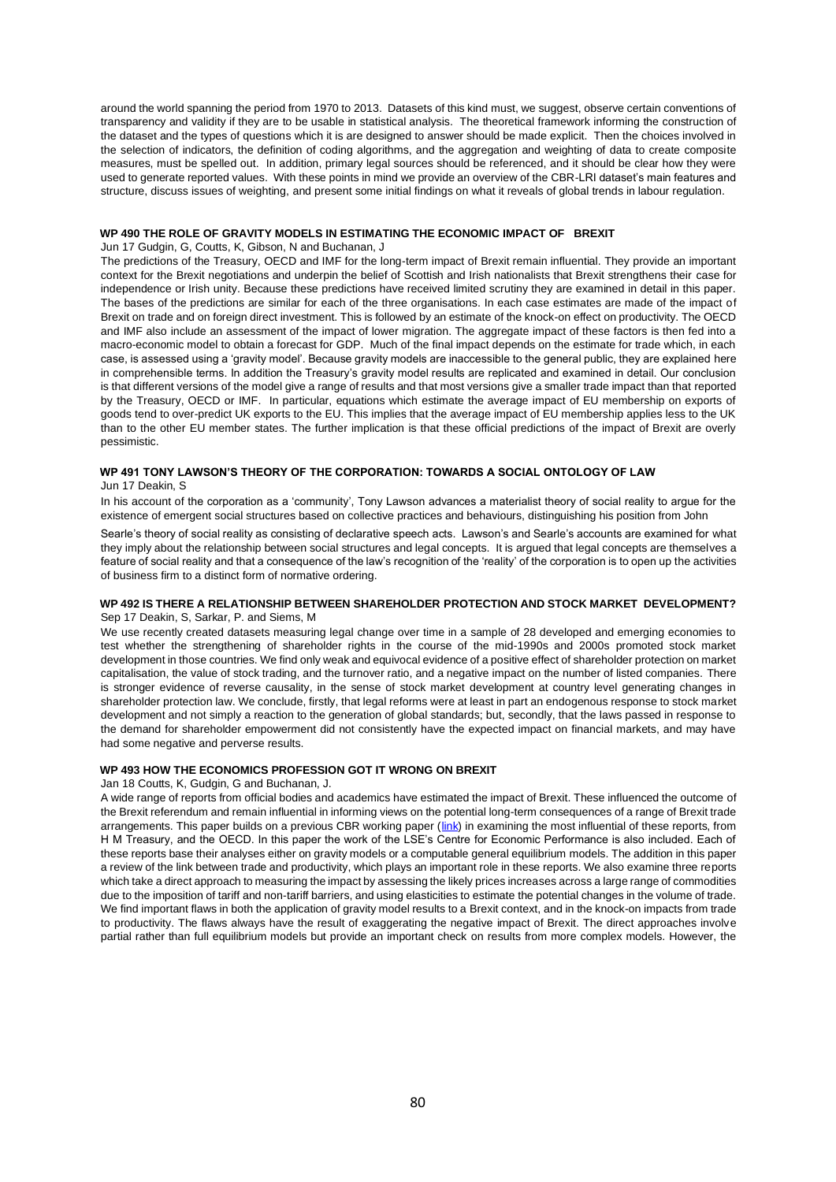around the world spanning the period from 1970 to 2013. Datasets of this kind must, we suggest, observe certain conventions of transparency and validity if they are to be usable in statistical analysis. The theoretical framework informing the construction of the dataset and the types of questions which it is are designed to answer should be made explicit. Then the choices involved in the selection of indicators, the definition of coding algorithms, and the aggregation and weighting of data to create composite measures, must be spelled out. In addition, primary legal sources should be referenced, and it should be clear how they were used to generate reported values. With these points in mind we provide an overview of the CBR-LRI dataset's main features and structure, discuss issues of weighting, and present some initial findings on what it reveals of global trends in labour regulation.

#### WP 490 THE ROLE OF GRAVITY MODELS IN ESTIMATING THE ECONOMIC IMPACT OF BREXIT

Jun 17 Gudgin, G, Coutts, K, Gibson, N and Buchanan, J

The predictions of the Treasury, OECD and IMF for the long-term impact of Brexit remain influential. They provide an important context for the Brexit negotiations and underpin the belief of Scottish and Irish nationalists that Brexit strengthens their case for independence or Irish unity. Because these predictions have received limited scrutiny they are examined in detail in this paper. The bases of the predictions are similar for each of the three organisations. In each case estimates are made of the impact of Brexit on trade and on foreign direct investment. This is followed by an estimate of the knock-on effect on productivity. The OECD and IMF also include an assessment of the impact of lower migration. The aggregate impact of these factors is then fed into a macro-economic model to obtain a forecast for GDP. Much of the final impact depends on the estimate for trade which, in each case, is assessed using a 'gravity model'. Because gravity models are inaccessible to the general public, they are explained here in comprehensible terms. In addition the Treasury's gravity model results are replicated and examined in detail. Our conclusion is that different versions of the model give a range of results and that most versions give a smaller trade impact than that reported by the Treasury, OECD or IMF. In particular, equations which estimate the average impact of EU membership on exports of goods tend to over-predict UK exports to the EU. This implies that the average impact of EU membership applies less to the UK than to the other EU member states. The further implication is that these official predictions of the impact of Brexit are overly pessimistic.

#### WP 491 TONY LAWSON'S THEORY OF THE CORPORATION: TOWARDS A SOCIAL ONTOLOGY OF LAW

Jun 17 Deakin, S

In his account of the corporation as a 'community', Tony Lawson advances a materialist theory of social reality to argue for the existence of emergent social structures based on collective practices and behaviours, distinguishing his position from John Searle's theory of social reality as consisting of declarative speech acts. Lawson's and Searle's accounts are examined for what they imply about the relationship between social structures and legal concepts. It is argued that legal concepts are themselves a feature of social reality and that a consequence of the law's recognition of the 'reality' of the corporation is to open up the activities of business firm to a distinct form of normative ordering.

#### WP 492 IS THERE A RELATIONSHIP BETWEEN SHAREHOLDER PROTECTION AND STOCK MARKET DEVELOPMENT?

Sep 17 Deakin, S, Sarkar, P. and Siems, M

We use recently created datasets measuring legal change over time in a sample of 28 developed and emerging economies to test whether the strengthening of shareholder rights in the course of the mid-1990s and 2000s promoted stock market development in those countries. We find only weak and equivocal evidence of a positive effect of shareholder protection on market capitalisation, the value of stock trading, and the turnover ratio, and a negative impact on the number of listed companies. There is stronger evidence of reverse causality, in the sense of stock market development at country level generating changes in shareholder protection law. We conclude, firstly, that legal reforms were at least in part an endogenous response to stock market development and not simply a reaction to the generation of global standards; but, secondly, that the laws passed in response to the demand for shareholder empowerment did not consistently have the expected impact on financial markets, and may have had some negative and perverse results.

#### WP 493 HOW THE ECONOMICS PROFESSION GOT IT WRONG ON BREXIT

Jan 18 Coutts, K, Gudgin, G and Buchanan, J.

A wide range of reports from official bodies and academics have estimated the impact of Brexit. These influenced the outcome of the Brexit referendum and remain influential in informing views on the potential long-term consequences of a range of Brexit trade arrangements. This paper builds on a previous CBR working paper (link) in examining the most influential of these reports, from H M Treasury, and the OECD. In this paper the work of the LSE's Centre for Economic Performance is also included. Each of these reports base their analyses either on gravity models or a computable general equilibrium models. The addition in this paper a review of the link between trade and productivity, which plays an important role in these reports. We also examine three reports which take a direct approach to measuring the impact by assessing the likely prices increases across a large range of commodities due to the imposition of tariff and non-tariff barriers, and using elasticities to estimate the potential changes in the volume of trade. We find important flaws in both the application of gravity model results to a Brexit context, and in the knock-on impacts from trade to productivity. The flaws always have the result of exaggerating the negative impact of Brexit. The direct approaches involve partial rather than full equilibrium models but provide an important check on results from more complex models. However, the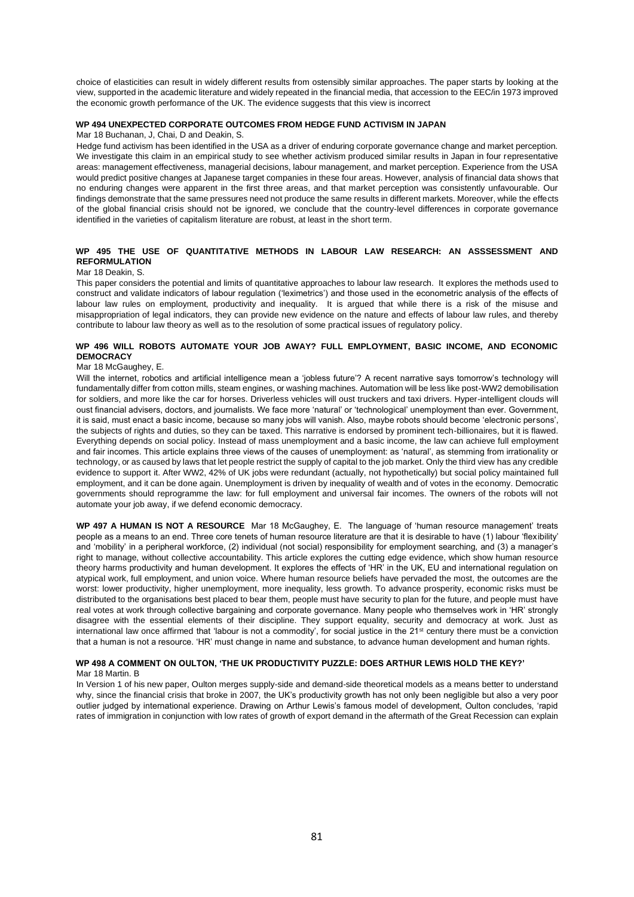choice of elasticities can result in widely different results from ostensibly similar approaches. The paper starts by looking at the view, supported in the academic literature and widely repeated in the financial media, that accession to the EEC/in 1973 improved the economic growth performance of the UK. The evidence suggests that this view is incorrect

### WP 494 UNEXPECTED CORPORATE OUTCOMES FROM HEDGE FUND ACTIVISM IN JAPAN

Mar 18 Buchanan, J, Chai, D and Deakin, S.

Hedge fund activism has been identified in the USA as a driver of enduring corporate governance change and market perception. We investigate this claim in an empirical study to see whether activism produced similar results in Japan in four representative areas: management effectiveness, managerial decisions, labour management, and market perception. Experience from the USA would predict positive changes at Japanese target companies in these four areas. However, analysis of financial data shows that no enduring changes were apparent in the first three areas, and that market perception was consistently unfavourable. Our findings demonstrate that the same pressures need not produce the same results in different markets. Moreover, while the effects of the global financial crisis should not be ignored, we conclude that the country-level differences in corporate governance identified in the varieties of capitalism literature are robust, at least in the short term.

### WP 495 THE USE OF QUANTITATIVE METHODS IN LABOUR LAW RESEARCH: AN ASSSESSMENT AND REFORMULATION

Mar 18 Deakin, S.

This paper considers the potential and limits of quantitative approaches to labour law research. It explores the methods used to construct and validate indicators of labour regulation ('leximetrics') and those used in the econometric analysis of the effects of labour law rules on employment, productivity and inequality. It is argued that while there is a risk of the misuse and misappropriation of legal indicators, they can provide new evidence on the nature and effects of labour law rules, and thereby contribute to labour law theory as well as to the resolution of some practical issues of regulatory policy.

### WP 496 WILL ROBOTS AUTOMATE YOUR JOB AWAY? FULL EMPLOYMENT, BASIC INCOME, AND ECONOMIC DEMOCRACY

Mar 18 McGaughey, E.

Will the internet, robotics and artificial intelligence mean a 'jobless future'? A recent narrative says tomorrow's technology will fundamentally differ from cotton mills, steam engines, or washing machines. Automation will be less like post-WW2 demobilisation for soldiers, and more like the car for horses. Driverless vehicles will oust truckers and taxi drivers. Hyper-intelligent clouds will oust financial advisers, doctors, and journalists. We face more 'natural' or 'technological' unemployment than ever. Government, it is said, must enact a basic income, because so many jobs will vanish. Also, maybe robots should become 'electronic persons', the subjects of rights and duties, so they can be taxed. This narrative is endorsed by prominent tech-billionaires, but it is flawed. Everything depends on social policy. Instead of mass unemployment and a basic income, the law can achieve full employment and fair incomes. This article explains three views of the causes of unemployment: as 'natural', as stemming from irrationality or technology, or as caused by laws that let people restrict the supply of capital to the job market. Only the third view has any credible evidence to support it. After WW2, 42% of UK jobs were redundant (actually, not hypothetically) but social policy maintained full employment, and it can be done again. Unemployment is driven by inequality of wealth and of votes in the economy. Democratic governments should reprogramme the law: for full employment and universal fair incomes. The owners of the robots will not automate your job away, if we defend economic democracy.

**WP 497 A HUMAN IS NOT A RESOURCE** Mar 18 McGaughey, E. The language of 'human resource management' treats people as a means to an end. Three core tenets of human resource literature are that it is desirable to have (1) labour 'flexibility' and 'mobility' in a peripheral workforce, (2) individual (not social) responsibility for employment searching, and (3) a manager's right to manage, without collective accountability. This article explores the cutting edge evidence, which show human resource theory harms productivity and human development. It explores the effects of 'HR' in the UK, EU and international regulation on atypical work, full employment, and union voice. Where human resource beliefs have pervaded the most, the outcomes are the worst: lower productivity, higher unemployment, more inequality, less growth. To advance prosperity, economic risks must be distributed to the organisations best placed to bear them, people must have security to plan for the future, and people must have real votes at work through collective bargaining and corporate governance. Many people who themselves work in 'HR' strongly disagree with the essential elements of their discipline. They support equality, security and democracy at work. Just as international law once affirmed that 'labour is not a commodity', for social justice in the 21st century there must be a conviction that a human is not a resource. 'HR' must change in name and substance, to advance human development and human rights.

### WP 498 A COMMENT ON OULTON, 'THE UK PRODUCTIVITY PUZZLE: DOES ARTHUR LEWIS HOLD THE KEY?'

Mar 18 Martin. B

In Version 1 of his new paper, Oulton merges supply-side and demand-side theoretical models as a means better to understand why, since the financial crisis that broke in 2007, the UK's productivity growth has not only been negligible but also a very poor outlier judged by international experience. Drawing on Arthur Lewis's famous model of development, Oulton concludes, 'rapid rates of immigration in conjunction with low rates of growth of export demand in the aftermath of the Great Recession can explain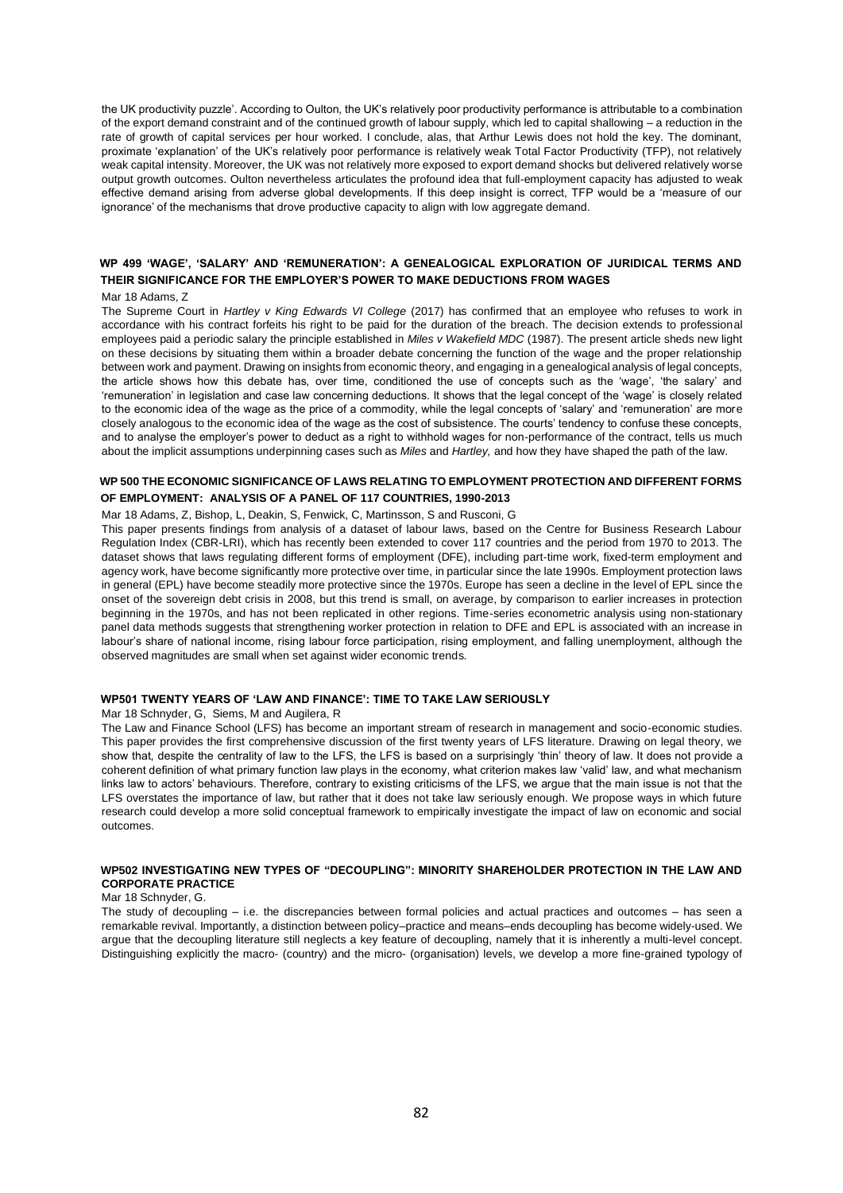the UK productivity puzzle'. According to Oulton, the UK's relatively poor productivity performance is attributable to a combination of the export demand constraint and of the continued growth of labour supply, which led to capital shallowing – a reduction in the rate of growth of capital services per hour worked. I conclude, alas, that Arthur Lewis does not hold the key. The dominant, proximate 'explanation' of the UK's relatively poor performance is relatively weak Total Factor Productivity (TFP), not relatively weak capital intensity. Moreover, the UK was not relatively more exposed to export demand shocks but delivered relatively worse output growth outcomes. Oulton nevertheless articulates the profound idea that full-employment capacity has adjusted to weak effective demand arising from adverse global developments. If this deep insight is correct, TFP would be a 'measure of our ignorance' of the mechanisms that drove productive capacity to align with low aggregate demand.

### WP 499 'WAGE', 'SALARY' AND 'REMUNERATION': A GENEALOGICAL EXPLORATION OF JURIDICAL TERMS AND THEIR SIGNIFICANCE FOR THE EMPLOYER'S POWER TO MAKE DEDUCTIONS FROM WAGES

Mar 18 Adams, Z

The Supreme Court in *Hartley v King Edwards VI College* (2017) has confirmed that an employee who refuses to work in accordance with his contract forfeits his right to be paid for the duration of the breach. The decision extends to professional employees paid a periodic salary the principle established in *Miles v Wakefield MDC* (1987). The present article sheds new light on these decisions by situating them within a broader debate concerning the function of the wage and the proper relationship between work and payment. Drawing on insights from economic theory, and engaging in a genealogical analysis of legal concepts, the article shows how this debate has, over time, conditioned the use of concepts such as the 'wage', 'the salary' and 'remuneration' in legislation and case law concerning deductions. It shows that the legal concept of the 'wage' is closely related to the economic idea of the wage as the price of a commodity, while the legal concepts of 'salary' and 'remuneration' are more closely analogous to the economic idea of the wage as the cost of subsistence. The courts' tendency to confuse these concepts, and to analyse the employer's power to deduct as a right to withhold wages for non-performance of the contract, tells us much about the implicit assumptions underpinning cases such as *Miles* and *Hartley,* and how they have shaped the path of the law.

### WP 500 THE ECONOMIC SIGNIFICANCE OF LAWS RELATING TO EMPLOYMENT PROTECTION AND DIFFERENT FORMS OF EMPLOYMENT: ANALYSIS OF A PANEL OF 117 COUNTRIES, 1990-2013

Mar 18 Adams, Z, Bishop, L, Deakin, S, Fenwick, C, Martinsson, S and Rusconi, G

This paper presents findings from analysis of a dataset of labour laws, based on the Centre for Business Research Labour Regulation Index (CBR-LRI), which has recently been extended to cover 117 countries and the period from 1970 to 2013. The dataset shows that laws regulating different forms of employment (DFE), including part-time work, fixed-term employment and agency work, have become significantly more protective over time, in particular since the late 1990s. Employment protection laws in general (EPL) have become steadily more protective since the 1970s. Europe has seen a decline in the level of EPL since the onset of the sovereign debt crisis in 2008, but this trend is small, on average, by comparison to earlier increases in protection beginning in the 1970s, and has not been replicated in other regions. Time-series econometric analysis using non-stationary panel data methods suggests that strengthening worker protection in relation to DFE and EPL is associated with an increase in labour's share of national income, rising labour force participation, rising employment, and falling unemployment, although the observed magnitudes are small when set against wider economic trends.

### WP501 TWENTY YEARS OF 'LAW AND FINANCE': TIME TO TAKE LAW SERIOUSLY

Mar 18 Schnyder, G, Siems, M and Augilera, R

The Law and Finance School (LFS) has become an important stream of research in management and socio-economic studies. This paper provides the first comprehensive discussion of the first twenty years of LFS literature. Drawing on legal theory, we show that, despite the centrality of law to the LFS, the LFS is based on a surprisingly 'thin' theory of law. It does not provide a coherent definition of what primary function law plays in the economy, what criterion makes law 'valid' law, and what mechanism links law to actors' behaviours. Therefore, contrary to existing criticisms of the LFS, we argue that the main issue is not that the LFS overstates the importance of law, but rather that it does not take law seriously enough. We propose ways in which future research could develop a more solid conceptual framework to empirically investigate the impact of law on economic and social outcomes.

### WP502 INVESTIGATING NEW TYPES OF "DECOUPLING": MINORITY SHAREHOLDER PROTECTION IN THE LAW AND CORPORATE PRACTICE

Mar 18 Schnyder, G.

The study of decoupling – i.e. the discrepancies between formal policies and actual practices and outcomes – has seen a remarkable revival. Importantly, a distinction between policy–practice and means–ends decoupling has become widely-used. We argue that the decoupling literature still neglects a key feature of decoupling, namely that it is inherently a multi-level concept. Distinguishing explicitly the macro- (country) and the micro- (organisation) levels, we develop a more fine-grained typology of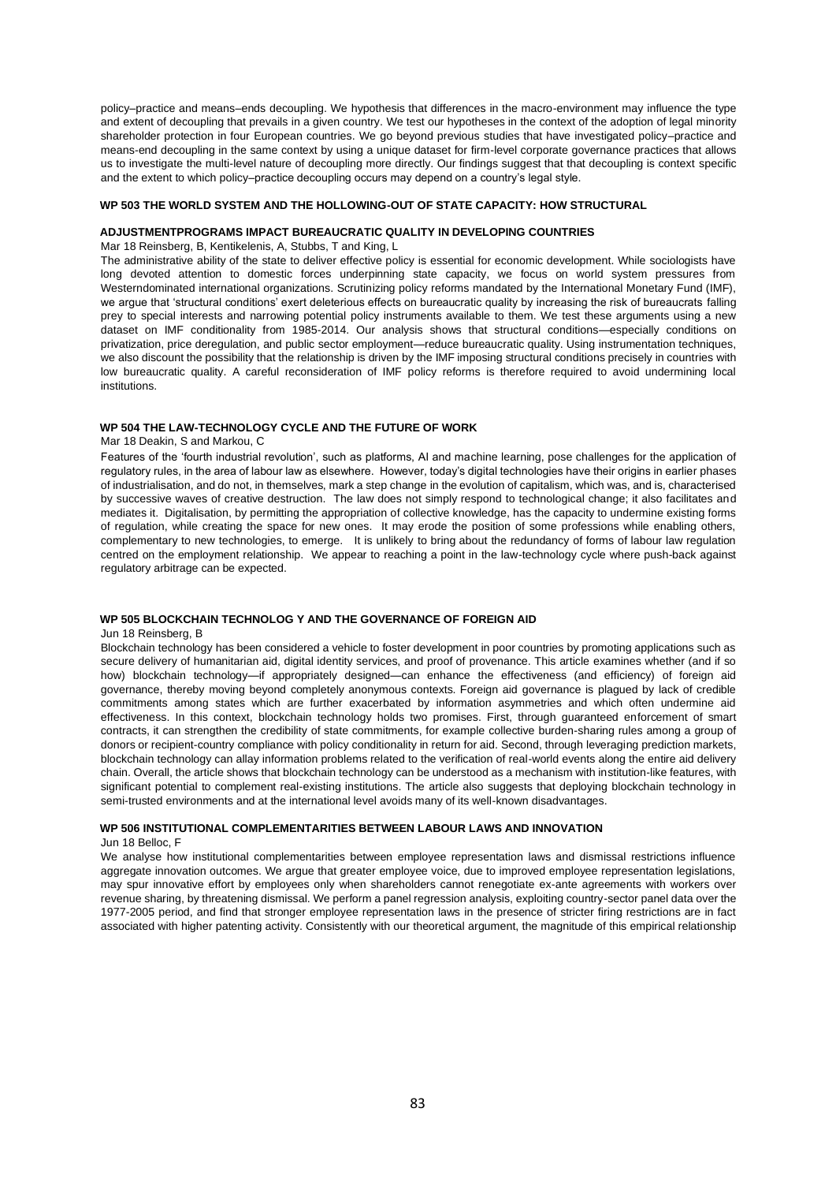policy–practice and means–ends decoupling. We hypothesis that differences in the macro-environment may influence the type and extent of decoupling that prevails in a given country. We test our hypotheses in the context of the adoption of legal minority shareholder protection in four European countries. We go beyond previous studies that have investigated policy–practice and means-end decoupling in the same context by using a unique dataset for firm-level corporate governance practices that allows us to investigate the multi-level nature of decoupling more directly. Our findings suggest that that decoupling is context specific and the extent to which policy–practice decoupling occurs may depend on a country's legal style.

### WP 503 THE WORLD SYSTEM AND THE HOLLOWING-OUT OF STATE CAPACITY: HOW STRUCTURAL ADJUSTMENTPROGRAMS IMPACT BUREAUCRATIC QUALITY IN DEVELOPING COUNTRIES

Mar 18 Reinsberg, B, Kentikelenis, A, Stubbs, T and King, L

The administrative ability of the state to deliver effective policy is essential for economic development. While sociologists have long devoted attention to domestic forces underpinning state capacity, we focus on world system pressures from Westerndominated international organizations. Scrutinizing policy reforms mandated by the International Monetary Fund (IMF), we argue that 'structural conditions' exert deleterious effects on bureaucratic quality by increasing the risk of bureaucrats falling prey to special interests and narrowing potential policy instruments available to them. We test these arguments using a new dataset on IMF conditionality from 1985-2014. Our analysis shows that structural conditions—especially conditions on privatization, price deregulation, and public sector employment—reduce bureaucratic quality. Using instrumentation techniques, we also discount the possibility that the relationship is driven by the IMF imposing structural conditions precisely in countries with low bureaucratic quality. A careful reconsideration of IMF policy reforms is therefore required to avoid undermining local institutions.

### WP 504 THE LAW-TECHNOLOGY CYCLE AND THE FUTURE OF WORK

Mar 18 Deakin, S and Markou, C

Features of the 'fourth industrial revolution', such as platforms, AI and machine learning, pose challenges for the application of regulatory rules, in the area of labour law as elsewhere. However, today's digital technologies have their origins in earlier phases of industrialisation, and do not, in themselves, mark a step change in the evolution of capitalism, which was, and is, characterised by successive waves of creative destruction. The law does not simply respond to technological change; it also facilitates and mediates it. Digitalisation, by permitting the appropriation of collective knowledge, has the capacity to undermine existing forms of regulation, while creating the space for new ones. It may erode the position of some professions while enabling others, complementary to new technologies, to emerge. It is unlikely to bring about the redundancy of forms of labour law regulation centred on the employment relationship. We appear to reaching a point in the law-technology cycle where push-back against regulatory arbitrage can be expected.

### WP 505 BLOCKCHAIN TECHNOLOG Y AND THE GOVERNANCE OF FOREIGN AID

Jun 18 Reinsberg, B

Blockchain technology has been considered a vehicle to foster development in poor countries by promoting applications such as secure delivery of humanitarian aid, digital identity services, and proof of provenance. This article examines whether (and if so how) blockchain technology—if appropriately designed—can enhance the effectiveness (and efficiency) of foreign aid governance, thereby moving beyond completely anonymous contexts. Foreign aid governance is plagued by lack of credible commitments among states which are further exacerbated by information asymmetries and which often undermine aid effectiveness. In this context, blockchain technology holds two promises. First, through guaranteed enforcement of smart contracts, it can strengthen the credibility of state commitments, for example collective burden-sharing rules among a group of donors or recipient-country compliance with policy conditionality in return for aid. Second, through leveraging prediction markets, blockchain technology can allay information problems related to the verification of real-world events along the entire aid delivery chain. Overall, the article shows that blockchain technology can be understood as a mechanism with institution-like features, with significant potential to complement real-existing institutions. The article also suggests that deploying blockchain technology in semi-trusted environments and at the international level avoids many of its well-known disadvantages.

### WP 506 INSTITUTIONAL COMPLEMENTARITIES BETWEEN LABOUR LAWS AND INNOVATION

Jun 18 Belloc, F

We analyse how institutional complementarities between employee representation laws and dismissal restrictions influence aggregate innovation outcomes. We argue that greater employee voice, due to improved employee representation legislations, may spur innovative effort by employees only when shareholders cannot renegotiate ex-ante agreements with workers over revenue sharing, by threatening dismissal. We perform a panel regression analysis, exploiting country-sector panel data over the 1977-2005 period, and find that stronger employee representation laws in the presence of stricter firing restrictions are in fact associated with higher patenting activity. Consistently with our theoretical argument, the magnitude of this empirical relationship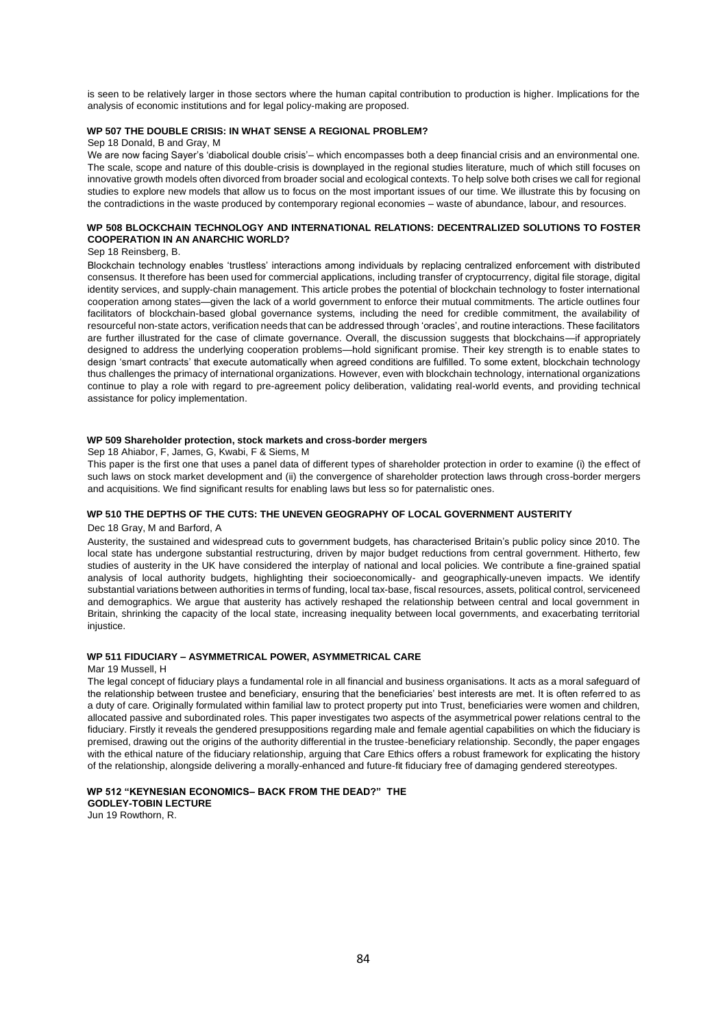is seen to be relatively larger in those sectors where the human capital contribution to production is higher. Implications for the analysis of economic institutions and for legal policy-making are proposed.

### WP 507 THE DOUBLE CRISIS: IN WHAT SENSE A REGIONAL PROBLEM?

Sep 18 Donald, B and Gray, M

We are now facing Sayer's 'diabolical double crisis'– which encompasses both a deep financial crisis and an environmental one. The scale, scope and nature of this double-crisis is downplayed in the regional studies literature, much of which still focuses on innovative growth models often divorced from broader social and ecological contexts. To help solve both crises we call for regional studies to explore new models that allow us to focus on the most important issues of our time. We illustrate this by focusing on the contradictions in the waste produced by contemporary regional economies – waste of abundance, labour, and resources.

### WP 508 BLOCKCHAIN TECHNOLOGY AND INTERNATIONAL RELATIONS: DECENTRALIZED SOLUTIONS TO FOSTER COOPERATION IN AN ANARCHIC WORLD?

Sep 18 Reinsberg, B.

Blockchain technology enables 'trustless' interactions among individuals by replacing centralized enforcement with distributed consensus. It therefore has been used for commercial applications, including transfer of cryptocurrency, digital file storage, digital identity services, and supply-chain management. This article probes the potential of blockchain technology to foster international cooperation among states—given the lack of a world government to enforce their mutual commitments. The article outlines four facilitators of blockchain-based global governance systems, including the need for credible commitment, the availability of resourceful non-state actors, verification needs that can be addressed through 'oracles', and routine interactions. These facilitators are further illustrated for the case of climate governance. Overall, the discussion suggests that blockchains—if appropriately designed to address the underlying cooperation problems—hold significant promise. Their key strength is to enable states to design 'smart contracts' that execute automatically when agreed conditions are fulfilled. To some extent, blockchain technology thus challenges the primacy of international organizations. However, even with blockchain technology, international organizations continue to play a role with regard to pre-agreement policy deliberation, validating real-world events, and providing technical assistance for policy implementation.

### WP 509 Shareholder protection, stock markets and cross-border mergers

Sep 18 Ahiabor, F, James, G, Kwabi, F & Siems, M

This paper is the first one that uses a panel data of different types of shareholder protection in order to examine (i) the effect of such laws on stock market development and (ii) the convergence of shareholder protection laws through cross-border mergers and acquisitions. We find significant results for enabling laws but less so for paternalistic ones.

### WP 510 THE DEPTHS OF THE CUTS: THE UNEVEN GEOGRAPHY OF LOCAL GOVERNMENT AUSTERITY

Dec 18 Gray, M and Barford, A

Austerity, the sustained and widespread cuts to government budgets, has characterised Britain's public policy since 2010. The local state has undergone substantial restructuring, driven by major budget reductions from central government. Hitherto, few studies of austerity in the UK have considered the interplay of national and local policies. We contribute a fine-grained spatial analysis of local authority budgets, highlighting their socioeconomically- and geographically-uneven impacts. We identify substantial variations between authorities in terms of funding, local tax-base, fiscal resources, assets, political control, serviceneed and demographics. We argue that austerity has actively reshaped the relationship between central and local government in Britain, shrinking the capacity of the local state, increasing inequality between local governments, and exacerbating territorial injustice.

### WP 511 FIDUCIARY – ASYMMETRICAL POWER, ASYMMETRICAL CARE

Mar 19 Mussell, H

The legal concept of fiduciary plays a fundamental role in all financial and business organisations. It acts as a moral safeguard of the relationship between trustee and beneficiary, ensuring that the beneficiaries' best interests are met. It is often referred to as a duty of care. Originally formulated within familial law to protect property put into Trust, beneficiaries were women and children, allocated passive and subordinated roles. This paper investigates two aspects of the asymmetrical power relations central to the fiduciary. Firstly it reveals the gendered presuppositions regarding male and female agential capabilities on which the fiduciary is premised, drawing out the origins of the authority differential in the trustee-beneficiary relationship. Secondly, the paper engages with the ethical nature of the fiduciary relationship, arguing that Care Ethics offers a robust framework for explicating the history of the relationship, alongside delivering a morally-enhanced and future-fit fiduciary free of damaging gendered stereotypes.

### WP 512 "KEYNESIAN ECONOMICS– BACK FROM THE DEAD?" THE GODLEY-TOBIN LECTURE

Jun 19 Rowthorn, R.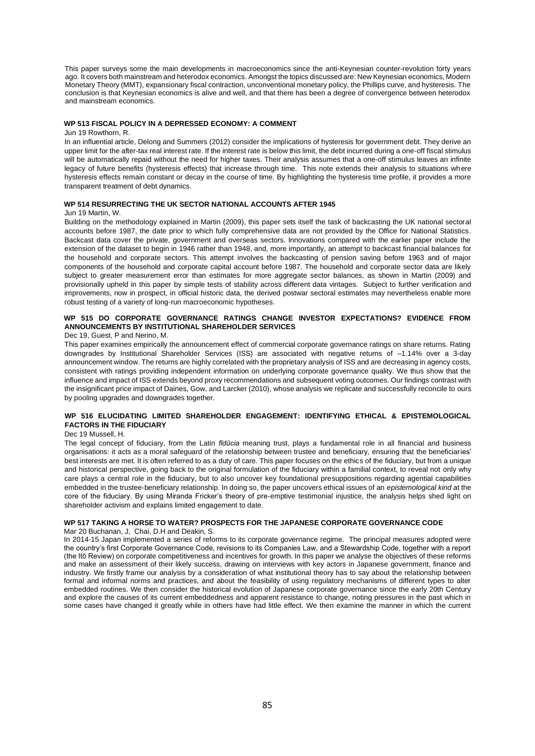This paper surveys some the main developments in macroeconomics since the anti-Keynesian counter-revolution forty years ago. It covers both mainstream and heterodox economics. Amongst the topics discussed are: New Keynesian economics, Modern Monetary Theory (MMT), expansionary fiscal contraction, unconventional monetary policy, the Phillips curve, and hysteresis. The conclusion is that Keynesian economics is alive and well, and that there has been a degree of convergence between heterodox and mainstream economics.

### WP 513 FISCAL POLICY IN A DEPRESSED ECONOMY: A COMMENT

Jun 19 Rowthorn, R.

In an influential article, Delong and Summers (2012) consider the implications of hysteresis for government debt. They derive an upper limit for the after-tax real interest rate. If the interest rate is below this limit, the debt incurred during a one-off fiscal stimulus will be automatically repaid without the need for higher taxes. Their analysis assumes that a one-off stimulus leaves an infinite legacy of future benefits (hysteresis effects) that increase through time. This note extends their analysis to situations where hysteresis effects remain constant or decay in the course of time. By highlighting the hysteresis time profile, it provides a more transparent treatment of debt dynamics.

### WP 514 RESURRECTING THE UK SECTOR NATIONAL ACCOUNTS AFTER 1945

Jun 19 Martin, W.

Building on the methodology explained in Martin (2009), this paper sets itself the task of backcasting the UK national sectoral accounts before 1987, the date prior to which fully comprehensive data are not provided by the Office for National Statistics. Backcast data cover the private, government and overseas sectors. Innovations compared with the earlier paper include the extension of the dataset to begin in 1946 rather than 1948, and, more importantly, an attempt to backcast financial balances for the household and corporate sectors. This attempt involves the backcasting of pension saving before 1963 and of major components of the household and corporate capital account before 1987. The household and corporate sector data are likely subject to greater measurement error than estimates for more aggregate sector balances, as shown in Martin (2009) and provisionally upheld in this paper by simple tests of stability across different data vintages. Subject to further verification and improvements, now in prospect, in official historic data, the derived postwar sectoral estimates may nevertheless enable more robust testing of a variety of long-run macroeconomic hypotheses.

### WP 515 DO CORPORATE GOVERNANCE RATINGS CHANGE INVESTOR EXPECTATIONS? EVIDENCE FROM ANNOUNCEMENTS BY INSTITUTIONAL SHAREHOLDER SERVICES

Dec 19, Guest, P and Nerino, M.

This paper examines empirically the announcement effect of commercial corporate governance ratings on share returns. Rating downgrades by Institutional Shareholder Services (ISS) are associated with negative returns of –1.14% over a 3-day announcement window. The returns are highly correlated with the proprietary analysis of ISS and are decreasing in agency costs, consistent with ratings providing independent information on underlying corporate governance quality. We thus show that the influence and impact of ISS extends beyond proxy recommendations and subsequent voting outcomes. Our findings contrast with the insignificant price impact of Daines, Gow, and Larcker (2010), whose analysis we replicate and successfully reconcile to ours by pooling upgrades and downgrades together.

### WP 516 ELUCIDATING LIMITED SHAREHOLDER ENGAGEMENT: IDENTIFYING ETHICAL & EPISTEMOLOGICAL FACTORS IN THE FIDUCIARY

Dec 19 Mussell, H.

The legal concept of fiduciary, from the Latin *fīdūcia* meaning trust, plays a fundamental role in all financial and business organisations: it acts as a moral safeguard of the relationship between trustee and beneficiary, ensuring that the beneficiaries' best interests are met. It is often referred to as a duty of care. This paper focuses on the ethics of the fiduciary, but from a unique and historical perspective, going back to the original formulation of the fiduciary within a familial context, to reveal not only why care plays a central role in the fiduciary, but to also uncover key foundational presuppositions regarding agential capabilities embedded in the trustee-beneficiary relationship. In doing so, the paper uncovers ethical issues of an *epistemological kind* at the core of the fiduciary. By using Miranda Fricker's theory of pre-emptive testimonial injustice, the analysis helps shed light on shareholder activism and explains limited engagement to date.

### WP 517 TAKING A HORSE TO WATER? PROSPECTS FOR THE JAPANESE CORPORATE GOVERNANCE CODE

Mar 20 Buchanan, J, Chai, D.H and Deakin, S.

In 2014-15 Japan implemented a series of reforms to its corporate governance regime. The principal measures adopted were the country's first Corporate Governance Code, revisions to its Companies Law, and a Stewardship Code, together with a report (the Itō Review) on corporate competitiveness and incentives for growth. In this paper we analyse the objectives of these reforms and make an assessment of their likely success, drawing on interviews with key actors in Japanese government, finance and industry. We firstly frame our analysis by a consideration of what institutional theory has to say about the relationship between formal and informal norms and practices, and about the feasibility of using regulatory mechanisms of different types to alter embedded routines. We then consider the historical evolution of Japanese corporate governance since the early 20th Century and explore the causes of its current embeddedness and apparent resistance to change, noting pressures in the past which in some cases have changed it greatly while in others have had little effect. We then examine the manner in which the current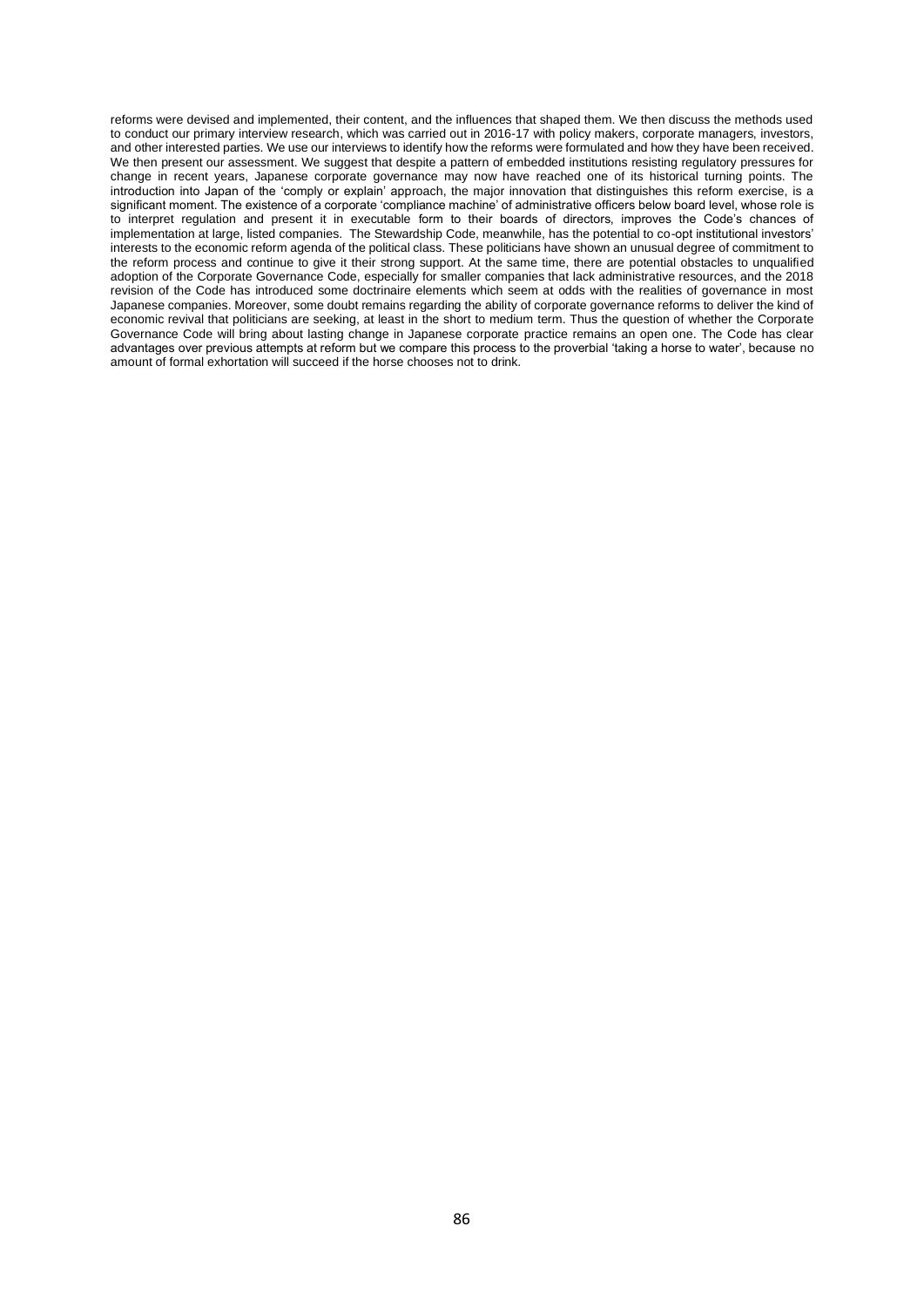reforms were devised and implemented, their content, and the influences that shaped them. We then discuss the methods used to conduct our primary interview research, which was carried out in 2016-17 with policy makers, corporate managers, investors, and other interested parties. We use our interviews to identify how the reforms were formulated and how they have been received. We then present our assessment. We suggest that despite a pattern of embedded institutions resisting regulatory pressures for change in recent years, Japanese corporate governance may now have reached one of its historical turning points. The introduction into Japan of the 'comply or explain' approach, the major innovation that distinguishes this reform exercise, is a significant moment. The existence of a corporate 'compliance machine' of administrative officers below board level, whose role is to interpret regulation and present it in executable form to their boards of directors, improves the Code's chances of implementation at large, listed companies. The Stewardship Code, meanwhile, has the potential to co-opt institutional investors' interests to the economic reform agenda of the political class. These politicians have shown an unusual degree of commitment to the reform process and continue to give it their strong support. At the same time, there are potential obstacles to unqualified adoption of the Corporate Governance Code, especially for smaller companies that lack administrative resources, and the 2018 revision of the Code has introduced some doctrinaire elements which seem at odds with the realities of governance in most Japanese companies. Moreover, some doubt remains regarding the ability of corporate governance reforms to deliver the kind of economic revival that politicians are seeking, at least in the short to medium term. Thus the question of whether the Corporate Governance Code will bring about lasting change in Japanese corporate practice remains an open one. The Code has clear advantages over previous attempts at reform but we compare this process to the proverbial 'taking a horse to water', because no amount of formal exhortation will succeed if the horse chooses not to drink.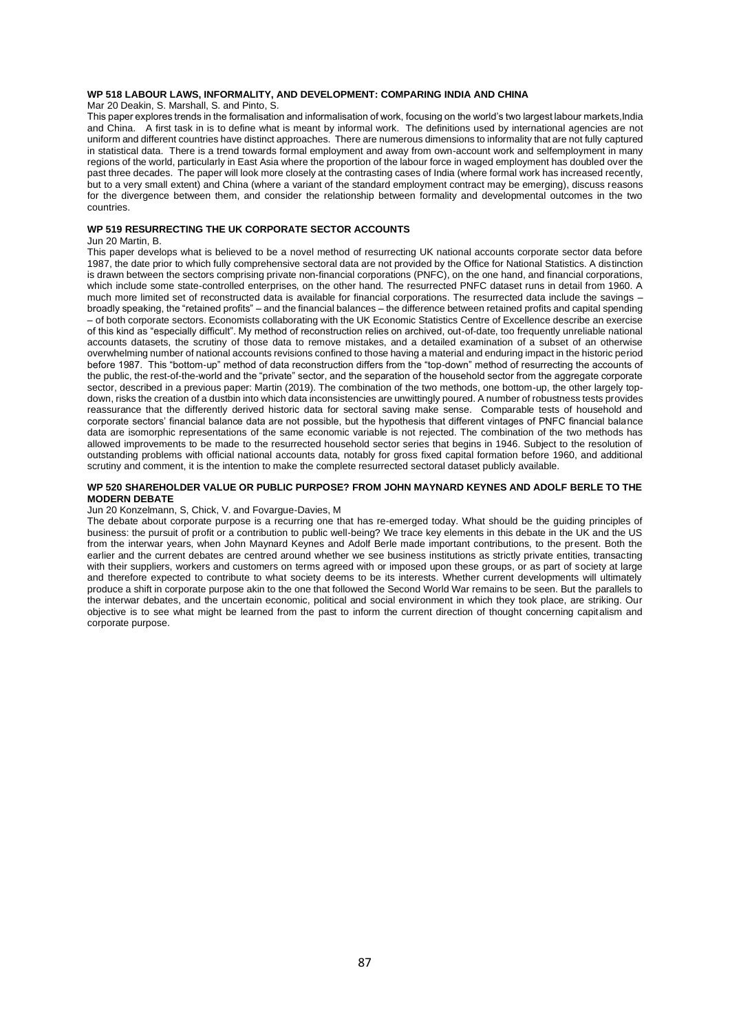### WP 518 LABOUR LAWS, INFORMALITY, AND DEVELOPMENT: COMPARING INDIA AND CHINA

Mar 20 Deakin, S. Marshall, S. and Pinto, S.

This paper explores trends in the formalisation and informalisation of work, focusing on the world's two largest labour markets,India and China. A first task in is to define what is meant by informal work. The definitions used by international agencies are not uniform and different countries have distinct approaches. There are numerous dimensions to informality that are not fully captured in statistical data. There is a trend towards formal employment and away from own-account work and selfemployment in many regions of the world, particularly in East Asia where the proportion of the labour force in waged employment has doubled over the past three decades. The paper will look more closely at the contrasting cases of India (where formal work has increased recently, but to a very small extent) and China (where a variant of the standard employment contract may be emerging), discuss reasons for the divergence between them, and consider the relationship between formality and developmental outcomes in the two countries.

### WP 519 RESURRECTING THE UK CORPORATE SECTOR ACCOUNTS

Jun 20 Martin, B.

This paper develops what is believed to be a novel method of resurrecting UK national accounts corporate sector data before 1987, the date prior to which fully comprehensive sectoral data are not provided by the Office for National Statistics. A distinction is drawn between the sectors comprising private non-financial corporations (PNFC), on the one hand, and financial corporations, which include some state-controlled enterprises, on the other hand. The resurrected PNFC dataset runs in detail from 1960. A much more limited set of reconstructed data is available for financial corporations. The resurrected data include the savings – broadly speaking, the "retained profits" – and the financial balances – the difference between retained profits and capital spending – of both corporate sectors. Economists collaborating with the UK Economic Statistics Centre of Excellence describe an exercise of this kind as "especially difficult". My method of reconstruction relies on archived, out-of-date, too frequently unreliable national accounts datasets, the scrutiny of those data to remove mistakes, and a detailed examination of a subset of an otherwise overwhelming number of national accounts revisions confined to those having a material and enduring impact in the historic period before 1987. This "bottom-up" method of data reconstruction differs from the "top-down" method of resurrecting the accounts of the public, the rest-of-the-world and the "private" sector, and the separation of the household sector from the aggregate corporate sector, described in a previous paper: Martin (2019). The combination of the two methods, one bottom-up, the other largely top-down, risks the creation of a dustbin into which data inconsistencies are unwittingly poured. A number of robustness tests provides reassurance that the differently derived historic data for sectoral saving make sense. Comparable tests of household and corporate sectors' financial balance data are not possible, but the hypothesis that different vintages of PNFC financial balance data are isomorphic representations of the same economic variable is not rejected. The combination of the two methods has allowed improvements to be made to the resurrected household sector series that begins in 1946. Subject to the resolution of outstanding problems with official national accounts data, notably for gross fixed capital formation before 1960, and additional scrutiny and comment, it is the intention to make the complete resurrected sectoral dataset publicly available.

### WP 520 SHAREHOLDER VALUE OR PUBLIC PURPOSE? FROM JOHN MAYNARD KEYNES AND ADOLF BERLE TO THE MODERN DEBATE

Jun 20 Konzelmann, S, Chick, V. and Fovargue-Davies, M

The debate about corporate purpose is a recurring one that has re-emerged today. What should be the guiding principles of business: the pursuit of profit or a contribution to public well-being? We trace key elements in this debate in the UK and the US from the interwar years, when John Maynard Keynes and Adolf Berle made important contributions, to the present. Both the earlier and the current debates are centred around whether we see business institutions as strictly private entities, transacting with their suppliers, workers and customers on terms agreed with or imposed upon these groups, or as part of society at large and therefore expected to contribute to what society deems to be its interests. Whether current developments will ultimately produce a shift in corporate purpose akin to the one that followed the Second World War remains to be seen. But the parallels to the interwar debates, and the uncertain economic, political and social environment in which they took place, are striking. Our objective is to see what might be learned from the past to inform the current direction of thought concerning capitalism and corporate purpose.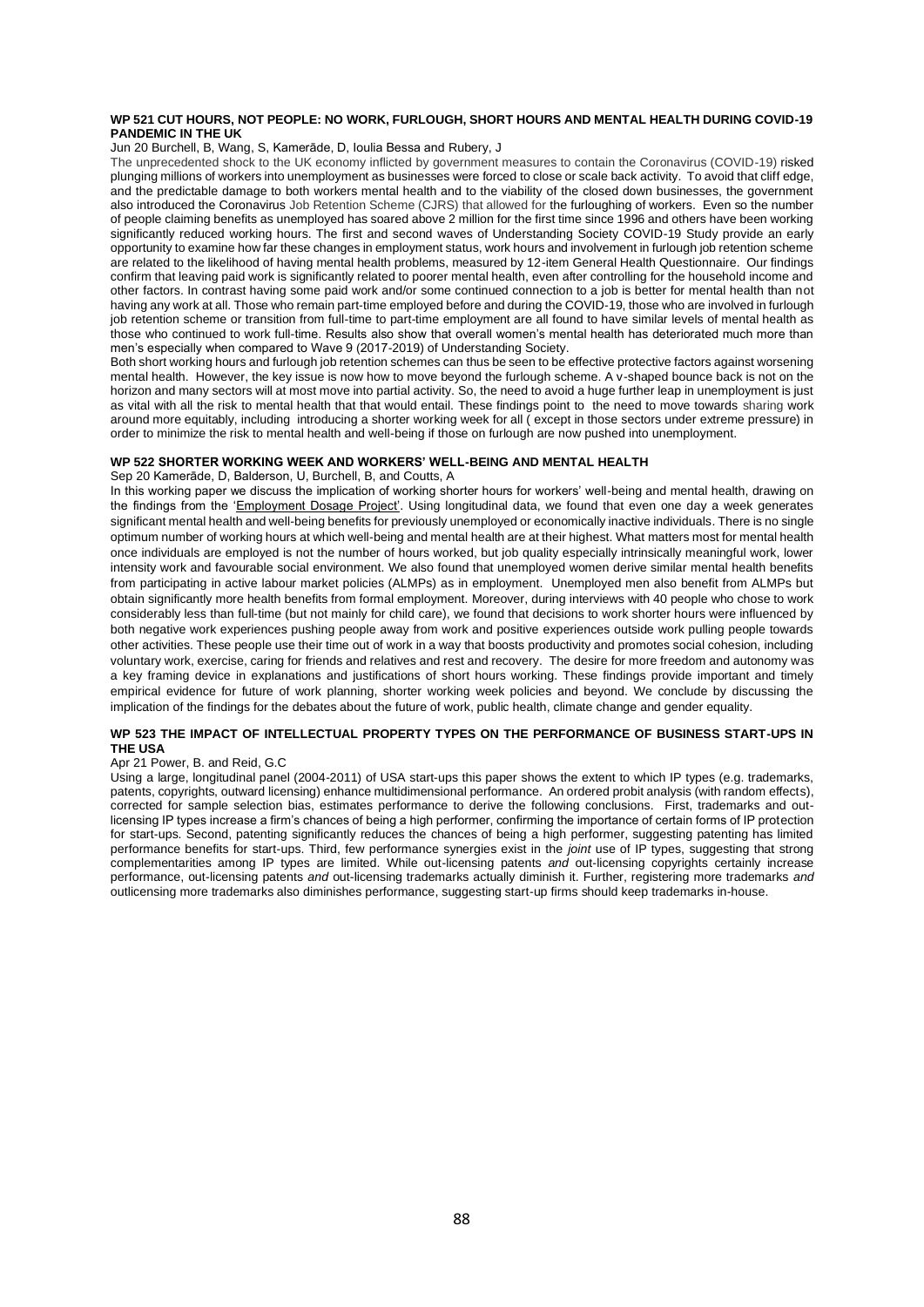### WP 521 CUT HOURS, NOT PEOPLE: NO WORK, FURLOUGH, SHORT HOURS AND MENTAL HEALTH DURING COVID-19 PANDEMIC IN THE UK

Jun 20 Burchell, B, Wang, S, Kamerāde, D, Ioulia Bessa and Rubery, J

The unprecedented shock to the UK economy inflicted by government measures to contain the Coronavirus (COVID-19) risked plunging millions of workers into unemployment as businesses were forced to close or scale back activity. To avoid that cliff edge, and the predictable damage to both workers mental health and to the viability of the closed down businesses, the government also introduced the Coronavirus Job Retention Scheme (CJRS) that allowed for the furloughing of workers. Even so the number of people claiming benefits as unemployed has soared above 2 million for the first time since 1996 and others have been working significantly reduced working hours. The first and second waves of Understanding Society COVID-19 Study provide an early opportunity to examine how far these changes in employment status, work hours and involvement in furlough job retention scheme are related to the likelihood of having mental health problems, measured by 12-item General Health Questionnaire. Our findings confirm that leaving paid work is significantly related to poorer mental health, even after controlling for the household income and other factors. In contrast having some paid work and/or some continued connection to a job is better for mental health than not having any work at all. Those who remain part-time employed before and during the COVID-19, those who are involved in furlough job retention scheme or transition from full-time to part-time employment are all found to have similar levels of mental health as those who continued to work full-time. Results also show that overall women's mental health has deteriorated much more than men's especially when compared to Wave 9 (2017-2019) of Understanding Society.

Both short working hours and furlough job retention schemes can thus be seen to be effective protective factors against worsening mental health. However, the key issue is now how to move beyond the furlough scheme. A v-shaped bounce back is not on the horizon and many sectors will at most move into partial activity. So, the need to avoid a huge further leap in unemployment is just as vital with all the risk to mental health that that would entail. These findings point to the need to move towards sharing work around more equitably, including introducing a shorter working week for all ( except in those sectors under extreme pressure) in order to minimize the risk to mental health and well-being if those on furlough are now pushed into unemployment.

### WP 522 SHORTER WORKING WEEK AND WORKERS' WELL-BEING AND MENTAL HEALTH

Sep 20 Kamerāde, D, Balderson, U, Burchell, B, and Coutts, A

In this working paper we discuss the implication of working shorter hours for workers' well-being and mental health, drawing on the findings from the 'Employment Dosage Project'. Using longitudinal data, we found that even one day a week generates significant mental health and well-being benefits for previously unemployed or economically inactive individuals. There is no single optimum number of working hours at which well-being and mental health are at their highest. What matters most for mental health once individuals are employed is not the number of hours worked, but job quality especially intrinsically meaningful work, lower intensity work and favourable social environment. We also found that unemployed women derive similar mental health benefits from participating in active labour market policies (ALMPs) as in employment. Unemployed men also benefit from ALMPs but obtain significantly more health benefits from formal employment. Moreover, during interviews with 40 people who chose to work considerably less than full-time (but not mainly for child care), we found that decisions to work shorter hours were influenced by both negative work experiences pushing people away from work and positive experiences outside work pulling people towards other activities. These people use their time out of work in a way that boosts productivity and promotes social cohesion, including voluntary work, exercise, caring for friends and relatives and rest and recovery. The desire for more freedom and autonomy was a key framing device in explanations and justifications of short hours working. These findings provide important and timely empirical evidence for future of work planning, shorter working week policies and beyond. We conclude by discussing the implication of the findings for the debates about the future of work, public health, climate change and gender equality.

### WP 523 THE IMPACT OF INTELLECTUAL PROPERTY TYPES ON THE PERFORMANCE OF BUSINESS START-UPS IN THE USA

Apr 21 Power, B. and Reid, G.C

Using a large, longitudinal panel (2004-2011) of USA start-ups this paper shows the extent to which IP types (e.g. trademarks, patents, copyrights, outward licensing) enhance multidimensional performance. An ordered probit analysis (with random effects), corrected for sample selection bias, estimates performance to derive the following conclusions. First, trademarks and out-licensing IP types increase a firm's chances of being a high performer, confirming the importance of certain forms of IP protection for start-ups. Second, patenting significantly reduces the chances of being a high performer, suggesting patenting has limited performance benefits for start-ups. Third, few performance synergies exist in the *joint* use of IP types, suggesting that strong complementarities among IP types are limited. While out-licensing patents *and* out-licensing copyrights certainly increase performance, out-licensing patents *and* out-licensing trademarks actually diminish it. Further, registering more trademarks *and* outlicensing more trademarks also diminishes performance, suggesting start-up firms should keep trademarks in-house.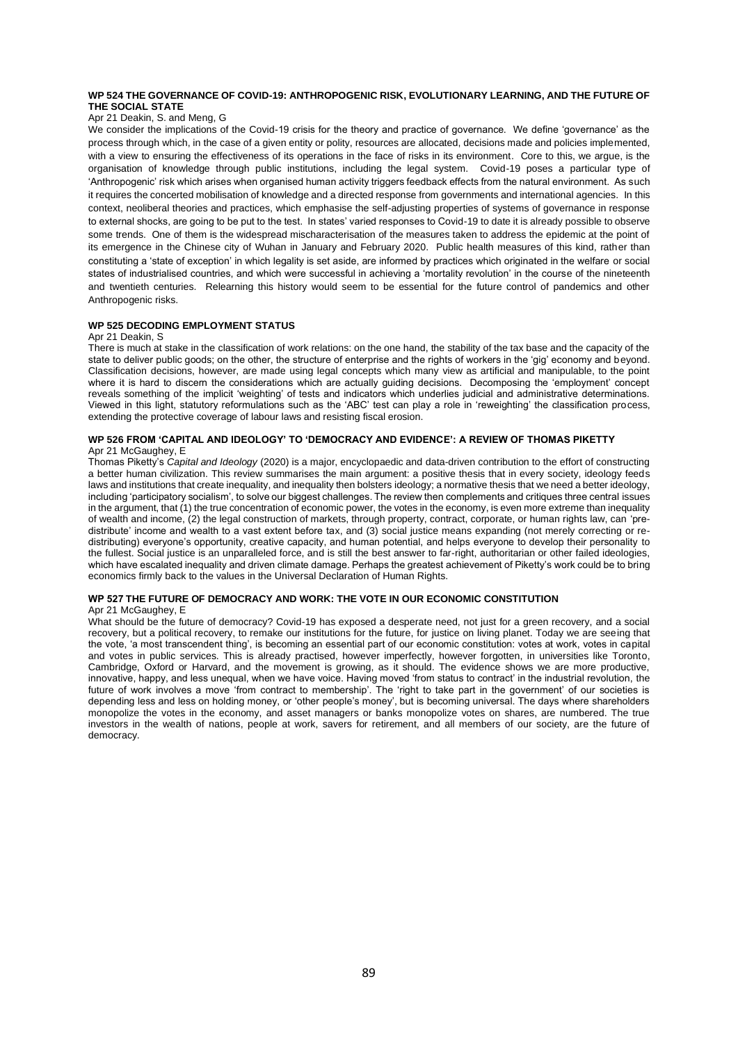#### WP 524 THE GOVERNANCE OF COVID-19: ANTHROPOGENIC RISK, EVOLUTIONARY LEARNING, AND THE FUTURE OF THE SOCIAL STATE

Apr 21 Deakin, S. and Meng, G

We consider the implications of the Covid-19 crisis for the theory and practice of governance. We define 'governance' as the process through which, in the case of a given entity or polity, resources are allocated, decisions made and policies implemented, with a view to ensuring the effectiveness of its operations in the face of risks in its environment. Core to this, we argue, is the organisation of knowledge through public institutions, including the legal system. Covid-19 poses a particular type of 'Anthropogenic' risk which arises when organised human activity triggers feedback effects from the natural environment. As such it requires the concerted mobilisation of knowledge and a directed response from governments and international agencies. In this context, neoliberal theories and practices, which emphasise the self-adjusting properties of systems of governance in response to external shocks, are going to be put to the test. In states' varied responses to Covid-19 to date it is already possible to observe some trends. One of them is the widespread mischaracterisation of the measures taken to address the epidemic at the point of its emergence in the Chinese city of Wuhan in January and February 2020. Public health measures of this kind, rather than constituting a 'state of exception' in which legality is set aside, are informed by practices which originated in the welfare or social states of industrialised countries, and which were successful in achieving a 'mortality revolution' in the course of the nineteenth and twentieth centuries. Relearning this history would seem to be essential for the future control of pandemics and other Anthropogenic risks.

#### WP 525 DECODING EMPLOYMENT STATUS

Apr 21 Deakin, S

There is much at stake in the classification of work relations: on the one hand, the stability of the tax base and the capacity of the state to deliver public goods; on the other, the structure of enterprise and the rights of workers in the 'gig' economy and beyond. Classification decisions, however, are made using legal concepts which many view as artificial and manipulable, to the point where it is hard to discern the considerations which are actually guiding decisions. Decomposing the 'employment' concept reveals something of the implicit 'weighting' of tests and indicators which underlies judicial and administrative determinations. Viewed in this light, statutory reformulations such as the 'ABC' test can play a role in 'reweighting' the classification process, extending the protective coverage of labour laws and resisting fiscal erosion.

#### WP 526 FROM 'CAPITAL AND IDEOLOGY' TO 'DEMOCRACY AND EVIDENCE': A REVIEW OF THOMAS PIKETTY

Apr 21 McGaughey, E

Thomas Piketty's *Capital and Ideology* (2020) is a major, encyclopaedic and data-driven contribution to the effort of constructing a better human civilization. This review summarises the main argument: a positive thesis that in every society, ideology feeds laws and institutions that create inequality, and inequality then bolsters ideology; a normative thesis that we need a better ideology, including 'participatory socialism', to solve our biggest challenges. The review then complements and critiques three central issues in the argument, that (1) the true concentration of economic power, the votes in the economy, is even more extreme than inequality of wealth and income, (2) the legal construction of markets, through property, contract, corporate, or human rights law, can 'pre-distribute' income and wealth to a vast extent before tax, and (3) social justice means expanding (not merely correcting or re-distributing) everyone's opportunity, creative capacity, and human potential, and helps everyone to develop their personality to the fullest. Social justice is an unparalleled force, and is still the best answer to far-right, authoritarian or other failed ideologies, which have escalated inequality and driven climate damage. Perhaps the greatest achievement of Piketty's work could be to bring economics firmly back to the values in the Universal Declaration of Human Rights.

#### WP 527 THE FUTURE OF DEMOCRACY AND WORK: THE VOTE IN OUR ECONOMIC CONSTITUTION

Apr 21 McGaughey, E

What should be the future of democracy? Covid-19 has exposed a desperate need, not just for a green recovery, and a social recovery, but a political recovery, to remake our institutions for the future, for justice on living planet. Today we are seeing that the vote, 'a most transcendent thing', is becoming an essential part of our economic constitution: votes at work, votes in capital and votes in public services. This is already practised, however imperfectly, however forgotten, in universities like Toronto, Cambridge, Oxford or Harvard, and the movement is growing, as it should. The evidence shows we are more productive, innovative, happy, and less unequal, when we have voice. Having moved 'from status to contract' in the industrial revolution, the future of work involves a move 'from contract to membership'. The 'right to take part in the government' of our societies is depending less and less on holding money, or 'other people's money', but is becoming universal. The days where shareholders monopolize the votes in the economy, and asset managers or banks monopolize votes on shares, are numbered. The true investors in the wealth of nations, people at work, savers for retirement, and all members of our society, are the future of democracy.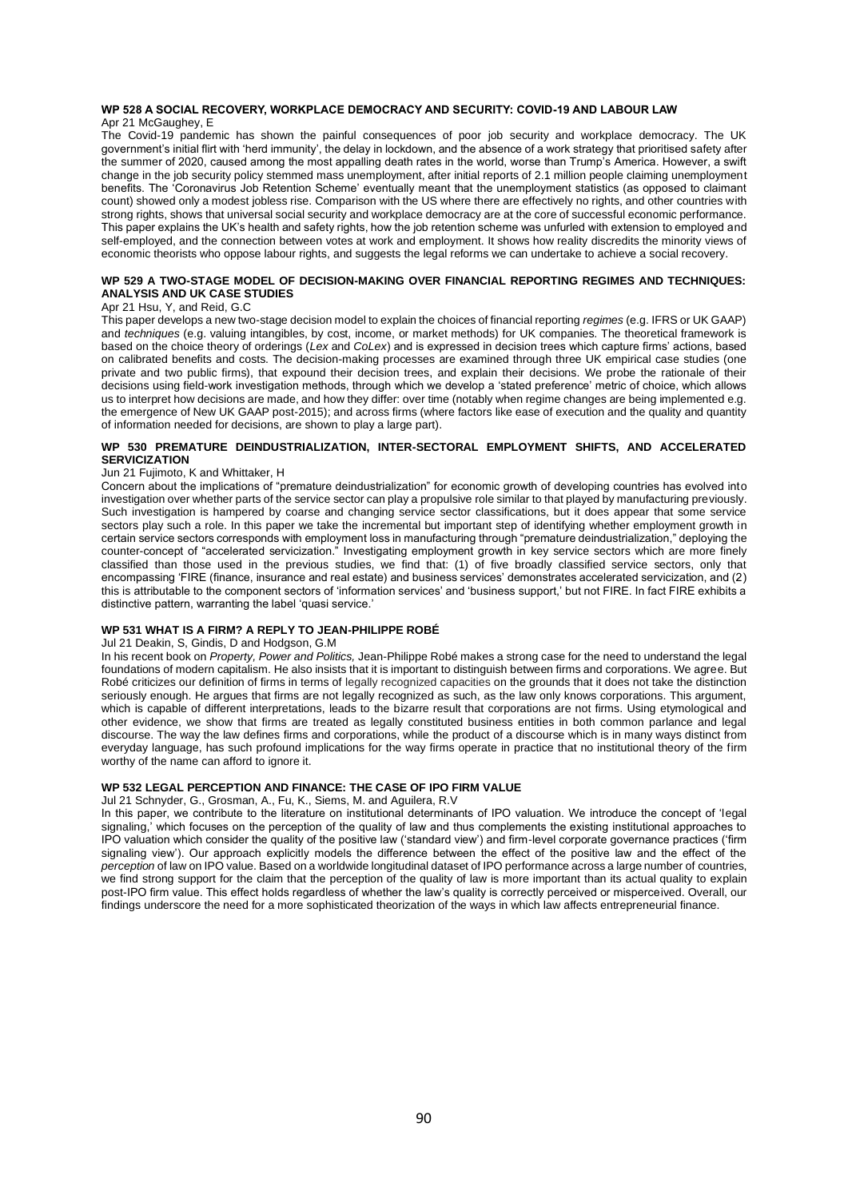#### WP 528 A SOCIAL RECOVERY, WORKPLACE DEMOCRACY AND SECURITY: COVID-19 AND LABOUR LAW

Apr 21 McGaughey, E

The Covid-19 pandemic has shown the painful consequences of poor job security and workplace democracy. The UK government's initial flirt with 'herd immunity', the delay in lockdown, and the absence of a work strategy that prioritised safety after the summer of 2020, caused among the most appalling death rates in the world, worse than Trump's America. However, a swift change in the job security policy stemmed mass unemployment, after initial reports of 2.1 million people claiming unemployment benefits. The 'Coronavirus Job Retention Scheme' eventually meant that the unemployment statistics (as opposed to claimant count) showed only a modest jobless rise. Comparison with the US where there are effectively no rights, and other countries with strong rights, shows that universal social security and workplace democracy are at the core of successful economic performance. This paper explains the UK's health and safety rights, how the job retention scheme was unfurled with extension to employed and self-employed, and the connection between votes at work and employment. It shows how reality discredits the minority views of economic theorists who oppose labour rights, and suggests the legal reforms we can undertake to achieve a social recovery.

#### WP 529 A TWO-STAGE MODEL OF DECISION-MAKING OVER FINANCIAL REPORTING REGIMES AND TECHNIQUES: ANALYSIS AND UK CASE STUDIES

Apr 21 Hsu, Y, and Reid, G.C

This paper develops a new two-stage decision model to explain the choices of financial reporting *regimes* (e.g. IFRS or UK GAAP) and *techniques* (e.g. valuing intangibles, by cost, income, or market methods) for UK companies. The theoretical framework is based on the choice theory of orderings (*Lex* and *CoLex*) and is expressed in decision trees which capture firms' actions, based on calibrated benefits and costs. The decision-making processes are examined through three UK empirical case studies (one private and two public firms), that expound their decision trees, and explain their decisions. We probe the rationale of their decisions using field-work investigation methods, through which we develop a 'stated preference' metric of choice, which allows us to interpret how decisions are made, and how they differ: over time (notably when regime changes are being implemented e.g. the emergence of New UK GAAP post-2015); and across firms (where factors like ease of execution and the quality and quantity of information needed for decisions, are shown to play a large part).

#### WP 530 PREMATURE DEINDUSTRIALIZATION, INTER-SECTORAL EMPLOYMENT SHIFTS, AND ACCELERATED SERVICIZATION

Jun 21 Fujimoto, K and Whittaker, H

Concern about the implications of "premature deindustrialization" for economic growth of developing countries has evolved into investigation over whether parts of the service sector can play a propulsive role similar to that played by manufacturing previously. Such investigation is hampered by coarse and changing service sector classifications, but it does appear that some service sectors play such a role. In this paper we take the incremental but important step of identifying whether employment growth in certain service sectors corresponds with employment loss in manufacturing through "premature deindustrialization," deploying the counter-concept of "accelerated servicization." Investigating employment growth in key service sectors which are more finely classified than those used in the previous studies, we find that: (1) of five broadly classified service sectors, only that encompassing 'FIRE (finance, insurance and real estate) and business services' demonstrates accelerated servicization, and (2) this is attributable to the component sectors of 'information services' and 'business support,' but not FIRE. In fact FIRE exhibits a distinctive pattern, warranting the label 'quasi service.'

#### WP 531 WHAT IS A FIRM? A REPLY TO JEAN-PHILIPPE ROBÉ

Jul 21 Deakin, S, Gindis, D and Hodgson, G.M

In his recent book on *Property, Power and Politics,* Jean-Philippe Robé makes a strong case for the need to understand the legal foundations of modern capitalism. He also insists that it is important to distinguish between firms and corporations. We agree. But Robé criticizes our definition of firms in terms of legally recognized capacities on the grounds that it does not take the distinction seriously enough. He argues that firms are not legally recognized as such, as the law only knows corporations. This argument, which is capable of different interpretations, leads to the bizarre result that corporations are not firms. Using etymological and other evidence, we show that firms are treated as legally constituted business entities in both common parlance and legal discourse. The way the law defines firms and corporations, while the product of a discourse which is in many ways distinct from everyday language, has such profound implications for the way firms operate in practice that no institutional theory of the firm worthy of the name can afford to ignore it.

#### WP 532 LEGAL PERCEPTION AND FINANCE: THE CASE OF IPO FIRM VALUE

Jul 21 Schnyder, G., Grosman, A., Fu, K., Siems, M. and Aguilera, R.V

In this paper, we contribute to the literature on institutional determinants of IPO valuation. We introduce the concept of 'legal signaling,' which focuses on the perception of the quality of law and thus complements the existing institutional approaches to IPO valuation which consider the quality of the positive law ('standard view') and firm-level corporate governance practices ('firm signaling view'). Our approach explicitly models the difference between the effect of the positive law and the effect of the *perception* of law on IPO value. Based on a worldwide longitudinal dataset of IPO performance across a large number of countries, we find strong support for the claim that the perception of the quality of law is more important than its actual quality to explain post-IPO firm value. This effect holds regardless of whether the law's quality is correctly perceived or misperceived. Overall, our findings underscore the need for a more sophisticated theorization of the ways in which law affects entrepreneurial finance.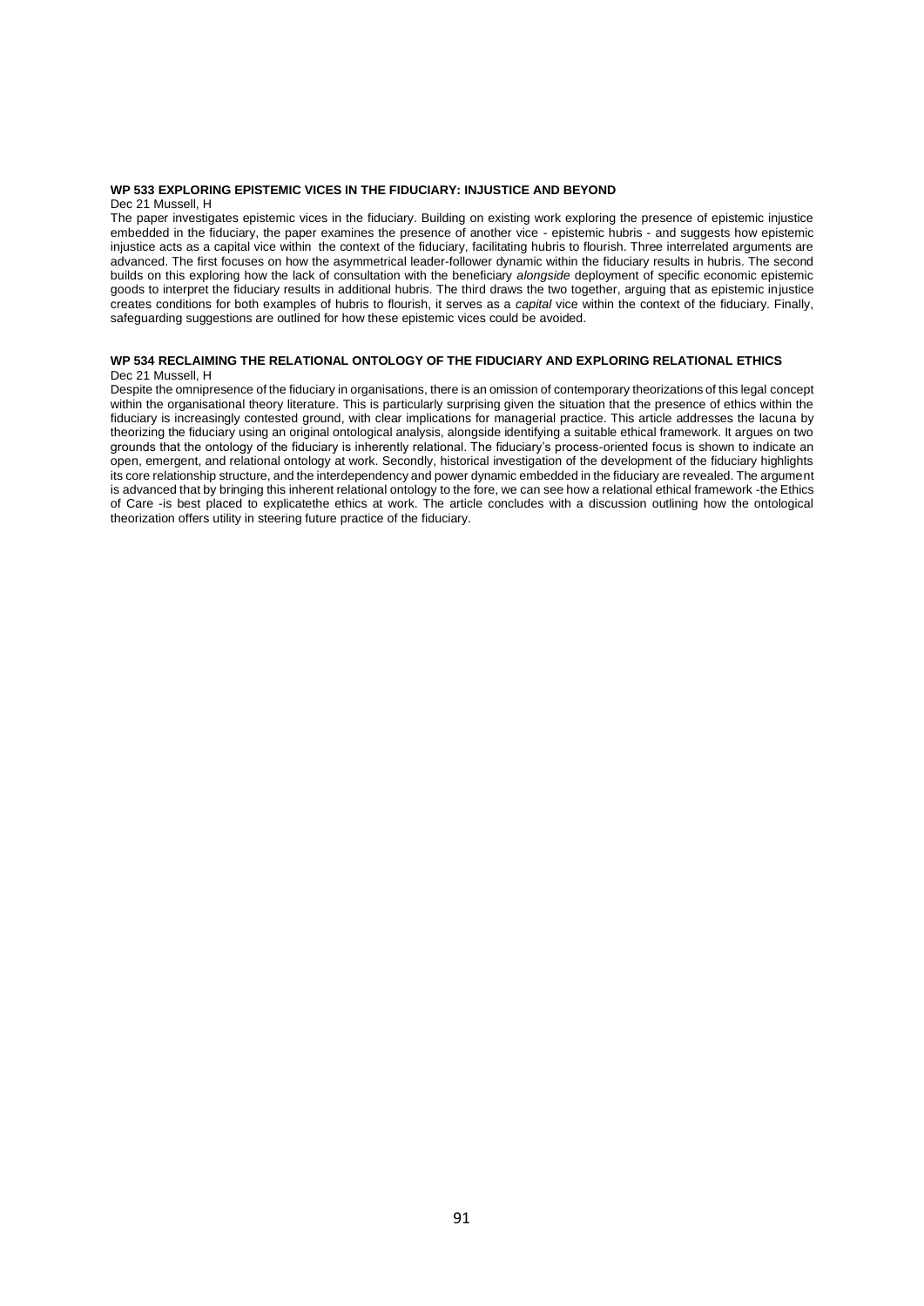### WP 533 EXPLORING EPISTEMIC VICES IN THE FIDUCIARY: INJUSTICE AND BEYOND

Dec 21 Mussell, H

The paper investigates epistemic vices in the fiduciary. Building on existing work exploring the presence of epistemic injustice embedded in the fiduciary, the paper examines the presence of another vice - epistemic hubris - and suggests how epistemic injustice acts as a capital vice within the context of the fiduciary, facilitating hubris to flourish. Three interrelated arguments are advanced. The first focuses on how the asymmetrical leader-follower dynamic within the fiduciary results in hubris. The second builds on this exploring how the lack of consultation with the beneficiary *alongside* deployment of specific economic epistemic goods to interpret the fiduciary results in additional hubris. The third draws the two together, arguing that as epistemic injustice creates conditions for both examples of hubris to flourish, it serves as a *capital* vice within the context of the fiduciary. Finally, safeguarding suggestions are outlined for how these epistemic vices could be avoided.

### WP 534 RECLAIMING THE RELATIONAL ONTOLOGY OF THE FIDUCIARY AND EXPLORING RELATIONAL ETHICS

Dec 21 Mussell, H

Despite the omnipresence of the fiduciary in organisations, there is an omission of contemporary theorizations of this legal concept within the organisational theory literature. This is particularly surprising given the situation that the presence of ethics within the fiduciary is increasingly contested ground, with clear implications for managerial practice. This article addresses the lacuna by theorizing the fiduciary using an original ontological analysis, alongside identifying a suitable ethical framework. It argues on two grounds that the ontology of the fiduciary is inherently relational. The fiduciary's process-oriented focus is shown to indicate an open, emergent, and relational ontology at work. Secondly, historical investigation of the development of the fiduciary highlights its core relationship structure, and the interdependency and power dynamic embedded in the fiduciary are revealed. The argument is advanced that by bringing this inherent relational ontology to the fore, we can see how a relational ethical framework -the Ethics of Care -is best placed to explicatethe ethics at work. The article concludes with a discussion outlining how the ontological theorization offers utility in steering future practice of the fiduciary.